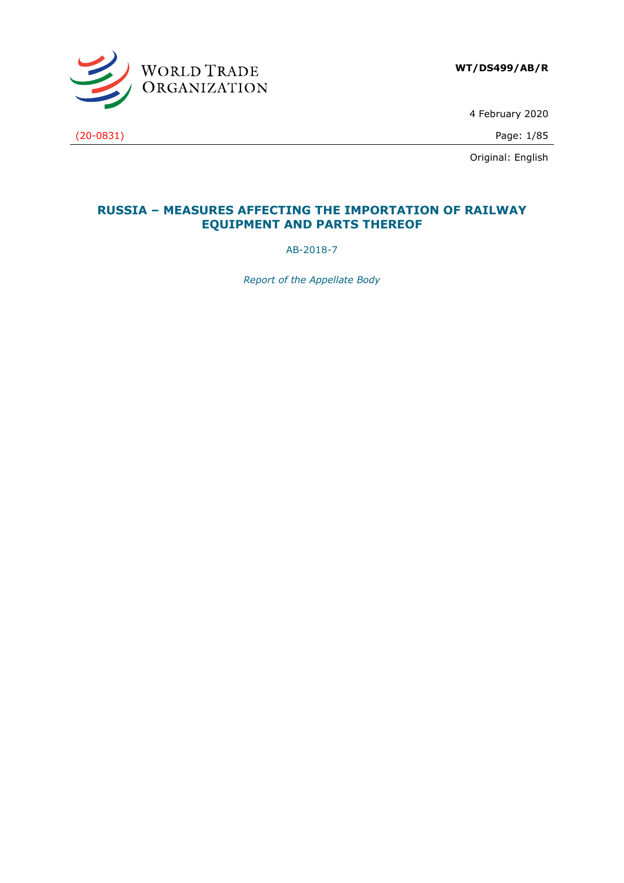WORLD TRADE ORGANIZATION

**WT/DS499/AB/R**

4 February 2020

(20-0831)

Original: English

# RUSSIA – MEASURES AFFECTING THE IMPORTATION OF RAILWAY EQUIPMENT AND PARTS THEREOF

AB-2018-7

*Report of the Appellate Body*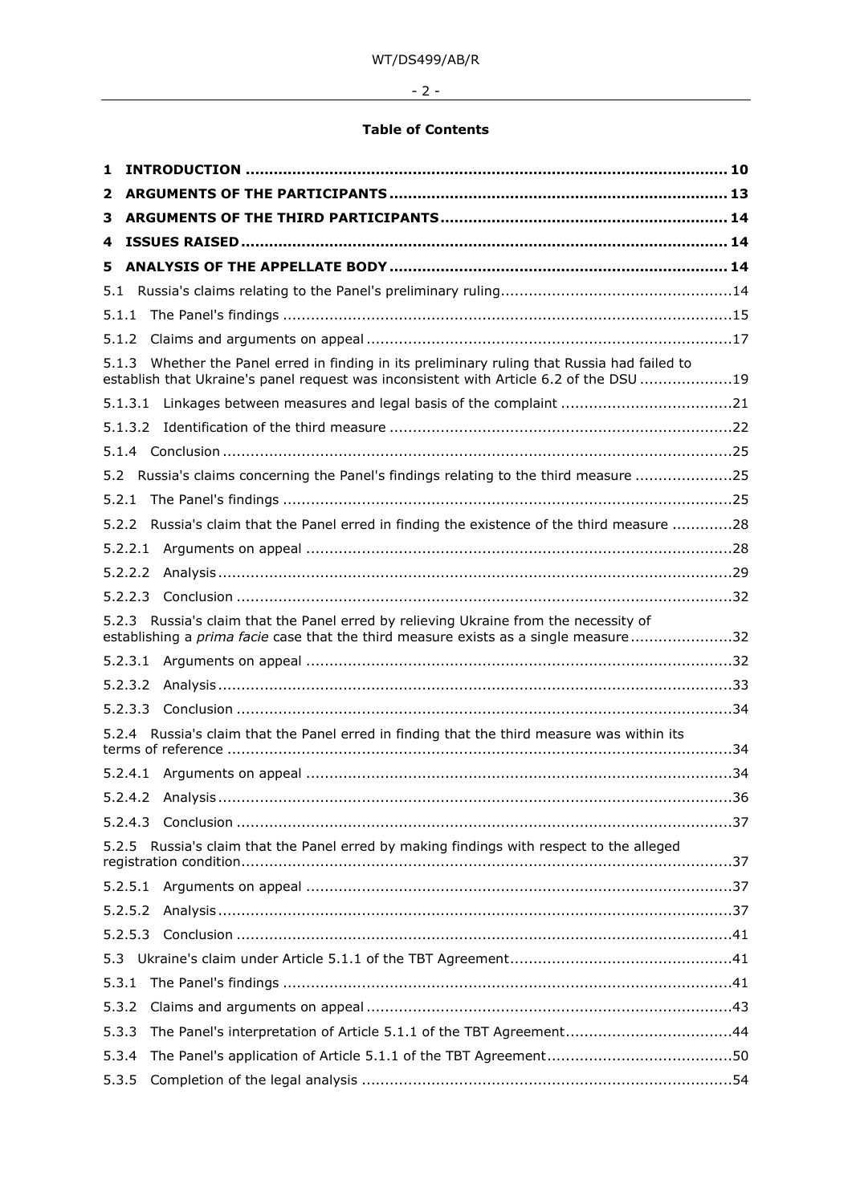**Table of Contents**

1 INTRODUCTION ........................................................................................................ 10

2 ARGUMENTS OF THE PARTICIPANTS ........................................................................ 13

3 ARGUMENTS OF THE THIRD PARTICIPANTS ............................................................. 14

4 ISSUES RAISED ........................................................................................................ 14

5 ANALYSIS OF THE APPELLATE BODY ........................................................................ 14

5.1 Russia's claims relating to the Panel's preliminary ruling .................................................14

5.1.1 The Panel's findings .................................................................................................15

5.1.2 Claims and arguments on appeal ..............................................................................17

5.1.3 Whether the Panel erred in finding in its preliminary ruling that Russia had failed to establish that Ukraine's panel request was inconsistent with Article 6.2 of the DSU ...................19

5.1.3.1 Linkages between measures and legal basis of the complaint ....................................21

5.1.3.2 Identification of the third measure .........................................................................22

5.1.4 Conclusion ..............................................................................................................25

5.2 Russia's claims concerning the Panel's findings relating to the third measure .....................25

5.2.1 The Panel's findings .................................................................................................25

5.2.2 Russia's claim that the Panel erred in finding the existence of the third measure .............28

5.2.2.1 Arguments on appeal ...........................................................................................28

5.2.2.2 Analysis ..............................................................................................................29

5.2.2.3 Conclusion ..........................................................................................................32

5.2.3 Russia's claim that the Panel erred by relieving Ukraine from the necessity of establishing a *prima facie* case that the third measure exists as a single measure ......................32

5.2.3.1 Arguments on appeal ...........................................................................................32

5.2.3.2 Analysis ..............................................................................................................33

5.2.3.3 Conclusion ..........................................................................................................34

5.2.4 Russia's claim that the Panel erred in finding that the third measure was within its terms of reference ............................................................................................................34

5.2.4.1 Arguments on appeal ...........................................................................................34

5.2.4.2 Analysis ..............................................................................................................36

5.2.4.3 Conclusion ..........................................................................................................37

5.2.5 Russia's claim that the Panel erred by making findings with respect to the alleged registration condition .........................................................................................................37

5.2.5.1 Arguments on appeal ...........................................................................................37

5.2.5.2 Analysis ..............................................................................................................37

5.2.5.3 Conclusion ..........................................................................................................41

5.3 Ukraine's claim under Article 5.1.1 of the TBT Agreement ................................................41

5.3.1 The Panel's findings .................................................................................................41

5.3.2 Claims and arguments on appeal ..............................................................................43

5.3.3 The Panel's interpretation of Article 5.1.1 of the TBT Agreement ....................................44

5.3.4 The Panel's application of Article 5.1.1 of the TBT Agreement ........................................50

5.3.5 Completion of the legal analysis ...............................................................................54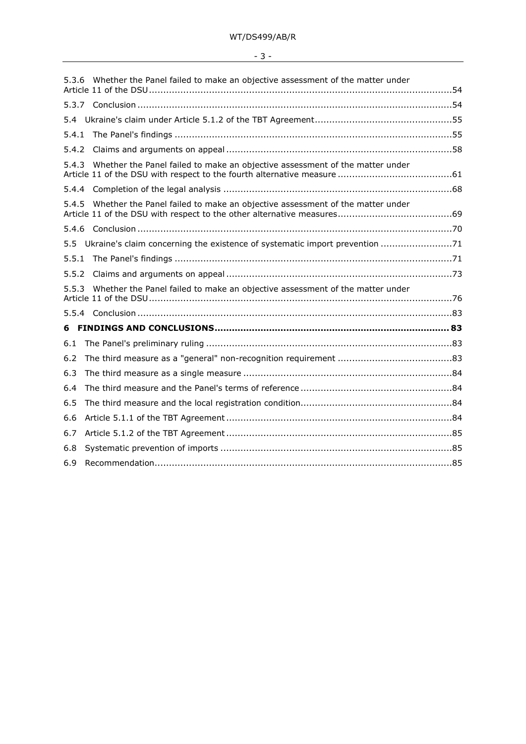5.3.6 Whether the Panel failed to make an objective assessment of the matter under Article 11 of the DSU .......................................................................................................54

5.3.7 Conclusion ...........................................................................................................54

5.4 Ukraine's claim under Article 5.1.2 of the TBT Agreement ...............................................55

5.4.1 The Panel's findings ................................................................................................55

5.4.2 Claims and arguments on appeal ..............................................................................58

5.4.3 Whether the Panel failed to make an objective assessment of the matter under Article 11 of the DSU with respect to the fourth alternative measure .......................................61

5.4.4 Completion of the legal analysis ...............................................................................68

5.4.5 Whether the Panel failed to make an objective assessment of the matter under Article 11 of the DSU with respect to the other alternative measures.......................................69

5.4.6 Conclusion ...........................................................................................................70

5.5 Ukraine's claim concerning the existence of systematic import prevention .........................71

5.5.1 The Panel's findings ................................................................................................71

5.5.2 Claims and arguments on appeal ..............................................................................73

5.5.3 Whether the Panel failed to make an objective assessment of the matter under Article 11 of the DSU .......................................................................................................76

5.5.4 Conclusion ...........................................................................................................83

**6 FINDINGS AND CONCLUSIONS ................................................................................. 83**

6.1 The Panel's preliminary ruling .....................................................................................83

6.2 The third measure as a "general" non-recognition requirement .......................................83

6.3 The third measure as a single measure ........................................................................84

6.4 The third measure and the Panel's terms of reference ....................................................84

6.5 The third measure and the local registration condition....................................................84

6.6 Article 5.1.1 of the TBT Agreement .............................................................................84

6.7 Article 5.1.2 of the TBT Agreement .............................................................................85

6.8 Systematic prevention of imports ................................................................................85

6.9 Recommendation.......................................................................................................85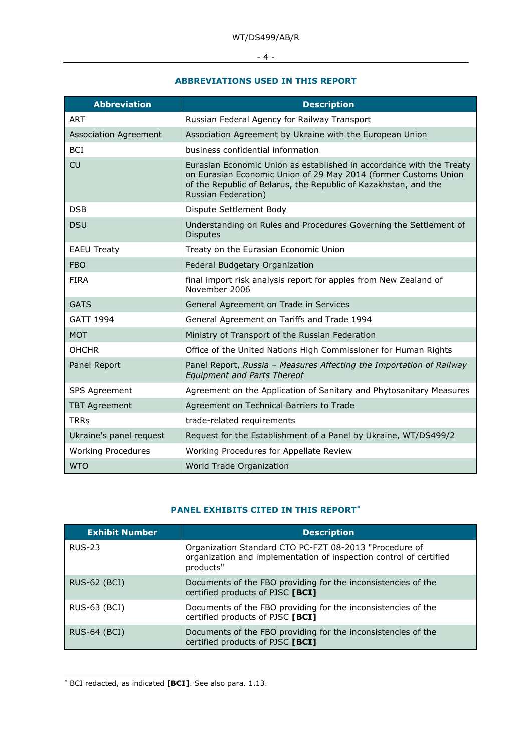## ABBREVIATIONS USED IN THIS REPORT

| Abbreviation | Description |
|---|---|
| ART | Russian Federal Agency for Railway Transport |
| Association Agreement | Association Agreement by Ukraine with the European Union |
| BCI | business confidential information |
| CU | Eurasian Economic Union as established in accordance with the Treaty on Eurasian Economic Union of 29 May 2014 (former Customs Union of the Republic of Belarus, the Republic of Kazakhstan, and the Russian Federation) |
| DSB | Dispute Settlement Body |
| DSU | Understanding on Rules and Procedures Governing the Settlement of Disputes |
| EAEU Treaty | Treaty on the Eurasian Economic Union |
| FBO | Federal Budgetary Organization |
| FIRA | final import risk analysis report for apples from New Zealand of November 2006 |
| GATS | General Agreement on Trade in Services |
| GATT 1994 | General Agreement on Tariffs and Trade 1994 |
| MOT | Ministry of Transport of the Russian Federation |
| OHCHR | Office of the United Nations High Commissioner for Human Rights |
| Panel Report | Panel Report, *Russia – Measures Affecting the Importation of Railway Equipment and Parts Thereof* |
| SPS Agreement | Agreement on the Application of Sanitary and Phytosanitary Measures |
| TBT Agreement | Agreement on Technical Barriers to Trade |
| TRRs | trade-related requirements |
| Ukraine's panel request | Request for the Establishment of a Panel by Ukraine, WT/DS499/2 |
| Working Procedures | Working Procedures for Appellate Review |
| WTO | World Trade Organization |

## PANEL EXHIBITS CITED IN THIS REPORT*

| Exhibit Number | Description |
|---|---|
| RUS-23 | Organization Standard CTO PC-FZT 08-2013 "Procedure of organization and implementation of inspection control of certified products" |
| RUS-62 (BCI) | Documents of the FBO providing for the inconsistencies of the certified products of PJSC **[BCI]** |
| RUS-63 (BCI) | Documents of the FBO providing for the inconsistencies of the certified products of PJSC **[BCI]** |
| RUS-64 (BCI) | Documents of the FBO providing for the inconsistencies of the certified products of PJSC **[BCI]** |

* BCI redacted, as indicated **[BCI]**. See also para. 1.13.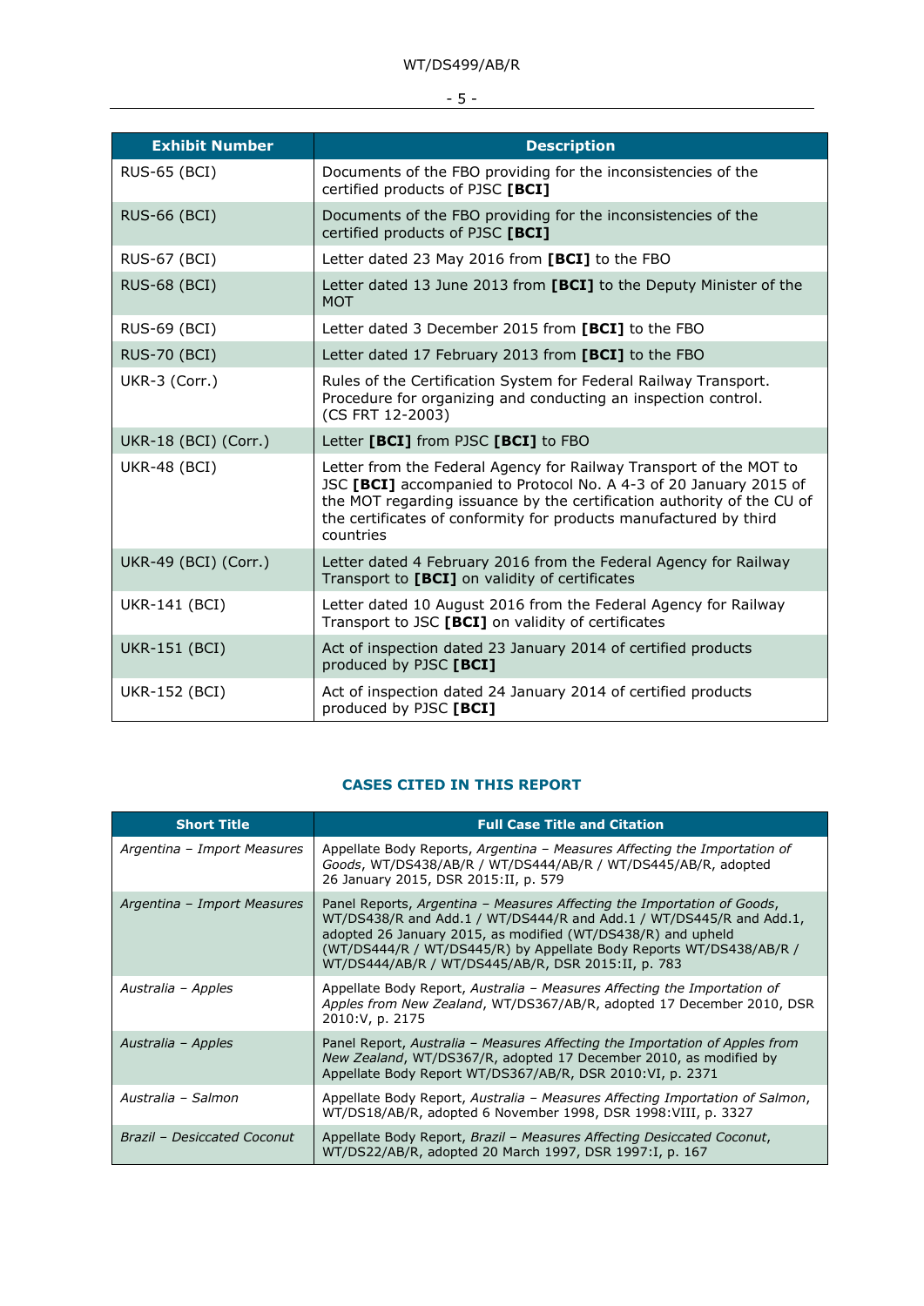| Exhibit Number | Description |
|---|---|
| RUS-65 (BCI) | Documents of the FBO providing for the inconsistencies of the certified products of PJSC **[BCI]** |
| RUS-66 (BCI) | Documents of the FBO providing for the inconsistencies of the certified products of PJSC **[BCI]** |
| RUS-67 (BCI) | Letter dated 23 May 2016 from **[BCI]** to the FBO |
| RUS-68 (BCI) | Letter dated 13 June 2013 from **[BCI]** to the Deputy Minister of the MOT |
| RUS-69 (BCI) | Letter dated 3 December 2015 from **[BCI]** to the FBO |
| RUS-70 (BCI) | Letter dated 17 February 2013 from **[BCI]** to the FBO |
| UKR-3 (Corr.) | Rules of the Certification System for Federal Railway Transport. Procedure for organizing and conducting an inspection control. (CS FRT 12-2003) |
| UKR-18 (BCI) (Corr.) | Letter **[BCI]** from PJSC **[BCI]** to FBO |
| UKR-48 (BCI) | Letter from the Federal Agency for Railway Transport of the MOT to JSC **[BCI]** accompanied to Protocol No. A 4-3 of 20 January 2015 of the MOT regarding issuance by the certification authority of the CU of the certificates of conformity for products manufactured by third countries |
| UKR-49 (BCI) (Corr.) | Letter dated 4 February 2016 from the Federal Agency for Railway Transport to **[BCI]** on validity of certificates |
| UKR-141 (BCI) | Letter dated 10 August 2016 from the Federal Agency for Railway Transport to JSC **[BCI]** on validity of certificates |
| UKR-151 (BCI) | Act of inspection dated 23 January 2014 of certified products produced by PJSC **[BCI]** |
| UKR-152 (BCI) | Act of inspection dated 24 January 2014 of certified products produced by PJSC **[BCI]** |

## CASES CITED IN THIS REPORT

| Short Title | Full Case Title and Citation |
|---|---|
| *Argentina – Import Measures* | Appellate Body Reports, *Argentina – Measures Affecting the Importation of Goods*, WT/DS438/AB/R / WT/DS444/AB/R / WT/DS445/AB/R, adopted 26 January 2015, DSR 2015:II, p. 579 |
| *Argentina – Import Measures* | Panel Reports, *Argentina – Measures Affecting the Importation of Goods*, WT/DS438/R and Add.1 / WT/DS444/R and Add.1 / WT/DS445/R and Add.1, adopted 26 January 2015, as modified (WT/DS438/R) and upheld (WT/DS444/R / WT/DS445/R) by Appellate Body Reports WT/DS438/AB/R / WT/DS444/AB/R / WT/DS445/AB/R, DSR 2015:II, p. 783 |
| *Australia – Apples* | Appellate Body Report, *Australia – Measures Affecting the Importation of Apples from New Zealand*, WT/DS367/AB/R, adopted 17 December 2010, DSR 2010:V, p. 2175 |
| *Australia – Apples* | Panel Report, *Australia – Measures Affecting the Importation of Apples from New Zealand*, WT/DS367/R, adopted 17 December 2010, as modified by Appellate Body Report WT/DS367/AB/R, DSR 2010:VI, p. 2371 |
| *Australia – Salmon* | Appellate Body Report, *Australia – Measures Affecting Importation of Salmon*, WT/DS18/AB/R, adopted 6 November 1998, DSR 1998:VIII, p. 3327 |
| *Brazil – Desiccated Coconut* | Appellate Body Report, *Brazil – Measures Affecting Desiccated Coconut*, WT/DS22/AB/R, adopted 20 March 1997, DSR 1997:I, p. 167 |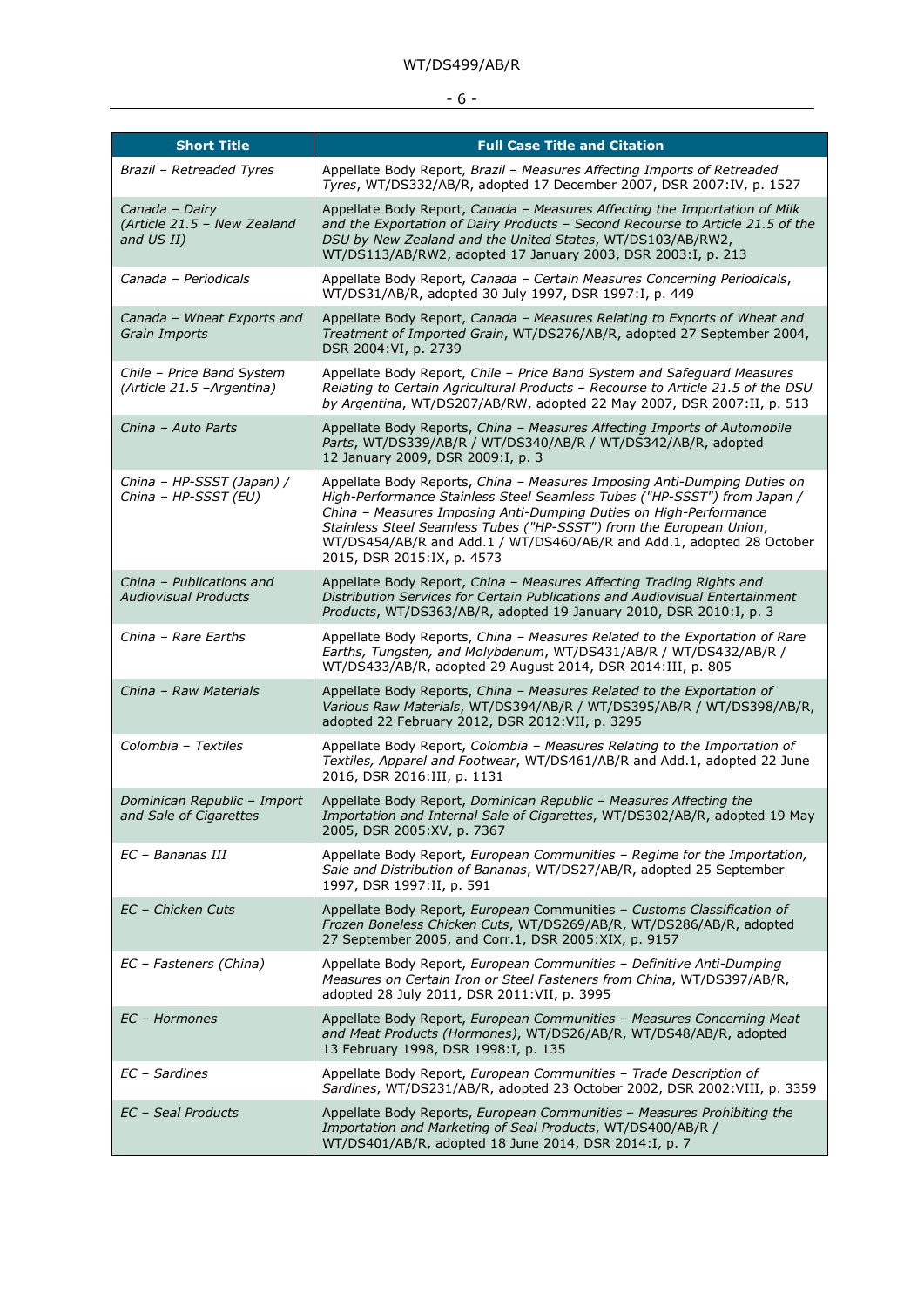| Short Title | Full Case Title and Citation |
|---|---|
| *Brazil – Retreaded Tyres* | Appellate Body Report, *Brazil – Measures Affecting Imports of Retreaded Tyres*, WT/DS332/AB/R, adopted 17 December 2007, DSR 2007:IV, p. 1527 |
| *Canada – Dairy (Article 21.5 – New Zealand and US II)* | Appellate Body Report, *Canada – Measures Affecting the Importation of Milk and the Exportation of Dairy Products – Second Recourse to Article 21.5 of the DSU by New Zealand and the United States*, WT/DS103/AB/RW2, WT/DS113/AB/RW2, adopted 17 January 2003, DSR 2003:I, p. 213 |
| *Canada – Periodicals* | Appellate Body Report, *Canada – Certain Measures Concerning Periodicals*, WT/DS31/AB/R, adopted 30 July 1997, DSR 1997:I, p. 449 |
| *Canada – Wheat Exports and Grain Imports* | Appellate Body Report, *Canada – Measures Relating to Exports of Wheat and Treatment of Imported Grain*, WT/DS276/AB/R, adopted 27 September 2004, DSR 2004:VI, p. 2739 |
| *Chile – Price Band System (Article 21.5 –Argentina)* | Appellate Body Report, *Chile – Price Band System and Safeguard Measures Relating to Certain Agricultural Products – Recourse to Article 21.5 of the DSU by Argentina*, WT/DS207/AB/RW, adopted 22 May 2007, DSR 2007:II, p. 513 |
| *China – Auto Parts* | Appellate Body Reports, *China – Measures Affecting Imports of Automobile Parts*, WT/DS339/AB/R / WT/DS340/AB/R / WT/DS342/AB/R, adopted 12 January 2009, DSR 2009:I, p. 3 |
| *China – HP-SSST (Japan) / China – HP-SSST (EU)* | Appellate Body Reports, *China – Measures Imposing Anti-Dumping Duties on High-Performance Stainless Steel Seamless Tubes ("HP-SSST") from Japan / China – Measures Imposing Anti-Dumping Duties on High-Performance Stainless Steel Seamless Tubes ("HP-SSST") from the European Union*, WT/DS454/AB/R and Add.1 / WT/DS460/AB/R and Add.1, adopted 28 October 2015, DSR 2015:IX, p. 4573 |
| *China – Publications and Audiovisual Products* | Appellate Body Report, *China – Measures Affecting Trading Rights and Distribution Services for Certain Publications and Audiovisual Entertainment Products*, WT/DS363/AB/R, adopted 19 January 2010, DSR 2010:I, p. 3 |
| *China – Rare Earths* | Appellate Body Reports, *China – Measures Related to the Exportation of Rare Earths, Tungsten, and Molybdenum*, WT/DS431/AB/R / WT/DS432/AB/R / WT/DS433/AB/R, adopted 29 August 2014, DSR 2014:III, p. 805 |
| *China – Raw Materials* | Appellate Body Reports, *China – Measures Related to the Exportation of Various Raw Materials*, WT/DS394/AB/R / WT/DS395/AB/R / WT/DS398/AB/R, adopted 22 February 2012, DSR 2012:VII, p. 3295 |
| *Colombia – Textiles* | Appellate Body Report, *Colombia – Measures Relating to the Importation of Textiles, Apparel and Footwear*, WT/DS461/AB/R and Add.1, adopted 22 June 2016, DSR 2016:III, p. 1131 |
| *Dominican Republic – Import and Sale of Cigarettes* | Appellate Body Report, *Dominican Republic – Measures Affecting the Importation and Internal Sale of Cigarettes*, WT/DS302/AB/R, adopted 19 May 2005, DSR 2005:XV, p. 7367 |
| *EC – Bananas III* | Appellate Body Report, *European Communities – Regime for the Importation, Sale and Distribution of Bananas*, WT/DS27/AB/R, adopted 25 September 1997, DSR 1997:II, p. 591 |
| *EC – Chicken Cuts* | Appellate Body Report, *European* Communities – *Customs Classification of Frozen Boneless Chicken Cuts*, WT/DS269/AB/R, WT/DS286/AB/R, adopted 27 September 2005, and Corr.1, DSR 2005:XIX, p. 9157 |
| *EC – Fasteners (China)* | Appellate Body Report, *European Communities – Definitive Anti-Dumping Measures on Certain Iron or Steel Fasteners from China*, WT/DS397/AB/R, adopted 28 July 2011, DSR 2011:VII, p. 3995 |
| *EC – Hormones* | Appellate Body Report, *European Communities – Measures Concerning Meat and Meat Products (Hormones)*, WT/DS26/AB/R, WT/DS48/AB/R, adopted 13 February 1998, DSR 1998:I, p. 135 |
| *EC – Sardines* | Appellate Body Report, *European Communities – Trade Description of Sardines*, WT/DS231/AB/R, adopted 23 October 2002, DSR 2002:VIII, p. 3359 |
| *EC – Seal Products* | Appellate Body Reports, *European Communities – Measures Prohibiting the Importation and Marketing of Seal Products*, WT/DS400/AB/R / WT/DS401/AB/R, adopted 18 June 2014, DSR 2014:I, p. 7 |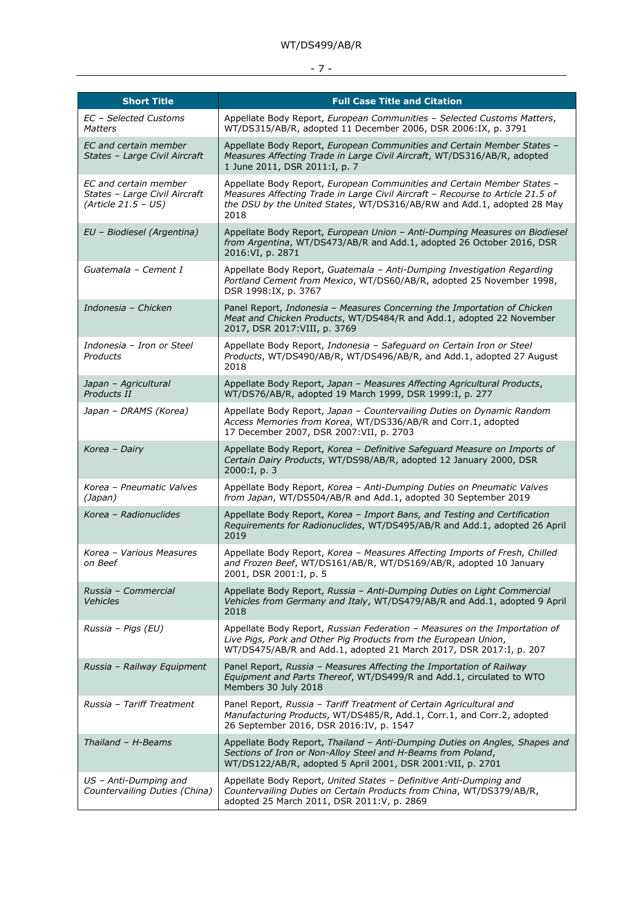| Short Title | Full Case Title and Citation |
|---|---|
| *EC – Selected Customs Matters* | Appellate Body Report, *European Communities – Selected Customs Matters*, WT/DS315/AB/R, adopted 11 December 2006, DSR 2006:IX, p. 3791 |
| *EC and certain member States – Large Civil Aircraft* | Appellate Body Report, *European Communities and Certain Member States – Measures Affecting Trade in Large Civil Aircraft*, WT/DS316/AB/R, adopted 1 June 2011, DSR 2011:I, p. 7 |
| *EC and certain member States – Large Civil Aircraft (Article 21.5 – US)* | Appellate Body Report, *European Communities and Certain Member States – Measures Affecting Trade in Large Civil Aircraft – Recourse to Article 21.5 of the DSU by the United States*, WT/DS316/AB/RW and Add.1, adopted 28 May 2018 |
| *EU – Biodiesel (Argentina)* | Appellate Body Report, *European Union – Anti-Dumping Measures on Biodiesel from Argentina*, WT/DS473/AB/R and Add.1, adopted 26 October 2016, DSR 2016:VI, p. 2871 |
| *Guatemala – Cement I* | Appellate Body Report, *Guatemala – Anti-Dumping Investigation Regarding Portland Cement from Mexico*, WT/DS60/AB/R, adopted 25 November 1998, DSR 1998:IX, p. 3767 |
| *Indonesia – Chicken* | Panel Report, *Indonesia – Measures Concerning the Importation of Chicken Meat and Chicken Products*, WT/DS484/R and Add.1, adopted 22 November 2017, DSR 2017:VIII, p. 3769 |
| *Indonesia – Iron or Steel Products* | Appellate Body Report, *Indonesia – Safeguard on Certain Iron or Steel Products*, WT/DS490/AB/R, WT/DS496/AB/R, and Add.1, adopted 27 August 2018 |
| *Japan – Agricultural Products II* | Appellate Body Report, *Japan – Measures Affecting Agricultural Products*, WT/DS76/AB/R, adopted 19 March 1999, DSR 1999:I, p. 277 |
| *Japan – DRAMS (Korea)* | Appellate Body Report, *Japan – Countervailing Duties on Dynamic Random Access Memories from Korea*, WT/DS336/AB/R and Corr.1, adopted 17 December 2007, DSR 2007:VII, p. 2703 |
| *Korea – Dairy* | Appellate Body Report, *Korea – Definitive Safeguard Measure on Imports of Certain Dairy Products*, WT/DS98/AB/R, adopted 12 January 2000, DSR 2000:I, p. 3 |
| *Korea – Pneumatic Valves (Japan)* | Appellate Body Report, *Korea – Anti-Dumping Duties on Pneumatic Valves from Japan*, WT/DS504/AB/R and Add.1, adopted 30 September 2019 |
| *Korea – Radionuclides* | Appellate Body Report, *Korea – Import Bans, and Testing and Certification Requirements for Radionuclides*, WT/DS495/AB/R and Add.1, adopted 26 April 2019 |
| *Korea – Various Measures on Beef* | Appellate Body Report, *Korea – Measures Affecting Imports of Fresh, Chilled and Frozen Beef*, WT/DS161/AB/R, WT/DS169/AB/R, adopted 10 January 2001, DSR 2001:I, p. 5 |
| *Russia – Commercial Vehicles* | Appellate Body Report, *Russia – Anti-Dumping Duties on Light Commercial Vehicles from Germany and Italy*, WT/DS479/AB/R and Add.1, adopted 9 April 2018 |
| *Russia – Pigs (EU)* | Appellate Body Report, *Russian Federation – Measures on the Importation of Live Pigs, Pork and Other Pig Products from the European Union*, WT/DS475/AB/R and Add.1, adopted 21 March 2017, DSR 2017:I, p. 207 |
| *Russia – Railway Equipment* | Panel Report, *Russia – Measures Affecting the Importation of Railway Equipment and Parts Thereof*, WT/DS499/R and Add.1, circulated to WTO Members 30 July 2018 |
| *Russia – Tariff Treatment* | Panel Report, *Russia – Tariff Treatment of Certain Agricultural and Manufacturing Products*, WT/DS485/R, Add.1, Corr.1, and Corr.2, adopted 26 September 2016, DSR 2016:IV, p. 1547 |
| *Thailand – H-Beams* | Appellate Body Report, *Thailand – Anti-Dumping Duties on Angles, Shapes and Sections of Iron or Non-Alloy Steel and H-Beams from Poland*, WT/DS122/AB/R, adopted 5 April 2001, DSR 2001:VII, p. 2701 |
| *US – Anti-Dumping and Countervailing Duties (China)* | Appellate Body Report, *United States – Definitive Anti-Dumping and Countervailing Duties on Certain Products from China*, WT/DS379/AB/R, adopted 25 March 2011, DSR 2011:V, p. 2869 |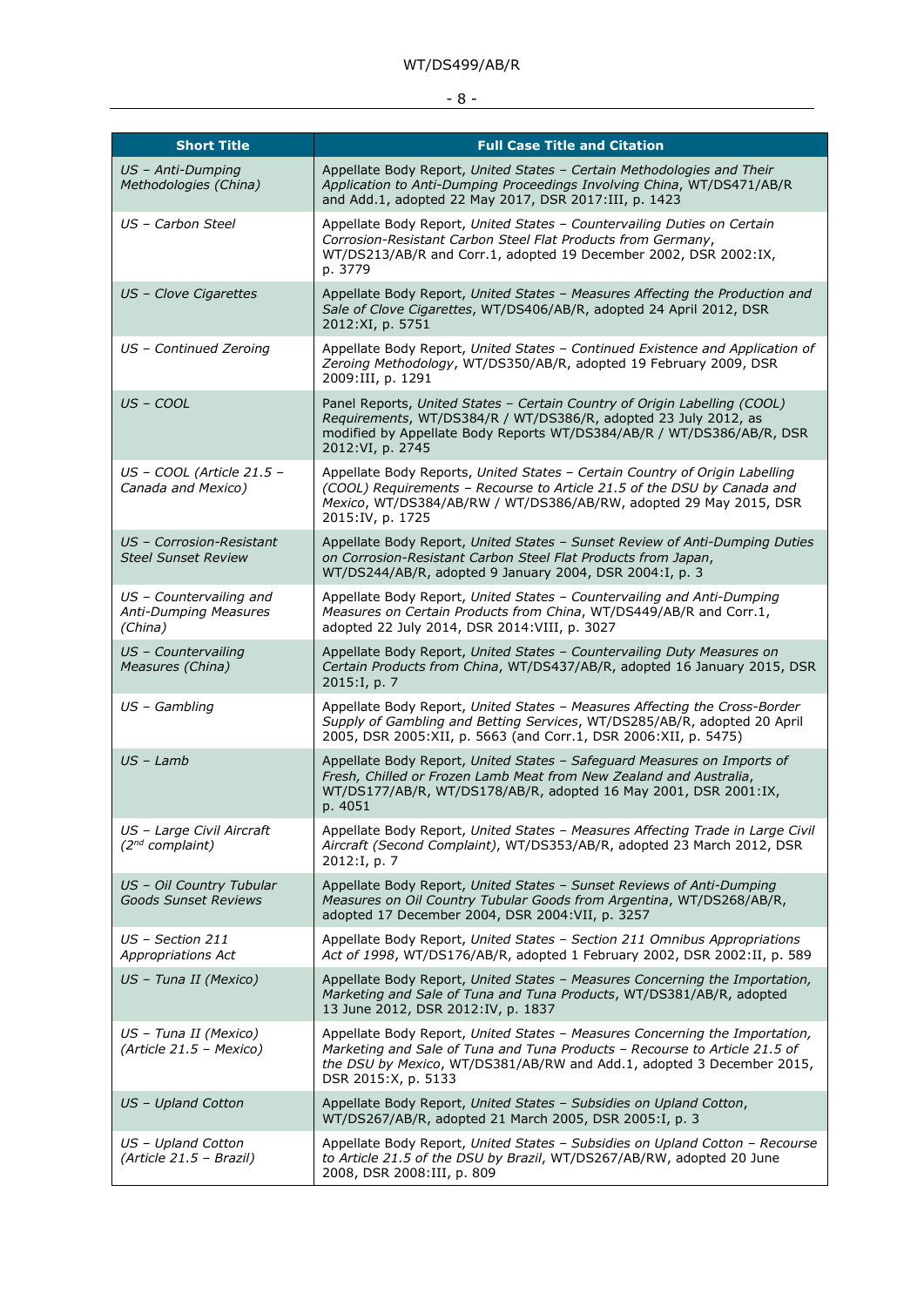| Short Title | Full Case Title and Citation |
|---|---|
| *US – Anti-Dumping Methodologies (China)* | Appellate Body Report, *United States – Certain Methodologies and Their Application to Anti-Dumping Proceedings Involving China*, WT/DS471/AB/R and Add.1, adopted 22 May 2017, DSR 2017:III, p. 1423 |
| *US – Carbon Steel* | Appellate Body Report, *United States – Countervailing Duties on Certain Corrosion-Resistant Carbon Steel Flat Products from Germany*, WT/DS213/AB/R and Corr.1, adopted 19 December 2002, DSR 2002:IX, p. 3779 |
| *US – Clove Cigarettes* | Appellate Body Report, *United States – Measures Affecting the Production and Sale of Clove Cigarettes*, WT/DS406/AB/R, adopted 24 April 2012, DSR 2012:XI, p. 5751 |
| *US – Continued Zeroing* | Appellate Body Report, *United States – Continued Existence and Application of Zeroing Methodology*, WT/DS350/AB/R, adopted 19 February 2009, DSR 2009:III, p. 1291 |
| *US – COOL* | Panel Reports, *United States – Certain Country of Origin Labelling (COOL) Requirements*, WT/DS384/R / WT/DS386/R, adopted 23 July 2012, as modified by Appellate Body Reports WT/DS384/AB/R / WT/DS386/AB/R, DSR 2012:VI, p. 2745 |
| *US – COOL (Article 21.5 – Canada and Mexico)* | Appellate Body Reports, *United States – Certain Country of Origin Labelling (COOL) Requirements – Recourse to Article 21.5 of the DSU by Canada and Mexico*, WT/DS384/AB/RW / WT/DS386/AB/RW, adopted 29 May 2015, DSR 2015:IV, p. 1725 |
| *US – Corrosion-Resistant Steel Sunset Review* | Appellate Body Report, *United States – Sunset Review of Anti-Dumping Duties on Corrosion-Resistant Carbon Steel Flat Products from Japan*, WT/DS244/AB/R, adopted 9 January 2004, DSR 2004:I, p. 3 |
| *US – Countervailing and Anti-Dumping Measures (China)* | Appellate Body Report, *United States – Countervailing and Anti-Dumping Measures on Certain Products from China*, WT/DS449/AB/R and Corr.1, adopted 22 July 2014, DSR 2014:VIII, p. 3027 |
| *US – Countervailing Measures (China)* | Appellate Body Report, *United States – Countervailing Duty Measures on Certain Products from China*, WT/DS437/AB/R, adopted 16 January 2015, DSR 2015:I, p. 7 |
| *US – Gambling* | Appellate Body Report, *United States – Measures Affecting the Cross-Border Supply of Gambling and Betting Services*, WT/DS285/AB/R, adopted 20 April 2005, DSR 2005:XII, p. 5663 (and Corr.1, DSR 2006:XII, p. 5475) |
| *US – Lamb* | Appellate Body Report, *United States – Safeguard Measures on Imports of Fresh, Chilled or Frozen Lamb Meat from New Zealand and Australia*, WT/DS177/AB/R, WT/DS178/AB/R, adopted 16 May 2001, DSR 2001:IX, p. 4051 |
| *US – Large Civil Aircraft (2nd complaint)* | Appellate Body Report, *United States – Measures Affecting Trade in Large Civil Aircraft (Second Complaint)*, WT/DS353/AB/R, adopted 23 March 2012, DSR 2012:I, p. 7 |
| *US – Oil Country Tubular Goods Sunset Reviews* | Appellate Body Report, *United States – Sunset Reviews of Anti-Dumping Measures on Oil Country Tubular Goods from Argentina*, WT/DS268/AB/R, adopted 17 December 2004, DSR 2004:VII, p. 3257 |
| *US – Section 211 Appropriations Act* | Appellate Body Report, *United States – Section 211 Omnibus Appropriations Act of 1998*, WT/DS176/AB/R, adopted 1 February 2002, DSR 2002:II, p. 589 |
| *US – Tuna II (Mexico)* | Appellate Body Report, *United States – Measures Concerning the Importation, Marketing and Sale of Tuna and Tuna Products*, WT/DS381/AB/R, adopted 13 June 2012, DSR 2012:IV, p. 1837 |
| *US – Tuna II (Mexico) (Article 21.5 – Mexico)* | Appellate Body Report, *United States – Measures Concerning the Importation, Marketing and Sale of Tuna and Tuna Products – Recourse to Article 21.5 of the DSU by Mexico*, WT/DS381/AB/RW and Add.1, adopted 3 December 2015, DSR 2015:X, p. 5133 |
| *US – Upland Cotton* | Appellate Body Report, *United States – Subsidies on Upland Cotton*, WT/DS267/AB/R, adopted 21 March 2005, DSR 2005:I, p. 3 |
| *US – Upland Cotton (Article 21.5 – Brazil)* | Appellate Body Report, *United States – Subsidies on Upland Cotton – Recourse to Article 21.5 of the DSU by Brazil*, WT/DS267/AB/RW, adopted 20 June 2008, DSR 2008:III, p. 809 |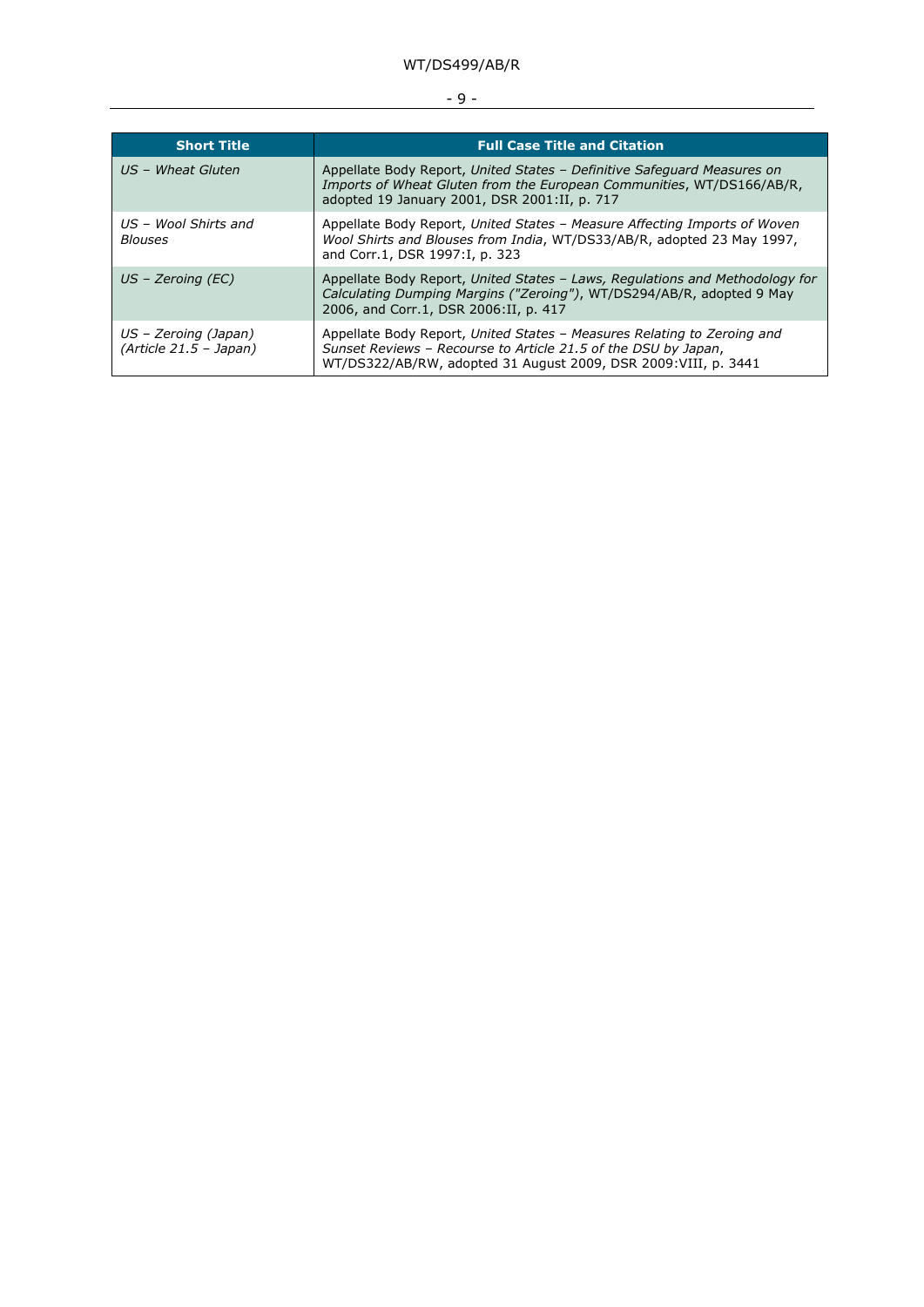| Short Title | Full Case Title and Citation |
|---|---|
| *US – Wheat Gluten* | Appellate Body Report, *United States – Definitive Safeguard Measures on Imports of Wheat Gluten from the European Communities*, WT/DS166/AB/R, adopted 19 January 2001, DSR 2001:II, p. 717 |
| *US – Wool Shirts and Blouses* | Appellate Body Report, *United States – Measure Affecting Imports of Woven Wool Shirts and Blouses from India*, WT/DS33/AB/R, adopted 23 May 1997, and Corr.1, DSR 1997:I, p. 323 |
| *US – Zeroing (EC)* | Appellate Body Report, *United States – Laws, Regulations and Methodology for Calculating Dumping Margins ("Zeroing")*, WT/DS294/AB/R, adopted 9 May 2006, and Corr.1, DSR 2006:II, p. 417 |
| *US – Zeroing (Japan) (Article 21.5 – Japan)* | Appellate Body Report, *United States – Measures Relating to Zeroing and Sunset Reviews – Recourse to Article 21.5 of the DSU by Japan*, WT/DS322/AB/RW, adopted 31 August 2009, DSR 2009:VIII, p. 3441 |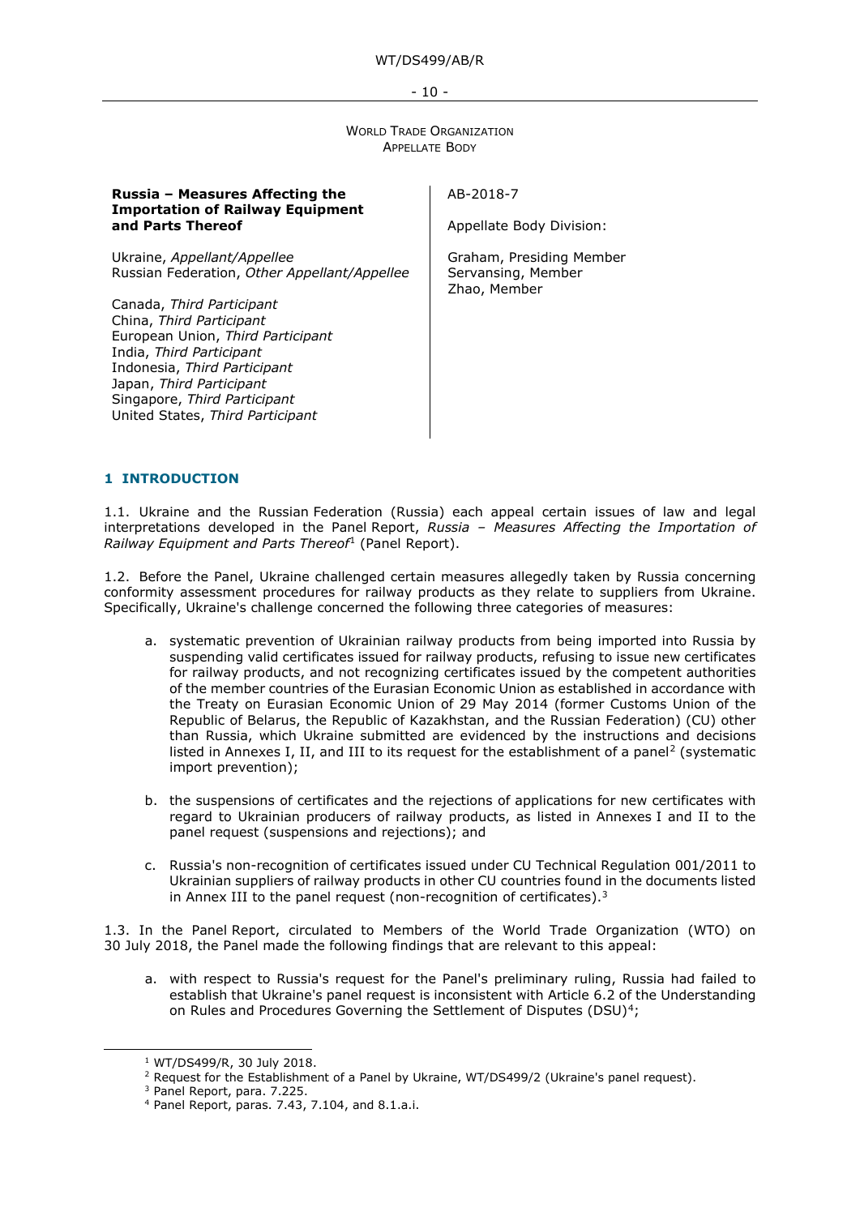WORLD TRADE ORGANIZATION
APPELLATE BODY

**Russia – Measures Affecting the Importation of Railway Equipment and Parts Thereof**

Ukraine, *Appellant/Appellee*
Russian Federation, *Other Appellant/Appellee*

Canada, *Third Participant*
China, *Third Participant*
European Union, *Third Participant*
India, *Third Participant*
Indonesia, *Third Participant*
Japan, *Third Participant*
Singapore, *Third Participant*
United States, *Third Participant*

AB-2018-7

Appellate Body Division:

Graham, Presiding Member
Servansing, Member
Zhao, Member

## 1 INTRODUCTION

1.1. Ukraine and the Russian Federation (Russia) each appeal certain issues of law and legal interpretations developed in the Panel Report, *Russia – Measures Affecting the Importation of Railway Equipment and Parts Thereof*[1] (Panel Report).

1.2. Before the Panel, Ukraine challenged certain measures allegedly taken by Russia concerning conformity assessment procedures for railway products as they relate to suppliers from Ukraine. Specifically, Ukraine's challenge concerned the following three categories of measures:

a. systematic prevention of Ukrainian railway products from being imported into Russia by suspending valid certificates issued for railway products, refusing to issue new certificates for railway products, and not recognizing certificates issued by the competent authorities of the member countries of the Eurasian Economic Union as established in accordance with the Treaty on Eurasian Economic Union of 29 May 2014 (former Customs Union of the Republic of Belarus, the Republic of Kazakhstan, and the Russian Federation) (CU) other than Russia, which Ukraine submitted are evidenced by the instructions and decisions listed in Annexes I, II, and III to its request for the establishment of a panel[2] (systematic import prevention);

b. the suspensions of certificates and the rejections of applications for new certificates with regard to Ukrainian producers of railway products, as listed in Annexes I and II to the panel request (suspensions and rejections); and

c. Russia's non-recognition of certificates issued under CU Technical Regulation 001/2011 to Ukrainian suppliers of railway products in other CU countries found in the documents listed in Annex III to the panel request (non-recognition of certificates).[3]

1.3. In the Panel Report, circulated to Members of the World Trade Organization (WTO) on 30 July 2018, the Panel made the following findings that are relevant to this appeal:

a. with respect to Russia's request for the Panel's preliminary ruling, Russia had failed to establish that Ukraine's panel request is inconsistent with Article 6.2 of the Understanding on Rules and Procedures Governing the Settlement of Disputes (DSU)[4];

---

[1] WT/DS499/R, 30 July 2018.
[2] Request for the Establishment of a Panel by Ukraine, WT/DS499/2 (Ukraine's panel request).
[3] Panel Report, para. 7.225.
[4] Panel Report, paras. 7.43, 7.104, and 8.1.a.i.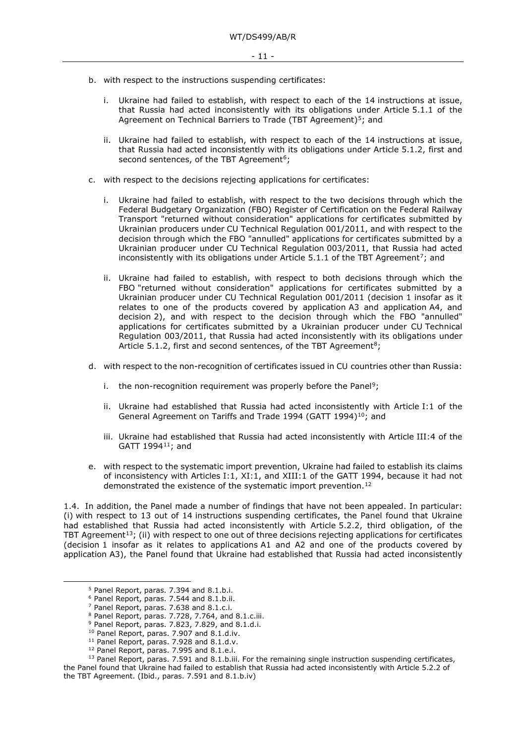b. with respect to the instructions suspending certificates:

   i. Ukraine had failed to establish, with respect to each of the 14 instructions at issue, that Russia had acted inconsistently with its obligations under Article 5.1.1 of the Agreement on Technical Barriers to Trade (TBT Agreement)[5]; and

   ii. Ukraine had failed to establish, with respect to each of the 14 instructions at issue, that Russia had acted inconsistently with its obligations under Article 5.1.2, first and second sentences, of the TBT Agreement[6];

c. with respect to the decisions rejecting applications for certificates:

   i. Ukraine had failed to establish, with respect to the two decisions through which the Federal Budgetary Organization (FBO) Register of Certification on the Federal Railway Transport "returned without consideration" applications for certificates submitted by Ukrainian producers under CU Technical Regulation 001/2011, and with respect to the decision through which the FBO "annulled" applications for certificates submitted by a Ukrainian producer under CU Technical Regulation 003/2011, that Russia had acted inconsistently with its obligations under Article 5.1.1 of the TBT Agreement[7]; and

   ii. Ukraine had failed to establish, with respect to both decisions through which the FBO "returned without consideration" applications for certificates submitted by a Ukrainian producer under CU Technical Regulation 001/2011 (decision 1 insofar as it relates to one of the products covered by application A3 and application A4, and decision 2), and with respect to the decision through which the FBO "annulled" applications for certificates submitted by a Ukrainian producer under CU Technical Regulation 003/2011, that Russia had acted inconsistently with its obligations under Article 5.1.2, first and second sentences, of the TBT Agreement[8];

d. with respect to the non-recognition of certificates issued in CU countries other than Russia:

   i. the non-recognition requirement was properly before the Panel[9];

   ii. Ukraine had established that Russia had acted inconsistently with Article I:1 of the General Agreement on Tariffs and Trade 1994 (GATT 1994)[10]; and

   iii. Ukraine had established that Russia had acted inconsistently with Article III:4 of the GATT 1994[11]; and

e. with respect to the systematic import prevention, Ukraine had failed to establish its claims of inconsistency with Articles I:1, XI:1, and XIII:1 of the GATT 1994, because it had not demonstrated the existence of the systematic import prevention.[12]

1.4. In addition, the Panel made a number of findings that have not been appealed. In particular: (i) with respect to 13 out of 14 instructions suspending certificates, the Panel found that Ukraine had established that Russia had acted inconsistently with Article 5.2.2, third obligation, of the TBT Agreement[13]; (ii) with respect to one out of three decisions rejecting applications for certificates (decision 1 insofar as it relates to applications A1 and A2 and one of the products covered by application A3), the Panel found that Ukraine had established that Russia had acted inconsistently

---

[5] Panel Report, paras. 7.394 and 8.1.b.i.

[6] Panel Report, paras. 7.544 and 8.1.b.ii.

[7] Panel Report, paras. 7.638 and 8.1.c.i.

[8] Panel Report, paras. 7.728, 7.764, and 8.1.c.iii.

[9] Panel Report, paras. 7.823, 7.829, and 8.1.d.i.

[10] Panel Report, paras. 7.907 and 8.1.d.iv.

[11] Panel Report, paras. 7.928 and 8.1.d.v.

[12] Panel Report, paras. 7.995 and 8.1.e.i.

[13] Panel Report, paras. 7.591 and 8.1.b.iii. For the remaining single instruction suspending certificates, the Panel found that Ukraine had failed to establish that Russia had acted inconsistently with Article 5.2.2 of the TBT Agreement. (Ibid., paras. 7.591 and 8.1.b.iv)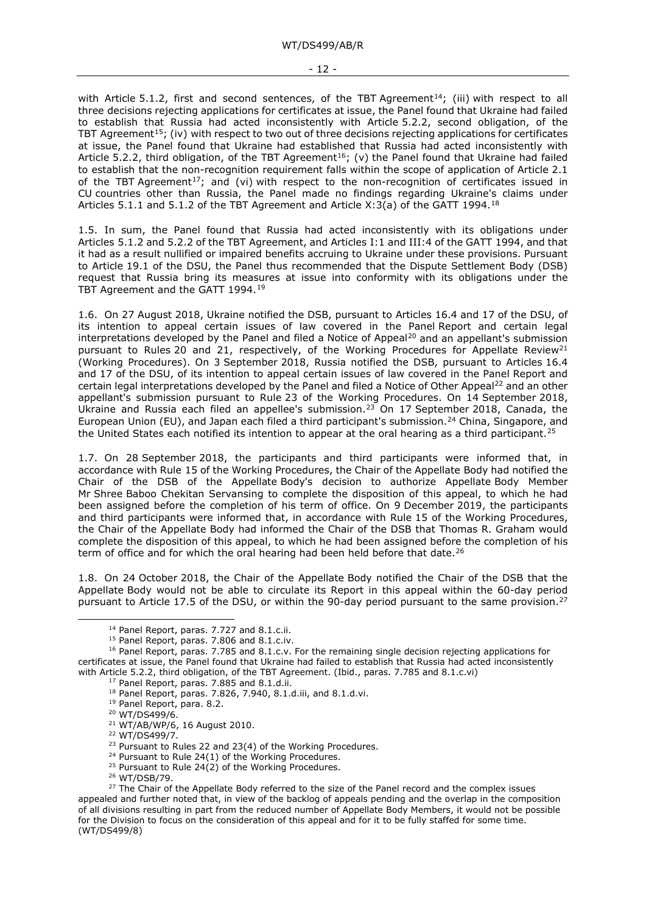with Article 5.1.2, first and second sentences, of the TBT Agreement[14]; (iii) with respect to all three decisions rejecting applications for certificates at issue, the Panel found that Ukraine had failed to establish that Russia had acted inconsistently with Article 5.2.2, second obligation, of the TBT Agreement[15]; (iv) with respect to two out of three decisions rejecting applications for certificates at issue, the Panel found that Ukraine had established that Russia had acted inconsistently with Article 5.2.2, third obligation, of the TBT Agreement[16]; (v) the Panel found that Ukraine had failed to establish that the non-recognition requirement falls within the scope of application of Article 2.1 of the TBT Agreement[17]; and (vi) with respect to the non-recognition of certificates issued in CU countries other than Russia, the Panel made no findings regarding Ukraine's claims under Articles 5.1.1 and 5.1.2 of the TBT Agreement and Article X:3(a) of the GATT 1994.[18]

1.5. In sum, the Panel found that Russia had acted inconsistently with its obligations under Articles 5.1.2 and 5.2.2 of the TBT Agreement, and Articles I:1 and III:4 of the GATT 1994, and that it had as a result nullified or impaired benefits accruing to Ukraine under these provisions. Pursuant to Article 19.1 of the DSU, the Panel thus recommended that the Dispute Settlement Body (DSB) request that Russia bring its measures at issue into conformity with its obligations under the TBT Agreement and the GATT 1994.[19]

1.6. On 27 August 2018, Ukraine notified the DSB, pursuant to Articles 16.4 and 17 of the DSU, of its intention to appeal certain issues of law covered in the Panel Report and certain legal interpretations developed by the Panel and filed a Notice of Appeal[20] and an appellant's submission pursuant to Rules 20 and 21, respectively, of the Working Procedures for Appellate Review[21] (Working Procedures). On 3 September 2018, Russia notified the DSB, pursuant to Articles 16.4 and 17 of the DSU, of its intention to appeal certain issues of law covered in the Panel Report and certain legal interpretations developed by the Panel and filed a Notice of Other Appeal[22] and an other appellant's submission pursuant to Rule 23 of the Working Procedures. On 14 September 2018, Ukraine and Russia each filed an appellee's submission.[23] On 17 September 2018, Canada, the European Union (EU), and Japan each filed a third participant's submission.[24] China, Singapore, and the United States each notified its intention to appear at the oral hearing as a third participant.[25]

1.7. On 28 September 2018, the participants and third participants were informed that, in accordance with Rule 15 of the Working Procedures, the Chair of the Appellate Body had notified the Chair of the DSB of the Appellate Body's decision to authorize Appellate Body Member Mr Shree Baboo Chekitan Servansing to complete the disposition of this appeal, to which he had been assigned before the completion of his term of office. On 9 December 2019, the participants and third participants were informed that, in accordance with Rule 15 of the Working Procedures, the Chair of the Appellate Body had informed the Chair of the DSB that Thomas R. Graham would complete the disposition of this appeal, to which he had been assigned before the completion of his term of office and for which the oral hearing had been held before that date.[26]

1.8. On 24 October 2018, the Chair of the Appellate Body notified the Chair of the DSB that the Appellate Body would not be able to circulate its Report in this appeal within the 60-day period pursuant to Article 17.5 of the DSU, or within the 90-day period pursuant to the same provision.[27]

---

[14] Panel Report, paras. 7.727 and 8.1.c.ii.

[15] Panel Report, paras. 7.806 and 8.1.c.iv.

[16] Panel Report, paras. 7.785 and 8.1.c.v. For the remaining single decision rejecting applications for certificates at issue, the Panel found that Ukraine had failed to establish that Russia had acted inconsistently with Article 5.2.2, third obligation, of the TBT Agreement. (Ibid., paras. 7.785 and 8.1.c.vi)

[17] Panel Report, paras. 7.885 and 8.1.d.ii.

[18] Panel Report, paras. 7.826, 7.940, 8.1.d.iii, and 8.1.d.vi.

[19] Panel Report, para. 8.2.

[20] WT/DS499/6.

[21] WT/AB/WP/6, 16 August 2010.

[22] WT/DS499/7.

[23] Pursuant to Rules 22 and 23(4) of the Working Procedures.

[24] Pursuant to Rule 24(1) of the Working Procedures.

[25] Pursuant to Rule 24(2) of the Working Procedures.

[26] WT/DSB/79.

[27] The Chair of the Appellate Body referred to the size of the Panel record and the complex issues appealed and further noted that, in view of the backlog of appeals pending and the overlap in the composition of all divisions resulting in part from the reduced number of Appellate Body Members, it would not be possible for the Division to focus on the consideration of this appeal and for it to be fully staffed for some time. (WT/DS499/8)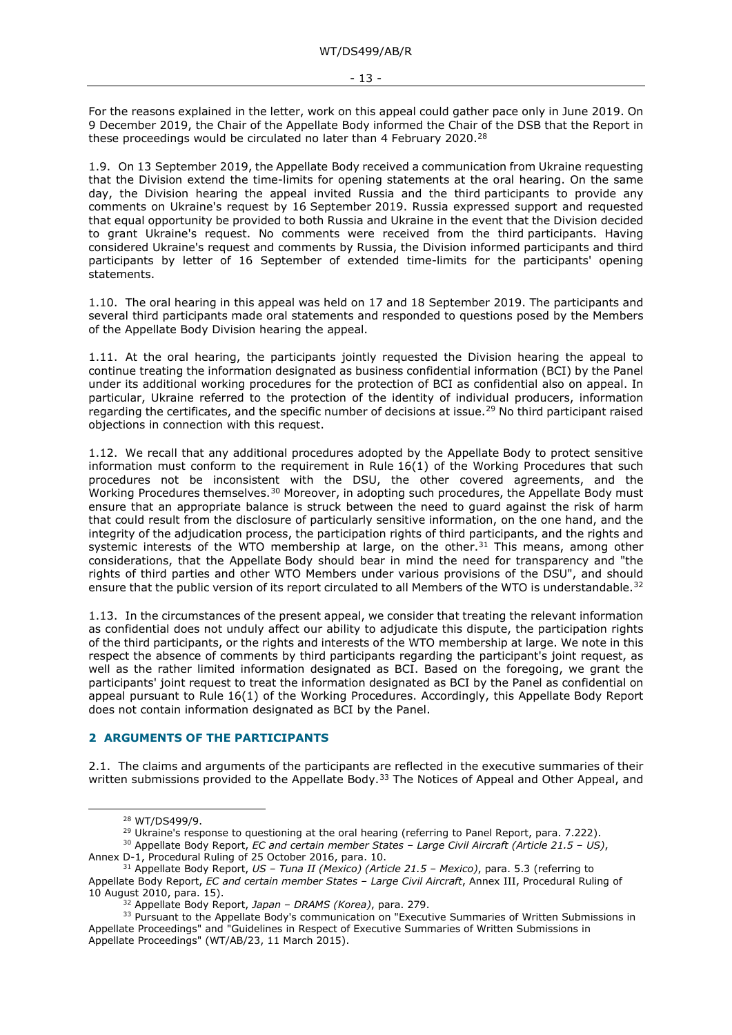For the reasons explained in the letter, work on this appeal could gather pace only in June 2019. On 9 December 2019, the Chair of the Appellate Body informed the Chair of the DSB that the Report in these proceedings would be circulated no later than 4 February 2020.[28]

1.9. On 13 September 2019, the Appellate Body received a communication from Ukraine requesting that the Division extend the time-limits for opening statements at the oral hearing. On the same day, the Division hearing the appeal invited Russia and the third participants to provide any comments on Ukraine's request by 16 September 2019. Russia expressed support and requested that equal opportunity be provided to both Russia and Ukraine in the event that the Division decided to grant Ukraine's request. No comments were received from the third participants. Having considered Ukraine's request and comments by Russia, the Division informed participants and third participants by letter of 16 September of extended time-limits for the participants' opening statements.

1.10. The oral hearing in this appeal was held on 17 and 18 September 2019. The participants and several third participants made oral statements and responded to questions posed by the Members of the Appellate Body Division hearing the appeal.

1.11. At the oral hearing, the participants jointly requested the Division hearing the appeal to continue treating the information designated as business confidential information (BCI) by the Panel under its additional working procedures for the protection of BCI as confidential also on appeal. In particular, Ukraine referred to the protection of the identity of individual producers, information regarding the certificates, and the specific number of decisions at issue.[29] No third participant raised objections in connection with this request.

1.12. We recall that any additional procedures adopted by the Appellate Body to protect sensitive information must conform to the requirement in Rule 16(1) of the Working Procedures that such procedures not be inconsistent with the DSU, the other covered agreements, and the Working Procedures themselves.[30] Moreover, in adopting such procedures, the Appellate Body must ensure that an appropriate balance is struck between the need to guard against the risk of harm that could result from the disclosure of particularly sensitive information, on the one hand, and the integrity of the adjudication process, the participation rights of third participants, and the rights and systemic interests of the WTO membership at large, on the other.[31] This means, among other considerations, that the Appellate Body should bear in mind the need for transparency and "the rights of third parties and other WTO Members under various provisions of the DSU", and should ensure that the public version of its report circulated to all Members of the WTO is understandable.[32]

1.13. In the circumstances of the present appeal, we consider that treating the relevant information as confidential does not unduly affect our ability to adjudicate this dispute, the participation rights of the third participants, or the rights and interests of the WTO membership at large. We note in this respect the absence of comments by third participants regarding the participant's joint request, as well as the rather limited information designated as BCI. Based on the foregoing, we grant the participants' joint request to treat the information designated as BCI by the Panel as confidential on appeal pursuant to Rule 16(1) of the Working Procedures. Accordingly, this Appellate Body Report does not contain information designated as BCI by the Panel.

## 2 ARGUMENTS OF THE PARTICIPANTS

2.1. The claims and arguments of the participants are reflected in the executive summaries of their written submissions provided to the Appellate Body.[33] The Notices of Appeal and Other Appeal, and

---

[28] WT/DS499/9.

[29] Ukraine's response to questioning at the oral hearing (referring to Panel Report, para. 7.222).

[30] Appellate Body Report, *EC and certain member States – Large Civil Aircraft (Article 21.5 – US)*, Annex D-1, Procedural Ruling of 25 October 2016, para. 10.

[31] Appellate Body Report, *US – Tuna II (Mexico) (Article 21.5 – Mexico)*, para. 5.3 (referring to Appellate Body Report, *EC and certain member States – Large Civil Aircraft*, Annex III, Procedural Ruling of 10 August 2010, para. 15).

[32] Appellate Body Report, *Japan – DRAMS (Korea)*, para. 279.

[33] Pursuant to the Appellate Body's communication on "Executive Summaries of Written Submissions in Appellate Proceedings" and "Guidelines in Respect of Executive Summaries of Written Submissions in Appellate Proceedings" (WT/AB/23, 11 March 2015).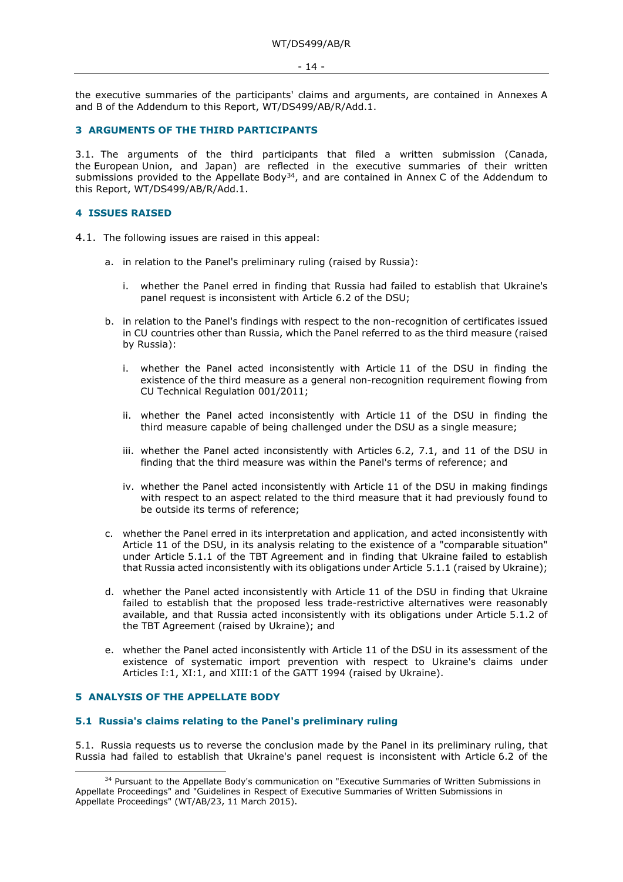the executive summaries of the participants' claims and arguments, are contained in Annexes A and B of the Addendum to this Report, WT/DS499/AB/R/Add.1.

## 3 ARGUMENTS OF THE THIRD PARTICIPANTS

3.1. The arguments of the third participants that filed a written submission (Canada, the European Union, and Japan) are reflected in the executive summaries of their written submissions provided to the Appellate Body[34], and are contained in Annex C of the Addendum to this Report, WT/DS499/AB/R/Add.1.

## 4 ISSUES RAISED

4.1. The following issues are raised in this appeal:

a. in relation to the Panel's preliminary ruling (raised by Russia):

   i. whether the Panel erred in finding that Russia had failed to establish that Ukraine's panel request is inconsistent with Article 6.2 of the DSU;

b. in relation to the Panel's findings with respect to the non-recognition of certificates issued in CU countries other than Russia, which the Panel referred to as the third measure (raised by Russia):

   i. whether the Panel acted inconsistently with Article 11 of the DSU in finding the existence of the third measure as a general non-recognition requirement flowing from CU Technical Regulation 001/2011;

   ii. whether the Panel acted inconsistently with Article 11 of the DSU in finding the third measure capable of being challenged under the DSU as a single measure;

   iii. whether the Panel acted inconsistently with Articles 6.2, 7.1, and 11 of the DSU in finding that the third measure was within the Panel's terms of reference; and

   iv. whether the Panel acted inconsistently with Article 11 of the DSU in making findings with respect to an aspect related to the third measure that it had previously found to be outside its terms of reference;

c. whether the Panel erred in its interpretation and application, and acted inconsistently with Article 11 of the DSU, in its analysis relating to the existence of a "comparable situation" under Article 5.1.1 of the TBT Agreement and in finding that Ukraine failed to establish that Russia acted inconsistently with its obligations under Article 5.1.1 (raised by Ukraine);

d. whether the Panel acted inconsistently with Article 11 of the DSU in finding that Ukraine failed to establish that the proposed less trade-restrictive alternatives were reasonably available, and that Russia acted inconsistently with its obligations under Article 5.1.2 of the TBT Agreement (raised by Ukraine); and

e. whether the Panel acted inconsistently with Article 11 of the DSU in its assessment of the existence of systematic import prevention with respect to Ukraine's claims under Articles I:1, XI:1, and XIII:1 of the GATT 1994 (raised by Ukraine).

## 5 ANALYSIS OF THE APPELLATE BODY

### 5.1 Russia's claims relating to the Panel's preliminary ruling

5.1. Russia requests us to reverse the conclusion made by the Panel in its preliminary ruling, that Russia had failed to establish that Ukraine's panel request is inconsistent with Article 6.2 of the

---

[34] Pursuant to the Appellate Body's communication on "Executive Summaries of Written Submissions in Appellate Proceedings" and "Guidelines in Respect of Executive Summaries of Written Submissions in Appellate Proceedings" (WT/AB/23, 11 March 2015).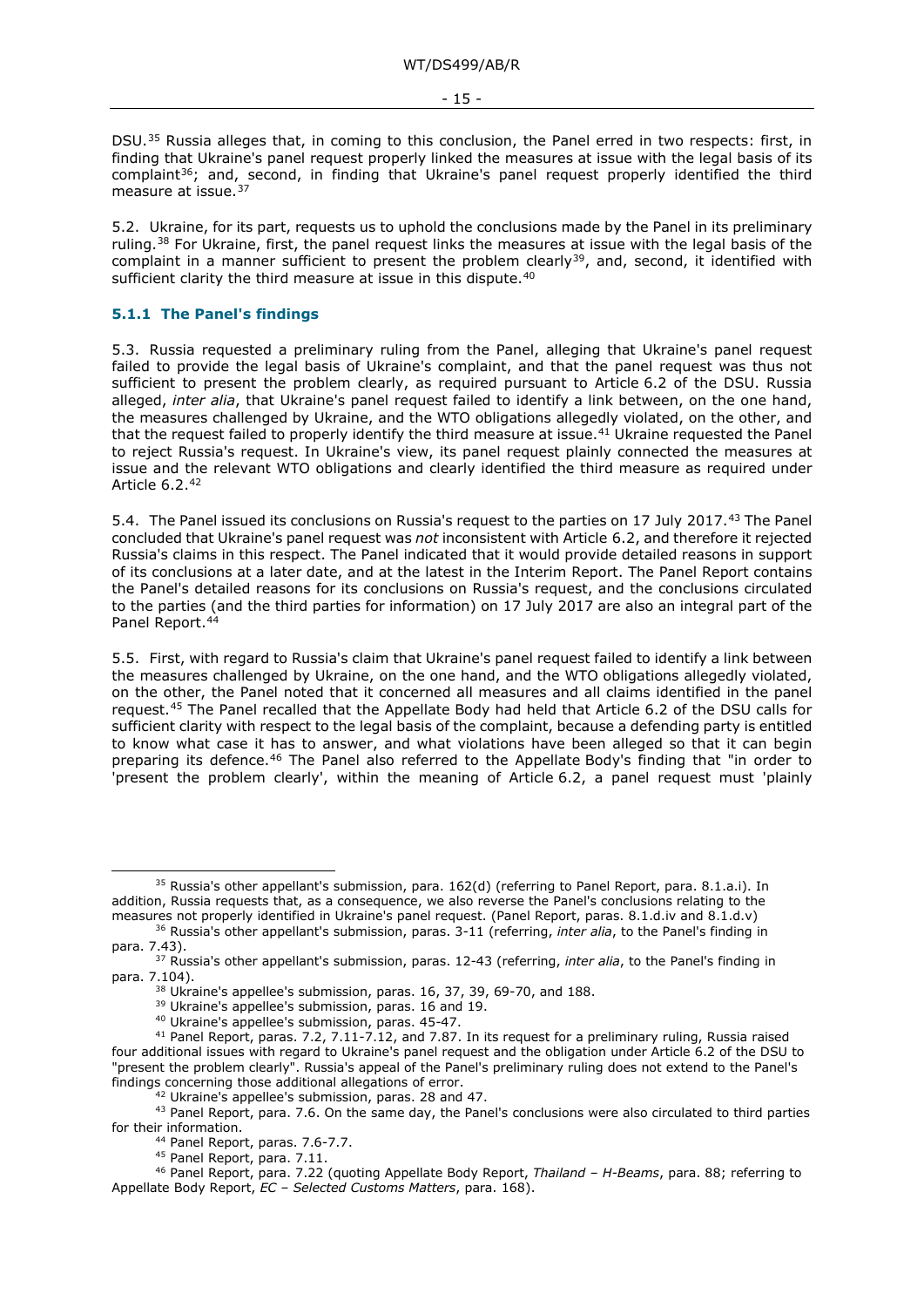DSU.[35] Russia alleges that, in coming to this conclusion, the Panel erred in two respects: first, in finding that Ukraine's panel request properly linked the measures at issue with the legal basis of its complaint[36]; and, second, in finding that Ukraine's panel request properly identified the third measure at issue.[37]

5.2. Ukraine, for its part, requests us to uphold the conclusions made by the Panel in its preliminary ruling.[38] For Ukraine, first, the panel request links the measures at issue with the legal basis of the complaint in a manner sufficient to present the problem clearly[39], and, second, it identified with sufficient clarity the third measure at issue in this dispute.[40]

### 5.1.1 The Panel's findings

5.3. Russia requested a preliminary ruling from the Panel, alleging that Ukraine's panel request failed to provide the legal basis of Ukraine's complaint, and that the panel request was thus not sufficient to present the problem clearly, as required pursuant to Article 6.2 of the DSU. Russia alleged, *inter alia*, that Ukraine's panel request failed to identify a link between, on the one hand, the measures challenged by Ukraine, and the WTO obligations allegedly violated, on the other, and that the request failed to properly identify the third measure at issue.[41] Ukraine requested the Panel to reject Russia's request. In Ukraine's view, its panel request plainly connected the measures at issue and the relevant WTO obligations and clearly identified the third measure as required under Article 6.2.[42]

5.4. The Panel issued its conclusions on Russia's request to the parties on 17 July 2017.[43] The Panel concluded that Ukraine's panel request was *not* inconsistent with Article 6.2, and therefore it rejected Russia's claims in this respect. The Panel indicated that it would provide detailed reasons in support of its conclusions at a later date, and at the latest in the Interim Report. The Panel Report contains the Panel's detailed reasons for its conclusions on Russia's request, and the conclusions circulated to the parties (and the third parties for information) on 17 July 2017 are also an integral part of the Panel Report.[44]

5.5. First, with regard to Russia's claim that Ukraine's panel request failed to identify a link between the measures challenged by Ukraine, on the one hand, and the WTO obligations allegedly violated, on the other, the Panel noted that it concerned all measures and all claims identified in the panel request.[45] The Panel recalled that the Appellate Body had held that Article 6.2 of the DSU calls for sufficient clarity with respect to the legal basis of the complaint, because a defending party is entitled to know what case it has to answer, and what violations have been alleged so that it can begin preparing its defence.[46] The Panel also referred to the Appellate Body's finding that "in order to 'present the problem clearly', within the meaning of Article 6.2, a panel request must 'plainly

---

[35] Russia's other appellant's submission, para. 162(d) (referring to Panel Report, para. 8.1.a.i). In addition, Russia requests that, as a consequence, we also reverse the Panel's conclusions relating to the measures not properly identified in Ukraine's panel request. (Panel Report, paras. 8.1.d.iv and 8.1.d.v)

[36] Russia's other appellant's submission, paras. 3-11 (referring, *inter alia*, to the Panel's finding in para. 7.43).

[37] Russia's other appellant's submission, paras. 12-43 (referring, *inter alia*, to the Panel's finding in para. 7.104).

[38] Ukraine's appellee's submission, paras. 16, 37, 39, 69-70, and 188.

[39] Ukraine's appellee's submission, paras. 16 and 19.

[40] Ukraine's appellee's submission, paras. 45-47.

[41] Panel Report, paras. 7.2, 7.11-7.12, and 7.87. In its request for a preliminary ruling, Russia raised four additional issues with regard to Ukraine's panel request and the obligation under Article 6.2 of the DSU to "present the problem clearly". Russia's appeal of the Panel's preliminary ruling does not extend to the Panel's findings concerning those additional allegations of error.

[42] Ukraine's appellee's submission, paras. 28 and 47.

[43] Panel Report, para. 7.6. On the same day, the Panel's conclusions were also circulated to third parties for their information.

[44] Panel Report, paras. 7.6-7.7.

[45] Panel Report, para. 7.11.

[46] Panel Report, para. 7.22 (quoting Appellate Body Report, *Thailand – H-Beams*, para. 88; referring to Appellate Body Report, *EC – Selected Customs Matters*, para. 168).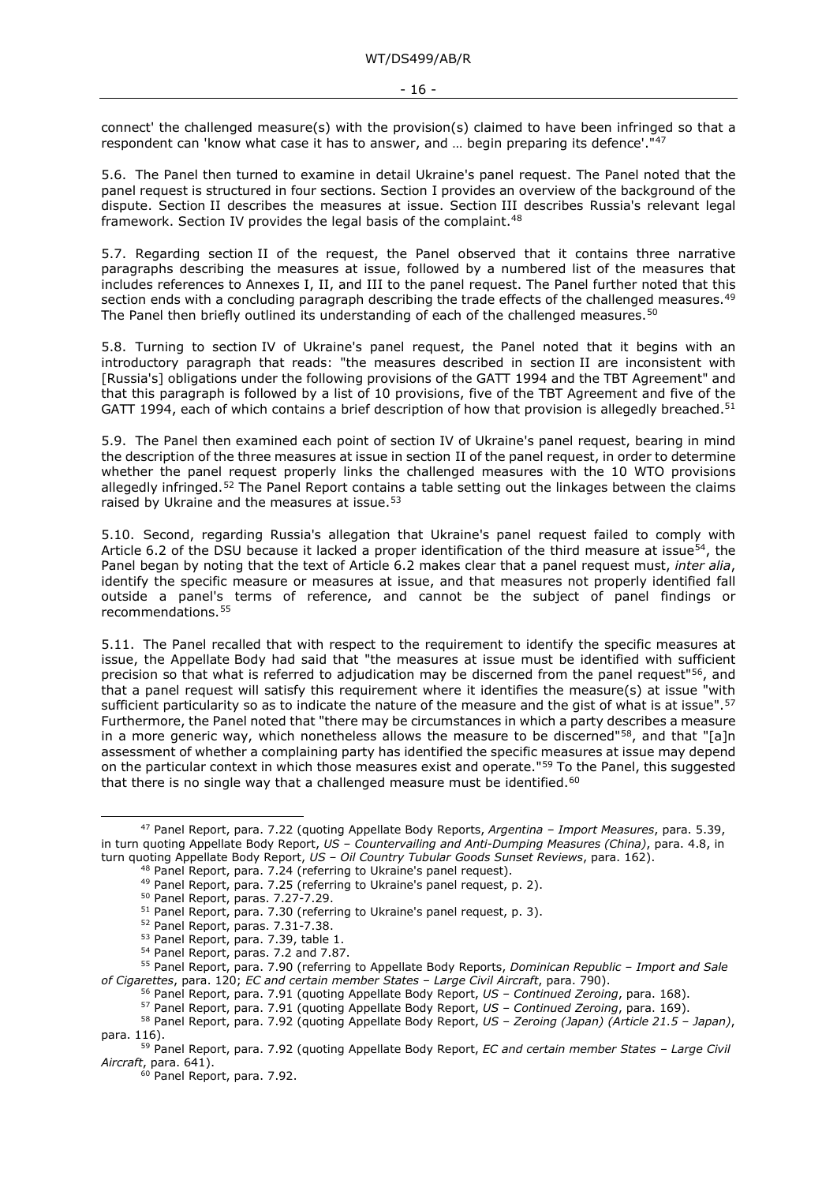connect' the challenged measure(s) with the provision(s) claimed to have been infringed so that a respondent can 'know what case it has to answer, and … begin preparing its defence'."[47]

5.6. The Panel then turned to examine in detail Ukraine's panel request. The Panel noted that the panel request is structured in four sections. Section I provides an overview of the background of the dispute. Section II describes the measures at issue. Section III describes Russia's relevant legal framework. Section IV provides the legal basis of the complaint.[48]

5.7. Regarding section II of the request, the Panel observed that it contains three narrative paragraphs describing the measures at issue, followed by a numbered list of the measures that includes references to Annexes I, II, and III to the panel request. The Panel further noted that this section ends with a concluding paragraph describing the trade effects of the challenged measures.[49] The Panel then briefly outlined its understanding of each of the challenged measures.[50]

5.8. Turning to section IV of Ukraine's panel request, the Panel noted that it begins with an introductory paragraph that reads: "the measures described in section II are inconsistent with [Russia's] obligations under the following provisions of the GATT 1994 and the TBT Agreement" and that this paragraph is followed by a list of 10 provisions, five of the TBT Agreement and five of the GATT 1994, each of which contains a brief description of how that provision is allegedly breached.[51]

5.9. The Panel then examined each point of section IV of Ukraine's panel request, bearing in mind the description of the three measures at issue in section II of the panel request, in order to determine whether the panel request properly links the challenged measures with the 10 WTO provisions allegedly infringed.[52] The Panel Report contains a table setting out the linkages between the claims raised by Ukraine and the measures at issue.[53]

5.10. Second, regarding Russia's allegation that Ukraine's panel request failed to comply with Article 6.2 of the DSU because it lacked a proper identification of the third measure at issue[54], the Panel began by noting that the text of Article 6.2 makes clear that a panel request must, *inter alia*, identify the specific measure or measures at issue, and that measures not properly identified fall outside a panel's terms of reference, and cannot be the subject of panel findings or recommendations.[55]

5.11. The Panel recalled that with respect to the requirement to identify the specific measures at issue, the Appellate Body had said that "the measures at issue must be identified with sufficient precision so that what is referred to adjudication may be discerned from the panel request"[56], and that a panel request will satisfy this requirement where it identifies the measure(s) at issue "with sufficient particularity so as to indicate the nature of the measure and the gist of what is at issue".[57] Furthermore, the Panel noted that "there may be circumstances in which a party describes a measure in a more generic way, which nonetheless allows the measure to be discerned"[58], and that "[a]n assessment of whether a complaining party has identified the specific measures at issue may depend on the particular context in which those measures exist and operate."[59] To the Panel, this suggested that there is no single way that a challenged measure must be identified.[60]

---

[47] Panel Report, para. 7.22 (quoting Appellate Body Reports, *Argentina – Import Measures*, para. 5.39, in turn quoting Appellate Body Report, *US – Countervailing and Anti-Dumping Measures (China)*, para. 4.8, in turn quoting Appellate Body Report, *US – Oil Country Tubular Goods Sunset Reviews*, para. 162).

[48] Panel Report, para. 7.24 (referring to Ukraine's panel request).

[49] Panel Report, para. 7.25 (referring to Ukraine's panel request, p. 2).

[50] Panel Report, paras. 7.27-7.29.

[51] Panel Report, para. 7.30 (referring to Ukraine's panel request, p. 3).

[52] Panel Report, paras. 7.31-7.38.

[53] Panel Report, para. 7.39, table 1.

[54] Panel Report, paras. 7.2 and 7.87.

[55] Panel Report, para. 7.90 (referring to Appellate Body Reports, *Dominican Republic – Import and Sale of Cigarettes*, para. 120; *EC and certain member States – Large Civil Aircraft*, para. 790).

[56] Panel Report, para. 7.91 (quoting Appellate Body Report, *US – Continued Zeroing*, para. 168).

[57] Panel Report, para. 7.91 (quoting Appellate Body Report, *US – Continued Zeroing*, para. 169).

[58] Panel Report, para. 7.92 (quoting Appellate Body Report, *US – Zeroing (Japan) (Article 21.5 – Japan)*, para. 116).

[59] Panel Report, para. 7.92 (quoting Appellate Body Report, *EC and certain member States – Large Civil Aircraft*, para. 641).

[60] Panel Report, para. 7.92.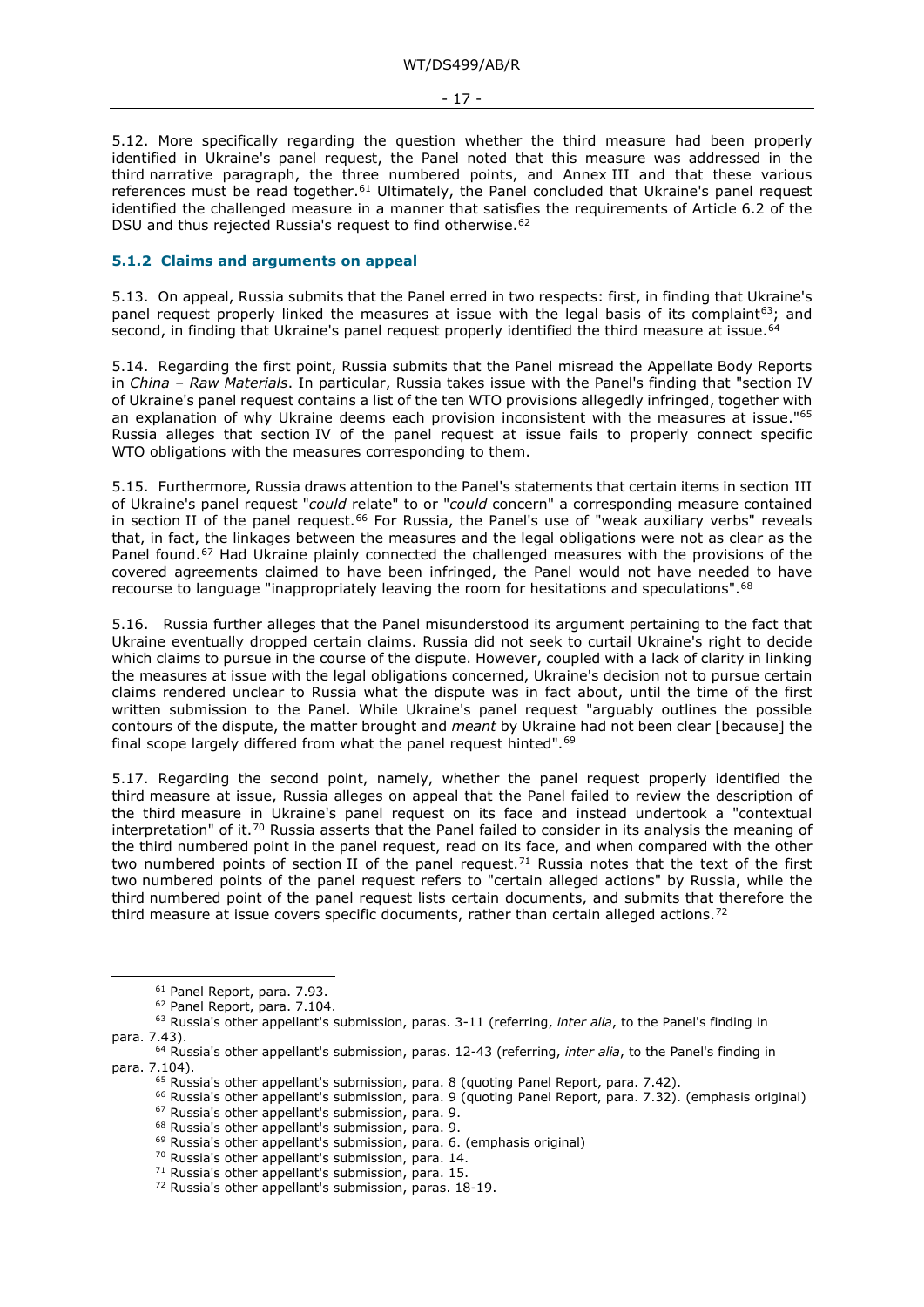5.12. More specifically regarding the question whether the third measure had been properly identified in Ukraine's panel request, the Panel noted that this measure was addressed in the third narrative paragraph, the three numbered points, and Annex III and that these various references must be read together.[61] Ultimately, the Panel concluded that Ukraine's panel request identified the challenged measure in a manner that satisfies the requirements of Article 6.2 of the DSU and thus rejected Russia's request to find otherwise.[62]

### 5.1.2 Claims and arguments on appeal

5.13. On appeal, Russia submits that the Panel erred in two respects: first, in finding that Ukraine's panel request properly linked the measures at issue with the legal basis of its complaint[63]; and second, in finding that Ukraine's panel request properly identified the third measure at issue.[64]

5.14. Regarding the first point, Russia submits that the Panel misread the Appellate Body Reports in *China – Raw Materials*. In particular, Russia takes issue with the Panel's finding that "section IV of Ukraine's panel request contains a list of the ten WTO provisions allegedly infringed, together with an explanation of why Ukraine deems each provision inconsistent with the measures at issue."[65] Russia alleges that section IV of the panel request at issue fails to properly connect specific WTO obligations with the measures corresponding to them.

5.15. Furthermore, Russia draws attention to the Panel's statements that certain items in section III of Ukraine's panel request "*could* relate" to or "*could* concern" a corresponding measure contained in section II of the panel request.[66] For Russia, the Panel's use of "weak auxiliary verbs" reveals that, in fact, the linkages between the measures and the legal obligations were not as clear as the Panel found.[67] Had Ukraine plainly connected the challenged measures with the provisions of the covered agreements claimed to have been infringed, the Panel would not have needed to have recourse to language "inappropriately leaving the room for hesitations and speculations".[68]

5.16. Russia further alleges that the Panel misunderstood its argument pertaining to the fact that Ukraine eventually dropped certain claims. Russia did not seek to curtail Ukraine's right to decide which claims to pursue in the course of the dispute. However, coupled with a lack of clarity in linking the measures at issue with the legal obligations concerned, Ukraine's decision not to pursue certain claims rendered unclear to Russia what the dispute was in fact about, until the time of the first written submission to the Panel. While Ukraine's panel request "arguably outlines the possible contours of the dispute, the matter brought and *meant* by Ukraine had not been clear [because] the final scope largely differed from what the panel request hinted".[69]

5.17. Regarding the second point, namely, whether the panel request properly identified the third measure at issue, Russia alleges on appeal that the Panel failed to review the description of the third measure in Ukraine's panel request on its face and instead undertook a "contextual interpretation" of it.[70] Russia asserts that the Panel failed to consider in its analysis the meaning of the third numbered point in the panel request, read on its face, and when compared with the other two numbered points of section II of the panel request.[71] Russia notes that the text of the first two numbered points of the panel request refers to "certain alleged actions" by Russia, while the third numbered point of the panel request lists certain documents, and submits that therefore the third measure at issue covers specific documents, rather than certain alleged actions.[72]

---

[61] Panel Report, para. 7.93.

[62] Panel Report, para. 7.104.

[63] Russia's other appellant's submission, paras. 3-11 (referring, *inter alia*, to the Panel's finding in para. 7.43).

[64] Russia's other appellant's submission, paras. 12-43 (referring, *inter alia*, to the Panel's finding in para. 7.104).

[65] Russia's other appellant's submission, para. 8 (quoting Panel Report, para. 7.42).

[66] Russia's other appellant's submission, para. 9 (quoting Panel Report, para. 7.32). (emphasis original)

[67] Russia's other appellant's submission, para. 9.

[68] Russia's other appellant's submission, para. 9.

[69] Russia's other appellant's submission, para. 6. (emphasis original)

[70] Russia's other appellant's submission, para. 14.

[71] Russia's other appellant's submission, para. 15.

[72] Russia's other appellant's submission, paras. 18-19.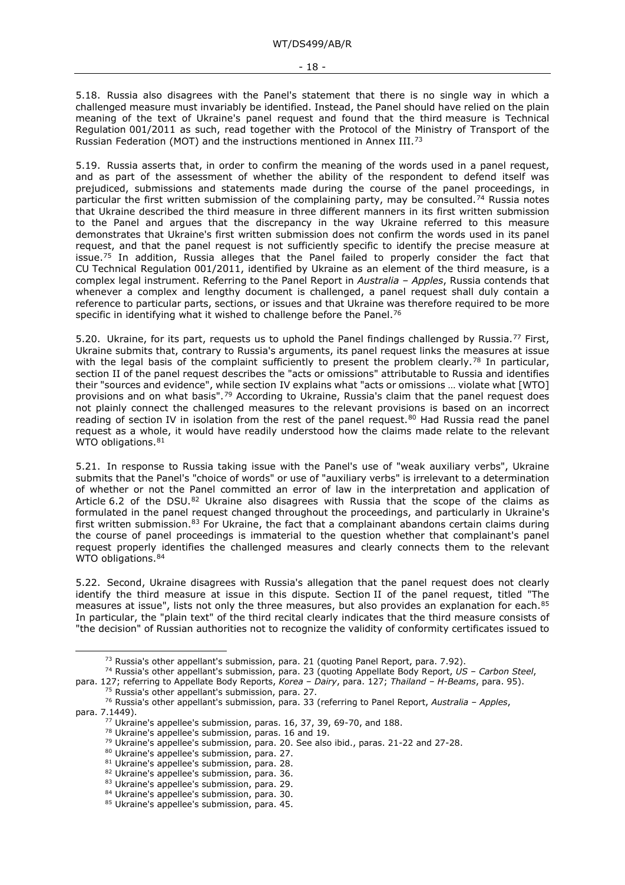5.18. Russia also disagrees with the Panel's statement that there is no single way in which a challenged measure must invariably be identified. Instead, the Panel should have relied on the plain meaning of the text of Ukraine's panel request and found that the third measure is Technical Regulation 001/2011 as such, read together with the Protocol of the Ministry of Transport of the Russian Federation (MOT) and the instructions mentioned in Annex III.[73]

5.19. Russia asserts that, in order to confirm the meaning of the words used in a panel request, and as part of the assessment of whether the ability of the respondent to defend itself was prejudiced, submissions and statements made during the course of the panel proceedings, in particular the first written submission of the complaining party, may be consulted.[74] Russia notes that Ukraine described the third measure in three different manners in its first written submission to the Panel and argues that the discrepancy in the way Ukraine referred to this measure demonstrates that Ukraine's first written submission does not confirm the words used in its panel request, and that the panel request is not sufficiently specific to identify the precise measure at issue.[75] In addition, Russia alleges that the Panel failed to properly consider the fact that CU Technical Regulation 001/2011, identified by Ukraine as an element of the third measure, is a complex legal instrument. Referring to the Panel Report in *Australia – Apples*, Russia contends that whenever a complex and lengthy document is challenged, a panel request shall duly contain a reference to particular parts, sections, or issues and that Ukraine was therefore required to be more specific in identifying what it wished to challenge before the Panel.[76]

5.20. Ukraine, for its part, requests us to uphold the Panel findings challenged by Russia.[77] First, Ukraine submits that, contrary to Russia's arguments, its panel request links the measures at issue with the legal basis of the complaint sufficiently to present the problem clearly.[78] In particular, section II of the panel request describes the "acts or omissions" attributable to Russia and identifies their "sources and evidence", while section IV explains what "acts or omissions … violate what [WTO] provisions and on what basis".[79] According to Ukraine, Russia's claim that the panel request does not plainly connect the challenged measures to the relevant provisions is based on an incorrect reading of section IV in isolation from the rest of the panel request.[80] Had Russia read the panel request as a whole, it would have readily understood how the claims made relate to the relevant WTO obligations.[81]

5.21. In response to Russia taking issue with the Panel's use of "weak auxiliary verbs", Ukraine submits that the Panel's "choice of words" or use of "auxiliary verbs" is irrelevant to a determination of whether or not the Panel committed an error of law in the interpretation and application of Article 6.2 of the DSU.[82] Ukraine also disagrees with Russia that the scope of the claims as formulated in the panel request changed throughout the proceedings, and particularly in Ukraine's first written submission.[83] For Ukraine, the fact that a complainant abandons certain claims during the course of panel proceedings is immaterial to the question whether that complainant's panel request properly identifies the challenged measures and clearly connects them to the relevant WTO obligations.[84]

5.22. Second, Ukraine disagrees with Russia's allegation that the panel request does not clearly identify the third measure at issue in this dispute. Section II of the panel request, titled "The measures at issue", lists not only the three measures, but also provides an explanation for each.[85] In particular, the "plain text" of the third recital clearly indicates that the third measure consists of "the decision" of Russian authorities not to recognize the validity of conformity certificates issued to

---

[73] Russia's other appellant's submission, para. 21 (quoting Panel Report, para. 7.92).

[74] Russia's other appellant's submission, para. 23 (quoting Appellate Body Report, *US – Carbon Steel*, para. 127; referring to Appellate Body Reports, *Korea – Dairy*, para. 127; *Thailand – H-Beams*, para. 95).

[75] Russia's other appellant's submission, para. 27.

[76] Russia's other appellant's submission, para. 33 (referring to Panel Report, *Australia – Apples*, para. 7.1449).

[77] Ukraine's appellee's submission, paras. 16, 37, 39, 69-70, and 188.

[78] Ukraine's appellee's submission, paras. 16 and 19.

[79] Ukraine's appellee's submission, para. 20. See also ibid., paras. 21-22 and 27-28.

[80] Ukraine's appellee's submission, para. 27.

[81] Ukraine's appellee's submission, para. 28.

[82] Ukraine's appellee's submission, para. 36.

[83] Ukraine's appellee's submission, para. 29.

[84] Ukraine's appellee's submission, para. 30.

[85] Ukraine's appellee's submission, para. 45.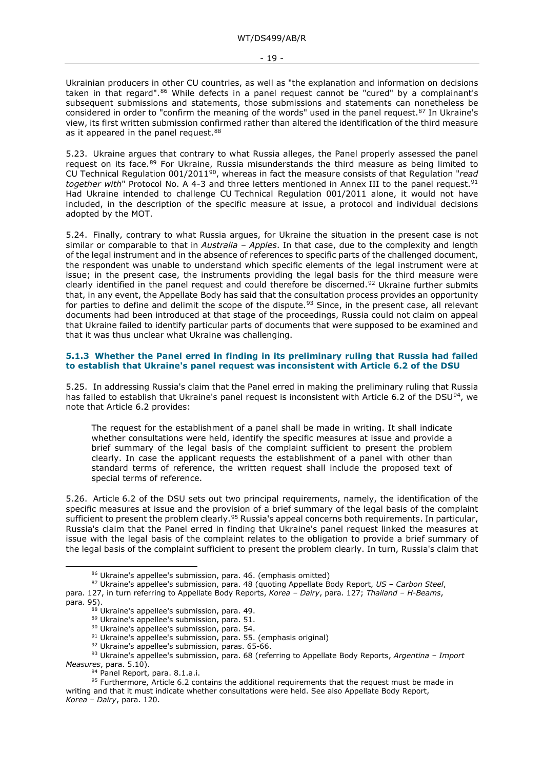Ukrainian producers in other CU countries, as well as "the explanation and information on decisions taken in that regard".[86] While defects in a panel request cannot be "cured" by a complainant's subsequent submissions and statements, those submissions and statements can nonetheless be considered in order to "confirm the meaning of the words" used in the panel request.[87] In Ukraine's view, its first written submission confirmed rather than altered the identification of the third measure as it appeared in the panel request.[88]

5.23. Ukraine argues that contrary to what Russia alleges, the Panel properly assessed the panel request on its face.[89] For Ukraine, Russia misunderstands the third measure as being limited to CU Technical Regulation 001/2011[90], whereas in fact the measure consists of that Regulation "*read together with*" Protocol No. A 4-3 and three letters mentioned in Annex III to the panel request.[91] Had Ukraine intended to challenge CU Technical Regulation 001/2011 alone, it would not have included, in the description of the specific measure at issue, a protocol and individual decisions adopted by the MOT.

5.24. Finally, contrary to what Russia argues, for Ukraine the situation in the present case is not similar or comparable to that in *Australia – Apples*. In that case, due to the complexity and length of the legal instrument and in the absence of references to specific parts of the challenged document, the respondent was unable to understand which specific elements of the legal instrument were at issue; in the present case, the instruments providing the legal basis for the third measure were clearly identified in the panel request and could therefore be discerned.[92] Ukraine further submits that, in any event, the Appellate Body has said that the consultation process provides an opportunity for parties to define and delimit the scope of the dispute.[93] Since, in the present case, all relevant documents had been introduced at that stage of the proceedings, Russia could not claim on appeal that Ukraine failed to identify particular parts of documents that were supposed to be examined and that it was thus unclear what Ukraine was challenging.

### 5.1.3 Whether the Panel erred in finding in its preliminary ruling that Russia had failed to establish that Ukraine's panel request was inconsistent with Article 6.2 of the DSU

5.25. In addressing Russia's claim that the Panel erred in making the preliminary ruling that Russia has failed to establish that Ukraine's panel request is inconsistent with Article 6.2 of the DSU[94], we note that Article 6.2 provides:

> The request for the establishment of a panel shall be made in writing. It shall indicate whether consultations were held, identify the specific measures at issue and provide a brief summary of the legal basis of the complaint sufficient to present the problem clearly. In case the applicant requests the establishment of a panel with other than standard terms of reference, the written request shall include the proposed text of special terms of reference.

5.26. Article 6.2 of the DSU sets out two principal requirements, namely, the identification of the specific measures at issue and the provision of a brief summary of the legal basis of the complaint sufficient to present the problem clearly.[95] Russia's appeal concerns both requirements. In particular, Russia's claim that the Panel erred in finding that Ukraine's panel request linked the measures at issue with the legal basis of the complaint relates to the obligation to provide a brief summary of the legal basis of the complaint sufficient to present the problem clearly. In turn, Russia's claim that

---

[86] Ukraine's appellee's submission, para. 46. (emphasis omitted)

[87] Ukraine's appellee's submission, para. 48 (quoting Appellate Body Report, *US – Carbon Steel*, para. 127, in turn referring to Appellate Body Reports, *Korea – Dairy*, para. 127; *Thailand – H-Beams*, para. 95).

[88] Ukraine's appellee's submission, para. 49.

[89] Ukraine's appellee's submission, para. 51.

[90] Ukraine's appellee's submission, para. 54.

[91] Ukraine's appellee's submission, para. 55. (emphasis original)

[92] Ukraine's appellee's submission, paras. 65-66.

[93] Ukraine's appellee's submission, para. 68 (referring to Appellate Body Reports, *Argentina – Import Measures*, para. 5.10).

[94] Panel Report, para. 8.1.a.i.

[95] Furthermore, Article 6.2 contains the additional requirements that the request must be made in writing and that it must indicate whether consultations were held. See also Appellate Body Report, *Korea – Dairy*, para. 120.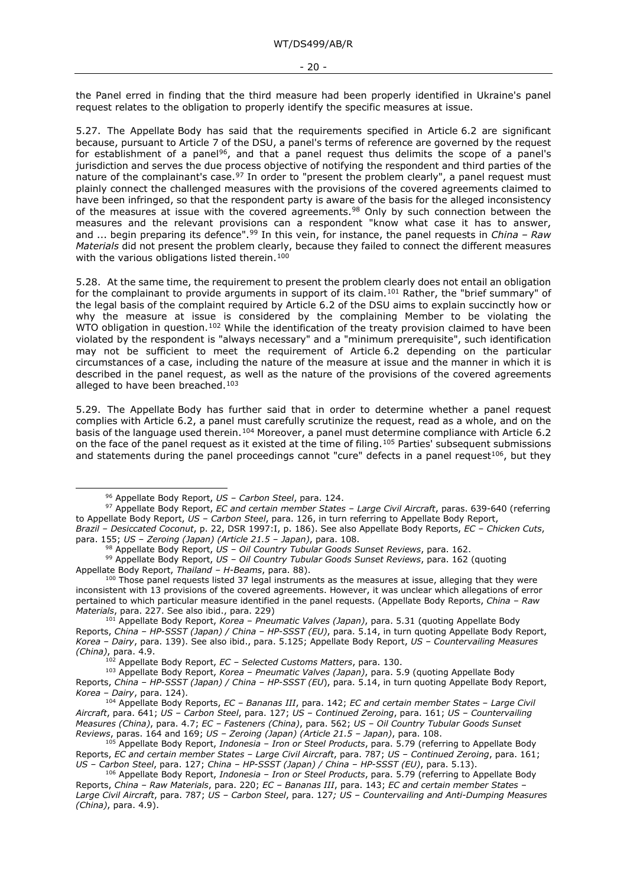the Panel erred in finding that the third measure had been properly identified in Ukraine's panel request relates to the obligation to properly identify the specific measures at issue.

5.27. The Appellate Body has said that the requirements specified in Article 6.2 are significant because, pursuant to Article 7 of the DSU, a panel's terms of reference are governed by the request for establishment of a panel[96], and that a panel request thus delimits the scope of a panel's jurisdiction and serves the due process objective of notifying the respondent and third parties of the nature of the complainant's case.[97] In order to "present the problem clearly", a panel request must plainly connect the challenged measures with the provisions of the covered agreements claimed to have been infringed, so that the respondent party is aware of the basis for the alleged inconsistency of the measures at issue with the covered agreements.[98] Only by such connection between the measures and the relevant provisions can a respondent "know what case it has to answer, and ... begin preparing its defence".[99] In this vein, for instance, the panel requests in *China – Raw Materials* did not present the problem clearly, because they failed to connect the different measures with the various obligations listed therein.[100]

5.28. At the same time, the requirement to present the problem clearly does not entail an obligation for the complainant to provide arguments in support of its claim.[101] Rather, the "brief summary" of the legal basis of the complaint required by Article 6.2 of the DSU aims to explain succinctly how or why the measure at issue is considered by the complaining Member to be violating the WTO obligation in question.[102] While the identification of the treaty provision claimed to have been violated by the respondent is "always necessary" and a "minimum prerequisite", such identification may not be sufficient to meet the requirement of Article 6.2 depending on the particular circumstances of a case, including the nature of the measure at issue and the manner in which it is described in the panel request, as well as the nature of the provisions of the covered agreements alleged to have been breached.[103]

5.29. The Appellate Body has further said that in order to determine whether a panel request complies with Article 6.2, a panel must carefully scrutinize the request, read as a whole, and on the basis of the language used therein.[104] Moreover, a panel must determine compliance with Article 6.2 on the face of the panel request as it existed at the time of filing.[105] Parties' subsequent submissions and statements during the panel proceedings cannot "cure" defects in a panel request[106], but they

---

[96] Appellate Body Report, *US – Carbon Steel*, para. 124.

[97] Appellate Body Report, *EC and certain member States – Large Civil Aircraft*, paras. 639-640 (referring to Appellate Body Report, *US – Carbon Steel*, para. 126, in turn referring to Appellate Body Report, *Brazil – Desiccated Coconut*, p. 22, DSR 1997:I, p. 186). See also Appellate Body Reports, *EC – Chicken Cuts*, para. 155; *US – Zeroing (Japan) (Article 21.5 – Japan)*, para. 108.

[98] Appellate Body Report, *US – Oil Country Tubular Goods Sunset Reviews*, para. 162.

[99] Appellate Body Report, *US – Oil Country Tubular Goods Sunset Reviews*, para. 162 (quoting Appellate Body Report, *Thailand – H-Beams*, para. 88).

[100] Those panel requests listed 37 legal instruments as the measures at issue, alleging that they were inconsistent with 13 provisions of the covered agreements. However, it was unclear which allegations of error pertained to which particular measure identified in the panel requests. (Appellate Body Reports, *China – Raw Materials*, para. 227. See also ibid., para. 229)

[101] Appellate Body Report, *Korea – Pneumatic Valves (Japan)*, para. 5.31 (quoting Appellate Body Reports, *China – HP-SSST (Japan) / China – HP-SSST (EU)*, para. 5.14, in turn quoting Appellate Body Report, *Korea – Dairy*, para. 139). See also ibid., para. 5.125; Appellate Body Report, *US – Countervailing Measures (China)*, para. 4.9.

[102] Appellate Body Report, *EC – Selected Customs Matters*, para. 130.

[103] Appellate Body Report, *Korea – Pneumatic Valves (Japan)*, para. 5.9 (quoting Appellate Body Reports, *China – HP-SSST (Japan) / China – HP-SSST (EU)*, para. 5.14, in turn quoting Appellate Body Report, *Korea – Dairy*, para. 124).

[104] Appellate Body Reports, *EC – Bananas III*, para. 142; *EC and certain member States – Large Civil Aircraft*, para. 641; *US – Carbon Steel*, para. 127; *US – Continued Zeroing*, para. 161; *US – Countervailing Measures (China)*, para. 4.7; *EC – Fasteners (China)*, para. 562; *US – Oil Country Tubular Goods Sunset Reviews*, paras. 164 and 169; *US – Zeroing (Japan) (Article 21.5 – Japan)*, para. 108.

[105] Appellate Body Report, *Indonesia – Iron or Steel Products*, para. 5.79 (referring to Appellate Body Reports, *EC and certain member States – Large Civil Aircraft*, para. 787; *US – Continued Zeroing*, para. 161; *US – Carbon Steel*, para. 127; *China – HP-SSST (Japan) / China – HP-SSST (EU)*, para. 5.13).

[106] Appellate Body Report, *Indonesia – Iron or Steel Products*, para. 5.79 (referring to Appellate Body Reports, *China – Raw Materials*, para. 220; *EC – Bananas III*, para. 143; *EC and certain member States – Large Civil Aircraft*, para. 787; *US – Carbon Steel*, para. 127; *US – Countervailing and Anti-Dumping Measures (China)*, para. 4.9).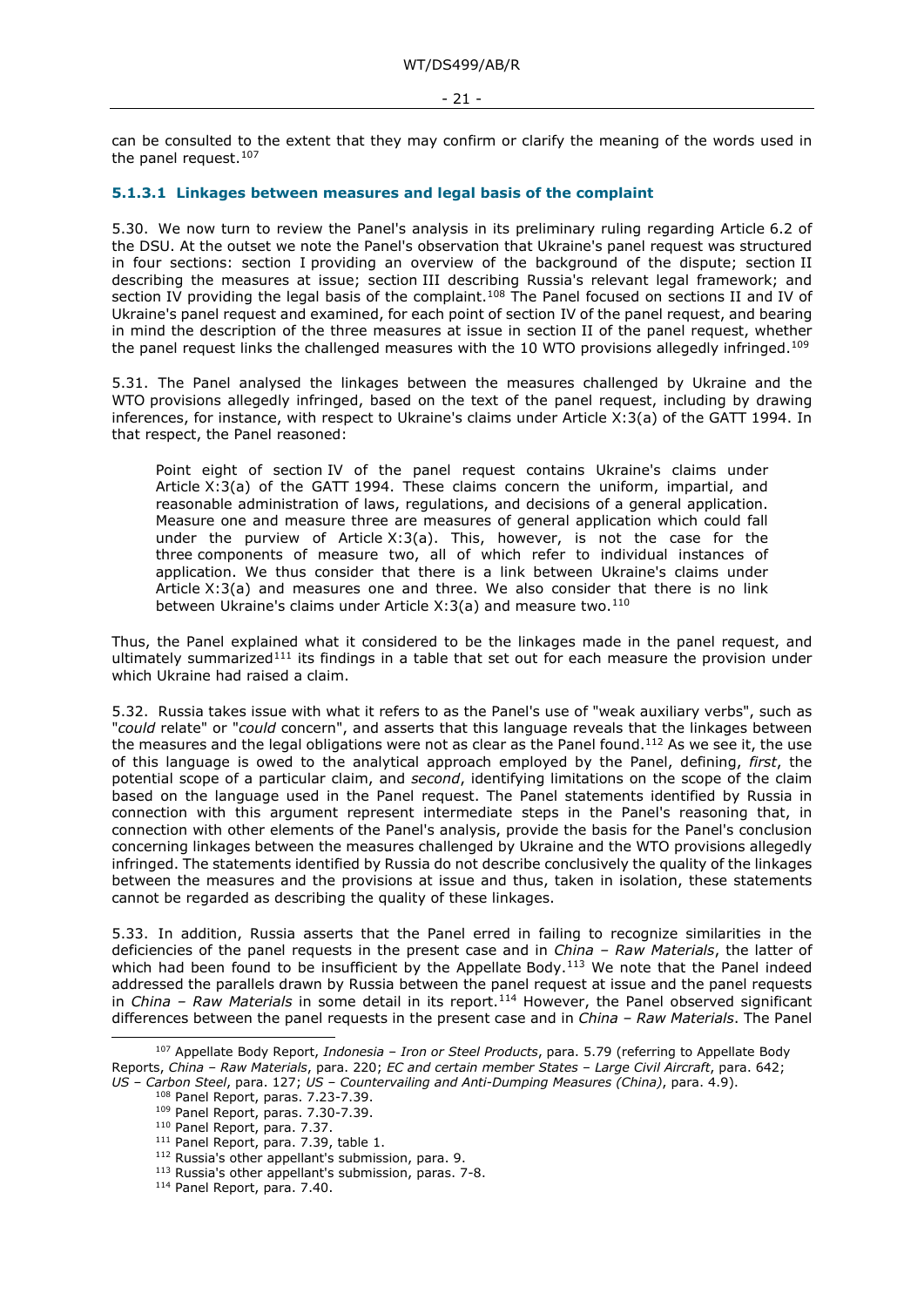can be consulted to the extent that they may confirm or clarify the meaning of the words used in the panel request.[107]

#### 5.1.3.1 Linkages between measures and legal basis of the complaint

5.30. We now turn to review the Panel's analysis in its preliminary ruling regarding Article 6.2 of the DSU. At the outset we note the Panel's observation that Ukraine's panel request was structured in four sections: section I providing an overview of the background of the dispute; section II describing the measures at issue; section III describing Russia's relevant legal framework; and section IV providing the legal basis of the complaint.[108] The Panel focused on sections II and IV of Ukraine's panel request and examined, for each point of section IV of the panel request, and bearing in mind the description of the three measures at issue in section II of the panel request, whether the panel request links the challenged measures with the 10 WTO provisions allegedly infringed.[109]

5.31. The Panel analysed the linkages between the measures challenged by Ukraine and the WTO provisions allegedly infringed, based on the text of the panel request, including by drawing inferences, for instance, with respect to Ukraine's claims under Article X:3(a) of the GATT 1994. In that respect, the Panel reasoned:

> Point eight of section IV of the panel request contains Ukraine's claims under Article X:3(a) of the GATT 1994. These claims concern the uniform, impartial, and reasonable administration of laws, regulations, and decisions of a general application. Measure one and measure three are measures of general application which could fall under the purview of Article X:3(a). This, however, is not the case for the three components of measure two, all of which refer to individual instances of application. We thus consider that there is a link between Ukraine's claims under Article X:3(a) and measures one and three. We also consider that there is no link between Ukraine's claims under Article X:3(a) and measure two.[110]

Thus, the Panel explained what it considered to be the linkages made in the panel request, and ultimately summarized[111] its findings in a table that set out for each measure the provision under which Ukraine had raised a claim.

5.32. Russia takes issue with what it refers to as the Panel's use of "weak auxiliary verbs", such as "*could* relate" or "*could* concern", and asserts that this language reveals that the linkages between the measures and the legal obligations were not as clear as the Panel found.[112] As we see it, the use of this language is owed to the analytical approach employed by the Panel, defining, *first*, the potential scope of a particular claim, and *second*, identifying limitations on the scope of the claim based on the language used in the Panel request. The Panel statements identified by Russia in connection with this argument represent intermediate steps in the Panel's reasoning that, in connection with other elements of the Panel's analysis, provide the basis for the Panel's conclusion concerning linkages between the measures challenged by Ukraine and the WTO provisions allegedly infringed. The statements identified by Russia do not describe conclusively the quality of the linkages between the measures and the provisions at issue and thus, taken in isolation, these statements cannot be regarded as describing the quality of these linkages.

5.33. In addition, Russia asserts that the Panel erred in failing to recognize similarities in the deficiencies of the panel requests in the present case and in *China – Raw Materials*, the latter of which had been found to be insufficient by the Appellate Body.[113] We note that the Panel indeed addressed the parallels drawn by Russia between the panel request at issue and the panel requests in *China – Raw Materials* in some detail in its report.[114] However, the Panel observed significant differences between the panel requests in the present case and in *China – Raw Materials*. The Panel

---

[107] Appellate Body Report, *Indonesia – Iron or Steel Products*, para. 5.79 (referring to Appellate Body Reports, *China – Raw Materials*, para. 220; *EC and certain member States – Large Civil Aircraft*, para. 642; *US – Carbon Steel*, para. 127; *US – Countervailing and Anti-Dumping Measures (China)*, para. 4.9).

[108] Panel Report, paras. 7.23-7.39.

[109] Panel Report, paras. 7.30-7.39.

[110] Panel Report, para. 7.37.

[111] Panel Report, para. 7.39, table 1.

[112] Russia's other appellant's submission, para. 9.

[113] Russia's other appellant's submission, paras. 7-8.

[114] Panel Report, para. 7.40.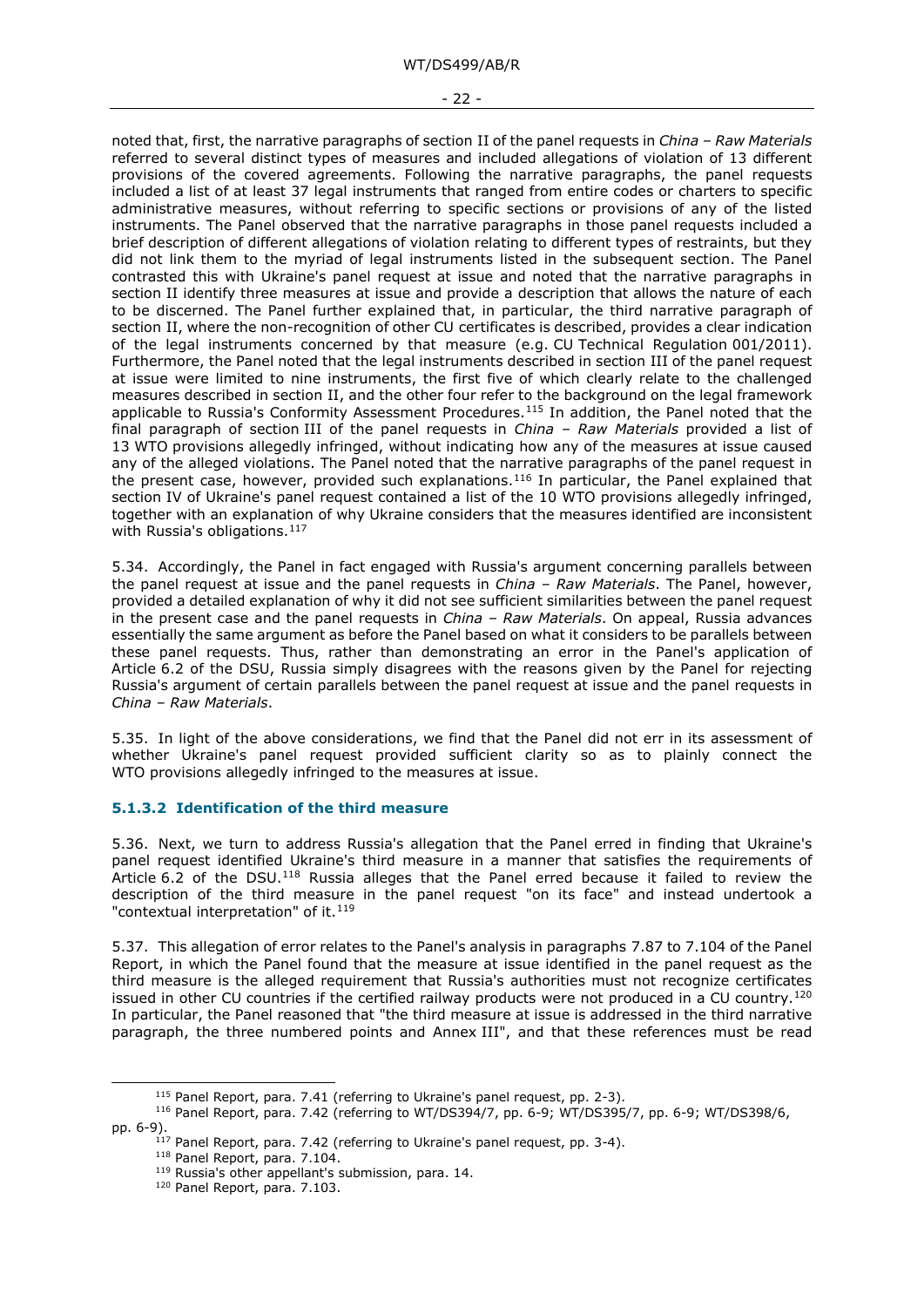noted that, first, the narrative paragraphs of section II of the panel requests in *China – Raw Materials* referred to several distinct types of measures and included allegations of violation of 13 different provisions of the covered agreements. Following the narrative paragraphs, the panel requests included a list of at least 37 legal instruments that ranged from entire codes or charters to specific administrative measures, without referring to specific sections or provisions of any of the listed instruments. The Panel observed that the narrative paragraphs in those panel requests included a brief description of different allegations of violation relating to different types of restraints, but they did not link them to the myriad of legal instruments listed in the subsequent section. The Panel contrasted this with Ukraine's panel request at issue and noted that the narrative paragraphs in section II identify three measures at issue and provide a description that allows the nature of each to be discerned. The Panel further explained that, in particular, the third narrative paragraph of section II, where the non-recognition of other CU certificates is described, provides a clear indication of the legal instruments concerned by that measure (e.g. CU Technical Regulation 001/2011). Furthermore, the Panel noted that the legal instruments described in section III of the panel request at issue were limited to nine instruments, the first five of which clearly relate to the challenged measures described in section II, and the other four refer to the background on the legal framework applicable to Russia's Conformity Assessment Procedures.[115] In addition, the Panel noted that the final paragraph of section III of the panel requests in *China – Raw Materials* provided a list of 13 WTO provisions allegedly infringed, without indicating how any of the measures at issue caused any of the alleged violations. The Panel noted that the narrative paragraphs of the panel request in the present case, however, provided such explanations.[116] In particular, the Panel explained that section IV of Ukraine's panel request contained a list of the 10 WTO provisions allegedly infringed, together with an explanation of why Ukraine considers that the measures identified are inconsistent with Russia's obligations.[117]

5.34. Accordingly, the Panel in fact engaged with Russia's argument concerning parallels between the panel request at issue and the panel requests in *China – Raw Materials*. The Panel, however, provided a detailed explanation of why it did not see sufficient similarities between the panel request in the present case and the panel requests in *China – Raw Materials*. On appeal, Russia advances essentially the same argument as before the Panel based on what it considers to be parallels between these panel requests. Thus, rather than demonstrating an error in the Panel's application of Article 6.2 of the DSU, Russia simply disagrees with the reasons given by the Panel for rejecting Russia's argument of certain parallels between the panel request at issue and the panel requests in *China – Raw Materials*.

5.35. In light of the above considerations, we find that the Panel did not err in its assessment of whether Ukraine's panel request provided sufficient clarity so as to plainly connect the WTO provisions allegedly infringed to the measures at issue.

#### 5.1.3.2 Identification of the third measure

5.36. Next, we turn to address Russia's allegation that the Panel erred in finding that Ukraine's panel request identified Ukraine's third measure in a manner that satisfies the requirements of Article 6.2 of the DSU.[118] Russia alleges that the Panel erred because it failed to review the description of the third measure in the panel request "on its face" and instead undertook a "contextual interpretation" of it.[119]

5.37. This allegation of error relates to the Panel's analysis in paragraphs 7.87 to 7.104 of the Panel Report, in which the Panel found that the measure at issue identified in the panel request as the third measure is the alleged requirement that Russia's authorities must not recognize certificates issued in other CU countries if the certified railway products were not produced in a CU country.[120] In particular, the Panel reasoned that "the third measure at issue is addressed in the third narrative paragraph, the three numbered points and Annex III", and that these references must be read

---

[115] Panel Report, para. 7.41 (referring to Ukraine's panel request, pp. 2-3).

[116] Panel Report, para. 7.42 (referring to WT/DS394/7, pp. 6-9; WT/DS395/7, pp. 6-9; WT/DS398/6, pp. 6-9).

[117] Panel Report, para. 7.42 (referring to Ukraine's panel request, pp. 3-4).

[118] Panel Report, para. 7.104.

[119] Russia's other appellant's submission, para. 14.

[120] Panel Report, para. 7.103.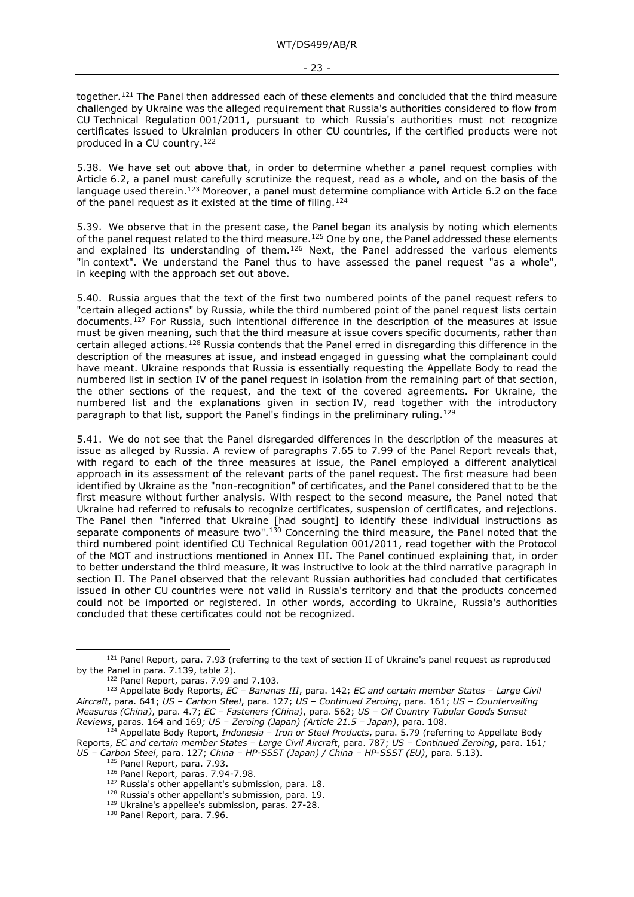together.[121] The Panel then addressed each of these elements and concluded that the third measure challenged by Ukraine was the alleged requirement that Russia's authorities considered to flow from CU Technical Regulation 001/2011, pursuant to which Russia's authorities must not recognize certificates issued to Ukrainian producers in other CU countries, if the certified products were not produced in a CU country.[122]

5.38. We have set out above that, in order to determine whether a panel request complies with Article 6.2, a panel must carefully scrutinize the request, read as a whole, and on the basis of the language used therein.[123] Moreover, a panel must determine compliance with Article 6.2 on the face of the panel request as it existed at the time of filing.[124]

5.39. We observe that in the present case, the Panel began its analysis by noting which elements of the panel request related to the third measure.[125] One by one, the Panel addressed these elements and explained its understanding of them.[126] Next, the Panel addressed the various elements "in context". We understand the Panel thus to have assessed the panel request "as a whole", in keeping with the approach set out above.

5.40. Russia argues that the text of the first two numbered points of the panel request refers to "certain alleged actions" by Russia, while the third numbered point of the panel request lists certain documents.[127] For Russia, such intentional difference in the description of the measures at issue must be given meaning, such that the third measure at issue covers specific documents, rather than certain alleged actions.[128] Russia contends that the Panel erred in disregarding this difference in the description of the measures at issue, and instead engaged in guessing what the complainant could have meant. Ukraine responds that Russia is essentially requesting the Appellate Body to read the numbered list in section IV of the panel request in isolation from the remaining part of that section, the other sections of the request, and the text of the covered agreements. For Ukraine, the numbered list and the explanations given in section IV, read together with the introductory paragraph to that list, support the Panel's findings in the preliminary ruling.[129]

5.41. We do not see that the Panel disregarded differences in the description of the measures at issue as alleged by Russia. A review of paragraphs 7.65 to 7.99 of the Panel Report reveals that, with regard to each of the three measures at issue, the Panel employed a different analytical approach in its assessment of the relevant parts of the panel request. The first measure had been identified by Ukraine as the "non-recognition" of certificates, and the Panel considered that to be the first measure without further analysis. With respect to the second measure, the Panel noted that Ukraine had referred to refusals to recognize certificates, suspension of certificates, and rejections. The Panel then "inferred that Ukraine [had sought] to identify these individual instructions as separate components of measure two".[130] Concerning the third measure, the Panel noted that the third numbered point identified CU Technical Regulation 001/2011, read together with the Protocol of the MOT and instructions mentioned in Annex III. The Panel continued explaining that, in order to better understand the third measure, it was instructive to look at the third narrative paragraph in section II. The Panel observed that the relevant Russian authorities had concluded that certificates issued in other CU countries were not valid in Russia's territory and that the products concerned could not be imported or registered. In other words, according to Ukraine, Russia's authorities concluded that these certificates could not be recognized.

[121] Panel Report, para. 7.93 (referring to the text of section II of Ukraine's panel request as reproduced by the Panel in para. 7.139, table 2).

[122] Panel Report, paras. 7.99 and 7.103.

[123] Appellate Body Reports, *EC – Bananas III*, para. 142; *EC and certain member States – Large Civil Aircraft*, para. 641; *US – Carbon Steel*, para. 127; *US – Continued Zeroing*, para. 161; *US – Countervailing Measures (China)*, para. 4.7; *EC – Fasteners (China)*, para. 562; *US – Oil Country Tubular Goods Sunset Reviews*, paras. 164 and 169*; US – Zeroing (Japan) (Article 21.5 – Japan)*, para. 108.

[124] Appellate Body Report, *Indonesia – Iron or Steel Products*, para. 5.79 (referring to Appellate Body Reports, *EC and certain member States – Large Civil Aircraft*, para. 787; *US – Continued Zeroing*, para. 161*; US – Carbon Steel*, para. 127; *China – HP-SSST (Japan) / China – HP-SSST (EU)*, para. 5.13).

[125] Panel Report, para. 7.93.

[126] Panel Report, paras. 7.94-7.98.

[127] Russia's other appellant's submission, para. 18.

[128] Russia's other appellant's submission, para. 19.

[129] Ukraine's appellee's submission, paras. 27-28.

[130] Panel Report, para. 7.96.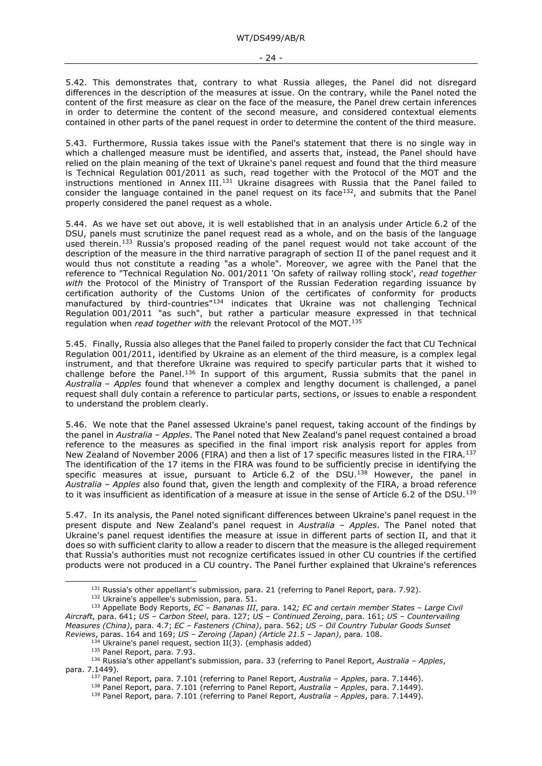5.42. This demonstrates that, contrary to what Russia alleges, the Panel did not disregard differences in the description of the measures at issue. On the contrary, while the Panel noted the content of the first measure as clear on the face of the measure, the Panel drew certain inferences in order to determine the content of the second measure, and considered contextual elements contained in other parts of the panel request in order to determine the content of the third measure.

5.43. Furthermore, Russia takes issue with the Panel's statement that there is no single way in which a challenged measure must be identified, and asserts that, instead, the Panel should have relied on the plain meaning of the text of Ukraine's panel request and found that the third measure is Technical Regulation 001/2011 as such, read together with the Protocol of the MOT and the instructions mentioned in Annex III.[131] Ukraine disagrees with Russia that the Panel failed to consider the language contained in the panel request on its face[132], and submits that the Panel properly considered the panel request as a whole.

5.44. As we have set out above, it is well established that in an analysis under Article 6.2 of the DSU, panels must scrutinize the panel request read as a whole, and on the basis of the language used therein.[133] Russia's proposed reading of the panel request would not take account of the description of the measure in the third narrative paragraph of section II of the panel request and it would thus not constitute a reading "as a whole". Moreover, we agree with the Panel that the reference to "Technical Regulation No. 001/2011 'On safety of railway rolling stock', *read together with* the Protocol of the Ministry of Transport of the Russian Federation regarding issuance by certification authority of the Customs Union of the certificates of conformity for products manufactured by third-countries"[134] indicates that Ukraine was not challenging Technical Regulation 001/2011 "as such", but rather a particular measure expressed in that technical regulation when *read together with* the relevant Protocol of the MOT.[135]

5.45. Finally, Russia also alleges that the Panel failed to properly consider the fact that CU Technical Regulation 001/2011, identified by Ukraine as an element of the third measure, is a complex legal instrument, and that therefore Ukraine was required to specify particular parts that it wished to challenge before the Panel.[136] In support of this argument, Russia submits that the panel in *Australia – Apples* found that whenever a complex and lengthy document is challenged, a panel request shall duly contain a reference to particular parts, sections, or issues to enable a respondent to understand the problem clearly.

5.46. We note that the Panel assessed Ukraine's panel request, taking account of the findings by the panel in *Australia – Apples*. The Panel noted that New Zealand's panel request contained a broad reference to the measures as specified in the final import risk analysis report for apples from New Zealand of November 2006 (FIRA) and then a list of 17 specific measures listed in the FIRA.[137] The identification of the 17 items in the FIRA was found to be sufficiently precise in identifying the specific measures at issue, pursuant to Article 6.2 of the DSU.[138] However, the panel in *Australia – Apples* also found that, given the length and complexity of the FIRA, a broad reference to it was insufficient as identification of a measure at issue in the sense of Article 6.2 of the DSU.[139]

5.47. In its analysis, the Panel noted significant differences between Ukraine's panel request in the present dispute and New Zealand's panel request in *Australia – Apples*. The Panel noted that Ukraine's panel request identifies the measure at issue in different parts of section II, and that it does so with sufficient clarity to allow a reader to discern that the measure is the alleged requirement that Russia's authorities must not recognize certificates issued in other CU countries if the certified products were not produced in a CU country. The Panel further explained that Ukraine's references

---

[131] Russia's other appellant's submission, para. 21 (referring to Panel Report, para. 7.92).

[132] Ukraine's appellee's submission, para. 51.

[133] Appellate Body Reports, *EC – Bananas III*, para. 142*; EC and certain member States – Large Civil Aircraft*, para. 641; *US – Carbon Steel*, para. 127; *US – Continued Zeroing*, para. 161; *US – Countervailing Measures (China)*, para. 4.7; *EC – Fasteners (China)*, para. 562; *US – Oil Country Tubular Goods Sunset Reviews*, paras. 164 and 169; *US – Zeroing (Japan) (Article 21.5 – Japan)*, para. 108.

[134] Ukraine's panel request, section II(3). (emphasis added)

[135] Panel Report, para. 7.93.

[136] Russia's other appellant's submission, para. 33 (referring to Panel Report, *Australia – Apples*, para. 7.1449).

[137] Panel Report, para. 7.101 (referring to Panel Report, *Australia – Apples*, para. 7.1446).

[138] Panel Report, para. 7.101 (referring to Panel Report, *Australia – Apples*, para. 7.1449).

[139] Panel Report, para. 7.101 (referring to Panel Report, *Australia – Apples*, para. 7.1449).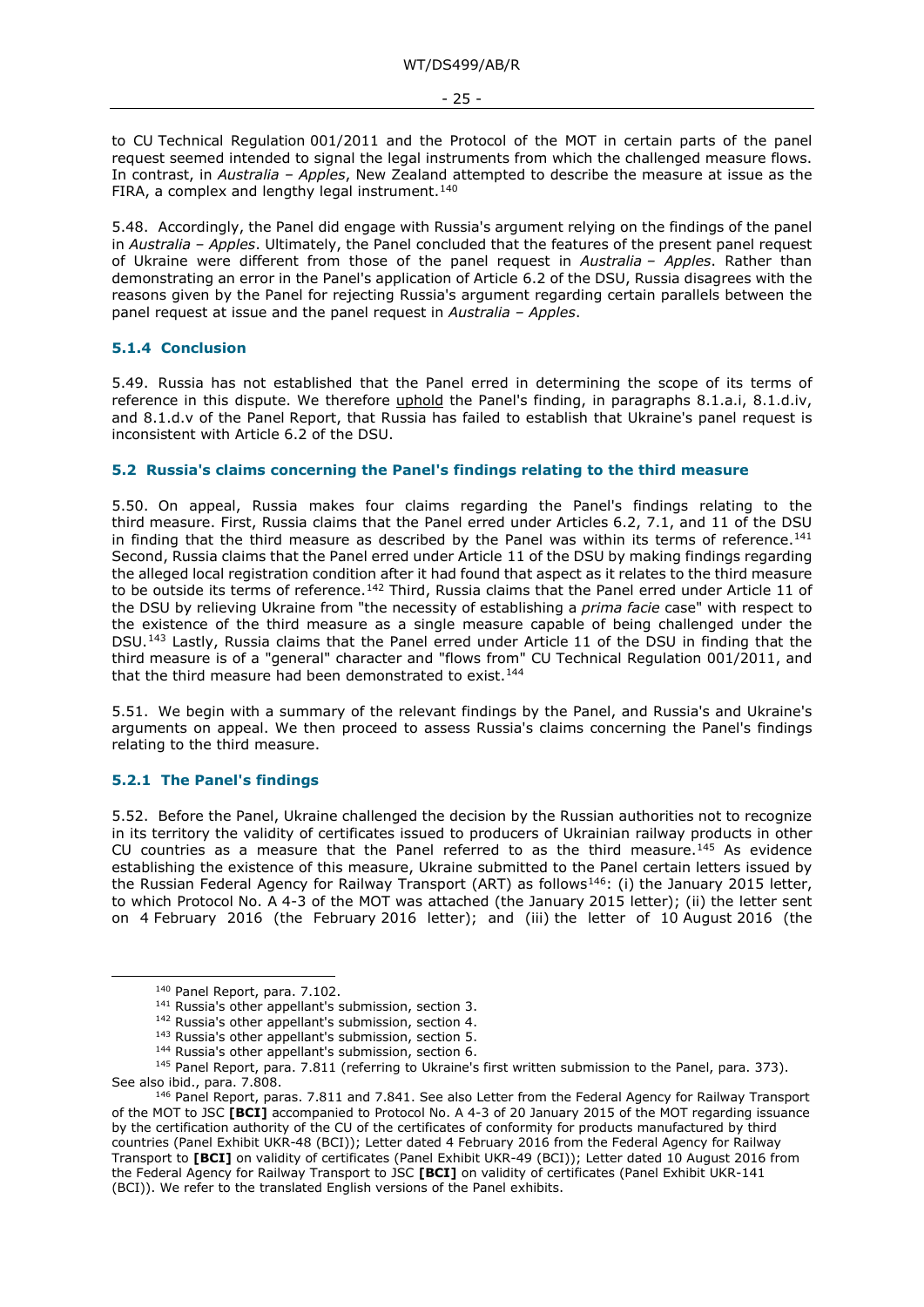to CU Technical Regulation 001/2011 and the Protocol of the MOT in certain parts of the panel request seemed intended to signal the legal instruments from which the challenged measure flows. In contrast, in *Australia – Apples*, New Zealand attempted to describe the measure at issue as the FIRA, a complex and lengthy legal instrument.[140]

5.48. Accordingly, the Panel did engage with Russia's argument relying on the findings of the panel in *Australia – Apples*. Ultimately, the Panel concluded that the features of the present panel request of Ukraine were different from those of the panel request in *Australia – Apples*. Rather than demonstrating an error in the Panel's application of Article 6.2 of the DSU, Russia disagrees with the reasons given by the Panel for rejecting Russia's argument regarding certain parallels between the panel request at issue and the panel request in *Australia – Apples*.

### 5.1.4 Conclusion

5.49. Russia has not established that the Panel erred in determining the scope of its terms of reference in this dispute. We therefore uphold the Panel's finding, in paragraphs 8.1.a.i, 8.1.d.iv, and 8.1.d.v of the Panel Report, that Russia has failed to establish that Ukraine's panel request is inconsistent with Article 6.2 of the DSU.

## 5.2 Russia's claims concerning the Panel's findings relating to the third measure

5.50. On appeal, Russia makes four claims regarding the Panel's findings relating to the third measure. First, Russia claims that the Panel erred under Articles 6.2, 7.1, and 11 of the DSU in finding that the third measure as described by the Panel was within its terms of reference.[141] Second, Russia claims that the Panel erred under Article 11 of the DSU by making findings regarding the alleged local registration condition after it had found that aspect as it relates to the third measure to be outside its terms of reference.[142] Third, Russia claims that the Panel erred under Article 11 of the DSU by relieving Ukraine from "the necessity of establishing a *prima facie* case" with respect to the existence of the third measure as a single measure capable of being challenged under the DSU.[143] Lastly, Russia claims that the Panel erred under Article 11 of the DSU in finding that the third measure is of a "general" character and "flows from" CU Technical Regulation 001/2011, and that the third measure had been demonstrated to exist.[144]

5.51. We begin with a summary of the relevant findings by the Panel, and Russia's and Ukraine's arguments on appeal. We then proceed to assess Russia's claims concerning the Panel's findings relating to the third measure.

### 5.2.1 The Panel's findings

5.52. Before the Panel, Ukraine challenged the decision by the Russian authorities not to recognize in its territory the validity of certificates issued to producers of Ukrainian railway products in other CU countries as a measure that the Panel referred to as the third measure.[145] As evidence establishing the existence of this measure, Ukraine submitted to the Panel certain letters issued by the Russian Federal Agency for Railway Transport (ART) as follows[146]: (i) the January 2015 letter, to which Protocol No. A 4-3 of the MOT was attached (the January 2015 letter); (ii) the letter sent on 4 February 2016 (the February 2016 letter); and (iii) the letter of 10 August 2016 (the

---

[140] Panel Report, para. 7.102.

[141] Russia's other appellant's submission, section 3.

[142] Russia's other appellant's submission, section 4.

[143] Russia's other appellant's submission, section 5.

[144] Russia's other appellant's submission, section 6.

[145] Panel Report, para. 7.811 (referring to Ukraine's first written submission to the Panel, para. 373). See also ibid., para. 7.808.

[146] Panel Report, paras. 7.811 and 7.841. See also Letter from the Federal Agency for Railway Transport of the MOT to JSC **[BCI]** accompanied to Protocol No. A 4-3 of 20 January 2015 of the MOT regarding issuance by the certification authority of the CU of the certificates of conformity for products manufactured by third countries (Panel Exhibit UKR-48 (BCI)); Letter dated 4 February 2016 from the Federal Agency for Railway Transport to **[BCI]** on validity of certificates (Panel Exhibit UKR-49 (BCI)); Letter dated 10 August 2016 from the Federal Agency for Railway Transport to JSC **[BCI]** on validity of certificates (Panel Exhibit UKR-141 (BCI)). We refer to the translated English versions of the Panel exhibits.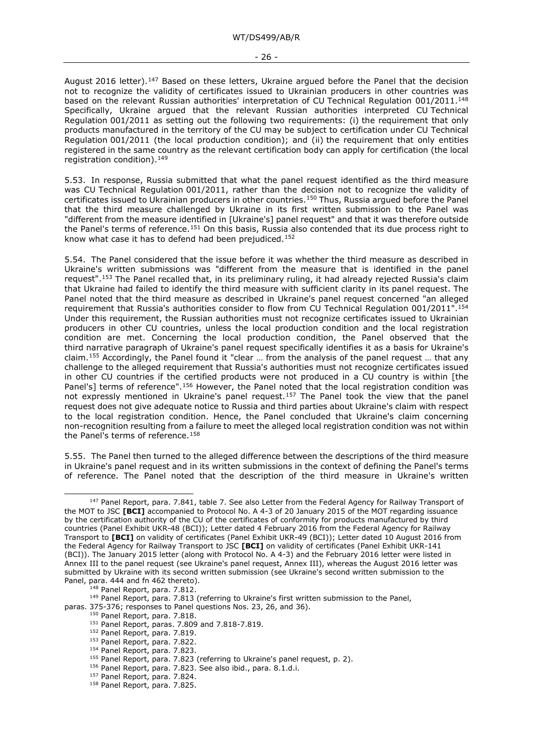August 2016 letter).[147] Based on these letters, Ukraine argued before the Panel that the decision not to recognize the validity of certificates issued to Ukrainian producers in other countries was based on the relevant Russian authorities' interpretation of CU Technical Regulation 001/2011.[148] Specifically, Ukraine argued that the relevant Russian authorities interpreted CU Technical Regulation 001/2011 as setting out the following two requirements: (i) the requirement that only products manufactured in the territory of the CU may be subject to certification under CU Technical Regulation 001/2011 (the local production condition); and (ii) the requirement that only entities registered in the same country as the relevant certification body can apply for certification (the local registration condition).[149]

5.53. In response, Russia submitted that what the panel request identified as the third measure was CU Technical Regulation 001/2011, rather than the decision not to recognize the validity of certificates issued to Ukrainian producers in other countries.[150] Thus, Russia argued before the Panel that the third measure challenged by Ukraine in its first written submission to the Panel was "different from the measure identified in [Ukraine's] panel request" and that it was therefore outside the Panel's terms of reference.[151] On this basis, Russia also contended that its due process right to know what case it has to defend had been prejudiced.[152]

5.54. The Panel considered that the issue before it was whether the third measure as described in Ukraine's written submissions was "different from the measure that is identified in the panel request".[153] The Panel recalled that, in its preliminary ruling, it had already rejected Russia's claim that Ukraine had failed to identify the third measure with sufficient clarity in its panel request. The Panel noted that the third measure as described in Ukraine's panel request concerned "an alleged requirement that Russia's authorities consider to flow from CU Technical Regulation 001/2011".[154] Under this requirement, the Russian authorities must not recognize certificates issued to Ukrainian producers in other CU countries, unless the local production condition and the local registration condition are met. Concerning the local production condition, the Panel observed that the third narrative paragraph of Ukraine's panel request specifically identifies it as a basis for Ukraine's claim.[155] Accordingly, the Panel found it "clear … from the analysis of the panel request … that any challenge to the alleged requirement that Russia's authorities must not recognize certificates issued in other CU countries if the certified products were not produced in a CU country is within [the Panel's] terms of reference".[156] However, the Panel noted that the local registration condition was not expressly mentioned in Ukraine's panel request.[157] The Panel took the view that the panel request does not give adequate notice to Russia and third parties about Ukraine's claim with respect to the local registration condition. Hence, the Panel concluded that Ukraine's claim concerning non-recognition resulting from a failure to meet the alleged local registration condition was not within the Panel's terms of reference.[158]

5.55. The Panel then turned to the alleged difference between the descriptions of the third measure in Ukraine's panel request and in its written submissions in the context of defining the Panel's terms of reference. The Panel noted that the description of the third measure in Ukraine's written

---

[147] Panel Report, para. 7.841, table 7. See also Letter from the Federal Agency for Railway Transport of the MOT to JSC **[BCI]** accompanied to Protocol No. A 4-3 of 20 January 2015 of the MOT regarding issuance by the certification authority of the CU of the certificates of conformity for products manufactured by third countries (Panel Exhibit UKR-48 (BCI)); Letter dated 4 February 2016 from the Federal Agency for Railway Transport to **[BCI]** on validity of certificates (Panel Exhibit UKR-49 (BCI)); Letter dated 10 August 2016 from the Federal Agency for Railway Transport to JSC **[BCI]** on validity of certificates (Panel Exhibit UKR-141 (BCI)). The January 2015 letter (along with Protocol No. A 4-3) and the February 2016 letter were listed in Annex III to the panel request (see Ukraine's panel request, Annex III), whereas the August 2016 letter was submitted by Ukraine with its second written submission (see Ukraine's second written submission to the Panel, para. 444 and fn 462 thereto).

[148] Panel Report, para. 7.812.

[149] Panel Report, para. 7.813 (referring to Ukraine's first written submission to the Panel, paras. 375-376; responses to Panel questions Nos. 23, 26, and 36).

[150] Panel Report, para. 7.818.

[151] Panel Report, paras. 7.809 and 7.818-7.819.

[152] Panel Report, para. 7.819.

[153] Panel Report, para. 7.822.

[154] Panel Report, para. 7.823.

[155] Panel Report, para. 7.823 (referring to Ukraine's panel request, p. 2).

[156] Panel Report, para. 7.823. See also ibid., para. 8.1.d.i.

[157] Panel Report, para. 7.824.

[158] Panel Report, para. 7.825.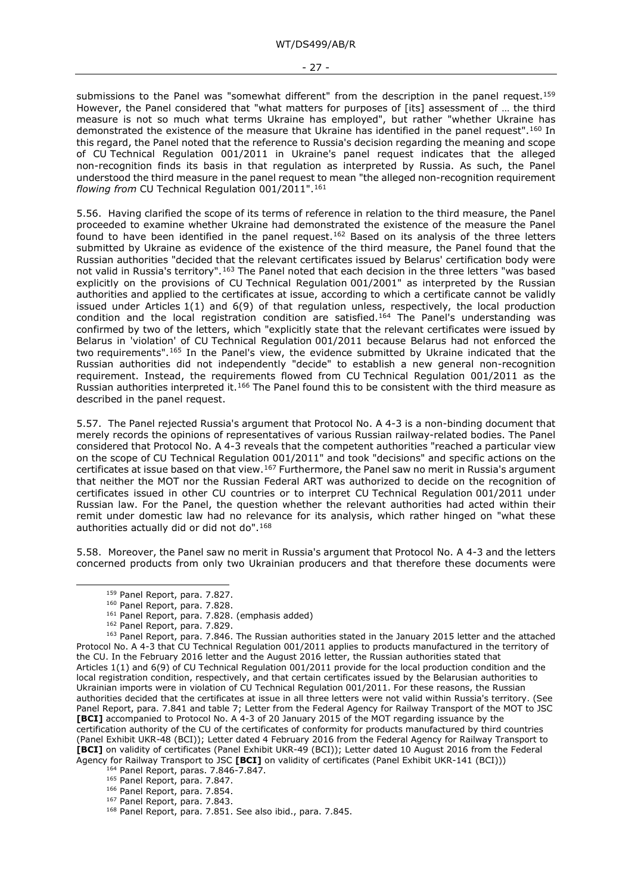submissions to the Panel was "somewhat different" from the description in the panel request.[159] However, the Panel considered that "what matters for purposes of [its] assessment of … the third measure is not so much what terms Ukraine has employed", but rather "whether Ukraine has demonstrated the existence of the measure that Ukraine has identified in the panel request".[160] In this regard, the Panel noted that the reference to Russia's decision regarding the meaning and scope of CU Technical Regulation 001/2011 in Ukraine's panel request indicates that the alleged non-recognition finds its basis in that regulation as interpreted by Russia. As such, the Panel understood the third measure in the panel request to mean "the alleged non-recognition requirement *flowing from* CU Technical Regulation 001/2011".[161]

5.56. Having clarified the scope of its terms of reference in relation to the third measure, the Panel proceeded to examine whether Ukraine had demonstrated the existence of the measure the Panel found to have been identified in the panel request.[162] Based on its analysis of the three letters submitted by Ukraine as evidence of the existence of the third measure, the Panel found that the Russian authorities "decided that the relevant certificates issued by Belarus' certification body were not valid in Russia's territory".[163] The Panel noted that each decision in the three letters "was based explicitly on the provisions of CU Technical Regulation 001/2001" as interpreted by the Russian authorities and applied to the certificates at issue, according to which a certificate cannot be validly issued under Articles 1(1) and 6(9) of that regulation unless, respectively, the local production condition and the local registration condition are satisfied.[164] The Panel's understanding was confirmed by two of the letters, which "explicitly state that the relevant certificates were issued by Belarus in 'violation' of CU Technical Regulation 001/2011 because Belarus had not enforced the two requirements".[165] In the Panel's view, the evidence submitted by Ukraine indicated that the Russian authorities did not independently "decide" to establish a new general non-recognition requirement. Instead, the requirements flowed from CU Technical Regulation 001/2011 as the Russian authorities interpreted it.[166] The Panel found this to be consistent with the third measure as described in the panel request.

5.57. The Panel rejected Russia's argument that Protocol No. A 4-3 is a non-binding document that merely records the opinions of representatives of various Russian railway-related bodies. The Panel considered that Protocol No. A 4-3 reveals that the competent authorities "reached a particular view on the scope of CU Technical Regulation 001/2011" and took "decisions" and specific actions on the certificates at issue based on that view.[167] Furthermore, the Panel saw no merit in Russia's argument that neither the MOT nor the Russian Federal ART was authorized to decide on the recognition of certificates issued in other CU countries or to interpret CU Technical Regulation 001/2011 under Russian law. For the Panel, the question whether the relevant authorities had acted within their remit under domestic law had no relevance for its analysis, which rather hinged on "what these authorities actually did or did not do".[168]

5.58. Moreover, the Panel saw no merit in Russia's argument that Protocol No. A 4-3 and the letters concerned products from only two Ukrainian producers and that therefore these documents were

---

[159] Panel Report, para. 7.827.

[160] Panel Report, para. 7.828.

[161] Panel Report, para. 7.828. (emphasis added)

[162] Panel Report, para. 7.829.

[163] Panel Report, para. 7.846. The Russian authorities stated in the January 2015 letter and the attached Protocol No. A 4-3 that CU Technical Regulation 001/2011 applies to products manufactured in the territory of the CU. In the February 2016 letter and the August 2016 letter, the Russian authorities stated that Articles 1(1) and 6(9) of CU Technical Regulation 001/2011 provide for the local production condition and the local registration condition, respectively, and that certain certificates issued by the Belarusian authorities to Ukrainian imports were in violation of CU Technical Regulation 001/2011. For these reasons, the Russian authorities decided that the certificates at issue in all three letters were not valid within Russia's territory. (See Panel Report, para. 7.841 and table 7; Letter from the Federal Agency for Railway Transport of the MOT to JSC **[BCI]** accompanied to Protocol No. A 4-3 of 20 January 2015 of the MOT regarding issuance by the certification authority of the CU of the certificates of conformity for products manufactured by third countries (Panel Exhibit UKR-48 (BCI)); Letter dated 4 February 2016 from the Federal Agency for Railway Transport to **[BCI]** on validity of certificates (Panel Exhibit UKR-49 (BCI)); Letter dated 10 August 2016 from the Federal Agency for Railway Transport to JSC **[BCI]** on validity of certificates (Panel Exhibit UKR-141 (BCI)))

[164] Panel Report, paras. 7.846-7.847.

[165] Panel Report, para. 7.847.

[166] Panel Report, para. 7.854.

[167] Panel Report, para. 7.843.

[168] Panel Report, para. 7.851. See also ibid., para. 7.845.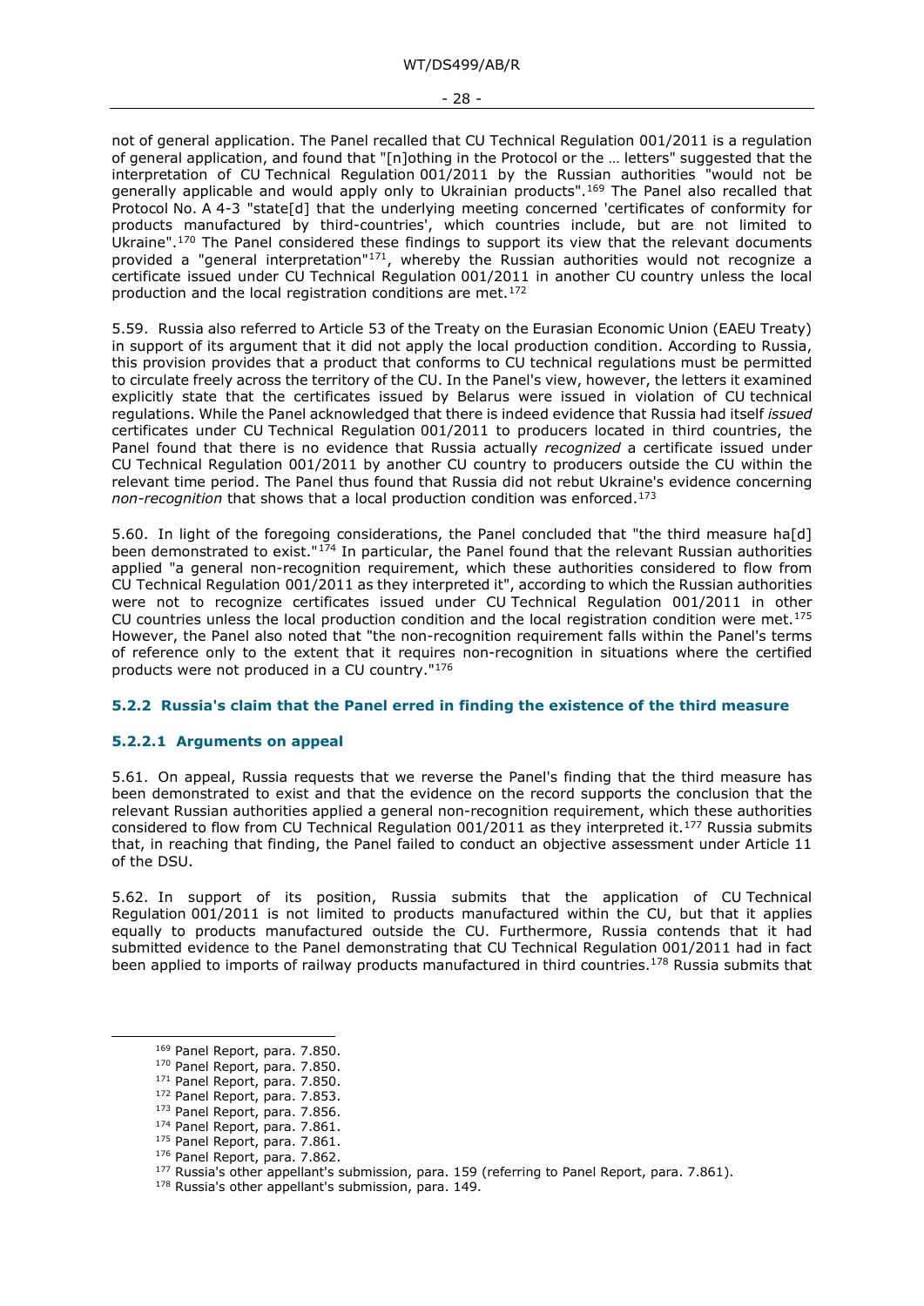not of general application. The Panel recalled that CU Technical Regulation 001/2011 is a regulation of general application, and found that "[n]othing in the Protocol or the … letters" suggested that the interpretation of CU Technical Regulation 001/2011 by the Russian authorities "would not be generally applicable and would apply only to Ukrainian products".[169] The Panel also recalled that Protocol No. A 4-3 "state[d] that the underlying meeting concerned 'certificates of conformity for products manufactured by third-countries', which countries include, but are not limited to Ukraine".[170] The Panel considered these findings to support its view that the relevant documents provided a "general interpretation"[171], whereby the Russian authorities would not recognize a certificate issued under CU Technical Regulation 001/2011 in another CU country unless the local production and the local registration conditions are met.[172]

5.59. Russia also referred to Article 53 of the Treaty on the Eurasian Economic Union (EAEU Treaty) in support of its argument that it did not apply the local production condition. According to Russia, this provision provides that a product that conforms to CU technical regulations must be permitted to circulate freely across the territory of the CU. In the Panel's view, however, the letters it examined explicitly state that the certificates issued by Belarus were issued in violation of CU technical regulations. While the Panel acknowledged that there is indeed evidence that Russia had itself *issued* certificates under CU Technical Regulation 001/2011 to producers located in third countries, the Panel found that there is no evidence that Russia actually *recognized* a certificate issued under CU Technical Regulation 001/2011 by another CU country to producers outside the CU within the relevant time period. The Panel thus found that Russia did not rebut Ukraine's evidence concerning *non-recognition* that shows that a local production condition was enforced.[173]

5.60. In light of the foregoing considerations, the Panel concluded that "the third measure ha[d] been demonstrated to exist."[174] In particular, the Panel found that the relevant Russian authorities applied "a general non-recognition requirement, which these authorities considered to flow from CU Technical Regulation 001/2011 as they interpreted it", according to which the Russian authorities were not to recognize certificates issued under CU Technical Regulation 001/2011 in other CU countries unless the local production condition and the local registration condition were met.[175] However, the Panel also noted that "the non-recognition requirement falls within the Panel's terms of reference only to the extent that it requires non-recognition in situations where the certified products were not produced in a CU country."[176]

### 5.2.2 Russia's claim that the Panel erred in finding the existence of the third measure

#### 5.2.2.1 Arguments on appeal

5.61. On appeal, Russia requests that we reverse the Panel's finding that the third measure has been demonstrated to exist and that the evidence on the record supports the conclusion that the relevant Russian authorities applied a general non-recognition requirement, which these authorities considered to flow from CU Technical Regulation 001/2011 as they interpreted it.[177] Russia submits that, in reaching that finding, the Panel failed to conduct an objective assessment under Article 11 of the DSU.

5.62. In support of its position, Russia submits that the application of CU Technical Regulation 001/2011 is not limited to products manufactured within the CU, but that it applies equally to products manufactured outside the CU. Furthermore, Russia contends that it had submitted evidence to the Panel demonstrating that CU Technical Regulation 001/2011 had in fact been applied to imports of railway products manufactured in third countries.[178] Russia submits that

---

[169] Panel Report, para. 7.850.
[170] Panel Report, para. 7.850.
[171] Panel Report, para. 7.850.
[172] Panel Report, para. 7.853.
[173] Panel Report, para. 7.856.
[174] Panel Report, para. 7.861.
[175] Panel Report, para. 7.861.
[176] Panel Report, para. 7.862.
[177] Russia's other appellant's submission, para. 159 (referring to Panel Report, para. 7.861).
[178] Russia's other appellant's submission, para. 149.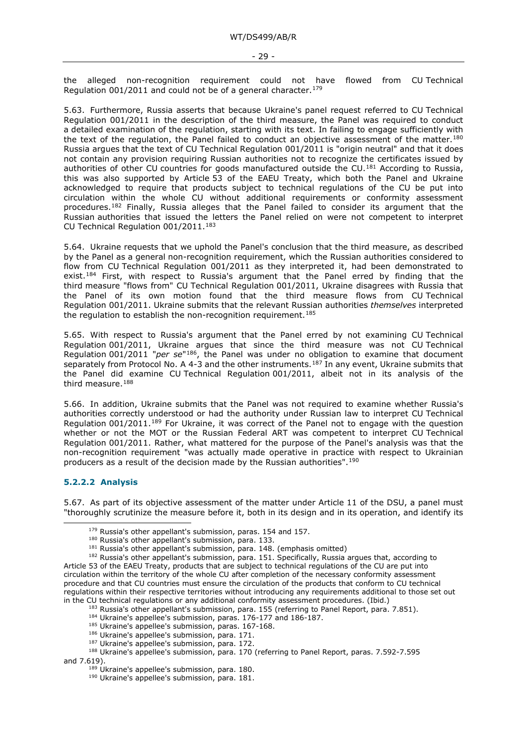the alleged non-recognition requirement could not have flowed from CU Technical Regulation 001/2011 and could not be of a general character.[179]

5.63. Furthermore, Russia asserts that because Ukraine's panel request referred to CU Technical Regulation 001/2011 in the description of the third measure, the Panel was required to conduct a detailed examination of the regulation, starting with its text. In failing to engage sufficiently with the text of the regulation, the Panel failed to conduct an objective assessment of the matter.[180] Russia argues that the text of CU Technical Regulation 001/2011 is "origin neutral" and that it does not contain any provision requiring Russian authorities not to recognize the certificates issued by authorities of other CU countries for goods manufactured outside the CU.[181] According to Russia, this was also supported by Article 53 of the EAEU Treaty, which both the Panel and Ukraine acknowledged to require that products subject to technical regulations of the CU be put into circulation within the whole CU without additional requirements or conformity assessment procedures.[182] Finally, Russia alleges that the Panel failed to consider its argument that the Russian authorities that issued the letters the Panel relied on were not competent to interpret CU Technical Regulation 001/2011.[183]

5.64. Ukraine requests that we uphold the Panel's conclusion that the third measure, as described by the Panel as a general non-recognition requirement, which the Russian authorities considered to flow from CU Technical Regulation 001/2011 as they interpreted it, had been demonstrated to exist.[184] First, with respect to Russia's argument that the Panel erred by finding that the third measure "flows from" CU Technical Regulation 001/2011, Ukraine disagrees with Russia that the Panel of its own motion found that the third measure flows from CU Technical Regulation 001/2011. Ukraine submits that the relevant Russian authorities *themselves* interpreted the regulation to establish the non-recognition requirement.[185]

5.65. With respect to Russia's argument that the Panel erred by not examining CU Technical Regulation 001/2011, Ukraine argues that since the third measure was not CU Technical Regulation 001/2011 "*per se*"[186], the Panel was under no obligation to examine that document separately from Protocol No. A 4-3 and the other instruments.[187] In any event, Ukraine submits that the Panel did examine CU Technical Regulation 001/2011, albeit not in its analysis of the third measure.[188]

5.66. In addition, Ukraine submits that the Panel was not required to examine whether Russia's authorities correctly understood or had the authority under Russian law to interpret CU Technical Regulation 001/2011.[189] For Ukraine, it was correct of the Panel not to engage with the question whether or not the MOT or the Russian Federal ART was competent to interpret CU Technical Regulation 001/2011. Rather, what mattered for the purpose of the Panel's analysis was that the non-recognition requirement "was actually made operative in practice with respect to Ukrainian producers as a result of the decision made by the Russian authorities".[190]

#### 5.2.2.2 Analysis

5.67. As part of its objective assessment of the matter under Article 11 of the DSU, a panel must "thoroughly scrutinize the measure before it, both in its design and in its operation, and identify its

---

[179] Russia's other appellant's submission, paras. 154 and 157.

[180] Russia's other appellant's submission, para. 133.

[181] Russia's other appellant's submission, para. 148. (emphasis omitted)

[182] Russia's other appellant's submission, para. 151. Specifically, Russia argues that, according to Article 53 of the EAEU Treaty, products that are subject to technical regulations of the CU are put into circulation within the territory of the whole CU after completion of the necessary conformity assessment procedure and that CU countries must ensure the circulation of the products that conform to CU technical regulations within their respective territories without introducing any requirements additional to those set out in the CU technical regulations or any additional conformity assessment procedures. (Ibid.)

[183] Russia's other appellant's submission, para. 155 (referring to Panel Report, para. 7.851).

[184] Ukraine's appellee's submission, paras. 176-177 and 186-187.

[185] Ukraine's appellee's submission, paras. 167-168.

[186] Ukraine's appellee's submission, para. 171.

[187] Ukraine's appellee's submission, para. 172.

[188] Ukraine's appellee's submission, para. 170 (referring to Panel Report, paras. 7.592-7.595 and 7.619).

[189] Ukraine's appellee's submission, para. 180.

[190] Ukraine's appellee's submission, para. 181.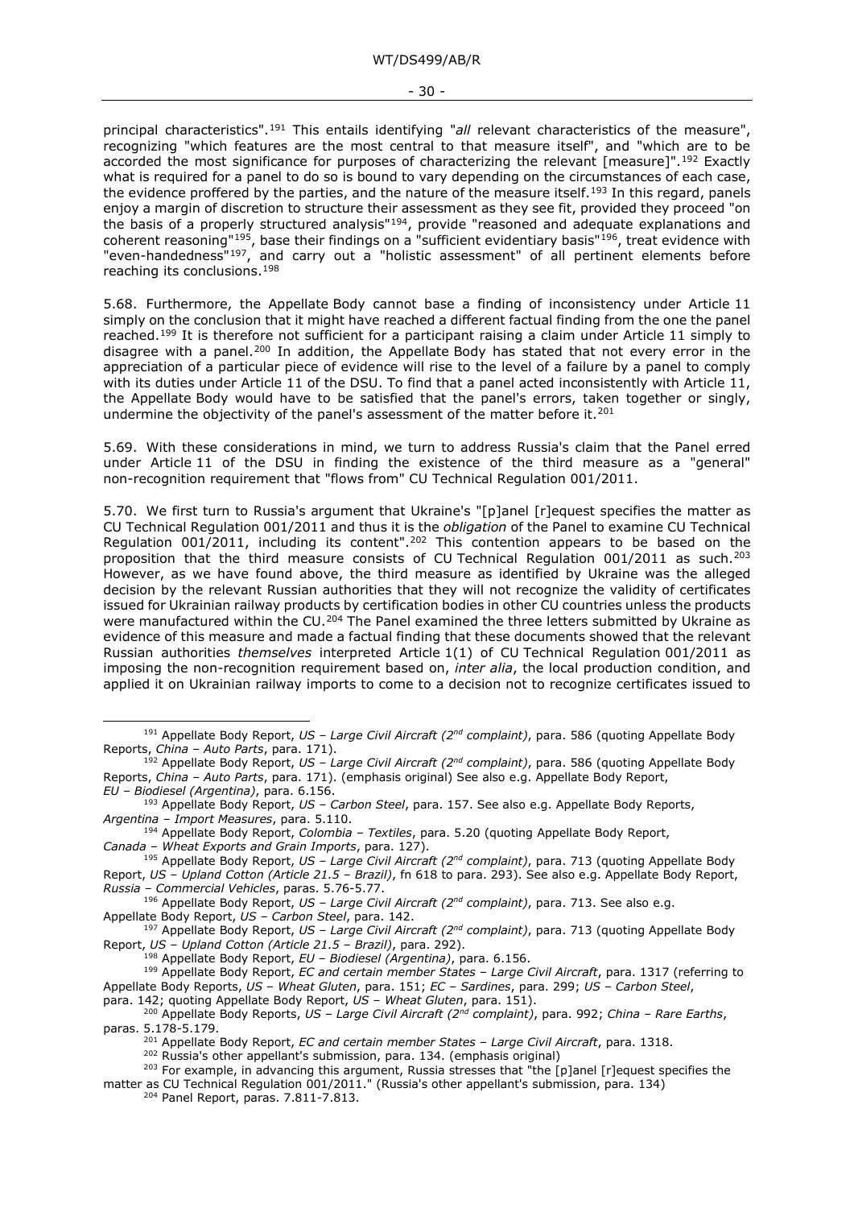principal characteristics".[191] This entails identifying "*all* relevant characteristics of the measure", recognizing "which features are the most central to that measure itself", and "which are to be accorded the most significance for purposes of characterizing the relevant [measure]".[192] Exactly what is required for a panel to do so is bound to vary depending on the circumstances of each case, the evidence proffered by the parties, and the nature of the measure itself.[193] In this regard, panels enjoy a margin of discretion to structure their assessment as they see fit, provided they proceed "on the basis of a properly structured analysis"[194], provide "reasoned and adequate explanations and coherent reasoning"[195], base their findings on a "sufficient evidentiary basis"[196], treat evidence with "even-handedness"[197], and carry out a "holistic assessment" of all pertinent elements before reaching its conclusions.[198]

5.68. Furthermore, the Appellate Body cannot base a finding of inconsistency under Article 11 simply on the conclusion that it might have reached a different factual finding from the one the panel reached.[199] It is therefore not sufficient for a participant raising a claim under Article 11 simply to disagree with a panel.[200] In addition, the Appellate Body has stated that not every error in the appreciation of a particular piece of evidence will rise to the level of a failure by a panel to comply with its duties under Article 11 of the DSU. To find that a panel acted inconsistently with Article 11, the Appellate Body would have to be satisfied that the panel's errors, taken together or singly, undermine the objectivity of the panel's assessment of the matter before it.[201]

5.69. With these considerations in mind, we turn to address Russia's claim that the Panel erred under Article 11 of the DSU in finding the existence of the third measure as a "general" non-recognition requirement that "flows from" CU Technical Regulation 001/2011.

5.70. We first turn to Russia's argument that Ukraine's "[p]anel [r]equest specifies the matter as CU Technical Regulation 001/2011 and thus it is the *obligation* of the Panel to examine CU Technical Regulation 001/2011, including its content".[202] This contention appears to be based on the proposition that the third measure consists of CU Technical Regulation 001/2011 as such.[203] However, as we have found above, the third measure as identified by Ukraine was the alleged decision by the relevant Russian authorities that they will not recognize the validity of certificates issued for Ukrainian railway products by certification bodies in other CU countries unless the products were manufactured within the CU.[204] The Panel examined the three letters submitted by Ukraine as evidence of this measure and made a factual finding that these documents showed that the relevant Russian authorities *themselves* interpreted Article 1(1) of CU Technical Regulation 001/2011 as imposing the non-recognition requirement based on, *inter alia*, the local production condition, and applied it on Ukrainian railway imports to come to a decision not to recognize certificates issued to

---

[191] Appellate Body Report, *US – Large Civil Aircraft (2nd complaint)*, para. 586 (quoting Appellate Body Reports, *China – Auto Parts*, para. 171).

[192] Appellate Body Report, *US – Large Civil Aircraft (2nd complaint)*, para. 586 (quoting Appellate Body Reports, *China – Auto Parts*, para. 171). (emphasis original) See also e.g. Appellate Body Report, *EU – Biodiesel (Argentina)*, para. 6.156.

[193] Appellate Body Report, *US – Carbon Steel*, para. 157. See also e.g. Appellate Body Reports, *Argentina – Import Measures*, para. 5.110.

[194] Appellate Body Report, *Colombia – Textiles*, para. 5.20 (quoting Appellate Body Report, *Canada – Wheat Exports and Grain Imports*, para. 127).

[195] Appellate Body Report, *US – Large Civil Aircraft (2nd complaint)*, para. 713 (quoting Appellate Body Report, *US – Upland Cotton (Article 21.5 – Brazil)*, fn 618 to para. 293). See also e.g. Appellate Body Report, *Russia – Commercial Vehicles*, paras. 5.76-5.77.

[196] Appellate Body Report, *US – Large Civil Aircraft (2nd complaint)*, para. 713. See also e.g. Appellate Body Report, *US – Carbon Steel*, para. 142.

[197] Appellate Body Report, *US – Large Civil Aircraft (2nd complaint)*, para. 713 (quoting Appellate Body Report, *US – Upland Cotton (Article 21.5 – Brazil)*, para. 292).

[198] Appellate Body Report, *EU – Biodiesel (Argentina)*, para. 6.156.

[199] Appellate Body Report, *EC and certain member States – Large Civil Aircraft*, para. 1317 (referring to Appellate Body Reports, *US – Wheat Gluten*, para. 151; *EC – Sardines*, para. 299; *US – Carbon Steel*, para. 142; quoting Appellate Body Report, *US – Wheat Gluten*, para. 151).

[200] Appellate Body Reports, *US – Large Civil Aircraft (2nd complaint)*, para. 992; *China – Rare Earths*, paras. 5.178-5.179.

[201] Appellate Body Report, *EC and certain member States – Large Civil Aircraft*, para. 1318.

[202] Russia's other appellant's submission, para. 134. (emphasis original)

[203] For example, in advancing this argument, Russia stresses that "the [p]anel [r]equest specifies the matter as CU Technical Regulation 001/2011." (Russia's other appellant's submission, para. 134)

[204] Panel Report, paras. 7.811-7.813.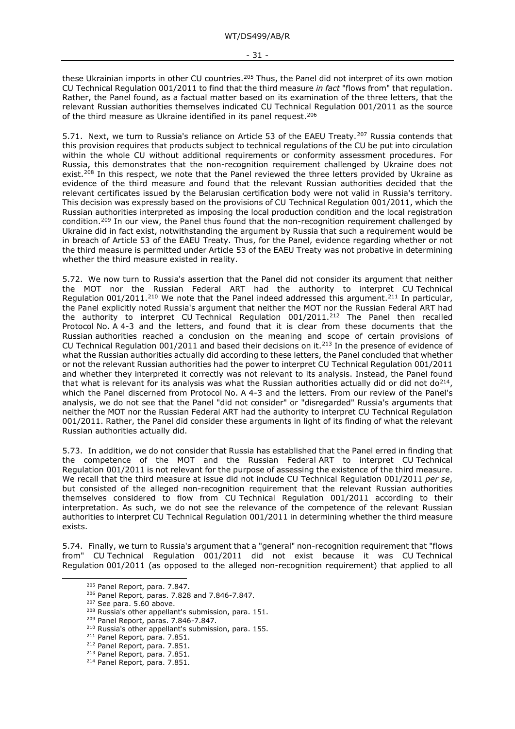these Ukrainian imports in other CU countries.[205] Thus, the Panel did not interpret of its own motion CU Technical Regulation 001/2011 to find that the third measure *in fact* "flows from" that regulation. Rather, the Panel found, as a factual matter based on its examination of the three letters, that the relevant Russian authorities themselves indicated CU Technical Regulation 001/2011 as the source of the third measure as Ukraine identified in its panel request.[206]

5.71. Next, we turn to Russia's reliance on Article 53 of the EAEU Treaty.[207] Russia contends that this provision requires that products subject to technical regulations of the CU be put into circulation within the whole CU without additional requirements or conformity assessment procedures. For Russia, this demonstrates that the non-recognition requirement challenged by Ukraine does not exist.[208] In this respect, we note that the Panel reviewed the three letters provided by Ukraine as evidence of the third measure and found that the relevant Russian authorities decided that the relevant certificates issued by the Belarusian certification body were not valid in Russia's territory. This decision was expressly based on the provisions of CU Technical Regulation 001/2011, which the Russian authorities interpreted as imposing the local production condition and the local registration condition.[209] In our view, the Panel thus found that the non-recognition requirement challenged by Ukraine did in fact exist, notwithstanding the argument by Russia that such a requirement would be in breach of Article 53 of the EAEU Treaty. Thus, for the Panel, evidence regarding whether or not the third measure is permitted under Article 53 of the EAEU Treaty was not probative in determining whether the third measure existed in reality.

5.72. We now turn to Russia's assertion that the Panel did not consider its argument that neither the MOT nor the Russian Federal ART had the authority to interpret CU Technical Regulation 001/2011.[210] We note that the Panel indeed addressed this argument.[211] In particular, the Panel explicitly noted Russia's argument that neither the MOT nor the Russian Federal ART had the authority to interpret CU Technical Regulation 001/2011.[212] The Panel then recalled Protocol No. A 4-3 and the letters, and found that it is clear from these documents that the Russian authorities reached a conclusion on the meaning and scope of certain provisions of CU Technical Regulation 001/2011 and based their decisions on it.[213] In the presence of evidence of what the Russian authorities actually did according to these letters, the Panel concluded that whether or not the relevant Russian authorities had the power to interpret CU Technical Regulation 001/2011 and whether they interpreted it correctly was not relevant to its analysis. Instead, the Panel found that what is relevant for its analysis was what the Russian authorities actually did or did not do[214], which the Panel discerned from Protocol No. A 4-3 and the letters. From our review of the Panel's analysis, we do not see that the Panel "did not consider" or "disregarded" Russia's arguments that neither the MOT nor the Russian Federal ART had the authority to interpret CU Technical Regulation 001/2011. Rather, the Panel did consider these arguments in light of its finding of what the relevant Russian authorities actually did.

5.73. In addition, we do not consider that Russia has established that the Panel erred in finding that the competence of the MOT and the Russian Federal ART to interpret CU Technical Regulation 001/2011 is not relevant for the purpose of assessing the existence of the third measure. We recall that the third measure at issue did not include CU Technical Regulation 001/2011 *per se*, but consisted of the alleged non-recognition requirement that the relevant Russian authorities themselves considered to flow from CU Technical Regulation 001/2011 according to their interpretation. As such, we do not see the relevance of the competence of the relevant Russian authorities to interpret CU Technical Regulation 001/2011 in determining whether the third measure exists.

5.74. Finally, we turn to Russia's argument that a "general" non-recognition requirement that "flows from" CU Technical Regulation 001/2011 did not exist because it was CU Technical Regulation 001/2011 (as opposed to the alleged non-recognition requirement) that applied to all

---

[205] Panel Report, para. 7.847.
[206] Panel Report, paras. 7.828 and 7.846-7.847.
[207] See para. 5.60 above.
[208] Russia's other appellant's submission, para. 151.
[209] Panel Report, paras. 7.846-7.847.
[210] Russia's other appellant's submission, para. 155.
[211] Panel Report, para. 7.851.
[212] Panel Report, para. 7.851.
[213] Panel Report, para. 7.851.
[214] Panel Report, para. 7.851.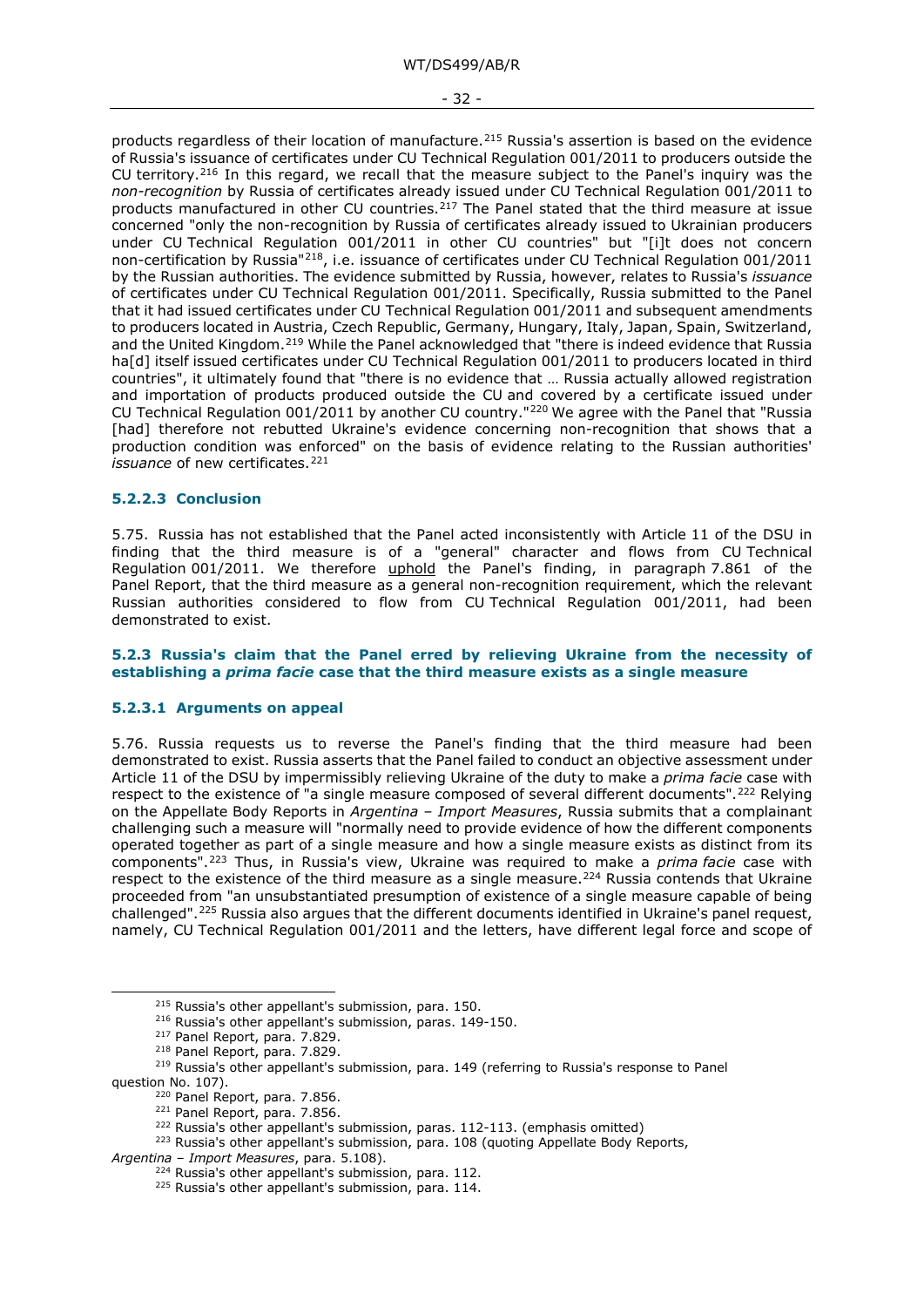products regardless of their location of manufacture.[215] Russia's assertion is based on the evidence of Russia's issuance of certificates under CU Technical Regulation 001/2011 to producers outside the CU territory.[216] In this regard, we recall that the measure subject to the Panel's inquiry was the *non-recognition* by Russia of certificates already issued under CU Technical Regulation 001/2011 to products manufactured in other CU countries.[217] The Panel stated that the third measure at issue concerned "only the non-recognition by Russia of certificates already issued to Ukrainian producers under CU Technical Regulation 001/2011 in other CU countries" but "[i]t does not concern non-certification by Russia"[218], i.e. issuance of certificates under CU Technical Regulation 001/2011 by the Russian authorities. The evidence submitted by Russia, however, relates to Russia's *issuance* of certificates under CU Technical Regulation 001/2011. Specifically, Russia submitted to the Panel that it had issued certificates under CU Technical Regulation 001/2011 and subsequent amendments to producers located in Austria, Czech Republic, Germany, Hungary, Italy, Japan, Spain, Switzerland, and the United Kingdom.[219] While the Panel acknowledged that "there is indeed evidence that Russia ha[d] itself issued certificates under CU Technical Regulation 001/2011 to producers located in third countries", it ultimately found that "there is no evidence that … Russia actually allowed registration and importation of products produced outside the CU and covered by a certificate issued under CU Technical Regulation 001/2011 by another CU country."[220] We agree with the Panel that "Russia [had] therefore not rebutted Ukraine's evidence concerning non-recognition that shows that a production condition was enforced" on the basis of evidence relating to the Russian authorities' *issuance* of new certificates.[221]

#### 5.2.2.3 Conclusion

5.75. Russia has not established that the Panel acted inconsistently with Article 11 of the DSU in finding that the third measure is of a "general" character and flows from CU Technical Regulation 001/2011. We therefore uphold the Panel's finding, in paragraph 7.861 of the Panel Report, that the third measure as a general non-recognition requirement, which the relevant Russian authorities considered to flow from CU Technical Regulation 001/2011, had been demonstrated to exist.

### 5.2.3 Russia's claim that the Panel erred by relieving Ukraine from the necessity of establishing a *prima facie* case that the third measure exists as a single measure

#### 5.2.3.1 Arguments on appeal

5.76. Russia requests us to reverse the Panel's finding that the third measure had been demonstrated to exist. Russia asserts that the Panel failed to conduct an objective assessment under Article 11 of the DSU by impermissibly relieving Ukraine of the duty to make a *prima facie* case with respect to the existence of "a single measure composed of several different documents".[222] Relying on the Appellate Body Reports in *Argentina – Import Measures*, Russia submits that a complainant challenging such a measure will "normally need to provide evidence of how the different components operated together as part of a single measure and how a single measure exists as distinct from its components".[223] Thus, in Russia's view, Ukraine was required to make a *prima facie* case with respect to the existence of the third measure as a single measure.[224] Russia contends that Ukraine proceeded from "an unsubstantiated presumption of existence of a single measure capable of being challenged".[225] Russia also argues that the different documents identified in Ukraine's panel request, namely, CU Technical Regulation 001/2011 and the letters, have different legal force and scope of

---

[215] Russia's other appellant's submission, para. 150.

[216] Russia's other appellant's submission, paras. 149-150.

[217] Panel Report, para. 7.829.

[218] Panel Report, para. 7.829.

[219] Russia's other appellant's submission, para. 149 (referring to Russia's response to Panel question No. 107).

[220] Panel Report, para. 7.856.

[221] Panel Report, para. 7.856.

[222] Russia's other appellant's submission, paras. 112-113. (emphasis omitted)

[223] Russia's other appellant's submission, para. 108 (quoting Appellate Body Reports, *Argentina – Import Measures*, para. 5.108).

[224] Russia's other appellant's submission, para. 112.

[225] Russia's other appellant's submission, para. 114.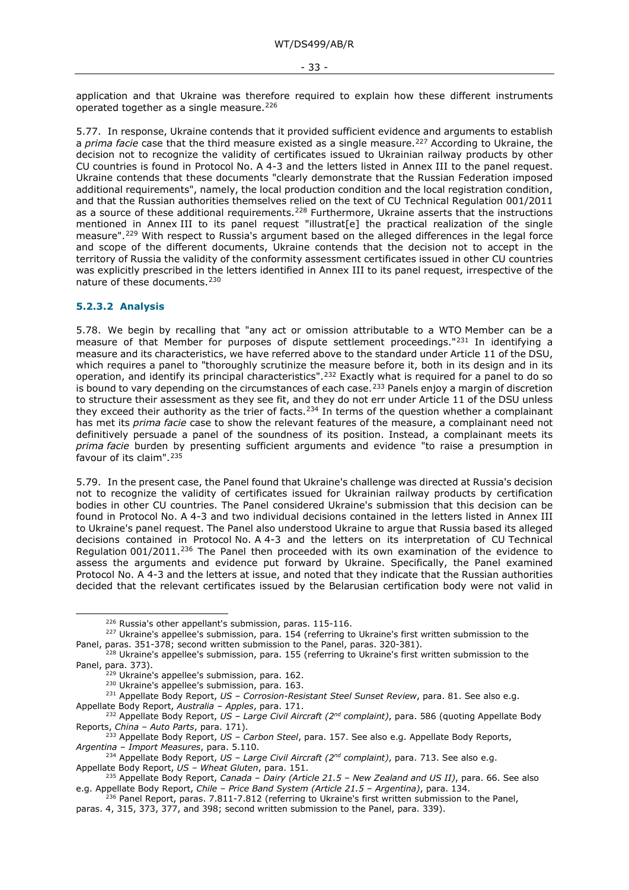application and that Ukraine was therefore required to explain how these different instruments operated together as a single measure.[226]

5.77. In response, Ukraine contends that it provided sufficient evidence and arguments to establish a *prima facie* case that the third measure existed as a single measure.[227] According to Ukraine, the decision not to recognize the validity of certificates issued to Ukrainian railway products by other CU countries is found in Protocol No. A 4-3 and the letters listed in Annex III to the panel request. Ukraine contends that these documents "clearly demonstrate that the Russian Federation imposed additional requirements", namely, the local production condition and the local registration condition, and that the Russian authorities themselves relied on the text of CU Technical Regulation 001/2011 as a source of these additional requirements.[228] Furthermore, Ukraine asserts that the instructions mentioned in Annex III to its panel request "illustrat[e] the practical realization of the single measure".[229] With respect to Russia's argument based on the alleged differences in the legal force and scope of the different documents, Ukraine contends that the decision not to accept in the territory of Russia the validity of the conformity assessment certificates issued in other CU countries was explicitly prescribed in the letters identified in Annex III to its panel request, irrespective of the nature of these documents.[230]

### 5.2.3.2 Analysis

5.78. We begin by recalling that "any act or omission attributable to a WTO Member can be a measure of that Member for purposes of dispute settlement proceedings."[231] In identifying a measure and its characteristics, we have referred above to the standard under Article 11 of the DSU, which requires a panel to "thoroughly scrutinize the measure before it, both in its design and in its operation, and identify its principal characteristics".[232] Exactly what is required for a panel to do so is bound to vary depending on the circumstances of each case.[233] Panels enjoy a margin of discretion to structure their assessment as they see fit, and they do not err under Article 11 of the DSU unless they exceed their authority as the trier of facts.[234] In terms of the question whether a complainant has met its *prima facie* case to show the relevant features of the measure, a complainant need not definitively persuade a panel of the soundness of its position. Instead, a complainant meets its *prima facie* burden by presenting sufficient arguments and evidence "to raise a presumption in favour of its claim".[235]

5.79. In the present case, the Panel found that Ukraine's challenge was directed at Russia's decision not to recognize the validity of certificates issued for Ukrainian railway products by certification bodies in other CU countries. The Panel considered Ukraine's submission that this decision can be found in Protocol No. A 4-3 and two individual decisions contained in the letters listed in Annex III to Ukraine's panel request. The Panel also understood Ukraine to argue that Russia based its alleged decisions contained in Protocol No. A 4-3 and the letters on its interpretation of CU Technical Regulation 001/2011.[236] The Panel then proceeded with its own examination of the evidence to assess the arguments and evidence put forward by Ukraine. Specifically, the Panel examined Protocol No. A 4-3 and the letters at issue, and noted that they indicate that the Russian authorities decided that the relevant certificates issued by the Belarusian certification body were not valid in

---

[226] Russia's other appellant's submission, paras. 115-116.

[227] Ukraine's appellee's submission, para. 154 (referring to Ukraine's first written submission to the Panel, paras. 351-378; second written submission to the Panel, paras. 320-381).

[228] Ukraine's appellee's submission, para. 155 (referring to Ukraine's first written submission to the Panel, para. 373).

[229] Ukraine's appellee's submission, para. 162.

[230] Ukraine's appellee's submission, para. 163.

[231] Appellate Body Report, *US – Corrosion-Resistant Steel Sunset Review*, para. 81. See also e.g. Appellate Body Report, *Australia – Apples*, para. 171.

[232] Appellate Body Report, *US – Large Civil Aircraft (2nd complaint)*, para. 586 (quoting Appellate Body Reports, *China – Auto Parts*, para. 171).

[233] Appellate Body Report, *US – Carbon Steel*, para. 157. See also e.g. Appellate Body Reports, *Argentina – Import Measures*, para. 5.110.

[234] Appellate Body Report, *US – Large Civil Aircraft (2nd complaint)*, para. 713. See also e.g. Appellate Body Report, *US – Wheat Gluten*, para. 151.

[235] Appellate Body Report, *Canada – Dairy (Article 21.5 – New Zealand and US II)*, para. 66. See also e.g. Appellate Body Report, *Chile – Price Band System (Article 21.5 – Argentina)*, para. 134.

[236] Panel Report, paras. 7.811-7.812 (referring to Ukraine's first written submission to the Panel, paras. 4, 315, 373, 377, and 398; second written submission to the Panel, para. 339).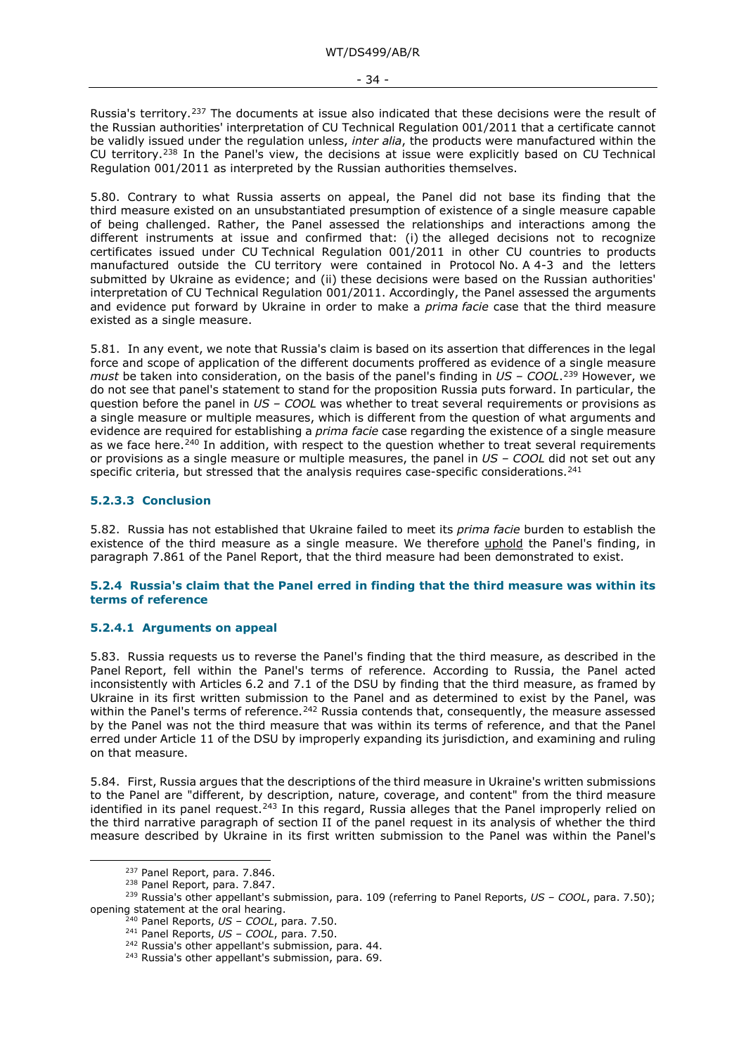Russia's territory.[237] The documents at issue also indicated that these decisions were the result of the Russian authorities' interpretation of CU Technical Regulation 001/2011 that a certificate cannot be validly issued under the regulation unless, *inter alia*, the products were manufactured within the CU territory.[238] In the Panel's view, the decisions at issue were explicitly based on CU Technical Regulation 001/2011 as interpreted by the Russian authorities themselves.

5.80. Contrary to what Russia asserts on appeal, the Panel did not base its finding that the third measure existed on an unsubstantiated presumption of existence of a single measure capable of being challenged. Rather, the Panel assessed the relationships and interactions among the different instruments at issue and confirmed that: (i) the alleged decisions not to recognize certificates issued under CU Technical Regulation 001/2011 in other CU countries to products manufactured outside the CU territory were contained in Protocol No. A 4-3 and the letters submitted by Ukraine as evidence; and (ii) these decisions were based on the Russian authorities' interpretation of CU Technical Regulation 001/2011. Accordingly, the Panel assessed the arguments and evidence put forward by Ukraine in order to make a *prima facie* case that the third measure existed as a single measure.

5.81. In any event, we note that Russia's claim is based on its assertion that differences in the legal force and scope of application of the different documents proffered as evidence of a single measure *must* be taken into consideration, on the basis of the panel's finding in *US – COOL*.[239] However, we do not see that panel's statement to stand for the proposition Russia puts forward. In particular, the question before the panel in *US – COOL* was whether to treat several requirements or provisions as a single measure or multiple measures, which is different from the question of what arguments and evidence are required for establishing a *prima facie* case regarding the existence of a single measure as we face here.[240] In addition, with respect to the question whether to treat several requirements or provisions as a single measure or multiple measures, the panel in *US – COOL* did not set out any specific criteria, but stressed that the analysis requires case-specific considerations.[241]

#### 5.2.3.3 Conclusion

5.82. Russia has not established that Ukraine failed to meet its *prima facie* burden to establish the existence of the third measure as a single measure. We therefore uphold the Panel's finding, in paragraph 7.861 of the Panel Report, that the third measure had been demonstrated to exist.

### 5.2.4 Russia's claim that the Panel erred in finding that the third measure was within its terms of reference

#### 5.2.4.1 Arguments on appeal

5.83. Russia requests us to reverse the Panel's finding that the third measure, as described in the Panel Report, fell within the Panel's terms of reference. According to Russia, the Panel acted inconsistently with Articles 6.2 and 7.1 of the DSU by finding that the third measure, as framed by Ukraine in its first written submission to the Panel and as determined to exist by the Panel, was within the Panel's terms of reference.[242] Russia contends that, consequently, the measure assessed by the Panel was not the third measure that was within its terms of reference, and that the Panel erred under Article 11 of the DSU by improperly expanding its jurisdiction, and examining and ruling on that measure.

5.84. First, Russia argues that the descriptions of the third measure in Ukraine's written submissions to the Panel are "different, by description, nature, coverage, and content" from the third measure identified in its panel request.[243] In this regard, Russia alleges that the Panel improperly relied on the third narrative paragraph of section II of the panel request in its analysis of whether the third measure described by Ukraine in its first written submission to the Panel was within the Panel's

---

[237] Panel Report, para. 7.846.

[238] Panel Report, para. 7.847.

[239] Russia's other appellant's submission, para. 109 (referring to Panel Reports, *US – COOL*, para. 7.50); opening statement at the oral hearing.

[240] Panel Reports, *US – COOL*, para. 7.50.

[241] Panel Reports, *US – COOL*, para. 7.50.

[242] Russia's other appellant's submission, para. 44.

[243] Russia's other appellant's submission, para. 69.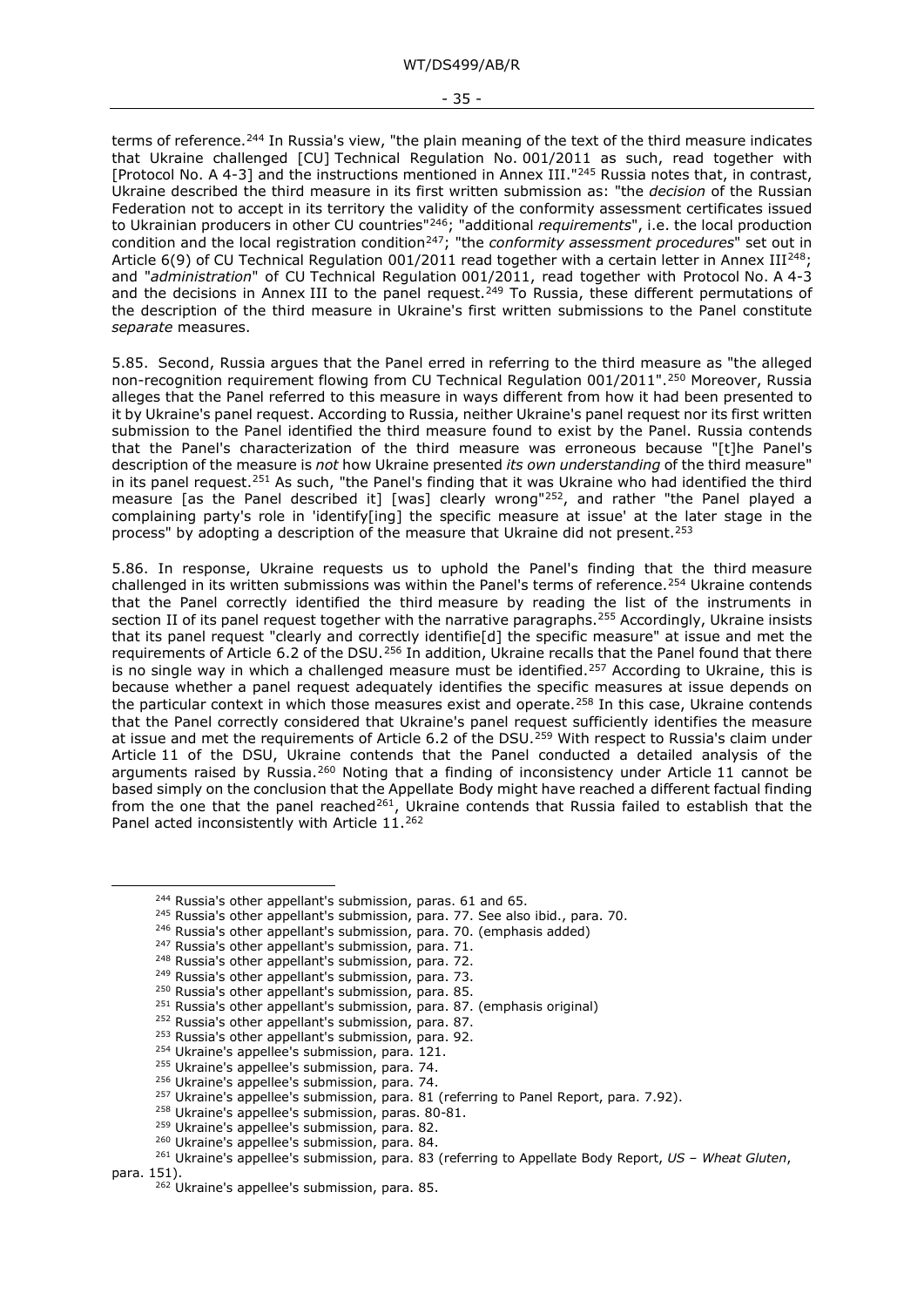terms of reference.[244] In Russia's view, "the plain meaning of the text of the third measure indicates that Ukraine challenged [CU] Technical Regulation No. 001/2011 as such, read together with [Protocol No. A 4-3] and the instructions mentioned in Annex III."[245] Russia notes that, in contrast, Ukraine described the third measure in its first written submission as: "the *decision* of the Russian Federation not to accept in its territory the validity of the conformity assessment certificates issued to Ukrainian producers in other CU countries"[246]; "additional *requirements*", i.e. the local production condition and the local registration condition[247]; "the *conformity assessment procedures*" set out in Article 6(9) of CU Technical Regulation 001/2011 read together with a certain letter in Annex III[248]; and "*administration*" of CU Technical Regulation 001/2011, read together with Protocol No. A 4-3 and the decisions in Annex III to the panel request.[249] To Russia, these different permutations of the description of the third measure in Ukraine's first written submissions to the Panel constitute *separate* measures.

5.85. Second, Russia argues that the Panel erred in referring to the third measure as "the alleged non-recognition requirement flowing from CU Technical Regulation 001/2011".[250] Moreover, Russia alleges that the Panel referred to this measure in ways different from how it had been presented to it by Ukraine's panel request. According to Russia, neither Ukraine's panel request nor its first written submission to the Panel identified the third measure found to exist by the Panel. Russia contends that the Panel's characterization of the third measure was erroneous because "[t]he Panel's description of the measure is *not* how Ukraine presented *its own understanding* of the third measure" in its panel request.[251] As such, "the Panel's finding that it was Ukraine who had identified the third measure [as the Panel described it] [was] clearly wrong"[252], and rather "the Panel played a complaining party's role in 'identify[ing] the specific measure at issue' at the later stage in the process" by adopting a description of the measure that Ukraine did not present.[253]

5.86. In response, Ukraine requests us to uphold the Panel's finding that the third measure challenged in its written submissions was within the Panel's terms of reference.[254] Ukraine contends that the Panel correctly identified the third measure by reading the list of the instruments in section II of its panel request together with the narrative paragraphs.[255] Accordingly, Ukraine insists that its panel request "clearly and correctly identifie[d] the specific measure" at issue and met the requirements of Article 6.2 of the DSU.[256] In addition, Ukraine recalls that the Panel found that there is no single way in which a challenged measure must be identified.[257] According to Ukraine, this is because whether a panel request adequately identifies the specific measures at issue depends on the particular context in which those measures exist and operate.[258] In this case, Ukraine contends that the Panel correctly considered that Ukraine's panel request sufficiently identifies the measure at issue and met the requirements of Article 6.2 of the DSU.[259] With respect to Russia's claim under Article 11 of the DSU, Ukraine contends that the Panel conducted a detailed analysis of the arguments raised by Russia.[260] Noting that a finding of inconsistency under Article 11 cannot be based simply on the conclusion that the Appellate Body might have reached a different factual finding from the one that the panel reached[261], Ukraine contends that Russia failed to establish that the Panel acted inconsistently with Article 11.[262]

---

[244] Russia's other appellant's submission, paras. 61 and 65.
[245] Russia's other appellant's submission, para. 77. See also ibid., para. 70.
[246] Russia's other appellant's submission, para. 70. (emphasis added)
[247] Russia's other appellant's submission, para. 71.
[248] Russia's other appellant's submission, para. 72.
[249] Russia's other appellant's submission, para. 73.
[250] Russia's other appellant's submission, para. 85.
[251] Russia's other appellant's submission, para. 87. (emphasis original)
[252] Russia's other appellant's submission, para. 87.
[253] Russia's other appellant's submission, para. 92.
[254] Ukraine's appellee's submission, para. 121.
[255] Ukraine's appellee's submission, para. 74.
[256] Ukraine's appellee's submission, para. 74.
[257] Ukraine's appellee's submission, para. 81 (referring to Panel Report, para. 7.92).
[258] Ukraine's appellee's submission, paras. 80-81.
[259] Ukraine's appellee's submission, para. 82.
[260] Ukraine's appellee's submission, para. 84.
[261] Ukraine's appellee's submission, para. 83 (referring to Appellate Body Report, *US – Wheat Gluten*, para. 151).
[262] Ukraine's appellee's submission, para. 85.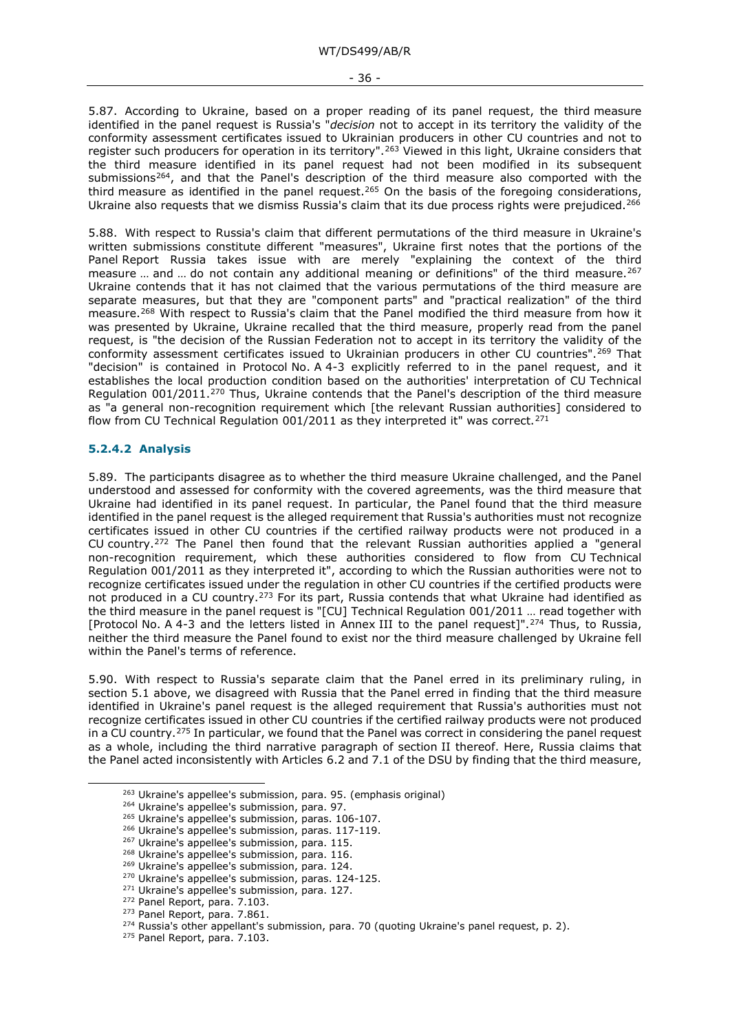5.87. According to Ukraine, based on a proper reading of its panel request, the third measure identified in the panel request is Russia's "*decision* not to accept in its territory the validity of the conformity assessment certificates issued to Ukrainian producers in other CU countries and not to register such producers for operation in its territory".[263] Viewed in this light, Ukraine considers that the third measure identified in its panel request had not been modified in its subsequent submissions[264], and that the Panel's description of the third measure also comported with the third measure as identified in the panel request.[265] On the basis of the foregoing considerations, Ukraine also requests that we dismiss Russia's claim that its due process rights were prejudiced.[266]

5.88. With respect to Russia's claim that different permutations of the third measure in Ukraine's written submissions constitute different "measures", Ukraine first notes that the portions of the Panel Report Russia takes issue with are merely "explaining the context of the third measure … and … do not contain any additional meaning or definitions" of the third measure.[267] Ukraine contends that it has not claimed that the various permutations of the third measure are separate measures, but that they are "component parts" and "practical realization" of the third measure.[268] With respect to Russia's claim that the Panel modified the third measure from how it was presented by Ukraine, Ukraine recalled that the third measure, properly read from the panel request, is "the decision of the Russian Federation not to accept in its territory the validity of the conformity assessment certificates issued to Ukrainian producers in other CU countries".[269] That "decision" is contained in Protocol No. A 4-3 explicitly referred to in the panel request, and it establishes the local production condition based on the authorities' interpretation of CU Technical Regulation 001/2011.[270] Thus, Ukraine contends that the Panel's description of the third measure as "a general non-recognition requirement which [the relevant Russian authorities] considered to flow from CU Technical Regulation 001/2011 as they interpreted it" was correct.[271]

### 5.2.4.2 Analysis

5.89. The participants disagree as to whether the third measure Ukraine challenged, and the Panel understood and assessed for conformity with the covered agreements, was the third measure that Ukraine had identified in its panel request. In particular, the Panel found that the third measure identified in the panel request is the alleged requirement that Russia's authorities must not recognize certificates issued in other CU countries if the certified railway products were not produced in a CU country.[272] The Panel then found that the relevant Russian authorities applied a "general non-recognition requirement, which these authorities considered to flow from CU Technical Regulation 001/2011 as they interpreted it", according to which the Russian authorities were not to recognize certificates issued under the regulation in other CU countries if the certified products were not produced in a CU country.[273] For its part, Russia contends that what Ukraine had identified as the third measure in the panel request is "[CU] Technical Regulation 001/2011 … read together with [Protocol No. A 4-3 and the letters listed in Annex III to the panel request]".[274] Thus, to Russia, neither the third measure the Panel found to exist nor the third measure challenged by Ukraine fell within the Panel's terms of reference.

5.90. With respect to Russia's separate claim that the Panel erred in its preliminary ruling, in section 5.1 above, we disagreed with Russia that the Panel erred in finding that the third measure identified in Ukraine's panel request is the alleged requirement that Russia's authorities must not recognize certificates issued in other CU countries if the certified railway products were not produced in a CU country.[275] In particular, we found that the Panel was correct in considering the panel request as a whole, including the third narrative paragraph of section II thereof. Here, Russia claims that the Panel acted inconsistently with Articles 6.2 and 7.1 of the DSU by finding that the third measure,

---

[263] Ukraine's appellee's submission, para. 95. (emphasis original)

[264] Ukraine's appellee's submission, para. 97.

[265] Ukraine's appellee's submission, paras. 106-107.

[266] Ukraine's appellee's submission, paras. 117-119.

[267] Ukraine's appellee's submission, para. 115.

[268] Ukraine's appellee's submission, para. 116.

[269] Ukraine's appellee's submission, para. 124.

[270] Ukraine's appellee's submission, paras. 124-125.

[271] Ukraine's appellee's submission, para. 127.

[272] Panel Report, para. 7.103.

[273] Panel Report, para. 7.861.

[274] Russia's other appellant's submission, para. 70 (quoting Ukraine's panel request, p. 2).

[275] Panel Report, para. 7.103.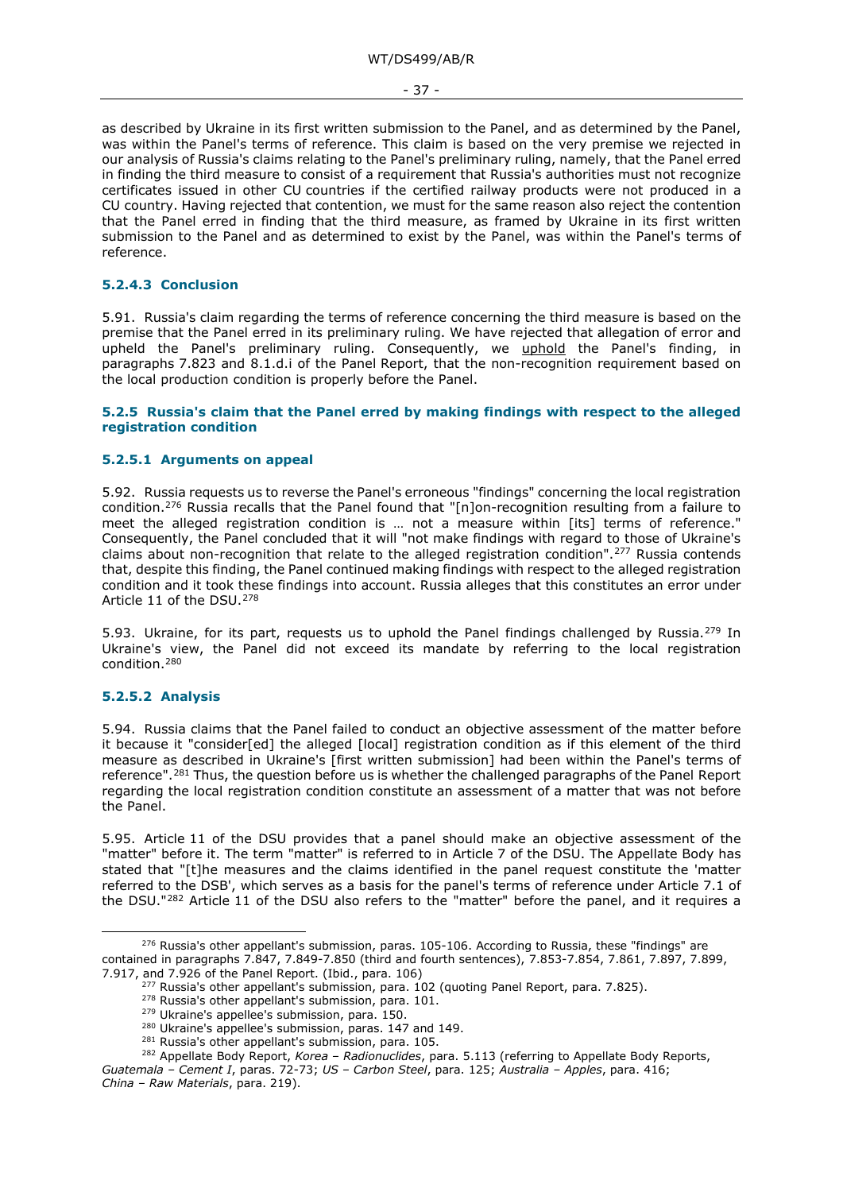as described by Ukraine in its first written submission to the Panel, and as determined by the Panel, was within the Panel's terms of reference. This claim is based on the very premise we rejected in our analysis of Russia's claims relating to the Panel's preliminary ruling, namely, that the Panel erred in finding the third measure to consist of a requirement that Russia's authorities must not recognize certificates issued in other CU countries if the certified railway products were not produced in a CU country. Having rejected that contention, we must for the same reason also reject the contention that the Panel erred in finding that the third measure, as framed by Ukraine in its first written submission to the Panel and as determined to exist by the Panel, was within the Panel's terms of reference.

#### 5.2.4.3 Conclusion

5.91. Russia's claim regarding the terms of reference concerning the third measure is based on the premise that the Panel erred in its preliminary ruling. We have rejected that allegation of error and upheld the Panel's preliminary ruling. Consequently, we uphold the Panel's finding, in paragraphs 7.823 and 8.1.d.i of the Panel Report, that the non-recognition requirement based on the local production condition is properly before the Panel.

### 5.2.5 Russia's claim that the Panel erred by making findings with respect to the alleged registration condition

#### 5.2.5.1 Arguments on appeal

5.92. Russia requests us to reverse the Panel's erroneous "findings" concerning the local registration condition.[276] Russia recalls that the Panel found that "[n]on-recognition resulting from a failure to meet the alleged registration condition is … not a measure within [its] terms of reference." Consequently, the Panel concluded that it will "not make findings with regard to those of Ukraine's claims about non-recognition that relate to the alleged registration condition".[277] Russia contends that, despite this finding, the Panel continued making findings with respect to the alleged registration condition and it took these findings into account. Russia alleges that this constitutes an error under Article 11 of the DSU.[278]

5.93. Ukraine, for its part, requests us to uphold the Panel findings challenged by Russia.[279] In Ukraine's view, the Panel did not exceed its mandate by referring to the local registration condition.[280]

#### 5.2.5.2 Analysis

5.94. Russia claims that the Panel failed to conduct an objective assessment of the matter before it because it "consider[ed] the alleged [local] registration condition as if this element of the third measure as described in Ukraine's [first written submission] had been within the Panel's terms of reference".[281] Thus, the question before us is whether the challenged paragraphs of the Panel Report regarding the local registration condition constitute an assessment of a matter that was not before the Panel.

5.95. Article 11 of the DSU provides that a panel should make an objective assessment of the "matter" before it. The term "matter" is referred to in Article 7 of the DSU. The Appellate Body has stated that "[t]he measures and the claims identified in the panel request constitute the 'matter referred to the DSB', which serves as a basis for the panel's terms of reference under Article 7.1 of the DSU."[282] Article 11 of the DSU also refers to the "matter" before the panel, and it requires a

---

[276] Russia's other appellant's submission, paras. 105-106. According to Russia, these "findings" are contained in paragraphs 7.847, 7.849-7.850 (third and fourth sentences), 7.853-7.854, 7.861, 7.897, 7.899, 7.917, and 7.926 of the Panel Report. (Ibid., para. 106)

[277] Russia's other appellant's submission, para. 102 (quoting Panel Report, para. 7.825).

[278] Russia's other appellant's submission, para. 101.

[279] Ukraine's appellee's submission, para. 150.

[280] Ukraine's appellee's submission, paras. 147 and 149.

[281] Russia's other appellant's submission, para. 105.

[282] Appellate Body Report, *Korea – Radionuclides*, para. 5.113 (referring to Appellate Body Reports, *Guatemala – Cement I*, paras. 72-73; *US – Carbon Steel*, para. 125; *Australia – Apples*, para. 416; *China – Raw Materials*, para. 219).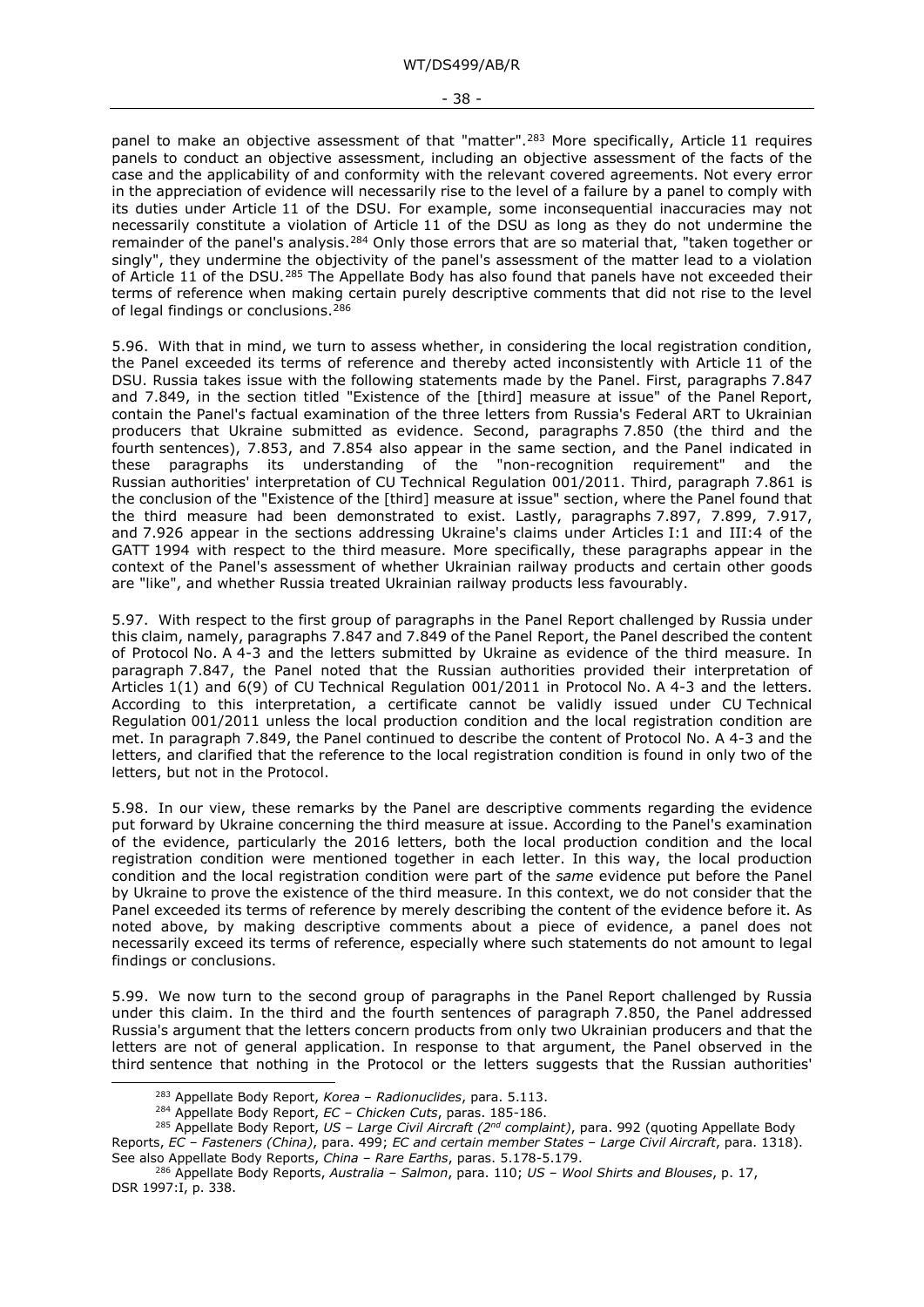panel to make an objective assessment of that "matter".[283] More specifically, Article 11 requires panels to conduct an objective assessment, including an objective assessment of the facts of the case and the applicability of and conformity with the relevant covered agreements. Not every error in the appreciation of evidence will necessarily rise to the level of a failure by a panel to comply with its duties under Article 11 of the DSU. For example, some inconsequential inaccuracies may not necessarily constitute a violation of Article 11 of the DSU as long as they do not undermine the remainder of the panel's analysis.[284] Only those errors that are so material that, "taken together or singly", they undermine the objectivity of the panel's assessment of the matter lead to a violation of Article 11 of the DSU.[285] The Appellate Body has also found that panels have not exceeded their terms of reference when making certain purely descriptive comments that did not rise to the level of legal findings or conclusions.[286]

5.96. With that in mind, we turn to assess whether, in considering the local registration condition, the Panel exceeded its terms of reference and thereby acted inconsistently with Article 11 of the DSU. Russia takes issue with the following statements made by the Panel. First, paragraphs 7.847 and 7.849, in the section titled "Existence of the [third] measure at issue" of the Panel Report, contain the Panel's factual examination of the three letters from Russia's Federal ART to Ukrainian producers that Ukraine submitted as evidence. Second, paragraphs 7.850 (the third and the fourth sentences), 7.853, and 7.854 also appear in the same section, and the Panel indicated in these paragraphs its understanding of the "non-recognition requirement" and the Russian authorities' interpretation of CU Technical Regulation 001/2011. Third, paragraph 7.861 is the conclusion of the "Existence of the [third] measure at issue" section, where the Panel found that the third measure had been demonstrated to exist. Lastly, paragraphs 7.897, 7.899, 7.917, and 7.926 appear in the sections addressing Ukraine's claims under Articles I:1 and III:4 of the GATT 1994 with respect to the third measure. More specifically, these paragraphs appear in the context of the Panel's assessment of whether Ukrainian railway products and certain other goods are "like", and whether Russia treated Ukrainian railway products less favourably.

5.97. With respect to the first group of paragraphs in the Panel Report challenged by Russia under this claim, namely, paragraphs 7.847 and 7.849 of the Panel Report, the Panel described the content of Protocol No. A 4-3 and the letters submitted by Ukraine as evidence of the third measure. In paragraph 7.847, the Panel noted that the Russian authorities provided their interpretation of Articles 1(1) and 6(9) of CU Technical Regulation 001/2011 in Protocol No. A 4-3 and the letters. According to this interpretation, a certificate cannot be validly issued under CU Technical Regulation 001/2011 unless the local production condition and the local registration condition are met. In paragraph 7.849, the Panel continued to describe the content of Protocol No. A 4-3 and the letters, and clarified that the reference to the local registration condition is found in only two of the letters, but not in the Protocol.

5.98. In our view, these remarks by the Panel are descriptive comments regarding the evidence put forward by Ukraine concerning the third measure at issue. According to the Panel's examination of the evidence, particularly the 2016 letters, both the local production condition and the local registration condition were mentioned together in each letter. In this way, the local production condition and the local registration condition were part of the *same* evidence put before the Panel by Ukraine to prove the existence of the third measure. In this context, we do not consider that the Panel exceeded its terms of reference by merely describing the content of the evidence before it. As noted above, by making descriptive comments about a piece of evidence, a panel does not necessarily exceed its terms of reference, especially where such statements do not amount to legal findings or conclusions.

5.99. We now turn to the second group of paragraphs in the Panel Report challenged by Russia under this claim. In the third and the fourth sentences of paragraph 7.850, the Panel addressed Russia's argument that the letters concern products from only two Ukrainian producers and that the letters are not of general application. In response to that argument, the Panel observed in the third sentence that nothing in the Protocol or the letters suggests that the Russian authorities'

---

[283] Appellate Body Report, *Korea – Radionuclides*, para. 5.113.

[284] Appellate Body Report, *EC – Chicken Cuts*, paras. 185-186.

[285] Appellate Body Report, *US – Large Civil Aircraft (2nd complaint)*, para. 992 (quoting Appellate Body Reports, *EC – Fasteners (China)*, para. 499; *EC and certain member States – Large Civil Aircraft*, para. 1318). See also Appellate Body Reports, *China – Rare Earths*, paras. 5.178-5.179.

[286] Appellate Body Reports, *Australia – Salmon*, para. 110; *US – Wool Shirts and Blouses*, p. 17, DSR 1997:I, p. 338.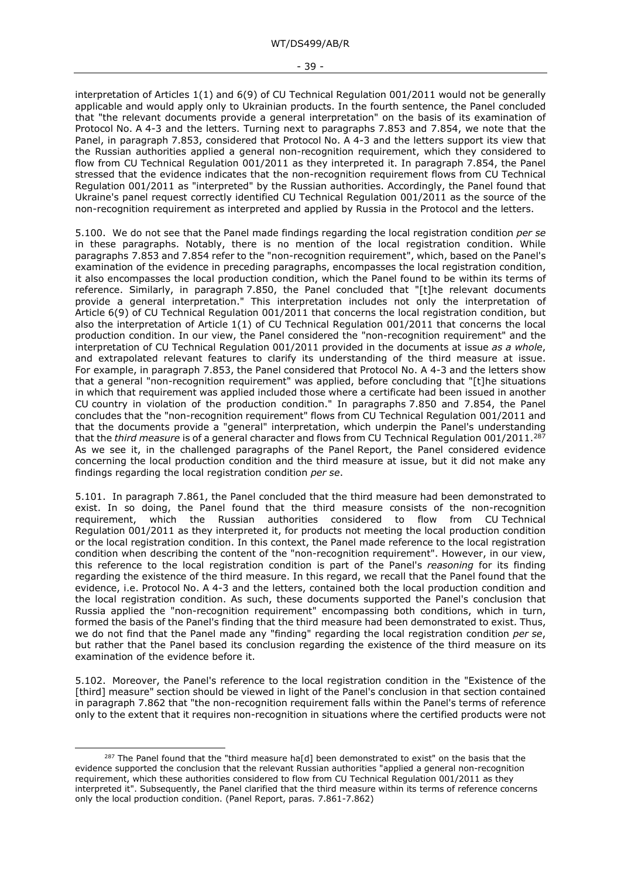interpretation of Articles 1(1) and 6(9) of CU Technical Regulation 001/2011 would not be generally applicable and would apply only to Ukrainian products. In the fourth sentence, the Panel concluded that "the relevant documents provide a general interpretation" on the basis of its examination of Protocol No. A 4-3 and the letters. Turning next to paragraphs 7.853 and 7.854, we note that the Panel, in paragraph 7.853, considered that Protocol No. A 4-3 and the letters support its view that the Russian authorities applied a general non-recognition requirement, which they considered to flow from CU Technical Regulation 001/2011 as they interpreted it. In paragraph 7.854, the Panel stressed that the evidence indicates that the non-recognition requirement flows from CU Technical Regulation 001/2011 as "interpreted" by the Russian authorities. Accordingly, the Panel found that Ukraine's panel request correctly identified CU Technical Regulation 001/2011 as the source of the non-recognition requirement as interpreted and applied by Russia in the Protocol and the letters.

5.100. We do not see that the Panel made findings regarding the local registration condition *per se* in these paragraphs. Notably, there is no mention of the local registration condition. While paragraphs 7.853 and 7.854 refer to the "non-recognition requirement", which, based on the Panel's examination of the evidence in preceding paragraphs, encompasses the local registration condition, it also encompasses the local production condition, which the Panel found to be within its terms of reference. Similarly, in paragraph 7.850, the Panel concluded that "[t]he relevant documents provide a general interpretation." This interpretation includes not only the interpretation of Article 6(9) of CU Technical Regulation 001/2011 that concerns the local registration condition, but also the interpretation of Article 1(1) of CU Technical Regulation 001/2011 that concerns the local production condition. In our view, the Panel considered the "non-recognition requirement" and the interpretation of CU Technical Regulation 001/2011 provided in the documents at issue *as a whole*, and extrapolated relevant features to clarify its understanding of the third measure at issue. For example, in paragraph 7.853, the Panel considered that Protocol No. A 4-3 and the letters show that a general "non-recognition requirement" was applied, before concluding that "[t]he situations in which that requirement was applied included those where a certificate had been issued in another CU country in violation of the production condition." In paragraphs 7.850 and 7.854, the Panel concludes that the "non-recognition requirement" flows from CU Technical Regulation 001/2011 and that the documents provide a "general" interpretation, which underpin the Panel's understanding that the *third measure* is of a general character and flows from CU Technical Regulation 001/2011.[287] As we see it, in the challenged paragraphs of the Panel Report, the Panel considered evidence concerning the local production condition and the third measure at issue, but it did not make any findings regarding the local registration condition *per se*.

5.101. In paragraph 7.861, the Panel concluded that the third measure had been demonstrated to exist. In so doing, the Panel found that the third measure consists of the non-recognition requirement, which the Russian authorities considered to flow from CU Technical Regulation 001/2011 as they interpreted it, for products not meeting the local production condition or the local registration condition. In this context, the Panel made reference to the local registration condition when describing the content of the "non-recognition requirement". However, in our view, this reference to the local registration condition is part of the Panel's *reasoning* for its finding regarding the existence of the third measure. In this regard, we recall that the Panel found that the evidence, i.e. Protocol No. A 4-3 and the letters, contained both the local production condition and the local registration condition. As such, these documents supported the Panel's conclusion that Russia applied the "non-recognition requirement" encompassing both conditions, which in turn, formed the basis of the Panel's finding that the third measure had been demonstrated to exist. Thus, we do not find that the Panel made any "finding" regarding the local registration condition *per se*, but rather that the Panel based its conclusion regarding the existence of the third measure on its examination of the evidence before it.

5.102. Moreover, the Panel's reference to the local registration condition in the "Existence of the [third] measure" section should be viewed in light of the Panel's conclusion in that section contained in paragraph 7.862 that "the non-recognition requirement falls within the Panel's terms of reference only to the extent that it requires non-recognition in situations where the certified products were not

[287] The Panel found that the "third measure ha[d] been demonstrated to exist" on the basis that the evidence supported the conclusion that the relevant Russian authorities "applied a general non-recognition requirement, which these authorities considered to flow from CU Technical Regulation 001/2011 as they interpreted it". Subsequently, the Panel clarified that the third measure within its terms of reference concerns only the local production condition. (Panel Report, paras. 7.861-7.862)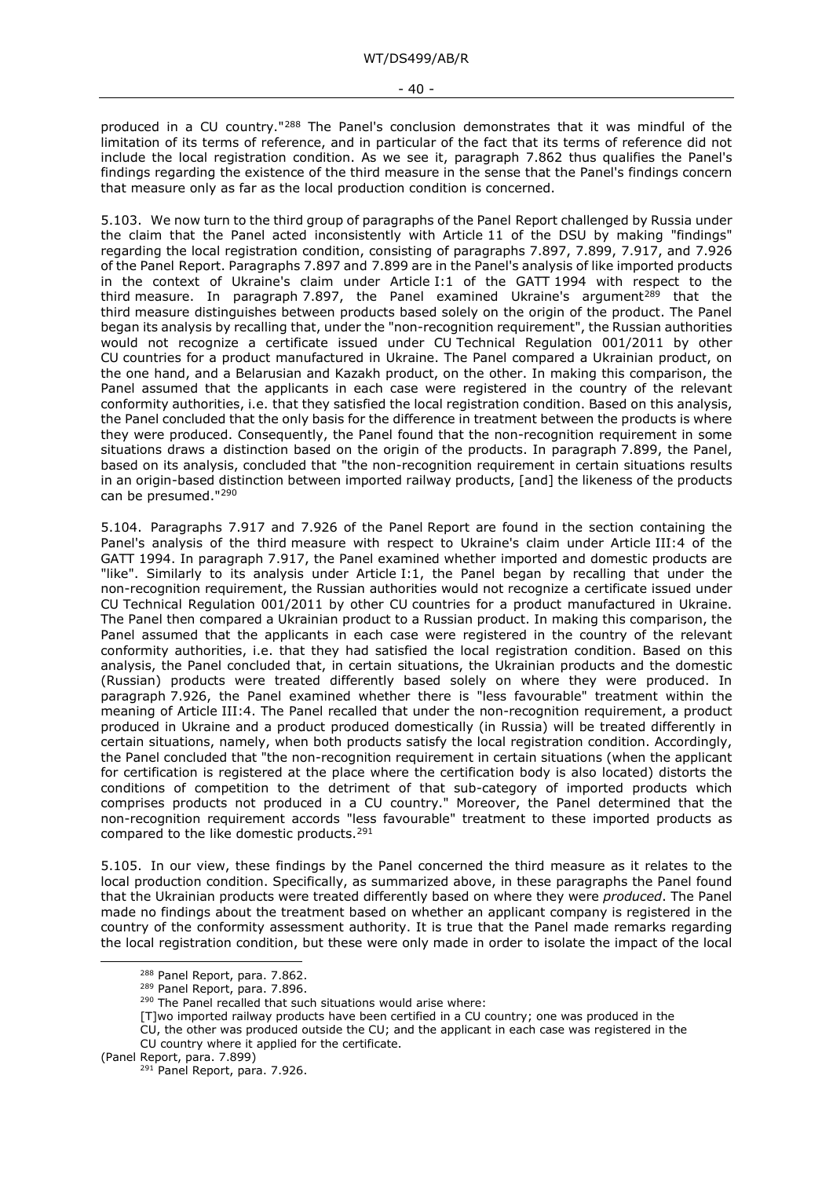produced in a CU country."[288] The Panel's conclusion demonstrates that it was mindful of the limitation of its terms of reference, and in particular of the fact that its terms of reference did not include the local registration condition. As we see it, paragraph 7.862 thus qualifies the Panel's findings regarding the existence of the third measure in the sense that the Panel's findings concern that measure only as far as the local production condition is concerned.

5.103. We now turn to the third group of paragraphs of the Panel Report challenged by Russia under the claim that the Panel acted inconsistently with Article 11 of the DSU by making "findings" regarding the local registration condition, consisting of paragraphs 7.897, 7.899, 7.917, and 7.926 of the Panel Report. Paragraphs 7.897 and 7.899 are in the Panel's analysis of like imported products in the context of Ukraine's claim under Article I:1 of the GATT 1994 with respect to the third measure. In paragraph 7.897, the Panel examined Ukraine's argument[289] that the third measure distinguishes between products based solely on the origin of the product. The Panel began its analysis by recalling that, under the "non-recognition requirement", the Russian authorities would not recognize a certificate issued under CU Technical Regulation 001/2011 by other CU countries for a product manufactured in Ukraine. The Panel compared a Ukrainian product, on the one hand, and a Belarusian and Kazakh product, on the other. In making this comparison, the Panel assumed that the applicants in each case were registered in the country of the relevant conformity authorities, i.e. that they satisfied the local registration condition. Based on this analysis, the Panel concluded that the only basis for the difference in treatment between the products is where they were produced. Consequently, the Panel found that the non-recognition requirement in some situations draws a distinction based on the origin of the products. In paragraph 7.899, the Panel, based on its analysis, concluded that "the non-recognition requirement in certain situations results in an origin-based distinction between imported railway products, [and] the likeness of the products can be presumed."[290]

5.104. Paragraphs 7.917 and 7.926 of the Panel Report are found in the section containing the Panel's analysis of the third measure with respect to Ukraine's claim under Article III:4 of the GATT 1994. In paragraph 7.917, the Panel examined whether imported and domestic products are "like". Similarly to its analysis under Article I:1, the Panel began by recalling that under the non-recognition requirement, the Russian authorities would not recognize a certificate issued under CU Technical Regulation 001/2011 by other CU countries for a product manufactured in Ukraine. The Panel then compared a Ukrainian product to a Russian product. In making this comparison, the Panel assumed that the applicants in each case were registered in the country of the relevant conformity authorities, i.e. that they had satisfied the local registration condition. Based on this analysis, the Panel concluded that, in certain situations, the Ukrainian products and the domestic (Russian) products were treated differently based solely on where they were produced. In paragraph 7.926, the Panel examined whether there is "less favourable" treatment within the meaning of Article III:4. The Panel recalled that under the non-recognition requirement, a product produced in Ukraine and a product produced domestically (in Russia) will be treated differently in certain situations, namely, when both products satisfy the local registration condition. Accordingly, the Panel concluded that "the non-recognition requirement in certain situations (when the applicant for certification is registered at the place where the certification body is also located) distorts the conditions of competition to the detriment of that sub-category of imported products which comprises products not produced in a CU country." Moreover, the Panel determined that the non-recognition requirement accords "less favourable" treatment to these imported products as compared to the like domestic products.[291]

5.105. In our view, these findings by the Panel concerned the third measure as it relates to the local production condition. Specifically, as summarized above, in these paragraphs the Panel found that the Ukrainian products were treated differently based on where they were *produced*. The Panel made no findings about the treatment based on whether an applicant company is registered in the country of the conformity assessment authority. It is true that the Panel made remarks regarding the local registration condition, but these were only made in order to isolate the impact of the local

---

[288] Panel Report, para. 7.862.

[289] Panel Report, para. 7.896.

[290] The Panel recalled that such situations would arise where:

> [T]wo imported railway products have been certified in a CU country; one was produced in the CU, the other was produced outside the CU; and the applicant in each case was registered in the CU country where it applied for the certificate.

(Panel Report, para. 7.899)

[291] Panel Report, para. 7.926.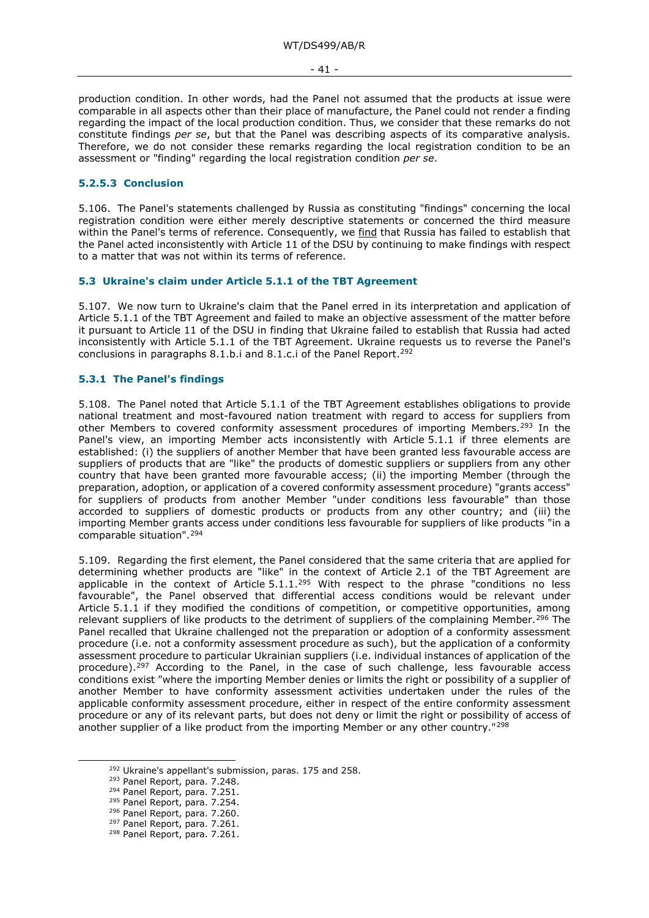production condition. In other words, had the Panel not assumed that the products at issue were comparable in all aspects other than their place of manufacture, the Panel could not render a finding regarding the impact of the local production condition. Thus, we consider that these remarks do not constitute findings *per se*, but that the Panel was describing aspects of its comparative analysis. Therefore, we do not consider these remarks regarding the local registration condition to be an assessment or "finding" regarding the local registration condition *per se*.

#### 5.2.5.3 Conclusion

5.106. The Panel's statements challenged by Russia as constituting "findings" concerning the local registration condition were either merely descriptive statements or concerned the third measure within the Panel's terms of reference. Consequently, we find that Russia has failed to establish that the Panel acted inconsistently with Article 11 of the DSU by continuing to make findings with respect to a matter that was not within its terms of reference.

### 5.3 Ukraine's claim under Article 5.1.1 of the TBT Agreement

5.107. We now turn to Ukraine's claim that the Panel erred in its interpretation and application of Article 5.1.1 of the TBT Agreement and failed to make an objective assessment of the matter before it pursuant to Article 11 of the DSU in finding that Ukraine failed to establish that Russia had acted inconsistently with Article 5.1.1 of the TBT Agreement. Ukraine requests us to reverse the Panel's conclusions in paragraphs 8.1.b.i and 8.1.c.i of the Panel Report.[292]

#### 5.3.1 The Panel's findings

5.108. The Panel noted that Article 5.1.1 of the TBT Agreement establishes obligations to provide national treatment and most-favoured nation treatment with regard to access for suppliers from other Members to covered conformity assessment procedures of importing Members.[293] In the Panel's view, an importing Member acts inconsistently with Article 5.1.1 if three elements are established: (i) the suppliers of another Member that have been granted less favourable access are suppliers of products that are "like" the products of domestic suppliers or suppliers from any other country that have been granted more favourable access; (ii) the importing Member (through the preparation, adoption, or application of a covered conformity assessment procedure) "grants access" for suppliers of products from another Member "under conditions less favourable" than those accorded to suppliers of domestic products or products from any other country; and (iii) the importing Member grants access under conditions less favourable for suppliers of like products "in a comparable situation".[294]

5.109. Regarding the first element, the Panel considered that the same criteria that are applied for determining whether products are "like" in the context of Article 2.1 of the TBT Agreement are applicable in the context of Article 5.1.1.[295] With respect to the phrase "conditions no less favourable", the Panel observed that differential access conditions would be relevant under Article 5.1.1 if they modified the conditions of competition, or competitive opportunities, among relevant suppliers of like products to the detriment of suppliers of the complaining Member.[296] The Panel recalled that Ukraine challenged not the preparation or adoption of a conformity assessment procedure (i.e. not a conformity assessment procedure as such), but the application of a conformity assessment procedure to particular Ukrainian suppliers (i.e. individual instances of application of the procedure).[297] According to the Panel, in the case of such challenge, less favourable access conditions exist "where the importing Member denies or limits the right or possibility of a supplier of another Member to have conformity assessment activities undertaken under the rules of the applicable conformity assessment procedure, either in respect of the entire conformity assessment procedure or any of its relevant parts, but does not deny or limit the right or possibility of access of another supplier of a like product from the importing Member or any other country."[298]

---

[292] Ukraine's appellant's submission, paras. 175 and 258.
[293] Panel Report, para. 7.248.
[294] Panel Report, para. 7.251.
[295] Panel Report, para. 7.254.
[296] Panel Report, para. 7.260.
[297] Panel Report, para. 7.261.
[298] Panel Report, para. 7.261.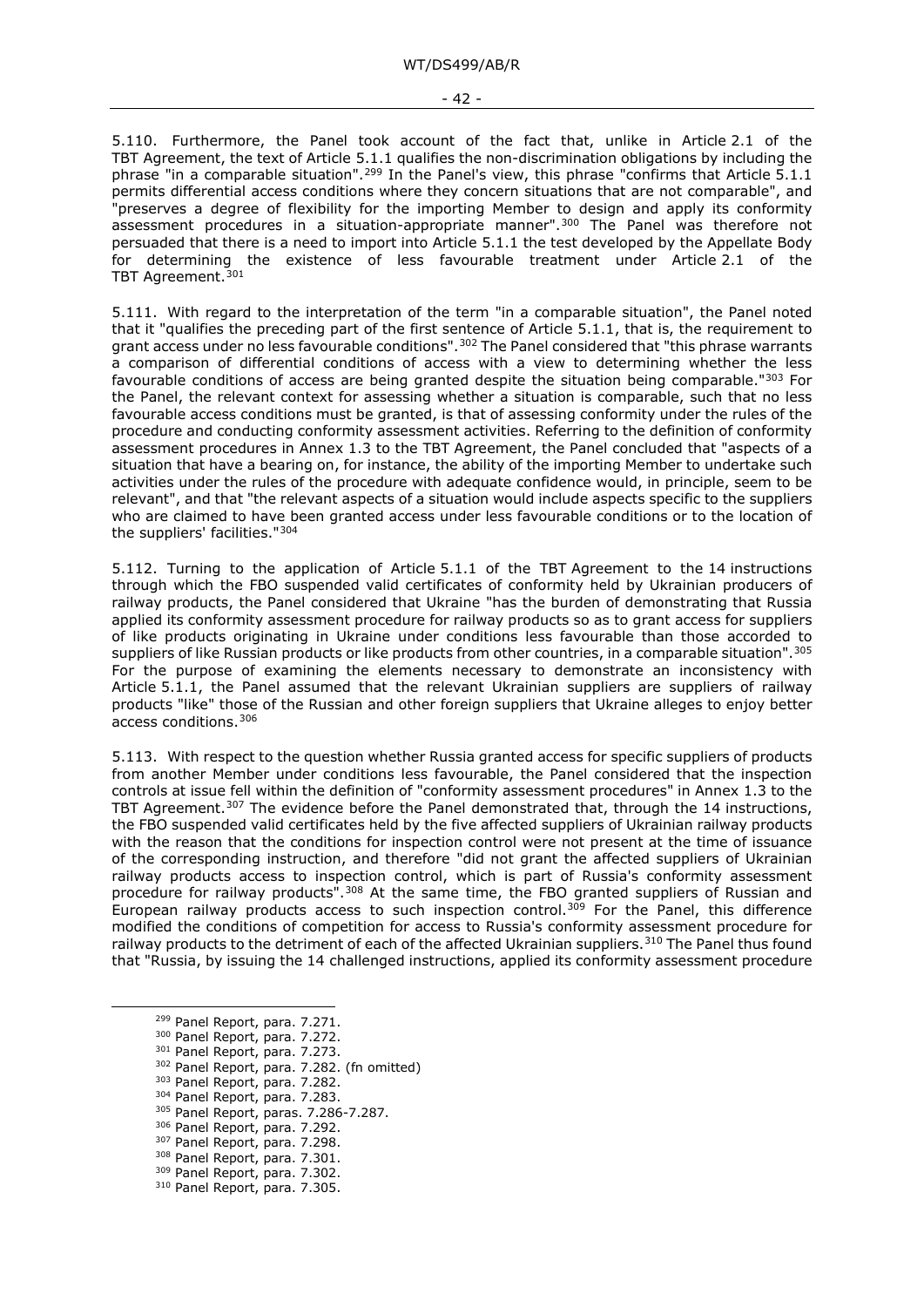5.110. Furthermore, the Panel took account of the fact that, unlike in Article 2.1 of the TBT Agreement, the text of Article 5.1.1 qualifies the non-discrimination obligations by including the phrase "in a comparable situation".[299] In the Panel's view, this phrase "confirms that Article 5.1.1 permits differential access conditions where they concern situations that are not comparable", and "preserves a degree of flexibility for the importing Member to design and apply its conformity assessment procedures in a situation-appropriate manner".[300] The Panel was therefore not persuaded that there is a need to import into Article 5.1.1 the test developed by the Appellate Body for determining the existence of less favourable treatment under Article 2.1 of the TBT Agreement.[301]

5.111. With regard to the interpretation of the term "in a comparable situation", the Panel noted that it "qualifies the preceding part of the first sentence of Article 5.1.1, that is, the requirement to grant access under no less favourable conditions".[302] The Panel considered that "this phrase warrants a comparison of differential conditions of access with a view to determining whether the less favourable conditions of access are being granted despite the situation being comparable."[303] For the Panel, the relevant context for assessing whether a situation is comparable, such that no less favourable access conditions must be granted, is that of assessing conformity under the rules of the procedure and conducting conformity assessment activities. Referring to the definition of conformity assessment procedures in Annex 1.3 to the TBT Agreement, the Panel concluded that "aspects of a situation that have a bearing on, for instance, the ability of the importing Member to undertake such activities under the rules of the procedure with adequate confidence would, in principle, seem to be relevant", and that "the relevant aspects of a situation would include aspects specific to the suppliers who are claimed to have been granted access under less favourable conditions or to the location of the suppliers' facilities."[304]

5.112. Turning to the application of Article 5.1.1 of the TBT Agreement to the 14 instructions through which the FBO suspended valid certificates of conformity held by Ukrainian producers of railway products, the Panel considered that Ukraine "has the burden of demonstrating that Russia applied its conformity assessment procedure for railway products so as to grant access for suppliers of like products originating in Ukraine under conditions less favourable than those accorded to suppliers of like Russian products or like products from other countries, in a comparable situation".[305] For the purpose of examining the elements necessary to demonstrate an inconsistency with Article 5.1.1, the Panel assumed that the relevant Ukrainian suppliers are suppliers of railway products "like" those of the Russian and other foreign suppliers that Ukraine alleges to enjoy better access conditions.[306]

5.113. With respect to the question whether Russia granted access for specific suppliers of products from another Member under conditions less favourable, the Panel considered that the inspection controls at issue fell within the definition of "conformity assessment procedures" in Annex 1.3 to the TBT Agreement.[307] The evidence before the Panel demonstrated that, through the 14 instructions, the FBO suspended valid certificates held by the five affected suppliers of Ukrainian railway products with the reason that the conditions for inspection control were not present at the time of issuance of the corresponding instruction, and therefore "did not grant the affected suppliers of Ukrainian railway products access to inspection control, which is part of Russia's conformity assessment procedure for railway products".[308] At the same time, the FBO granted suppliers of Russian and European railway products access to such inspection control.[309] For the Panel, this difference modified the conditions of competition for access to Russia's conformity assessment procedure for railway products to the detriment of each of the affected Ukrainian suppliers.[310] The Panel thus found that "Russia, by issuing the 14 challenged instructions, applied its conformity assessment procedure

[299] Panel Report, para. 7.271.
[300] Panel Report, para. 7.272.
[301] Panel Report, para. 7.273.
[302] Panel Report, para. 7.282. (fn omitted)
[303] Panel Report, para. 7.282.
[304] Panel Report, para. 7.283.
[305] Panel Report, paras. 7.286-7.287.
[306] Panel Report, para. 7.292.
[307] Panel Report, para. 7.298.
[308] Panel Report, para. 7.301.
[309] Panel Report, para. 7.302.
[310] Panel Report, para. 7.305.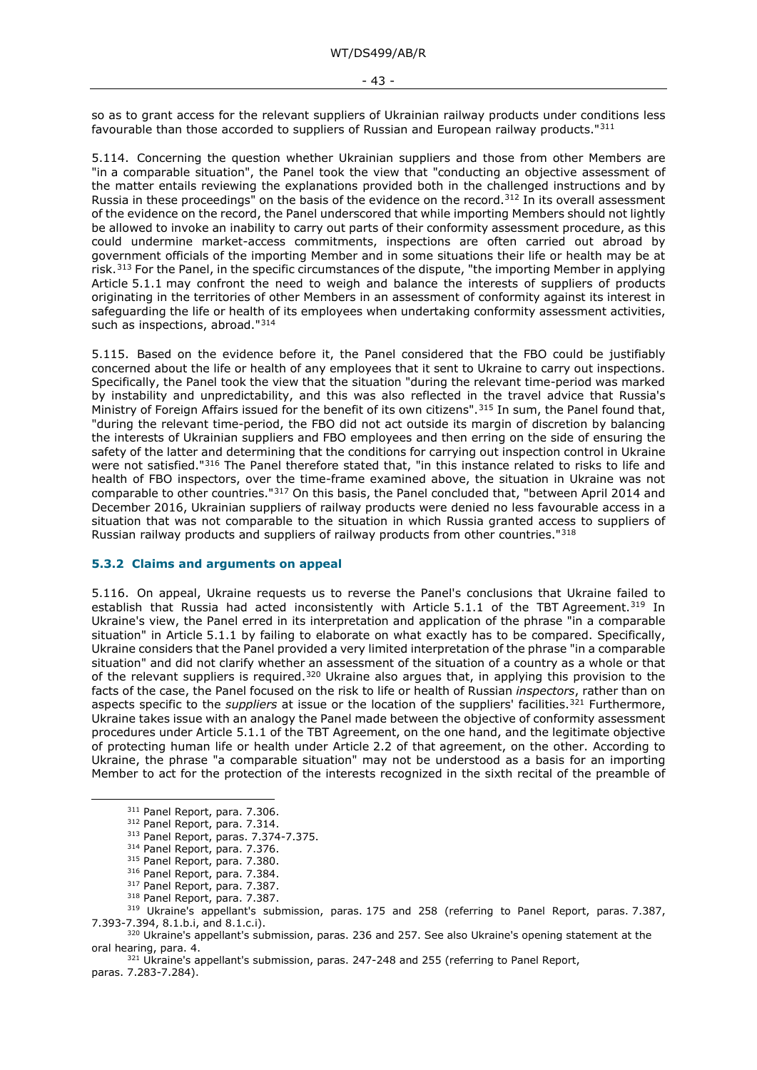so as to grant access for the relevant suppliers of Ukrainian railway products under conditions less favourable than those accorded to suppliers of Russian and European railway products."[311]

5.114. Concerning the question whether Ukrainian suppliers and those from other Members are "in a comparable situation", the Panel took the view that "conducting an objective assessment of the matter entails reviewing the explanations provided both in the challenged instructions and by Russia in these proceedings" on the basis of the evidence on the record.[312] In its overall assessment of the evidence on the record, the Panel underscored that while importing Members should not lightly be allowed to invoke an inability to carry out parts of their conformity assessment procedure, as this could undermine market-access commitments, inspections are often carried out abroad by government officials of the importing Member and in some situations their life or health may be at risk.[313] For the Panel, in the specific circumstances of the dispute, "the importing Member in applying Article 5.1.1 may confront the need to weigh and balance the interests of suppliers of products originating in the territories of other Members in an assessment of conformity against its interest in safeguarding the life or health of its employees when undertaking conformity assessment activities, such as inspections, abroad."[314]

5.115. Based on the evidence before it, the Panel considered that the FBO could be justifiably concerned about the life or health of any employees that it sent to Ukraine to carry out inspections. Specifically, the Panel took the view that the situation "during the relevant time-period was marked by instability and unpredictability, and this was also reflected in the travel advice that Russia's Ministry of Foreign Affairs issued for the benefit of its own citizens".[315] In sum, the Panel found that, "during the relevant time-period, the FBO did not act outside its margin of discretion by balancing the interests of Ukrainian suppliers and FBO employees and then erring on the side of ensuring the safety of the latter and determining that the conditions for carrying out inspection control in Ukraine were not satisfied."[316] The Panel therefore stated that, "in this instance related to risks to life and health of FBO inspectors, over the time-frame examined above, the situation in Ukraine was not comparable to other countries."[317] On this basis, the Panel concluded that, "between April 2014 and December 2016, Ukrainian suppliers of railway products were denied no less favourable access in a situation that was not comparable to the situation in which Russia granted access to suppliers of Russian railway products and suppliers of railway products from other countries."[318]

### 5.3.2 Claims and arguments on appeal

5.116. On appeal, Ukraine requests us to reverse the Panel's conclusions that Ukraine failed to establish that Russia had acted inconsistently with Article 5.1.1 of the TBT Agreement.[319] In Ukraine's view, the Panel erred in its interpretation and application of the phrase "in a comparable situation" in Article 5.1.1 by failing to elaborate on what exactly has to be compared. Specifically, Ukraine considers that the Panel provided a very limited interpretation of the phrase "in a comparable situation" and did not clarify whether an assessment of the situation of a country as a whole or that of the relevant suppliers is required.[320] Ukraine also argues that, in applying this provision to the facts of the case, the Panel focused on the risk to life or health of Russian *inspectors*, rather than on aspects specific to the *suppliers* at issue or the location of the suppliers' facilities.[321] Furthermore, Ukraine takes issue with an analogy the Panel made between the objective of conformity assessment procedures under Article 5.1.1 of the TBT Agreement, on the one hand, and the legitimate objective of protecting human life or health under Article 2.2 of that agreement, on the other. According to Ukraine, the phrase "a comparable situation" may not be understood as a basis for an importing Member to act for the protection of the interests recognized in the sixth recital of the preamble of

---

[311] Panel Report, para. 7.306.

[312] Panel Report, para. 7.314.

[313] Panel Report, paras. 7.374-7.375.

[314] Panel Report, para. 7.376.

[315] Panel Report, para. 7.380.

[316] Panel Report, para. 7.384.

[317] Panel Report, para. 7.387.

[318] Panel Report, para. 7.387.

[319] Ukraine's appellant's submission, paras. 175 and 258 (referring to Panel Report, paras. 7.387, 7.393-7.394, 8.1.b.i, and 8.1.c.i).

[320] Ukraine's appellant's submission, paras. 236 and 257. See also Ukraine's opening statement at the oral hearing, para. 4.

[321] Ukraine's appellant's submission, paras. 247-248 and 255 (referring to Panel Report, paras. 7.283-7.284).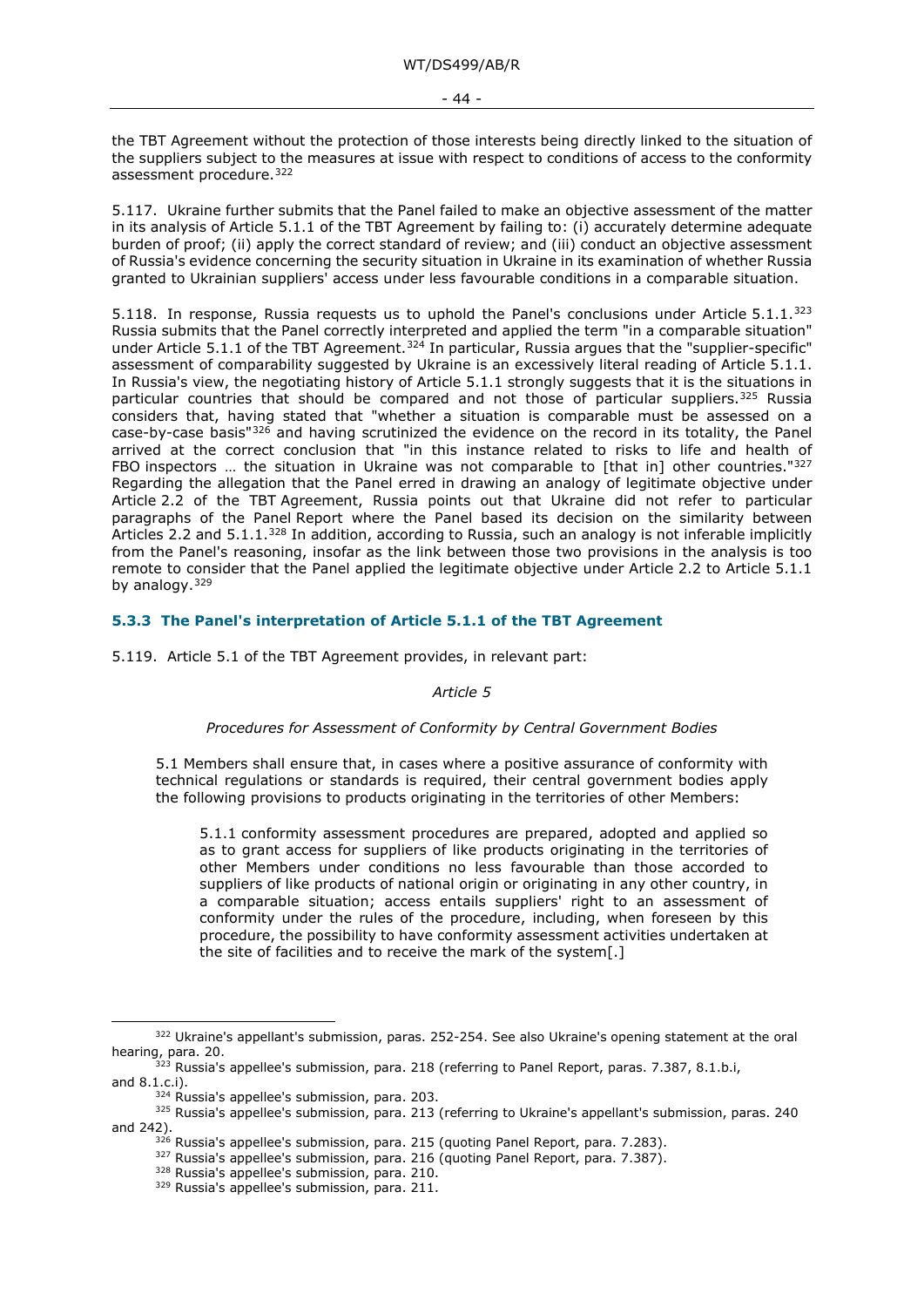the TBT Agreement without the protection of those interests being directly linked to the situation of the suppliers subject to the measures at issue with respect to conditions of access to the conformity assessment procedure.[322]

5.117. Ukraine further submits that the Panel failed to make an objective assessment of the matter in its analysis of Article 5.1.1 of the TBT Agreement by failing to: (i) accurately determine adequate burden of proof; (ii) apply the correct standard of review; and (iii) conduct an objective assessment of Russia's evidence concerning the security situation in Ukraine in its examination of whether Russia granted to Ukrainian suppliers' access under less favourable conditions in a comparable situation.

5.118. In response, Russia requests us to uphold the Panel's conclusions under Article 5.1.1.[323] Russia submits that the Panel correctly interpreted and applied the term "in a comparable situation" under Article 5.1.1 of the TBT Agreement.[324] In particular, Russia argues that the "supplier-specific" assessment of comparability suggested by Ukraine is an excessively literal reading of Article 5.1.1. In Russia's view, the negotiating history of Article 5.1.1 strongly suggests that it is the situations in particular countries that should be compared and not those of particular suppliers.[325] Russia considers that, having stated that "whether a situation is comparable must be assessed on a case-by-case basis"[326] and having scrutinized the evidence on the record in its totality, the Panel arrived at the correct conclusion that "in this instance related to risks to life and health of FBO inspectors … the situation in Ukraine was not comparable to [that in] other countries."[327] Regarding the allegation that the Panel erred in drawing an analogy of legitimate objective under Article 2.2 of the TBT Agreement, Russia points out that Ukraine did not refer to particular paragraphs of the Panel Report where the Panel based its decision on the similarity between Articles 2.2 and 5.1.1.[328] In addition, according to Russia, such an analogy is not inferable implicitly from the Panel's reasoning, insofar as the link between those two provisions in the analysis is too remote to consider that the Panel applied the legitimate objective under Article 2.2 to Article 5.1.1 by analogy.[329]

### 5.3.3 The Panel's interpretation of Article 5.1.1 of the TBT Agreement

5.119. Article 5.1 of the TBT Agreement provides, in relevant part:

> *Article 5*
>
> *Procedures for Assessment of Conformity by Central Government Bodies*
>
> 5.1 Members shall ensure that, in cases where a positive assurance of conformity with technical regulations or standards is required, their central government bodies apply the following provisions to products originating in the territories of other Members:
>
> > 5.1.1 conformity assessment procedures are prepared, adopted and applied so as to grant access for suppliers of like products originating in the territories of other Members under conditions no less favourable than those accorded to suppliers of like products of national origin or originating in any other country, in a comparable situation; access entails suppliers' right to an assessment of conformity under the rules of the procedure, including, when foreseen by this procedure, the possibility to have conformity assessment activities undertaken at the site of facilities and to receive the mark of the system[.]

---

[322] Ukraine's appellant's submission, paras. 252-254. See also Ukraine's opening statement at the oral hearing, para. 20.

[323] Russia's appellee's submission, para. 218 (referring to Panel Report, paras. 7.387, 8.1.b.i, and 8.1.c.i).

[324] Russia's appellee's submission, para. 203.

[325] Russia's appellee's submission, para. 213 (referring to Ukraine's appellant's submission, paras. 240 and 242).

[326] Russia's appellee's submission, para. 215 (quoting Panel Report, para. 7.283).

[327] Russia's appellee's submission, para. 216 (quoting Panel Report, para. 7.387).

[328] Russia's appellee's submission, para. 210.

[329] Russia's appellee's submission, para. 211.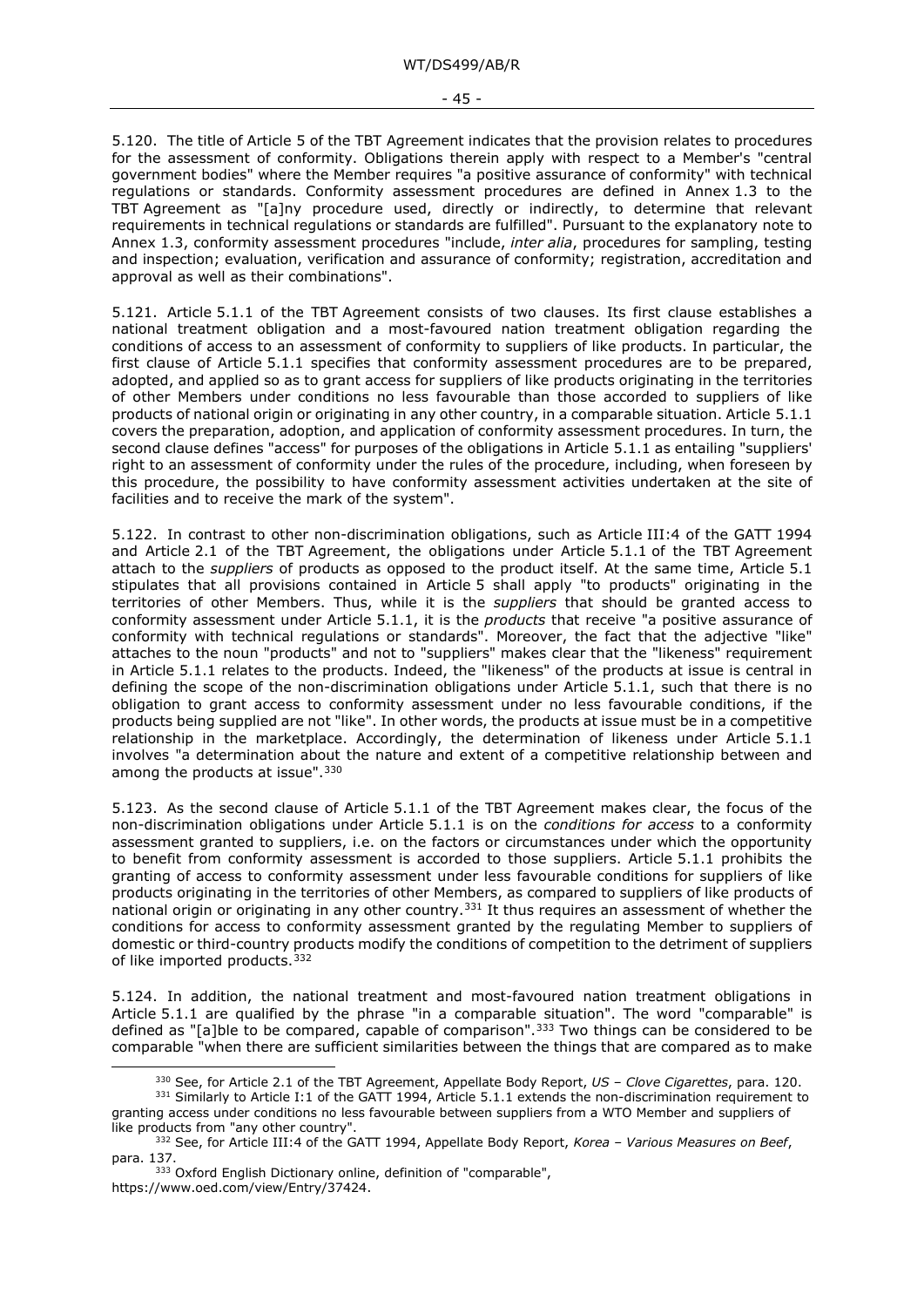5.120. The title of Article 5 of the TBT Agreement indicates that the provision relates to procedures for the assessment of conformity. Obligations therein apply with respect to a Member's "central government bodies" where the Member requires "a positive assurance of conformity" with technical regulations or standards. Conformity assessment procedures are defined in Annex 1.3 to the TBT Agreement as "[a]ny procedure used, directly or indirectly, to determine that relevant requirements in technical regulations or standards are fulfilled". Pursuant to the explanatory note to Annex 1.3, conformity assessment procedures "include, *inter alia*, procedures for sampling, testing and inspection; evaluation, verification and assurance of conformity; registration, accreditation and approval as well as their combinations".

5.121. Article 5.1.1 of the TBT Agreement consists of two clauses. Its first clause establishes a national treatment obligation and a most-favoured nation treatment obligation regarding the conditions of access to an assessment of conformity to suppliers of like products. In particular, the first clause of Article 5.1.1 specifies that conformity assessment procedures are to be prepared, adopted, and applied so as to grant access for suppliers of like products originating in the territories of other Members under conditions no less favourable than those accorded to suppliers of like products of national origin or originating in any other country, in a comparable situation. Article 5.1.1 covers the preparation, adoption, and application of conformity assessment procedures. In turn, the second clause defines "access" for purposes of the obligations in Article 5.1.1 as entailing "suppliers' right to an assessment of conformity under the rules of the procedure, including, when foreseen by this procedure, the possibility to have conformity assessment activities undertaken at the site of facilities and to receive the mark of the system".

5.122. In contrast to other non-discrimination obligations, such as Article III:4 of the GATT 1994 and Article 2.1 of the TBT Agreement, the obligations under Article 5.1.1 of the TBT Agreement attach to the *suppliers* of products as opposed to the product itself. At the same time, Article 5.1 stipulates that all provisions contained in Article 5 shall apply "to products" originating in the territories of other Members. Thus, while it is the *suppliers* that should be granted access to conformity assessment under Article 5.1.1, it is the *products* that receive "a positive assurance of conformity with technical regulations or standards". Moreover, the fact that the adjective "like" attaches to the noun "products" and not to "suppliers" makes clear that the "likeness" requirement in Article 5.1.1 relates to the products. Indeed, the "likeness" of the products at issue is central in defining the scope of the non-discrimination obligations under Article 5.1.1, such that there is no obligation to grant access to conformity assessment under no less favourable conditions, if the products being supplied are not "like". In other words, the products at issue must be in a competitive relationship in the marketplace. Accordingly, the determination of likeness under Article 5.1.1 involves "a determination about the nature and extent of a competitive relationship between and among the products at issue".[330]

5.123. As the second clause of Article 5.1.1 of the TBT Agreement makes clear, the focus of the non-discrimination obligations under Article 5.1.1 is on the *conditions for access* to a conformity assessment granted to suppliers, i.e. on the factors or circumstances under which the opportunity to benefit from conformity assessment is accorded to those suppliers. Article 5.1.1 prohibits the granting of access to conformity assessment under less favourable conditions for suppliers of like products originating in the territories of other Members, as compared to suppliers of like products of national origin or originating in any other country.[331] It thus requires an assessment of whether the conditions for access to conformity assessment granted by the regulating Member to suppliers of domestic or third-country products modify the conditions of competition to the detriment of suppliers of like imported products.[332]

5.124. In addition, the national treatment and most-favoured nation treatment obligations in Article 5.1.1 are qualified by the phrase "in a comparable situation". The word "comparable" is defined as "[a]ble to be compared, capable of comparison".[333] Two things can be considered to be comparable "when there are sufficient similarities between the things that are compared as to make

---

[330] See, for Article 2.1 of the TBT Agreement, Appellate Body Report, *US – Clove Cigarettes*, para. 120.

[331] Similarly to Article I:1 of the GATT 1994, Article 5.1.1 extends the non-discrimination requirement to granting access under conditions no less favourable between suppliers from a WTO Member and suppliers of like products from "any other country".

[332] See, for Article III:4 of the GATT 1994, Appellate Body Report, *Korea – Various Measures on Beef*, para. 137.

[333] Oxford English Dictionary online, definition of "comparable", https://www.oed.com/view/Entry/37424.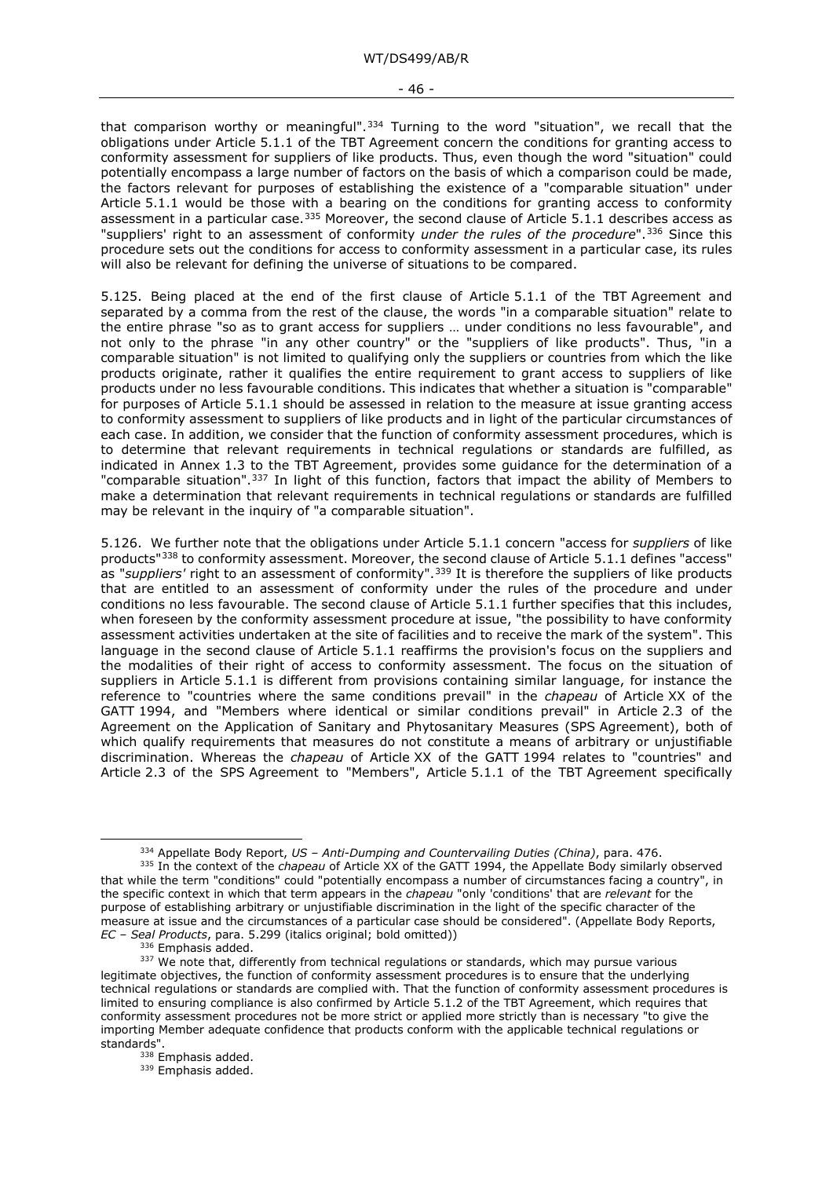that comparison worthy or meaningful".[334] Turning to the word "situation", we recall that the obligations under Article 5.1.1 of the TBT Agreement concern the conditions for granting access to conformity assessment for suppliers of like products. Thus, even though the word "situation" could potentially encompass a large number of factors on the basis of which a comparison could be made, the factors relevant for purposes of establishing the existence of a "comparable situation" under Article 5.1.1 would be those with a bearing on the conditions for granting access to conformity assessment in a particular case.[335] Moreover, the second clause of Article 5.1.1 describes access as "suppliers' right to an assessment of conformity *under the rules of the procedure*".[336] Since this procedure sets out the conditions for access to conformity assessment in a particular case, its rules will also be relevant for defining the universe of situations to be compared.

5.125. Being placed at the end of the first clause of Article 5.1.1 of the TBT Agreement and separated by a comma from the rest of the clause, the words "in a comparable situation" relate to the entire phrase "so as to grant access for suppliers … under conditions no less favourable", and not only to the phrase "in any other country" or the "suppliers of like products". Thus, "in a comparable situation" is not limited to qualifying only the suppliers or countries from which the like products originate, rather it qualifies the entire requirement to grant access to suppliers of like products under no less favourable conditions. This indicates that whether a situation is "comparable" for purposes of Article 5.1.1 should be assessed in relation to the measure at issue granting access to conformity assessment to suppliers of like products and in light of the particular circumstances of each case. In addition, we consider that the function of conformity assessment procedures, which is to determine that relevant requirements in technical regulations or standards are fulfilled, as indicated in Annex 1.3 to the TBT Agreement, provides some guidance for the determination of a "comparable situation".[337] In light of this function, factors that impact the ability of Members to make a determination that relevant requirements in technical regulations or standards are fulfilled may be relevant in the inquiry of "a comparable situation".

5.126. We further note that the obligations under Article 5.1.1 concern "access for *suppliers* of like products"[338] to conformity assessment. Moreover, the second clause of Article 5.1.1 defines "access" as "*suppliers'* right to an assessment of conformity".[339] It is therefore the suppliers of like products that are entitled to an assessment of conformity under the rules of the procedure and under conditions no less favourable. The second clause of Article 5.1.1 further specifies that this includes, when foreseen by the conformity assessment procedure at issue, "the possibility to have conformity assessment activities undertaken at the site of facilities and to receive the mark of the system". This language in the second clause of Article 5.1.1 reaffirms the provision's focus on the suppliers and the modalities of their right of access to conformity assessment. The focus on the situation of suppliers in Article 5.1.1 is different from provisions containing similar language, for instance the reference to "countries where the same conditions prevail" in the *chapeau* of Article XX of the GATT 1994, and "Members where identical or similar conditions prevail" in Article 2.3 of the Agreement on the Application of Sanitary and Phytosanitary Measures (SPS Agreement), both of which qualify requirements that measures do not constitute a means of arbitrary or unjustifiable discrimination. Whereas the *chapeau* of Article XX of the GATT 1994 relates to "countries" and Article 2.3 of the SPS Agreement to "Members", Article 5.1.1 of the TBT Agreement specifically

---

[334] Appellate Body Report, *US – Anti-Dumping and Countervailing Duties (China)*, para. 476.

[335] In the context of the *chapeau* of Article XX of the GATT 1994, the Appellate Body similarly observed that while the term "conditions" could "potentially encompass a number of circumstances facing a country", in the specific context in which that term appears in the *chapeau* "only 'conditions' that are *relevant* for the purpose of establishing arbitrary or unjustifiable discrimination in the light of the specific character of the measure at issue and the circumstances of a particular case should be considered". (Appellate Body Reports, *EC – Seal Products*, para. 5.299 (italics original; bold omitted))

[336] Emphasis added.

[337] We note that, differently from technical regulations or standards, which may pursue various legitimate objectives, the function of conformity assessment procedures is to ensure that the underlying technical regulations or standards are complied with. That the function of conformity assessment procedures is limited to ensuring compliance is also confirmed by Article 5.1.2 of the TBT Agreement, which requires that conformity assessment procedures not be more strict or applied more strictly than is necessary "to give the importing Member adequate confidence that products conform with the applicable technical regulations or standards".

[338] Emphasis added.

[339] Emphasis added.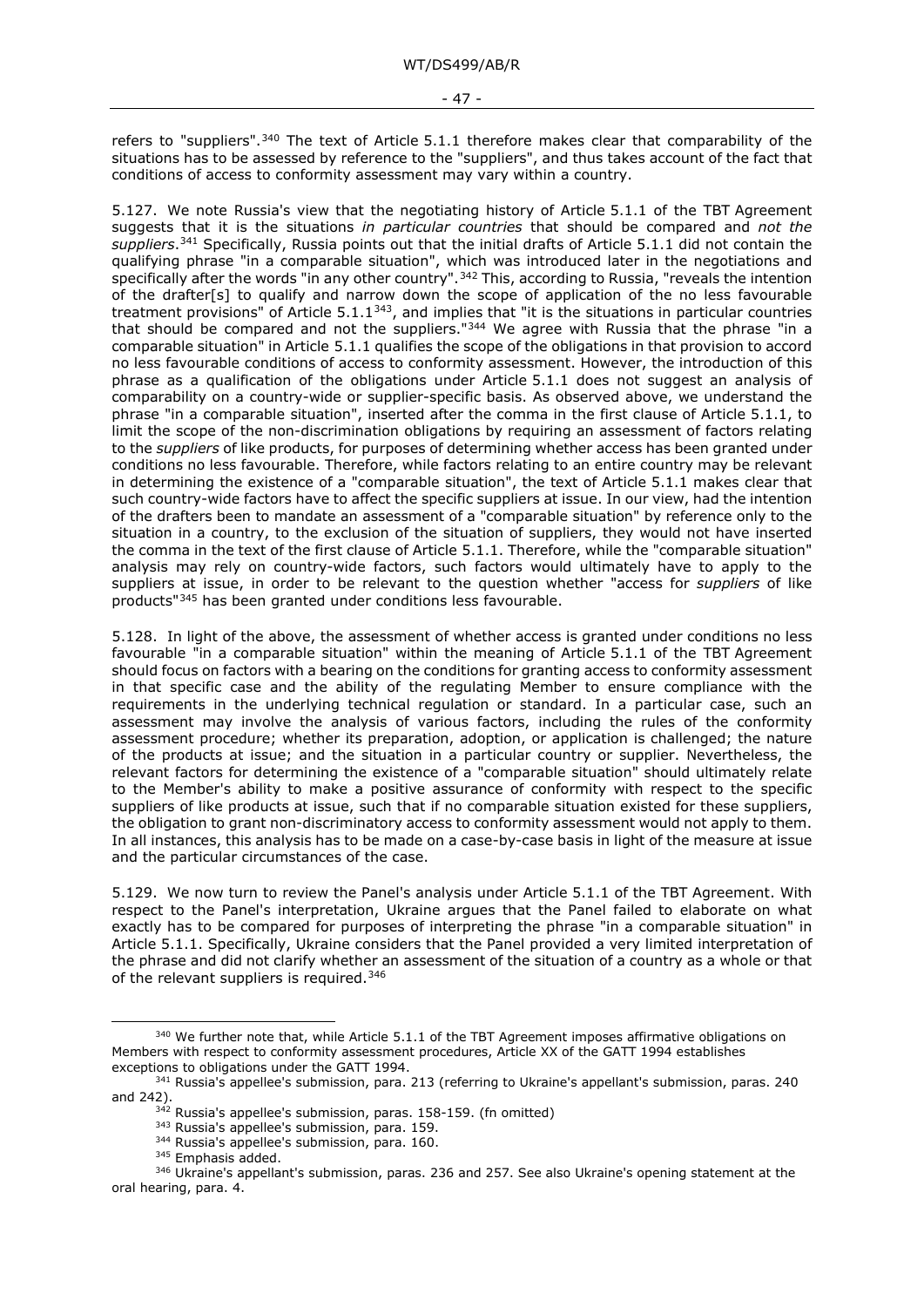refers to "suppliers".[340] The text of Article 5.1.1 therefore makes clear that comparability of the situations has to be assessed by reference to the "suppliers", and thus takes account of the fact that conditions of access to conformity assessment may vary within a country.

5.127. We note Russia's view that the negotiating history of Article 5.1.1 of the TBT Agreement suggests that it is the situations *in particular countries* that should be compared and *not the suppliers*.[341] Specifically, Russia points out that the initial drafts of Article 5.1.1 did not contain the qualifying phrase "in a comparable situation", which was introduced later in the negotiations and specifically after the words "in any other country".[342] This, according to Russia, "reveals the intention of the drafter[s] to qualify and narrow down the scope of application of the no less favourable treatment provisions" of Article 5.1.1[343], and implies that "it is the situations in particular countries that should be compared and not the suppliers."[344] We agree with Russia that the phrase "in a comparable situation" in Article 5.1.1 qualifies the scope of the obligations in that provision to accord no less favourable conditions of access to conformity assessment. However, the introduction of this phrase as a qualification of the obligations under Article 5.1.1 does not suggest an analysis of comparability on a country-wide or supplier-specific basis. As observed above, we understand the phrase "in a comparable situation", inserted after the comma in the first clause of Article 5.1.1, to limit the scope of the non-discrimination obligations by requiring an assessment of factors relating to the *suppliers* of like products, for purposes of determining whether access has been granted under conditions no less favourable. Therefore, while factors relating to an entire country may be relevant in determining the existence of a "comparable situation", the text of Article 5.1.1 makes clear that such country-wide factors have to affect the specific suppliers at issue. In our view, had the intention of the drafters been to mandate an assessment of a "comparable situation" by reference only to the situation in a country, to the exclusion of the situation of suppliers, they would not have inserted the comma in the text of the first clause of Article 5.1.1. Therefore, while the "comparable situation" analysis may rely on country-wide factors, such factors would ultimately have to apply to the suppliers at issue, in order to be relevant to the question whether "access for *suppliers* of like products"[345] has been granted under conditions less favourable.

5.128. In light of the above, the assessment of whether access is granted under conditions no less favourable "in a comparable situation" within the meaning of Article 5.1.1 of the TBT Agreement should focus on factors with a bearing on the conditions for granting access to conformity assessment in that specific case and the ability of the regulating Member to ensure compliance with the requirements in the underlying technical regulation or standard. In a particular case, such an assessment may involve the analysis of various factors, including the rules of the conformity assessment procedure; whether its preparation, adoption, or application is challenged; the nature of the products at issue; and the situation in a particular country or supplier. Nevertheless, the relevant factors for determining the existence of a "comparable situation" should ultimately relate to the Member's ability to make a positive assurance of conformity with respect to the specific suppliers of like products at issue, such that if no comparable situation existed for these suppliers, the obligation to grant non-discriminatory access to conformity assessment would not apply to them. In all instances, this analysis has to be made on a case-by-case basis in light of the measure at issue and the particular circumstances of the case.

5.129. We now turn to review the Panel's analysis under Article 5.1.1 of the TBT Agreement. With respect to the Panel's interpretation, Ukraine argues that the Panel failed to elaborate on what exactly has to be compared for purposes of interpreting the phrase "in a comparable situation" in Article 5.1.1. Specifically, Ukraine considers that the Panel provided a very limited interpretation of the phrase and did not clarify whether an assessment of the situation of a country as a whole or that of the relevant suppliers is required.[346]

---

[340] We further note that, while Article 5.1.1 of the TBT Agreement imposes affirmative obligations on Members with respect to conformity assessment procedures, Article XX of the GATT 1994 establishes exceptions to obligations under the GATT 1994.

[341] Russia's appellee's submission, para. 213 (referring to Ukraine's appellant's submission, paras. 240 and 242).

[342] Russia's appellee's submission, paras. 158-159. (fn omitted)

[343] Russia's appellee's submission, para. 159.

[344] Russia's appellee's submission, para. 160.

[345] Emphasis added.

[346] Ukraine's appellant's submission, paras. 236 and 257. See also Ukraine's opening statement at the oral hearing, para. 4.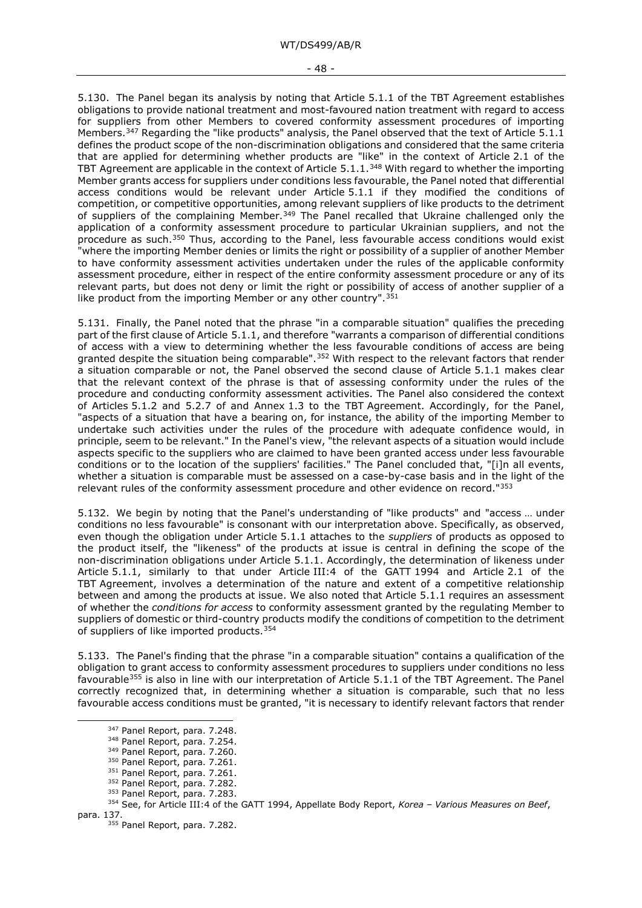5.130. The Panel began its analysis by noting that Article 5.1.1 of the TBT Agreement establishes obligations to provide national treatment and most-favoured nation treatment with regard to access for suppliers from other Members to covered conformity assessment procedures of importing Members.[347] Regarding the "like products" analysis, the Panel observed that the text of Article 5.1.1 defines the product scope of the non-discrimination obligations and considered that the same criteria that are applied for determining whether products are "like" in the context of Article 2.1 of the TBT Agreement are applicable in the context of Article 5.1.1.[348] With regard to whether the importing Member grants access for suppliers under conditions less favourable, the Panel noted that differential access conditions would be relevant under Article 5.1.1 if they modified the conditions of competition, or competitive opportunities, among relevant suppliers of like products to the detriment of suppliers of the complaining Member.[349] The Panel recalled that Ukraine challenged only the application of a conformity assessment procedure to particular Ukrainian suppliers, and not the procedure as such.[350] Thus, according to the Panel, less favourable access conditions would exist "where the importing Member denies or limits the right or possibility of a supplier of another Member to have conformity assessment activities undertaken under the rules of the applicable conformity assessment procedure, either in respect of the entire conformity assessment procedure or any of its relevant parts, but does not deny or limit the right or possibility of access of another supplier of a like product from the importing Member or any other country".[351]

5.131. Finally, the Panel noted that the phrase "in a comparable situation" qualifies the preceding part of the first clause of Article 5.1.1, and therefore "warrants a comparison of differential conditions of access with a view to determining whether the less favourable conditions of access are being granted despite the situation being comparable".[352] With respect to the relevant factors that render a situation comparable or not, the Panel observed the second clause of Article 5.1.1 makes clear that the relevant context of the phrase is that of assessing conformity under the rules of the procedure and conducting conformity assessment activities. The Panel also considered the context of Articles 5.1.2 and 5.2.7 of and Annex 1.3 to the TBT Agreement. Accordingly, for the Panel, "aspects of a situation that have a bearing on, for instance, the ability of the importing Member to undertake such activities under the rules of the procedure with adequate confidence would, in principle, seem to be relevant." In the Panel's view, "the relevant aspects of a situation would include aspects specific to the suppliers who are claimed to have been granted access under less favourable conditions or to the location of the suppliers' facilities." The Panel concluded that, "[i]n all events, whether a situation is comparable must be assessed on a case-by-case basis and in the light of the relevant rules of the conformity assessment procedure and other evidence on record."[353]

5.132. We begin by noting that the Panel's understanding of "like products" and "access … under conditions no less favourable" is consonant with our interpretation above. Specifically, as observed, even though the obligation under Article 5.1.1 attaches to the *suppliers* of products as opposed to the product itself, the "likeness" of the products at issue is central in defining the scope of the non-discrimination obligations under Article 5.1.1. Accordingly, the determination of likeness under Article 5.1.1, similarly to that under Article III:4 of the GATT 1994 and Article 2.1 of the TBT Agreement, involves a determination of the nature and extent of a competitive relationship between and among the products at issue. We also noted that Article 5.1.1 requires an assessment of whether the *conditions for access* to conformity assessment granted by the regulating Member to suppliers of domestic or third-country products modify the conditions of competition to the detriment of suppliers of like imported products.[354]

5.133. The Panel's finding that the phrase "in a comparable situation" contains a qualification of the obligation to grant access to conformity assessment procedures to suppliers under conditions no less favourable[355] is also in line with our interpretation of Article 5.1.1 of the TBT Agreement. The Panel correctly recognized that, in determining whether a situation is comparable, such that no less favourable access conditions must be granted, "it is necessary to identify relevant factors that render

[347] Panel Report, para. 7.248.
[348] Panel Report, para. 7.254.
[349] Panel Report, para. 7.260.
[350] Panel Report, para. 7.261.
[351] Panel Report, para. 7.261.
[352] Panel Report, para. 7.282.
[353] Panel Report, para. 7.283.
[354] See, for Article III:4 of the GATT 1994, Appellate Body Report, *Korea – Various Measures on Beef*, para. 137.
[355] Panel Report, para. 7.282.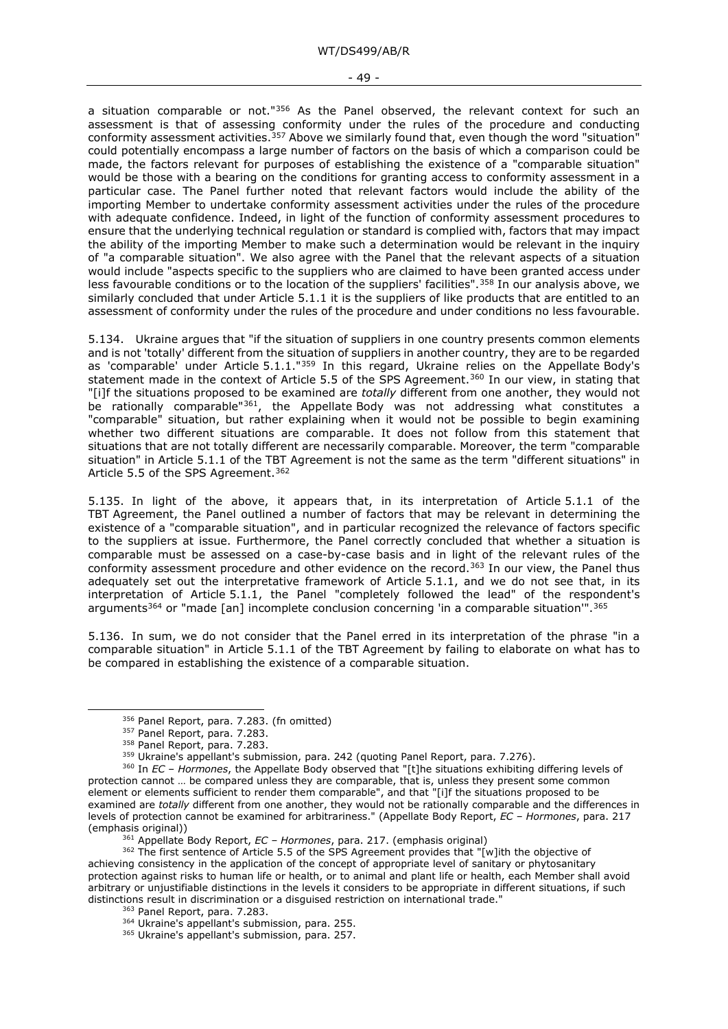a situation comparable or not."[356] As the Panel observed, the relevant context for such an assessment is that of assessing conformity under the rules of the procedure and conducting conformity assessment activities.[357] Above we similarly found that, even though the word "situation" could potentially encompass a large number of factors on the basis of which a comparison could be made, the factors relevant for purposes of establishing the existence of a "comparable situation" would be those with a bearing on the conditions for granting access to conformity assessment in a particular case. The Panel further noted that relevant factors would include the ability of the importing Member to undertake conformity assessment activities under the rules of the procedure with adequate confidence. Indeed, in light of the function of conformity assessment procedures to ensure that the underlying technical regulation or standard is complied with, factors that may impact the ability of the importing Member to make such a determination would be relevant in the inquiry of "a comparable situation". We also agree with the Panel that the relevant aspects of a situation would include "aspects specific to the suppliers who are claimed to have been granted access under less favourable conditions or to the location of the suppliers' facilities".[358] In our analysis above, we similarly concluded that under Article 5.1.1 it is the suppliers of like products that are entitled to an assessment of conformity under the rules of the procedure and under conditions no less favourable.

5.134. Ukraine argues that "if the situation of suppliers in one country presents common elements and is not 'totally' different from the situation of suppliers in another country, they are to be regarded as 'comparable' under Article 5.1.1."[359] In this regard, Ukraine relies on the Appellate Body's statement made in the context of Article 5.5 of the SPS Agreement.[360] In our view, in stating that "[i]f the situations proposed to be examined are *totally* different from one another, they would not be rationally comparable"[361], the Appellate Body was not addressing what constitutes a "comparable" situation, but rather explaining when it would not be possible to begin examining whether two different situations are comparable. It does not follow from this statement that situations that are not totally different are necessarily comparable. Moreover, the term "comparable situation" in Article 5.1.1 of the TBT Agreement is not the same as the term "different situations" in Article 5.5 of the SPS Agreement.[362]

5.135. In light of the above, it appears that, in its interpretation of Article 5.1.1 of the TBT Agreement, the Panel outlined a number of factors that may be relevant in determining the existence of a "comparable situation", and in particular recognized the relevance of factors specific to the suppliers at issue. Furthermore, the Panel correctly concluded that whether a situation is comparable must be assessed on a case-by-case basis and in light of the relevant rules of the conformity assessment procedure and other evidence on the record.[363] In our view, the Panel thus adequately set out the interpretative framework of Article 5.1.1, and we do not see that, in its interpretation of Article 5.1.1, the Panel "completely followed the lead" of the respondent's arguments[364] or "made [an] incomplete conclusion concerning 'in a comparable situation'".[365]

5.136. In sum, we do not consider that the Panel erred in its interpretation of the phrase "in a comparable situation" in Article 5.1.1 of the TBT Agreement by failing to elaborate on what has to be compared in establishing the existence of a comparable situation.

---

[356] Panel Report, para. 7.283. (fn omitted)

[357] Panel Report, para. 7.283.

[358] Panel Report, para. 7.283.

[359] Ukraine's appellant's submission, para. 242 (quoting Panel Report, para. 7.276).

[360] In *EC – Hormones*, the Appellate Body observed that "[t]he situations exhibiting differing levels of protection cannot … be compared unless they are comparable, that is, unless they present some common element or elements sufficient to render them comparable", and that "[i]f the situations proposed to be examined are *totally* different from one another, they would not be rationally comparable and the differences in levels of protection cannot be examined for arbitrariness." (Appellate Body Report, *EC – Hormones*, para. 217 (emphasis original))

[361] Appellate Body Report, *EC – Hormones*, para. 217. (emphasis original)

[362] The first sentence of Article 5.5 of the SPS Agreement provides that "[w]ith the objective of achieving consistency in the application of the concept of appropriate level of sanitary or phytosanitary protection against risks to human life or health, or to animal and plant life or health, each Member shall avoid arbitrary or unjustifiable distinctions in the levels it considers to be appropriate in different situations, if such distinctions result in discrimination or a disguised restriction on international trade."

[363] Panel Report, para. 7.283.

[364] Ukraine's appellant's submission, para. 255.

[365] Ukraine's appellant's submission, para. 257.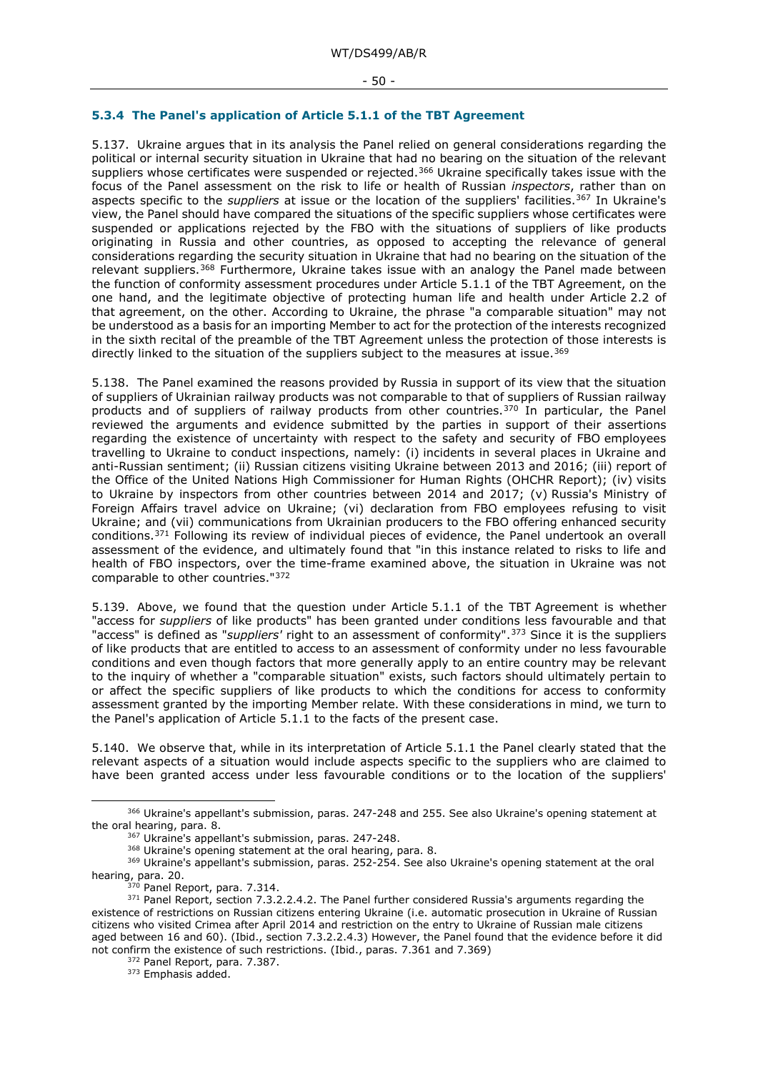### 5.3.4 The Panel's application of Article 5.1.1 of the TBT Agreement

5.137. Ukraine argues that in its analysis the Panel relied on general considerations regarding the political or internal security situation in Ukraine that had no bearing on the situation of the relevant suppliers whose certificates were suspended or rejected.[366] Ukraine specifically takes issue with the focus of the Panel assessment on the risk to life or health of Russian *inspectors*, rather than on aspects specific to the *suppliers* at issue or the location of the suppliers' facilities.[367] In Ukraine's view, the Panel should have compared the situations of the specific suppliers whose certificates were suspended or applications rejected by the FBO with the situations of suppliers of like products originating in Russia and other countries, as opposed to accepting the relevance of general considerations regarding the security situation in Ukraine that had no bearing on the situation of the relevant suppliers.[368] Furthermore, Ukraine takes issue with an analogy the Panel made between the function of conformity assessment procedures under Article 5.1.1 of the TBT Agreement, on the one hand, and the legitimate objective of protecting human life and health under Article 2.2 of that agreement, on the other. According to Ukraine, the phrase "a comparable situation" may not be understood as a basis for an importing Member to act for the protection of the interests recognized in the sixth recital of the preamble of the TBT Agreement unless the protection of those interests is directly linked to the situation of the suppliers subject to the measures at issue.[369]

5.138. The Panel examined the reasons provided by Russia in support of its view that the situation of suppliers of Ukrainian railway products was not comparable to that of suppliers of Russian railway products and of suppliers of railway products from other countries.[370] In particular, the Panel reviewed the arguments and evidence submitted by the parties in support of their assertions regarding the existence of uncertainty with respect to the safety and security of FBO employees travelling to Ukraine to conduct inspections, namely: (i) incidents in several places in Ukraine and anti-Russian sentiment; (ii) Russian citizens visiting Ukraine between 2013 and 2016; (iii) report of the Office of the United Nations High Commissioner for Human Rights (OHCHR Report); (iv) visits to Ukraine by inspectors from other countries between 2014 and 2017; (v) Russia's Ministry of Foreign Affairs travel advice on Ukraine; (vi) declaration from FBO employees refusing to visit Ukraine; and (vii) communications from Ukrainian producers to the FBO offering enhanced security conditions.[371] Following its review of individual pieces of evidence, the Panel undertook an overall assessment of the evidence, and ultimately found that "in this instance related to risks to life and health of FBO inspectors, over the time-frame examined above, the situation in Ukraine was not comparable to other countries."[372]

5.139. Above, we found that the question under Article 5.1.1 of the TBT Agreement is whether "access for *suppliers* of like products" has been granted under conditions less favourable and that "access" is defined as "*suppliers'* right to an assessment of conformity".[373] Since it is the suppliers of like products that are entitled to access to an assessment of conformity under no less favourable conditions and even though factors that more generally apply to an entire country may be relevant to the inquiry of whether a "comparable situation" exists, such factors should ultimately pertain to or affect the specific suppliers of like products to which the conditions for access to conformity assessment granted by the importing Member relate. With these considerations in mind, we turn to the Panel's application of Article 5.1.1 to the facts of the present case.

5.140. We observe that, while in its interpretation of Article 5.1.1 the Panel clearly stated that the relevant aspects of a situation would include aspects specific to the suppliers who are claimed to have been granted access under less favourable conditions or to the location of the suppliers'

---

[366] Ukraine's appellant's submission, paras. 247-248 and 255. See also Ukraine's opening statement at the oral hearing, para. 8.

[367] Ukraine's appellant's submission, paras. 247-248.

[368] Ukraine's opening statement at the oral hearing, para. 8.

[369] Ukraine's appellant's submission, paras. 252-254. See also Ukraine's opening statement at the oral hearing, para. 20.

[370] Panel Report, para. 7.314.

[371] Panel Report, section 7.3.2.2.4.2. The Panel further considered Russia's arguments regarding the existence of restrictions on Russian citizens entering Ukraine (i.e. automatic prosecution in Ukraine of Russian citizens who visited Crimea after April 2014 and restriction on the entry to Ukraine of Russian male citizens aged between 16 and 60). (Ibid., section 7.3.2.2.4.3) However, the Panel found that the evidence before it did not confirm the existence of such restrictions. (Ibid., paras. 7.361 and 7.369)

[372] Panel Report, para. 7.387.

[373] Emphasis added.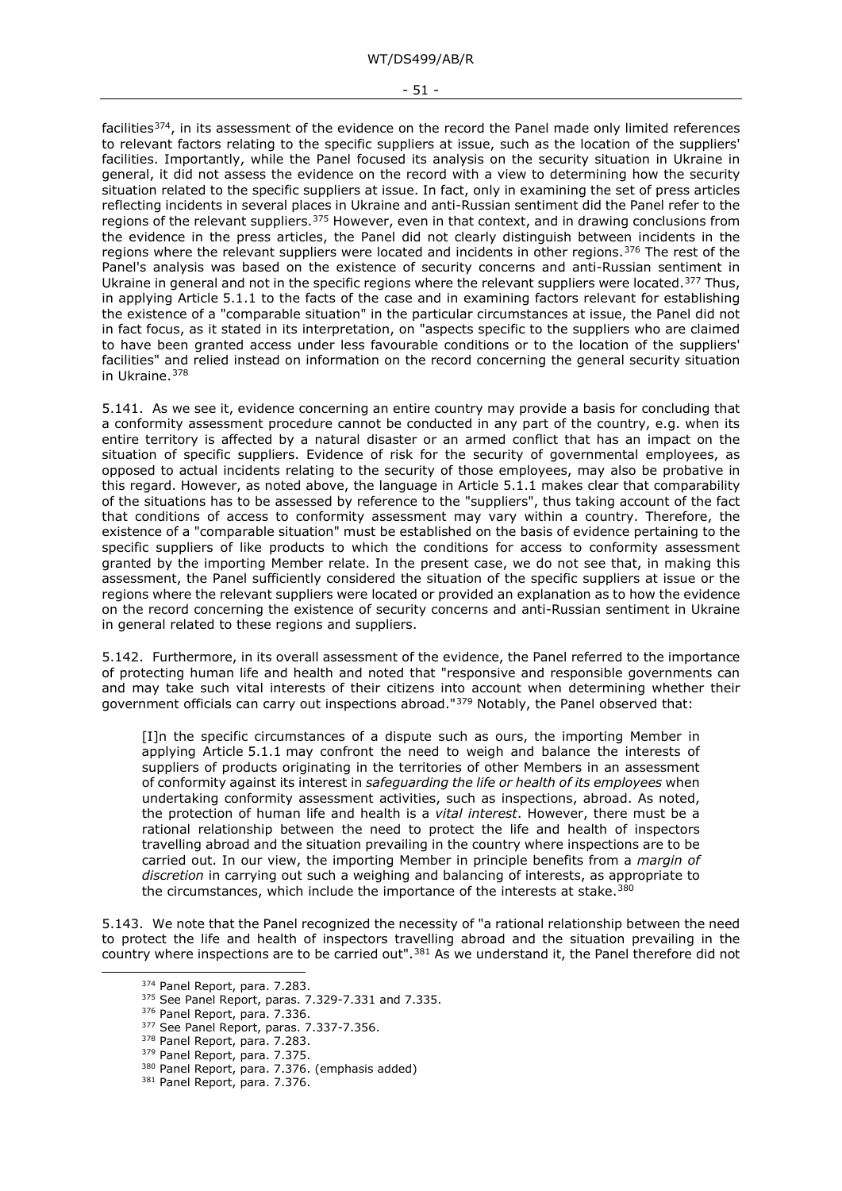facilities[374], in its assessment of the evidence on the record the Panel made only limited references to relevant factors relating to the specific suppliers at issue, such as the location of the suppliers' facilities. Importantly, while the Panel focused its analysis on the security situation in Ukraine in general, it did not assess the evidence on the record with a view to determining how the security situation related to the specific suppliers at issue. In fact, only in examining the set of press articles reflecting incidents in several places in Ukraine and anti-Russian sentiment did the Panel refer to the regions of the relevant suppliers.[375] However, even in that context, and in drawing conclusions from the evidence in the press articles, the Panel did not clearly distinguish between incidents in the regions where the relevant suppliers were located and incidents in other regions.[376] The rest of the Panel's analysis was based on the existence of security concerns and anti-Russian sentiment in Ukraine in general and not in the specific regions where the relevant suppliers were located.[377] Thus, in applying Article 5.1.1 to the facts of the case and in examining factors relevant for establishing the existence of a "comparable situation" in the particular circumstances at issue, the Panel did not in fact focus, as it stated in its interpretation, on "aspects specific to the suppliers who are claimed to have been granted access under less favourable conditions or to the location of the suppliers' facilities" and relied instead on information on the record concerning the general security situation in Ukraine.[378]

5.141. As we see it, evidence concerning an entire country may provide a basis for concluding that a conformity assessment procedure cannot be conducted in any part of the country, e.g. when its entire territory is affected by a natural disaster or an armed conflict that has an impact on the situation of specific suppliers. Evidence of risk for the security of governmental employees, as opposed to actual incidents relating to the security of those employees, may also be probative in this regard. However, as noted above, the language in Article 5.1.1 makes clear that comparability of the situations has to be assessed by reference to the "suppliers", thus taking account of the fact that conditions of access to conformity assessment may vary within a country. Therefore, the existence of a "comparable situation" must be established on the basis of evidence pertaining to the specific suppliers of like products to which the conditions for access to conformity assessment granted by the importing Member relate. In the present case, we do not see that, in making this assessment, the Panel sufficiently considered the situation of the specific suppliers at issue or the regions where the relevant suppliers were located or provided an explanation as to how the evidence on the record concerning the existence of security concerns and anti-Russian sentiment in Ukraine in general related to these regions and suppliers.

5.142. Furthermore, in its overall assessment of the evidence, the Panel referred to the importance of protecting human life and health and noted that "responsive and responsible governments can and may take such vital interests of their citizens into account when determining whether their government officials can carry out inspections abroad."[379] Notably, the Panel observed that:

> [I]n the specific circumstances of a dispute such as ours, the importing Member in applying Article 5.1.1 may confront the need to weigh and balance the interests of suppliers of products originating in the territories of other Members in an assessment of conformity against its interest in *safeguarding the life or health of its employees* when undertaking conformity assessment activities, such as inspections, abroad. As noted, the protection of human life and health is a *vital interest*. However, there must be a rational relationship between the need to protect the life and health of inspectors travelling abroad and the situation prevailing in the country where inspections are to be carried out. In our view, the importing Member in principle benefits from a *margin of discretion* in carrying out such a weighing and balancing of interests, as appropriate to the circumstances, which include the importance of the interests at stake.[380]

5.143. We note that the Panel recognized the necessity of "a rational relationship between the need to protect the life and health of inspectors travelling abroad and the situation prevailing in the country where inspections are to be carried out".[381] As we understand it, the Panel therefore did not

---

[374] Panel Report, para. 7.283.
[375] See Panel Report, paras. 7.329-7.331 and 7.335.
[376] Panel Report, para. 7.336.
[377] See Panel Report, paras. 7.337-7.356.
[378] Panel Report, para. 7.283.
[379] Panel Report, para. 7.375.
[380] Panel Report, para. 7.376. (emphasis added)
[381] Panel Report, para. 7.376.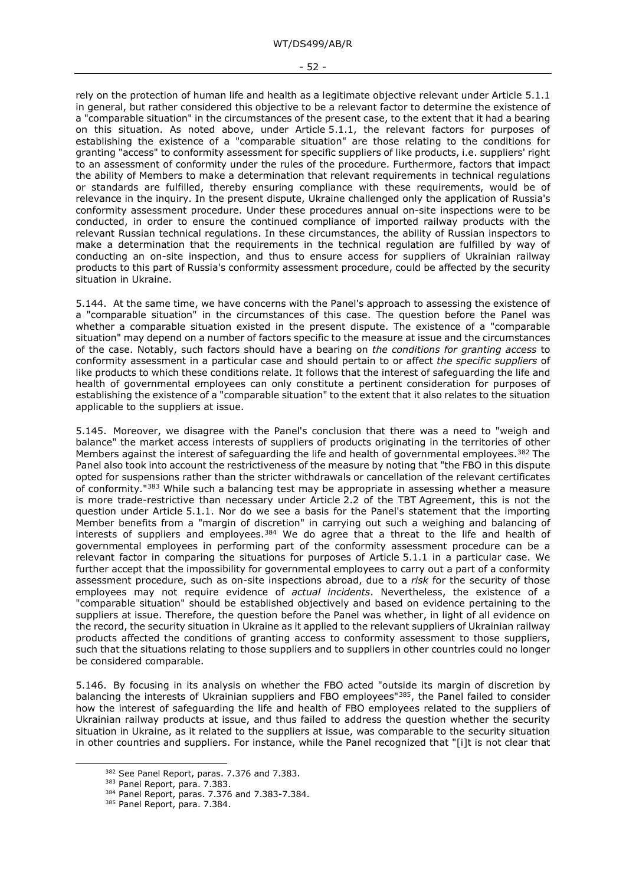rely on the protection of human life and health as a legitimate objective relevant under Article 5.1.1 in general, but rather considered this objective to be a relevant factor to determine the existence of a "comparable situation" in the circumstances of the present case, to the extent that it had a bearing on this situation. As noted above, under Article 5.1.1, the relevant factors for purposes of establishing the existence of a "comparable situation" are those relating to the conditions for granting "access" to conformity assessment for specific suppliers of like products, i.e. suppliers' right to an assessment of conformity under the rules of the procedure. Furthermore, factors that impact the ability of Members to make a determination that relevant requirements in technical regulations or standards are fulfilled, thereby ensuring compliance with these requirements, would be of relevance in the inquiry. In the present dispute, Ukraine challenged only the application of Russia's conformity assessment procedure. Under these procedures annual on-site inspections were to be conducted, in order to ensure the continued compliance of imported railway products with the relevant Russian technical regulations. In these circumstances, the ability of Russian inspectors to make a determination that the requirements in the technical regulation are fulfilled by way of conducting an on-site inspection, and thus to ensure access for suppliers of Ukrainian railway products to this part of Russia's conformity assessment procedure, could be affected by the security situation in Ukraine.

5.144. At the same time, we have concerns with the Panel's approach to assessing the existence of a "comparable situation" in the circumstances of this case. The question before the Panel was whether a comparable situation existed in the present dispute. The existence of a "comparable situation" may depend on a number of factors specific to the measure at issue and the circumstances of the case. Notably, such factors should have a bearing on *the conditions for granting access* to conformity assessment in a particular case and should pertain to or affect *the specific suppliers* of like products to which these conditions relate. It follows that the interest of safeguarding the life and health of governmental employees can only constitute a pertinent consideration for purposes of establishing the existence of a "comparable situation" to the extent that it also relates to the situation applicable to the suppliers at issue.

5.145. Moreover, we disagree with the Panel's conclusion that there was a need to "weigh and balance" the market access interests of suppliers of products originating in the territories of other Members against the interest of safeguarding the life and health of governmental employees.[382] The Panel also took into account the restrictiveness of the measure by noting that "the FBO in this dispute opted for suspensions rather than the stricter withdrawals or cancellation of the relevant certificates of conformity."[383] While such a balancing test may be appropriate in assessing whether a measure is more trade-restrictive than necessary under Article 2.2 of the TBT Agreement, this is not the question under Article 5.1.1. Nor do we see a basis for the Panel's statement that the importing Member benefits from a "margin of discretion" in carrying out such a weighing and balancing of interests of suppliers and employees.[384] We do agree that a threat to the life and health of governmental employees in performing part of the conformity assessment procedure can be a relevant factor in comparing the situations for purposes of Article 5.1.1 in a particular case. We further accept that the impossibility for governmental employees to carry out a part of a conformity assessment procedure, such as on-site inspections abroad, due to a *risk* for the security of those employees may not require evidence of *actual incidents*. Nevertheless, the existence of a "comparable situation" should be established objectively and based on evidence pertaining to the suppliers at issue. Therefore, the question before the Panel was whether, in light of all evidence on the record, the security situation in Ukraine as it applied to the relevant suppliers of Ukrainian railway products affected the conditions of granting access to conformity assessment to those suppliers, such that the situations relating to those suppliers and to suppliers in other countries could no longer be considered comparable.

5.146. By focusing in its analysis on whether the FBO acted "outside its margin of discretion by balancing the interests of Ukrainian suppliers and FBO employees"[385], the Panel failed to consider how the interest of safeguarding the life and health of FBO employees related to the suppliers of Ukrainian railway products at issue, and thus failed to address the question whether the security situation in Ukraine, as it related to the suppliers at issue, was comparable to the security situation in other countries and suppliers. For instance, while the Panel recognized that "[i]t is not clear that

[382] See Panel Report, paras. 7.376 and 7.383.

[383] Panel Report, para. 7.383.

[384] Panel Report, paras. 7.376 and 7.383-7.384.

[385] Panel Report, para. 7.384.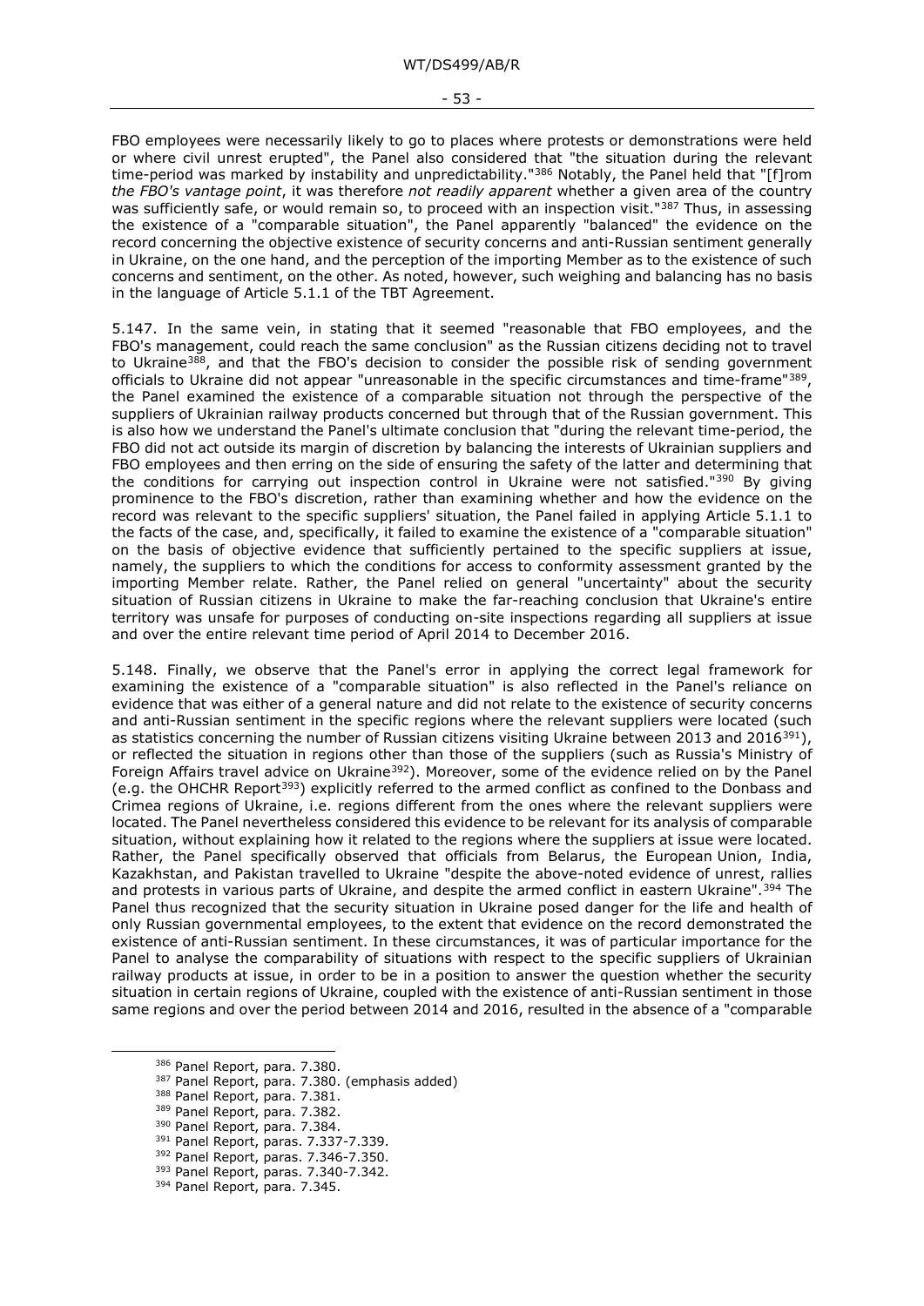FBO employees were necessarily likely to go to places where protests or demonstrations were held or where civil unrest erupted", the Panel also considered that "the situation during the relevant time-period was marked by instability and unpredictability."[386] Notably, the Panel held that "[f]rom *the FBO's vantage point*, it was therefore *not readily apparent* whether a given area of the country was sufficiently safe, or would remain so, to proceed with an inspection visit."[387] Thus, in assessing the existence of a "comparable situation", the Panel apparently "balanced" the evidence on the record concerning the objective existence of security concerns and anti-Russian sentiment generally in Ukraine, on the one hand, and the perception of the importing Member as to the existence of such concerns and sentiment, on the other. As noted, however, such weighing and balancing has no basis in the language of Article 5.1.1 of the TBT Agreement.

5.147. In the same vein, in stating that it seemed "reasonable that FBO employees, and the FBO's management, could reach the same conclusion" as the Russian citizens deciding not to travel to Ukraine[388], and that the FBO's decision to consider the possible risk of sending government officials to Ukraine did not appear "unreasonable in the specific circumstances and time-frame"[389], the Panel examined the existence of a comparable situation not through the perspective of the suppliers of Ukrainian railway products concerned but through that of the Russian government. This is also how we understand the Panel's ultimate conclusion that "during the relevant time-period, the FBO did not act outside its margin of discretion by balancing the interests of Ukrainian suppliers and FBO employees and then erring on the side of ensuring the safety of the latter and determining that the conditions for carrying out inspection control in Ukraine were not satisfied."[390] By giving prominence to the FBO's discretion, rather than examining whether and how the evidence on the record was relevant to the specific suppliers' situation, the Panel failed in applying Article 5.1.1 to the facts of the case, and, specifically, it failed to examine the existence of a "comparable situation" on the basis of objective evidence that sufficiently pertained to the specific suppliers at issue, namely, the suppliers to which the conditions for access to conformity assessment granted by the importing Member relate. Rather, the Panel relied on general "uncertainty" about the security situation of Russian citizens in Ukraine to make the far-reaching conclusion that Ukraine's entire territory was unsafe for purposes of conducting on-site inspections regarding all suppliers at issue and over the entire relevant time period of April 2014 to December 2016.

5.148. Finally, we observe that the Panel's error in applying the correct legal framework for examining the existence of a "comparable situation" is also reflected in the Panel's reliance on evidence that was either of a general nature and did not relate to the existence of security concerns and anti-Russian sentiment in the specific regions where the relevant suppliers were located (such as statistics concerning the number of Russian citizens visiting Ukraine between 2013 and 2016[391]), or reflected the situation in regions other than those of the suppliers (such as Russia's Ministry of Foreign Affairs travel advice on Ukraine[392]). Moreover, some of the evidence relied on by the Panel (e.g. the OHCHR Report[393]) explicitly referred to the armed conflict as confined to the Donbass and Crimea regions of Ukraine, i.e. regions different from the ones where the relevant suppliers were located. The Panel nevertheless considered this evidence to be relevant for its analysis of comparable situation, without explaining how it related to the regions where the suppliers at issue were located. Rather, the Panel specifically observed that officials from Belarus, the European Union, India, Kazakhstan, and Pakistan travelled to Ukraine "despite the above-noted evidence of unrest, rallies and protests in various parts of Ukraine, and despite the armed conflict in eastern Ukraine".[394] The Panel thus recognized that the security situation in Ukraine posed danger for the life and health of only Russian governmental employees, to the extent that evidence on the record demonstrated the existence of anti-Russian sentiment. In these circumstances, it was of particular importance for the Panel to analyse the comparability of situations with respect to the specific suppliers of Ukrainian railway products at issue, in order to be in a position to answer the question whether the security situation in certain regions of Ukraine, coupled with the existence of anti-Russian sentiment in those same regions and over the period between 2014 and 2016, resulted in the absence of a "comparable

[386] Panel Report, para. 7.380.
[387] Panel Report, para. 7.380. (emphasis added)
[388] Panel Report, para. 7.381.
[389] Panel Report, para. 7.382.
[390] Panel Report, para. 7.384.
[391] Panel Report, paras. 7.337-7.339.
[392] Panel Report, paras. 7.346-7.350.
[393] Panel Report, paras. 7.340-7.342.
[394] Panel Report, para. 7.345.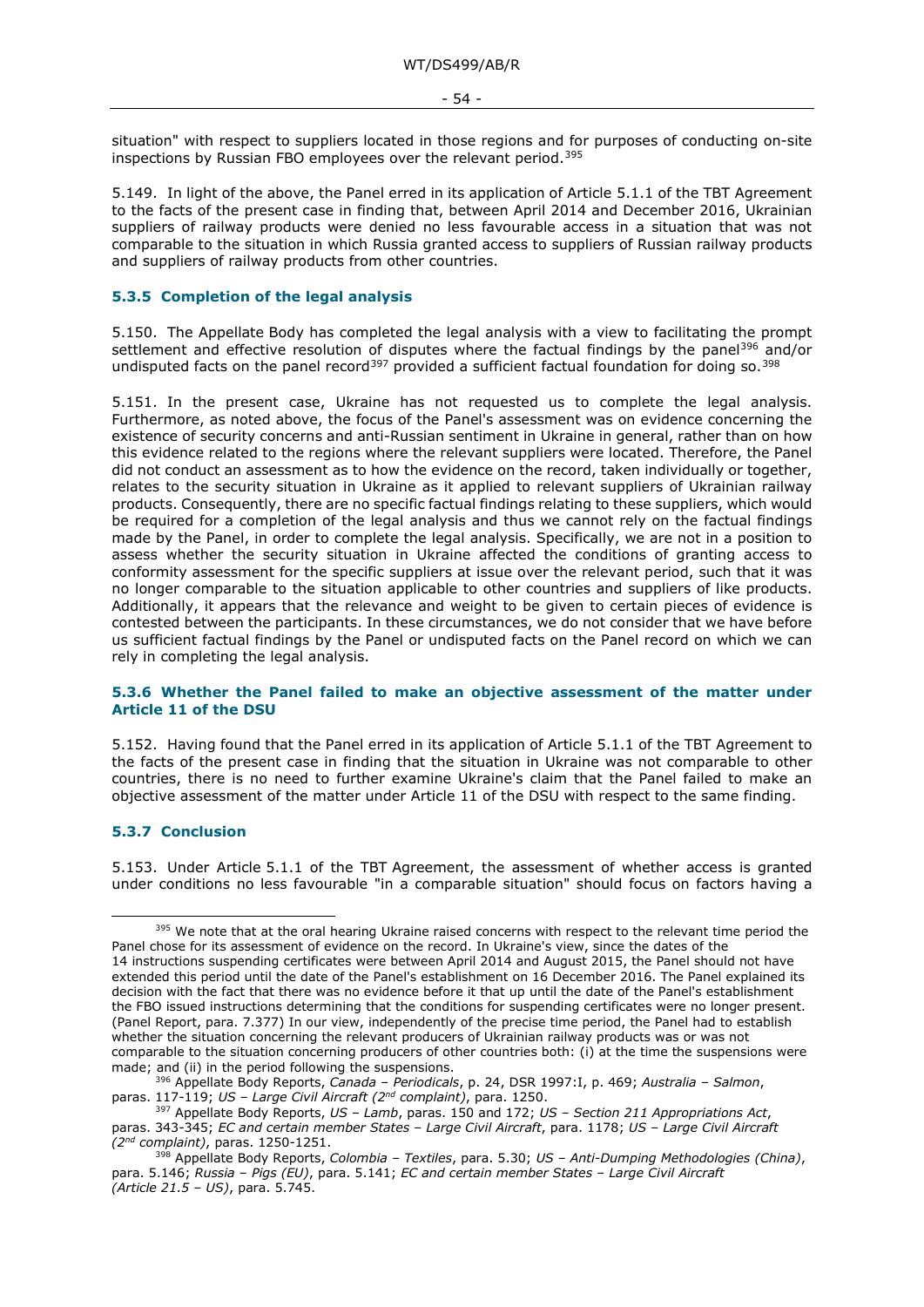situation" with respect to suppliers located in those regions and for purposes of conducting on-site inspections by Russian FBO employees over the relevant period.[395]

5.149. In light of the above, the Panel erred in its application of Article 5.1.1 of the TBT Agreement to the facts of the present case in finding that, between April 2014 and December 2016, Ukrainian suppliers of railway products were denied no less favourable access in a situation that was not comparable to the situation in which Russia granted access to suppliers of Russian railway products and suppliers of railway products from other countries.

### 5.3.5 Completion of the legal analysis

5.150. The Appellate Body has completed the legal analysis with a view to facilitating the prompt settlement and effective resolution of disputes where the factual findings by the panel[396] and/or undisputed facts on the panel record[397] provided a sufficient factual foundation for doing so.[398]

5.151. In the present case, Ukraine has not requested us to complete the legal analysis. Furthermore, as noted above, the focus of the Panel's assessment was on evidence concerning the existence of security concerns and anti-Russian sentiment in Ukraine in general, rather than on how this evidence related to the regions where the relevant suppliers were located. Therefore, the Panel did not conduct an assessment as to how the evidence on the record, taken individually or together, relates to the security situation in Ukraine as it applied to relevant suppliers of Ukrainian railway products. Consequently, there are no specific factual findings relating to these suppliers, which would be required for a completion of the legal analysis and thus we cannot rely on the factual findings made by the Panel, in order to complete the legal analysis. Specifically, we are not in a position to assess whether the security situation in Ukraine affected the conditions of granting access to conformity assessment for the specific suppliers at issue over the relevant period, such that it was no longer comparable to the situation applicable to other countries and suppliers of like products. Additionally, it appears that the relevance and weight to be given to certain pieces of evidence is contested between the participants. In these circumstances, we do not consider that we have before us sufficient factual findings by the Panel or undisputed facts on the Panel record on which we can rely in completing the legal analysis.

### 5.3.6 Whether the Panel failed to make an objective assessment of the matter under Article 11 of the DSU

5.152. Having found that the Panel erred in its application of Article 5.1.1 of the TBT Agreement to the facts of the present case in finding that the situation in Ukraine was not comparable to other countries, there is no need to further examine Ukraine's claim that the Panel failed to make an objective assessment of the matter under Article 11 of the DSU with respect to the same finding.

### 5.3.7 Conclusion

5.153. Under Article 5.1.1 of the TBT Agreement, the assessment of whether access is granted under conditions no less favourable "in a comparable situation" should focus on factors having a

---

[395] We note that at the oral hearing Ukraine raised concerns with respect to the relevant time period the Panel chose for its assessment of evidence on the record. In Ukraine's view, since the dates of the 14 instructions suspending certificates were between April 2014 and August 2015, the Panel should not have extended this period until the date of the Panel's establishment on 16 December 2016. The Panel explained its decision with the fact that there was no evidence before it that up until the date of the Panel's establishment the FBO issued instructions determining that the conditions for suspending certificates were no longer present. (Panel Report, para. 7.377) In our view, independently of the precise time period, the Panel had to establish whether the situation concerning the relevant producers of Ukrainian railway products was or was not comparable to the situation concerning producers of other countries both: (i) at the time the suspensions were made; and (ii) in the period following the suspensions.

[396] Appellate Body Reports, *Canada – Periodicals*, p. 24, DSR 1997:I, p. 469; *Australia – Salmon*, paras. 117-119; *US – Large Civil Aircraft (2nd complaint)*, para. 1250.

[397] Appellate Body Reports, *US – Lamb*, paras. 150 and 172; *US – Section 211 Appropriations Act*, paras. 343-345; *EC and certain member States – Large Civil Aircraft*, para. 1178; *US – Large Civil Aircraft (2nd complaint)*, paras. 1250-1251.

[398] Appellate Body Reports, *Colombia – Textiles*, para. 5.30; *US – Anti-Dumping Methodologies (China)*, para. 5.146; *Russia – Pigs (EU)*, para. 5.141; *EC and certain member States – Large Civil Aircraft (Article 21.5 – US)*, para. 5.745.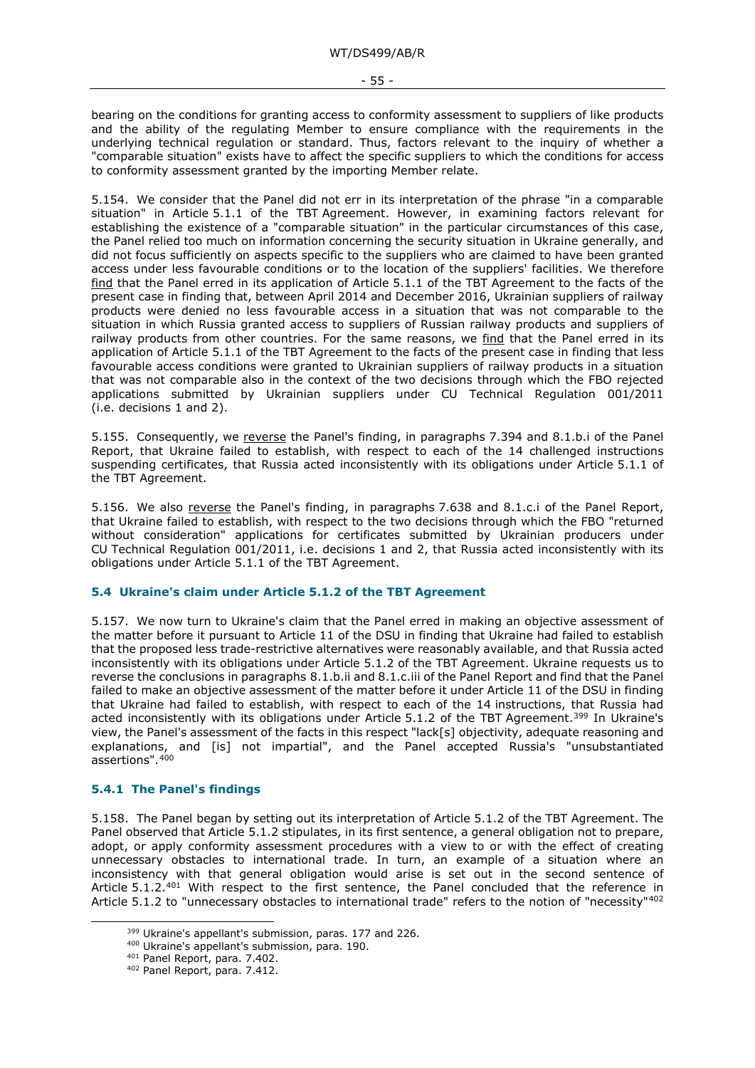bearing on the conditions for granting access to conformity assessment to suppliers of like products and the ability of the regulating Member to ensure compliance with the requirements in the underlying technical regulation or standard. Thus, factors relevant to the inquiry of whether a "comparable situation" exists have to affect the specific suppliers to which the conditions for access to conformity assessment granted by the importing Member relate.

5.154. We consider that the Panel did not err in its interpretation of the phrase "in a comparable situation" in Article 5.1.1 of the TBT Agreement. However, in examining factors relevant for establishing the existence of a "comparable situation" in the particular circumstances of this case, the Panel relied too much on information concerning the security situation in Ukraine generally, and did not focus sufficiently on aspects specific to the suppliers who are claimed to have been granted access under less favourable conditions or to the location of the suppliers' facilities. We therefore find that the Panel erred in its application of Article 5.1.1 of the TBT Agreement to the facts of the present case in finding that, between April 2014 and December 2016, Ukrainian suppliers of railway products were denied no less favourable access in a situation that was not comparable to the situation in which Russia granted access to suppliers of Russian railway products and suppliers of railway products from other countries. For the same reasons, we find that the Panel erred in its application of Article 5.1.1 of the TBT Agreement to the facts of the present case in finding that less favourable access conditions were granted to Ukrainian suppliers of railway products in a situation that was not comparable also in the context of the two decisions through which the FBO rejected applications submitted by Ukrainian suppliers under CU Technical Regulation 001/2011 (i.e. decisions 1 and 2).

5.155. Consequently, we reverse the Panel's finding, in paragraphs 7.394 and 8.1.b.i of the Panel Report, that Ukraine failed to establish, with respect to each of the 14 challenged instructions suspending certificates, that Russia acted inconsistently with its obligations under Article 5.1.1 of the TBT Agreement.

5.156. We also reverse the Panel's finding, in paragraphs 7.638 and 8.1.c.i of the Panel Report, that Ukraine failed to establish, with respect to the two decisions through which the FBO "returned without consideration" applications for certificates submitted by Ukrainian producers under CU Technical Regulation 001/2011, i.e. decisions 1 and 2, that Russia acted inconsistently with its obligations under Article 5.1.1 of the TBT Agreement.

### 5.4 Ukraine's claim under Article 5.1.2 of the TBT Agreement

5.157. We now turn to Ukraine's claim that the Panel erred in making an objective assessment of the matter before it pursuant to Article 11 of the DSU in finding that Ukraine had failed to establish that the proposed less trade-restrictive alternatives were reasonably available, and that Russia acted inconsistently with its obligations under Article 5.1.2 of the TBT Agreement. Ukraine requests us to reverse the conclusions in paragraphs 8.1.b.ii and 8.1.c.iii of the Panel Report and find that the Panel failed to make an objective assessment of the matter before it under Article 11 of the DSU in finding that Ukraine had failed to establish, with respect to each of the 14 instructions, that Russia had acted inconsistently with its obligations under Article 5.1.2 of the TBT Agreement.[399] In Ukraine's view, the Panel's assessment of the facts in this respect "lack[s] objectivity, adequate reasoning and explanations, and [is] not impartial", and the Panel accepted Russia's "unsubstantiated assertions".[400]

#### 5.4.1 The Panel's findings

5.158. The Panel began by setting out its interpretation of Article 5.1.2 of the TBT Agreement. The Panel observed that Article 5.1.2 stipulates, in its first sentence, a general obligation not to prepare, adopt, or apply conformity assessment procedures with a view to or with the effect of creating unnecessary obstacles to international trade. In turn, an example of a situation where an inconsistency with that general obligation would arise is set out in the second sentence of Article 5.1.2.[401] With respect to the first sentence, the Panel concluded that the reference in Article 5.1.2 to "unnecessary obstacles to international trade" refers to the notion of "necessity"[402]

---

[399] Ukraine's appellant's submission, paras. 177 and 226.

[400] Ukraine's appellant's submission, para. 190.

[401] Panel Report, para. 7.402.

[402] Panel Report, para. 7.412.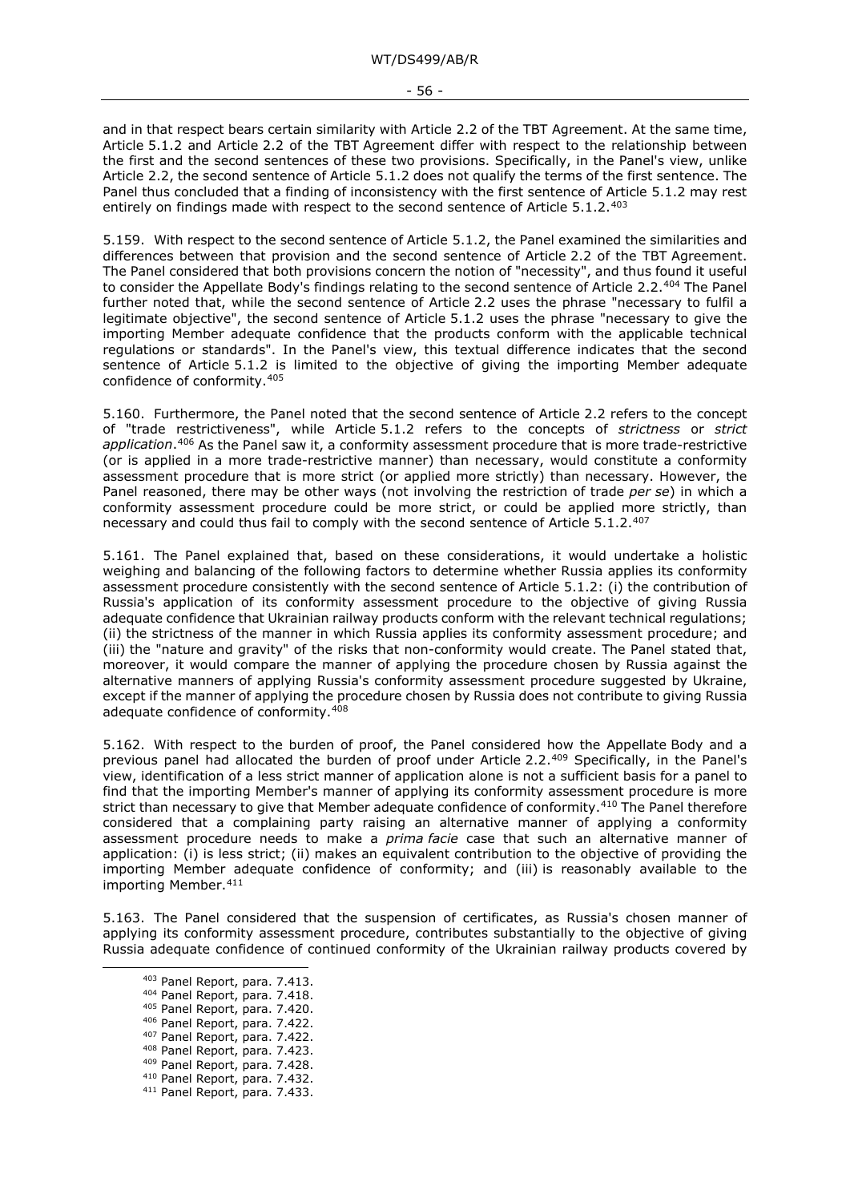and in that respect bears certain similarity with Article 2.2 of the TBT Agreement. At the same time, Article 5.1.2 and Article 2.2 of the TBT Agreement differ with respect to the relationship between the first and the second sentences of these two provisions. Specifically, in the Panel's view, unlike Article 2.2, the second sentence of Article 5.1.2 does not qualify the terms of the first sentence. The Panel thus concluded that a finding of inconsistency with the first sentence of Article 5.1.2 may rest entirely on findings made with respect to the second sentence of Article 5.1.2.[403]

5.159. With respect to the second sentence of Article 5.1.2, the Panel examined the similarities and differences between that provision and the second sentence of Article 2.2 of the TBT Agreement. The Panel considered that both provisions concern the notion of "necessity", and thus found it useful to consider the Appellate Body's findings relating to the second sentence of Article 2.2.[404] The Panel further noted that, while the second sentence of Article 2.2 uses the phrase "necessary to fulfil a legitimate objective", the second sentence of Article 5.1.2 uses the phrase "necessary to give the importing Member adequate confidence that the products conform with the applicable technical regulations or standards". In the Panel's view, this textual difference indicates that the second sentence of Article 5.1.2 is limited to the objective of giving the importing Member adequate confidence of conformity.[405]

5.160. Furthermore, the Panel noted that the second sentence of Article 2.2 refers to the concept of "trade restrictiveness", while Article 5.1.2 refers to the concepts of *strictness* or *strict application*.[406] As the Panel saw it, a conformity assessment procedure that is more trade-restrictive (or is applied in a more trade-restrictive manner) than necessary, would constitute a conformity assessment procedure that is more strict (or applied more strictly) than necessary. However, the Panel reasoned, there may be other ways (not involving the restriction of trade *per se*) in which a conformity assessment procedure could be more strict, or could be applied more strictly, than necessary and could thus fail to comply with the second sentence of Article 5.1.2.[407]

5.161. The Panel explained that, based on these considerations, it would undertake a holistic weighing and balancing of the following factors to determine whether Russia applies its conformity assessment procedure consistently with the second sentence of Article 5.1.2: (i) the contribution of Russia's application of its conformity assessment procedure to the objective of giving Russia adequate confidence that Ukrainian railway products conform with the relevant technical regulations; (ii) the strictness of the manner in which Russia applies its conformity assessment procedure; and (iii) the "nature and gravity" of the risks that non-conformity would create. The Panel stated that, moreover, it would compare the manner of applying the procedure chosen by Russia against the alternative manners of applying Russia's conformity assessment procedure suggested by Ukraine, except if the manner of applying the procedure chosen by Russia does not contribute to giving Russia adequate confidence of conformity.[408]

5.162. With respect to the burden of proof, the Panel considered how the Appellate Body and a previous panel had allocated the burden of proof under Article 2.2.[409] Specifically, in the Panel's view, identification of a less strict manner of application alone is not a sufficient basis for a panel to find that the importing Member's manner of applying its conformity assessment procedure is more strict than necessary to give that Member adequate confidence of conformity.[410] The Panel therefore considered that a complaining party raising an alternative manner of applying a conformity assessment procedure needs to make a *prima facie* case that such an alternative manner of application: (i) is less strict; (ii) makes an equivalent contribution to the objective of providing the importing Member adequate confidence of conformity; and (iii) is reasonably available to the importing Member.[411]

5.163. The Panel considered that the suspension of certificates, as Russia's chosen manner of applying its conformity assessment procedure, contributes substantially to the objective of giving Russia adequate confidence of continued conformity of the Ukrainian railway products covered by

---

[403] Panel Report, para. 7.413.
[404] Panel Report, para. 7.418.
[405] Panel Report, para. 7.420.
[406] Panel Report, para. 7.422.
[407] Panel Report, para. 7.422.
[408] Panel Report, para. 7.423.
[409] Panel Report, para. 7.428.
[410] Panel Report, para. 7.432.
[411] Panel Report, para. 7.433.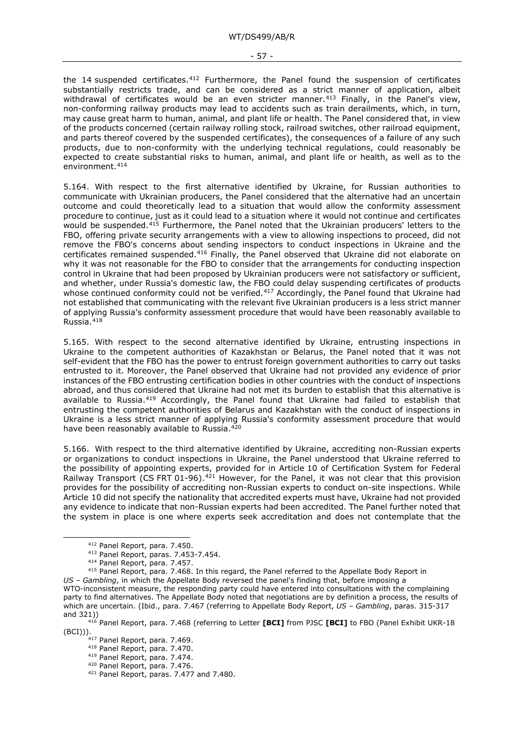the 14 suspended certificates.[412] Furthermore, the Panel found the suspension of certificates substantially restricts trade, and can be considered as a strict manner of application, albeit withdrawal of certificates would be an even stricter manner.[413] Finally, in the Panel's view, non-conforming railway products may lead to accidents such as train derailments, which, in turn, may cause great harm to human, animal, and plant life or health. The Panel considered that, in view of the products concerned (certain railway rolling stock, railroad switches, other railroad equipment, and parts thereof covered by the suspended certificates), the consequences of a failure of any such products, due to non-conformity with the underlying technical regulations, could reasonably be expected to create substantial risks to human, animal, and plant life or health, as well as to the environment.[414]

5.164. With respect to the first alternative identified by Ukraine, for Russian authorities to communicate with Ukrainian producers, the Panel considered that the alternative had an uncertain outcome and could theoretically lead to a situation that would allow the conformity assessment procedure to continue, just as it could lead to a situation where it would not continue and certificates would be suspended.[415] Furthermore, the Panel noted that the Ukrainian producers' letters to the FBO, offering private security arrangements with a view to allowing inspections to proceed, did not remove the FBO's concerns about sending inspectors to conduct inspections in Ukraine and the certificates remained suspended.[416] Finally, the Panel observed that Ukraine did not elaborate on why it was not reasonable for the FBO to consider that the arrangements for conducting inspection control in Ukraine that had been proposed by Ukrainian producers were not satisfactory or sufficient, and whether, under Russia's domestic law, the FBO could delay suspending certificates of products whose continued conformity could not be verified.[417] Accordingly, the Panel found that Ukraine had not established that communicating with the relevant five Ukrainian producers is a less strict manner of applying Russia's conformity assessment procedure that would have been reasonably available to Russia.[418]

5.165. With respect to the second alternative identified by Ukraine, entrusting inspections in Ukraine to the competent authorities of Kazakhstan or Belarus, the Panel noted that it was not self-evident that the FBO has the power to entrust foreign government authorities to carry out tasks entrusted to it. Moreover, the Panel observed that Ukraine had not provided any evidence of prior instances of the FBO entrusting certification bodies in other countries with the conduct of inspections abroad, and thus considered that Ukraine had not met its burden to establish that this alternative is available to Russia.[419] Accordingly, the Panel found that Ukraine had failed to establish that entrusting the competent authorities of Belarus and Kazakhstan with the conduct of inspections in Ukraine is a less strict manner of applying Russia's conformity assessment procedure that would have been reasonably available to Russia.[420]

5.166. With respect to the third alternative identified by Ukraine, accrediting non-Russian experts or organizations to conduct inspections in Ukraine, the Panel understood that Ukraine referred to the possibility of appointing experts, provided for in Article 10 of Certification System for Federal Railway Transport (CS FRT 01-96).[421] However, for the Panel, it was not clear that this provision provides for the possibility of accrediting non-Russian experts to conduct on-site inspections. While Article 10 did not specify the nationality that accredited experts must have, Ukraine had not provided any evidence to indicate that non-Russian experts had been accredited. The Panel further noted that the system in place is one where experts seek accreditation and does not contemplate that the

---

[412] Panel Report, para. 7.450.

[413] Panel Report, paras. 7.453-7.454.

[414] Panel Report, para. 7.457.

[415] Panel Report, para. 7.468. In this regard, the Panel referred to the Appellate Body Report in *US – Gambling*, in which the Appellate Body reversed the panel's finding that, before imposing a WTO-inconsistent measure, the responding party could have entered into consultations with the complaining party to find alternatives. The Appellate Body noted that negotiations are by definition a process, the results of which are uncertain. (Ibid., para. 7.467 (referring to Appellate Body Report, *US – Gambling*, paras. 315-317 and 321))

[416] Panel Report, para. 7.468 (referring to Letter **[BCI]** from PJSC **[BCI]** to FBO (Panel Exhibit UKR-18 (BCI))).

[417] Panel Report, para. 7.469.

[418] Panel Report, para. 7.470.

[419] Panel Report, para. 7.474.

[420] Panel Report, para. 7.476.

[421] Panel Report, paras. 7.477 and 7.480.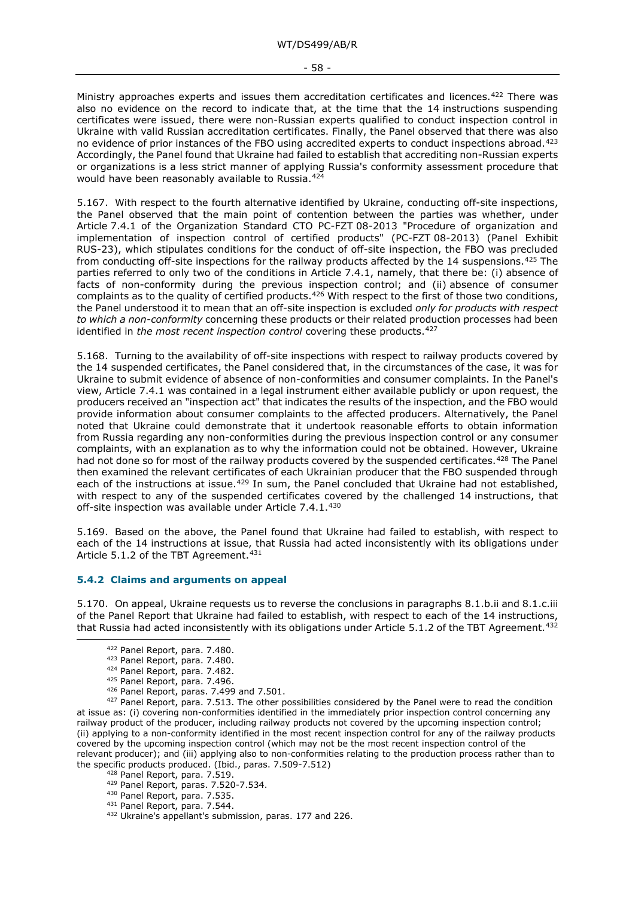Ministry approaches experts and issues them accreditation certificates and licences.[422] There was also no evidence on the record to indicate that, at the time that the 14 instructions suspending certificates were issued, there were non-Russian experts qualified to conduct inspection control in Ukraine with valid Russian accreditation certificates. Finally, the Panel observed that there was also no evidence of prior instances of the FBO using accredited experts to conduct inspections abroad.[423] Accordingly, the Panel found that Ukraine had failed to establish that accrediting non-Russian experts or organizations is a less strict manner of applying Russia's conformity assessment procedure that would have been reasonably available to Russia.[424]

5.167. With respect to the fourth alternative identified by Ukraine, conducting off-site inspections, the Panel observed that the main point of contention between the parties was whether, under Article 7.4.1 of the Organization Standard CTO PC-FZT 08-2013 "Procedure of organization and implementation of inspection control of certified products" (PC-FZT 08-2013) (Panel Exhibit RUS-23), which stipulates conditions for the conduct of off-site inspection, the FBO was precluded from conducting off-site inspections for the railway products affected by the 14 suspensions.[425] The parties referred to only two of the conditions in Article 7.4.1, namely, that there be: (i) absence of facts of non-conformity during the previous inspection control; and (ii) absence of consumer complaints as to the quality of certified products.[426] With respect to the first of those two conditions, the Panel understood it to mean that an off-site inspection is excluded *only for products with respect to which a non-conformity* concerning these products or their related production processes had been identified in *the most recent inspection control* covering these products.[427]

5.168. Turning to the availability of off-site inspections with respect to railway products covered by the 14 suspended certificates, the Panel considered that, in the circumstances of the case, it was for Ukraine to submit evidence of absence of non-conformities and consumer complaints. In the Panel's view, Article 7.4.1 was contained in a legal instrument either available publicly or upon request, the producers received an "inspection act" that indicates the results of the inspection, and the FBO would provide information about consumer complaints to the affected producers. Alternatively, the Panel noted that Ukraine could demonstrate that it undertook reasonable efforts to obtain information from Russia regarding any non-conformities during the previous inspection control or any consumer complaints, with an explanation as to why the information could not be obtained. However, Ukraine had not done so for most of the railway products covered by the suspended certificates.[428] The Panel then examined the relevant certificates of each Ukrainian producer that the FBO suspended through each of the instructions at issue.[429] In sum, the Panel concluded that Ukraine had not established, with respect to any of the suspended certificates covered by the challenged 14 instructions, that off-site inspection was available under Article 7.4.1.[430]

5.169. Based on the above, the Panel found that Ukraine had failed to establish, with respect to each of the 14 instructions at issue, that Russia had acted inconsistently with its obligations under Article 5.1.2 of the TBT Agreement.[431]

### 5.4.2 Claims and arguments on appeal

5.170. On appeal, Ukraine requests us to reverse the conclusions in paragraphs 8.1.b.ii and 8.1.c.iii of the Panel Report that Ukraine had failed to establish, with respect to each of the 14 instructions, that Russia had acted inconsistently with its obligations under Article 5.1.2 of the TBT Agreement.[432]

---

[422] Panel Report, para. 7.480.

[423] Panel Report, para. 7.480.

[424] Panel Report, para. 7.482.

[425] Panel Report, para. 7.496.

[426] Panel Report, paras. 7.499 and 7.501.

[427] Panel Report, para. 7.513. The other possibilities considered by the Panel were to read the condition at issue as: (i) covering non-conformities identified in the immediately prior inspection control concerning any railway product of the producer, including railway products not covered by the upcoming inspection control; (ii) applying to a non-conformity identified in the most recent inspection control for any of the railway products covered by the upcoming inspection control (which may not be the most recent inspection control of the relevant producer); and (iii) applying also to non-conformities relating to the production process rather than to the specific products produced. (Ibid., paras. 7.509-7.512)

[428] Panel Report, para. 7.519.

[429] Panel Report, paras. 7.520-7.534.

[430] Panel Report, para. 7.535.

[431] Panel Report, para. 7.544.

[432] Ukraine's appellant's submission, paras. 177 and 226.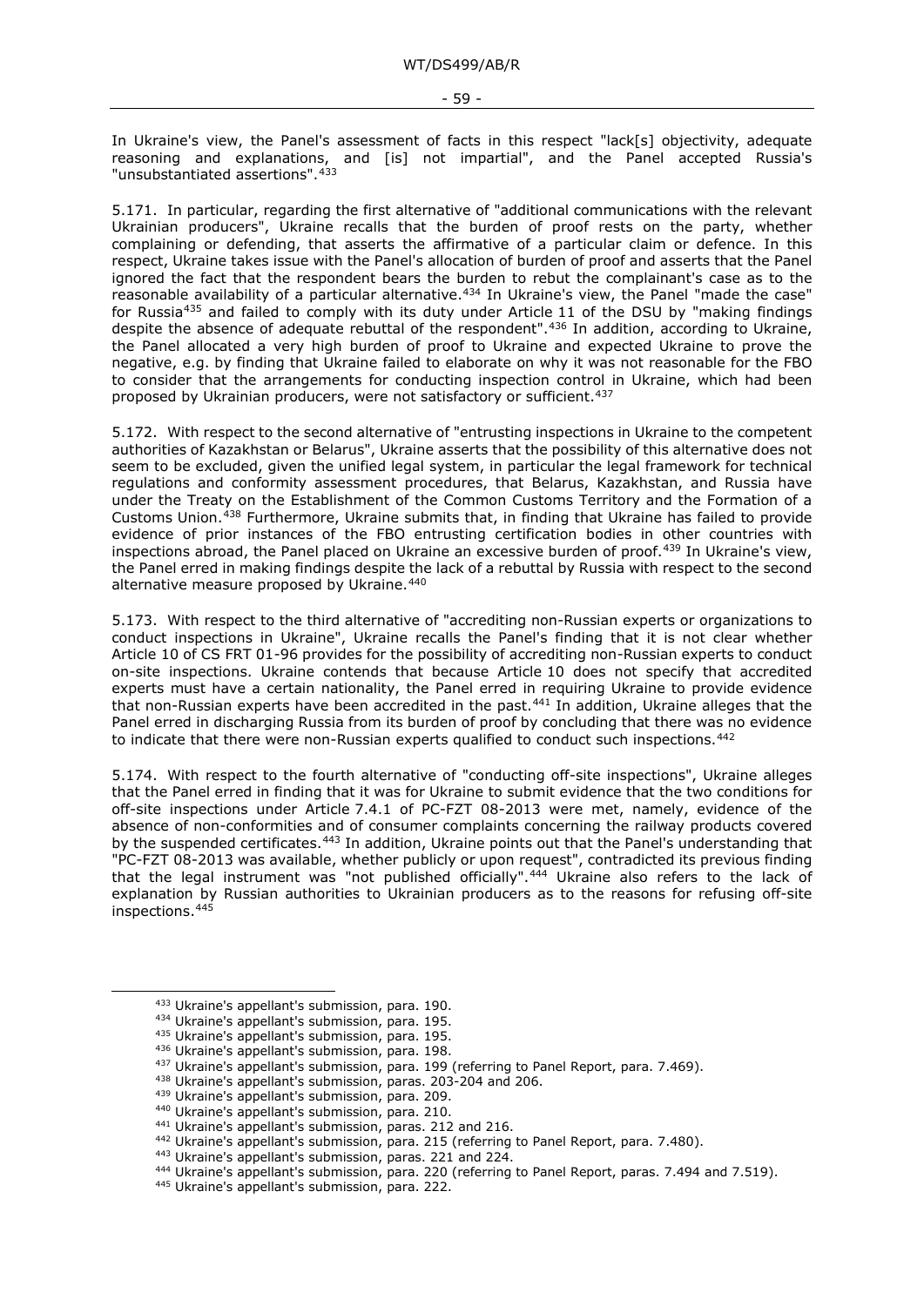In Ukraine's view, the Panel's assessment of facts in this respect "lack[s] objectivity, adequate reasoning and explanations, and [is] not impartial", and the Panel accepted Russia's "unsubstantiated assertions".[433]

5.171. In particular, regarding the first alternative of "additional communications with the relevant Ukrainian producers", Ukraine recalls that the burden of proof rests on the party, whether complaining or defending, that asserts the affirmative of a particular claim or defence. In this respect, Ukraine takes issue with the Panel's allocation of burden of proof and asserts that the Panel ignored the fact that the respondent bears the burden to rebut the complainant's case as to the reasonable availability of a particular alternative.[434] In Ukraine's view, the Panel "made the case" for Russia[435] and failed to comply with its duty under Article 11 of the DSU by "making findings despite the absence of adequate rebuttal of the respondent".[436] In addition, according to Ukraine, the Panel allocated a very high burden of proof to Ukraine and expected Ukraine to prove the negative, e.g. by finding that Ukraine failed to elaborate on why it was not reasonable for the FBO to consider that the arrangements for conducting inspection control in Ukraine, which had been proposed by Ukrainian producers, were not satisfactory or sufficient.[437]

5.172. With respect to the second alternative of "entrusting inspections in Ukraine to the competent authorities of Kazakhstan or Belarus", Ukraine asserts that the possibility of this alternative does not seem to be excluded, given the unified legal system, in particular the legal framework for technical regulations and conformity assessment procedures, that Belarus, Kazakhstan, and Russia have under the Treaty on the Establishment of the Common Customs Territory and the Formation of a Customs Union.[438] Furthermore, Ukraine submits that, in finding that Ukraine has failed to provide evidence of prior instances of the FBO entrusting certification bodies in other countries with inspections abroad, the Panel placed on Ukraine an excessive burden of proof.[439] In Ukraine's view, the Panel erred in making findings despite the lack of a rebuttal by Russia with respect to the second alternative measure proposed by Ukraine.[440]

5.173. With respect to the third alternative of "accrediting non-Russian experts or organizations to conduct inspections in Ukraine", Ukraine recalls the Panel's finding that it is not clear whether Article 10 of CS FRT 01-96 provides for the possibility of accrediting non-Russian experts to conduct on-site inspections. Ukraine contends that because Article 10 does not specify that accredited experts must have a certain nationality, the Panel erred in requiring Ukraine to provide evidence that non-Russian experts have been accredited in the past.[441] In addition, Ukraine alleges that the Panel erred in discharging Russia from its burden of proof by concluding that there was no evidence to indicate that there were non-Russian experts qualified to conduct such inspections.[442]

5.174. With respect to the fourth alternative of "conducting off-site inspections", Ukraine alleges that the Panel erred in finding that it was for Ukraine to submit evidence that the two conditions for off-site inspections under Article 7.4.1 of PC-FZT 08-2013 were met, namely, evidence of the absence of non-conformities and of consumer complaints concerning the railway products covered by the suspended certificates.[443] In addition, Ukraine points out that the Panel's understanding that "PC-FZT 08-2013 was available, whether publicly or upon request", contradicted its previous finding that the legal instrument was "not published officially".[444] Ukraine also refers to the lack of explanation by Russian authorities to Ukrainian producers as to the reasons for refusing off-site inspections.[445]

---

[433] Ukraine's appellant's submission, para. 190.
[434] Ukraine's appellant's submission, para. 195.
[435] Ukraine's appellant's submission, para. 195.
[436] Ukraine's appellant's submission, para. 198.
[437] Ukraine's appellant's submission, para. 199 (referring to Panel Report, para. 7.469).
[438] Ukraine's appellant's submission, paras. 203-204 and 206.
[439] Ukraine's appellant's submission, para. 209.
[440] Ukraine's appellant's submission, para. 210.
[441] Ukraine's appellant's submission, paras. 212 and 216.
[442] Ukraine's appellant's submission, para. 215 (referring to Panel Report, para. 7.480).
[443] Ukraine's appellant's submission, paras. 221 and 224.
[444] Ukraine's appellant's submission, para. 220 (referring to Panel Report, paras. 7.494 and 7.519).
[445] Ukraine's appellant's submission, para. 222.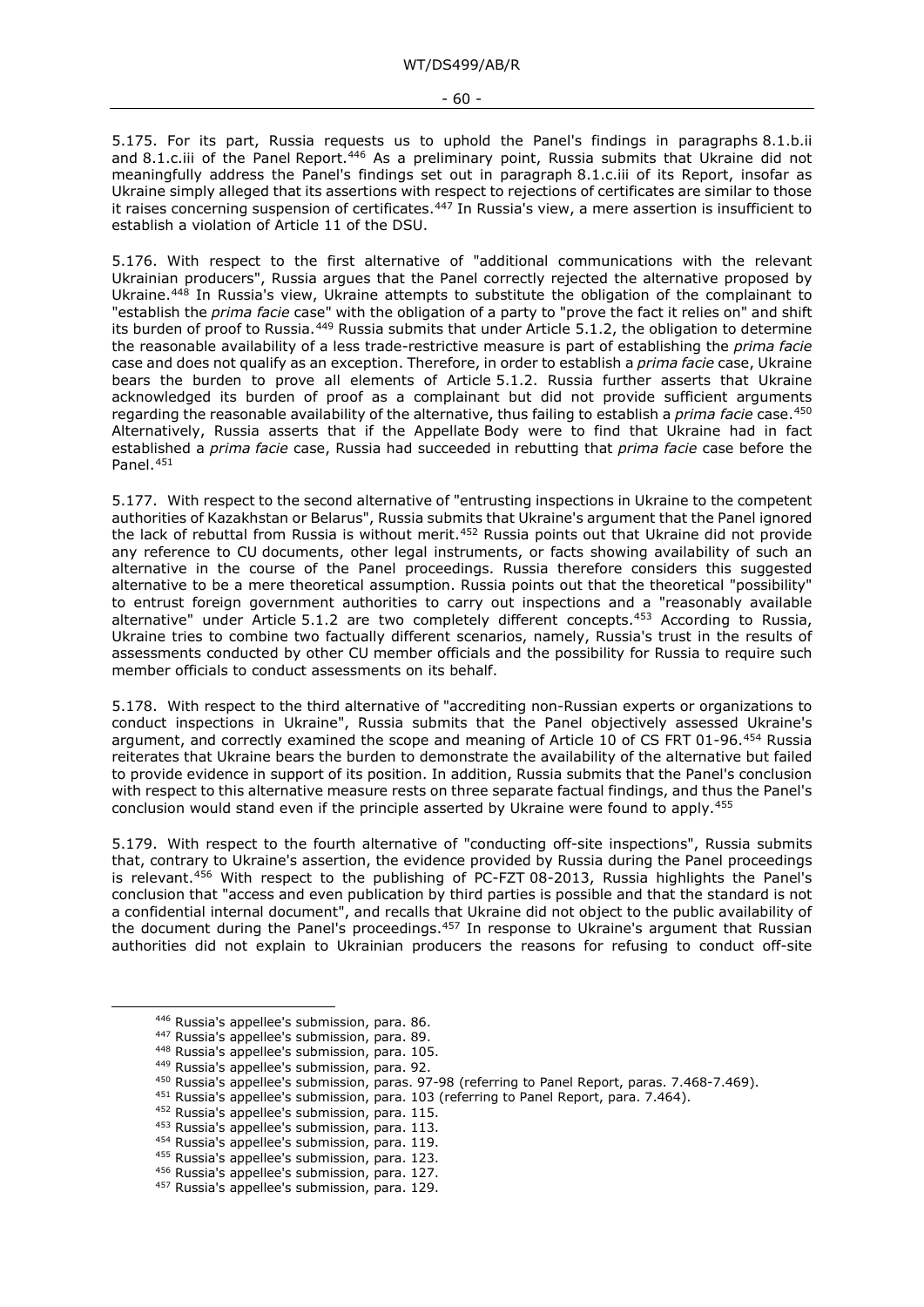5.175. For its part, Russia requests us to uphold the Panel's findings in paragraphs 8.1.b.ii and 8.1.c.iii of the Panel Report.[446] As a preliminary point, Russia submits that Ukraine did not meaningfully address the Panel's findings set out in paragraph 8.1.c.iii of its Report, insofar as Ukraine simply alleged that its assertions with respect to rejections of certificates are similar to those it raises concerning suspension of certificates.[447] In Russia's view, a mere assertion is insufficient to establish a violation of Article 11 of the DSU.

5.176. With respect to the first alternative of "additional communications with the relevant Ukrainian producers", Russia argues that the Panel correctly rejected the alternative proposed by Ukraine.[448] In Russia's view, Ukraine attempts to substitute the obligation of the complainant to "establish the *prima facie* case" with the obligation of a party to "prove the fact it relies on" and shift its burden of proof to Russia.[449] Russia submits that under Article 5.1.2, the obligation to determine the reasonable availability of a less trade-restrictive measure is part of establishing the *prima facie* case and does not qualify as an exception. Therefore, in order to establish a *prima facie* case, Ukraine bears the burden to prove all elements of Article 5.1.2. Russia further asserts that Ukraine acknowledged its burden of proof as a complainant but did not provide sufficient arguments regarding the reasonable availability of the alternative, thus failing to establish a *prima facie* case.[450] Alternatively, Russia asserts that if the Appellate Body were to find that Ukraine had in fact established a *prima facie* case, Russia had succeeded in rebutting that *prima facie* case before the Panel.[451]

5.177. With respect to the second alternative of "entrusting inspections in Ukraine to the competent authorities of Kazakhstan or Belarus", Russia submits that Ukraine's argument that the Panel ignored the lack of rebuttal from Russia is without merit.[452] Russia points out that Ukraine did not provide any reference to CU documents, other legal instruments, or facts showing availability of such an alternative in the course of the Panel proceedings. Russia therefore considers this suggested alternative to be a mere theoretical assumption. Russia points out that the theoretical "possibility" to entrust foreign government authorities to carry out inspections and a "reasonably available alternative" under Article 5.1.2 are two completely different concepts.[453] According to Russia, Ukraine tries to combine two factually different scenarios, namely, Russia's trust in the results of assessments conducted by other CU member officials and the possibility for Russia to require such member officials to conduct assessments on its behalf.

5.178. With respect to the third alternative of "accrediting non-Russian experts or organizations to conduct inspections in Ukraine", Russia submits that the Panel objectively assessed Ukraine's argument, and correctly examined the scope and meaning of Article 10 of CS FRT 01-96.[454] Russia reiterates that Ukraine bears the burden to demonstrate the availability of the alternative but failed to provide evidence in support of its position. In addition, Russia submits that the Panel's conclusion with respect to this alternative measure rests on three separate factual findings, and thus the Panel's conclusion would stand even if the principle asserted by Ukraine were found to apply.[455]

5.179. With respect to the fourth alternative of "conducting off-site inspections", Russia submits that, contrary to Ukraine's assertion, the evidence provided by Russia during the Panel proceedings is relevant.[456] With respect to the publishing of PC-FZT 08-2013, Russia highlights the Panel's conclusion that "access and even publication by third parties is possible and that the standard is not a confidential internal document", and recalls that Ukraine did not object to the public availability of the document during the Panel's proceedings.[457] In response to Ukraine's argument that Russian authorities did not explain to Ukrainian producers the reasons for refusing to conduct off-site

---

[446] Russia's appellee's submission, para. 86.
[447] Russia's appellee's submission, para. 89.
[448] Russia's appellee's submission, para. 105.
[449] Russia's appellee's submission, para. 92.
[450] Russia's appellee's submission, paras. 97-98 (referring to Panel Report, paras. 7.468-7.469).
[451] Russia's appellee's submission, para. 103 (referring to Panel Report, para. 7.464).
[452] Russia's appellee's submission, para. 115.
[453] Russia's appellee's submission, para. 113.
[454] Russia's appellee's submission, para. 119.
[455] Russia's appellee's submission, para. 123.
[456] Russia's appellee's submission, para. 127.
[457] Russia's appellee's submission, para. 129.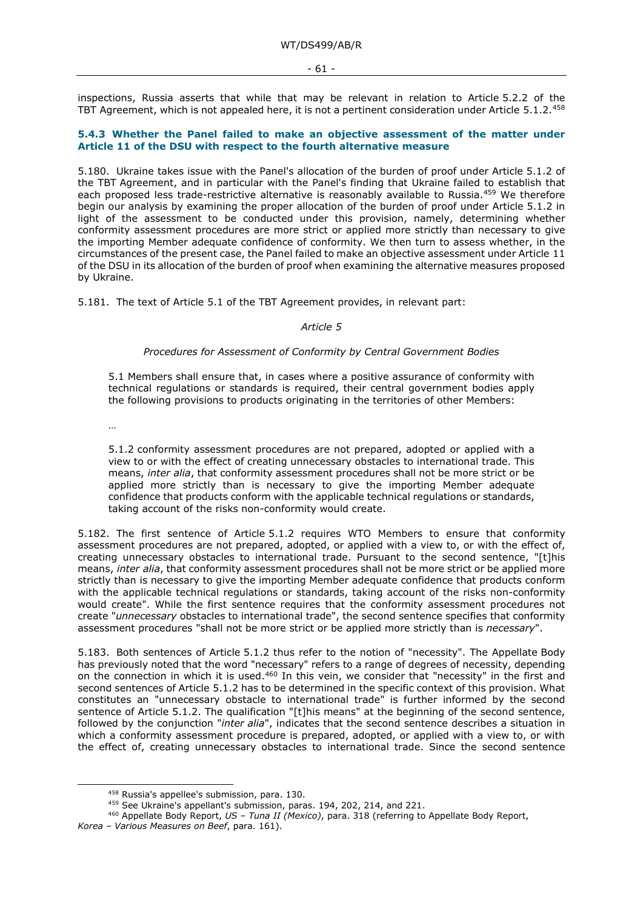inspections, Russia asserts that while that may be relevant in relation to Article 5.2.2 of the TBT Agreement, which is not appealed here, it is not a pertinent consideration under Article 5.1.2.[458]

### 5.4.3 Whether the Panel failed to make an objective assessment of the matter under Article 11 of the DSU with respect to the fourth alternative measure

5.180. Ukraine takes issue with the Panel's allocation of the burden of proof under Article 5.1.2 of the TBT Agreement, and in particular with the Panel's finding that Ukraine failed to establish that each proposed less trade-restrictive alternative is reasonably available to Russia.[459] We therefore begin our analysis by examining the proper allocation of the burden of proof under Article 5.1.2 in light of the assessment to be conducted under this provision, namely, determining whether conformity assessment procedures are more strict or applied more strictly than necessary to give the importing Member adequate confidence of conformity. We then turn to assess whether, in the circumstances of the present case, the Panel failed to make an objective assessment under Article 11 of the DSU in its allocation of the burden of proof when examining the alternative measures proposed by Ukraine.

5.181. The text of Article 5.1 of the TBT Agreement provides, in relevant part:

> *Article 5*
>
> *Procedures for Assessment of Conformity by Central Government Bodies*
>
> 5.1 Members shall ensure that, in cases where a positive assurance of conformity with technical regulations or standards is required, their central government bodies apply the following provisions to products originating in the territories of other Members:
>
> …
>
> 5.1.2 conformity assessment procedures are not prepared, adopted or applied with a view to or with the effect of creating unnecessary obstacles to international trade. This means, *inter alia*, that conformity assessment procedures shall not be more strict or be applied more strictly than is necessary to give the importing Member adequate confidence that products conform with the applicable technical regulations or standards, taking account of the risks non-conformity would create.

5.182. The first sentence of Article 5.1.2 requires WTO Members to ensure that conformity assessment procedures are not prepared, adopted, or applied with a view to, or with the effect of, creating unnecessary obstacles to international trade. Pursuant to the second sentence, "[t]his means, *inter alia*, that conformity assessment procedures shall not be more strict or be applied more strictly than is necessary to give the importing Member adequate confidence that products conform with the applicable technical regulations or standards, taking account of the risks non-conformity would create". While the first sentence requires that the conformity assessment procedures not create "*unnecessary* obstacles to international trade", the second sentence specifies that conformity assessment procedures "shall not be more strict or be applied more strictly than is *necessary*".

5.183. Both sentences of Article 5.1.2 thus refer to the notion of "necessity". The Appellate Body has previously noted that the word "necessary" refers to a range of degrees of necessity, depending on the connection in which it is used.[460] In this vein, we consider that "necessity" in the first and second sentences of Article 5.1.2 has to be determined in the specific context of this provision. What constitutes an "unnecessary obstacle to international trade" is further informed by the second sentence of Article 5.1.2. The qualification "[t]his means" at the beginning of the second sentence, followed by the conjunction "*inter alia*", indicates that the second sentence describes a situation in which a conformity assessment procedure is prepared, adopted, or applied with a view to, or with the effect of, creating unnecessary obstacles to international trade. Since the second sentence

---

[458] Russia's appellee's submission, para. 130.

[459] See Ukraine's appellant's submission, paras. 194, 202, 214, and 221.

[460] Appellate Body Report, *US – Tuna II (Mexico)*, para. 318 (referring to Appellate Body Report, *Korea – Various Measures on Beef*, para. 161).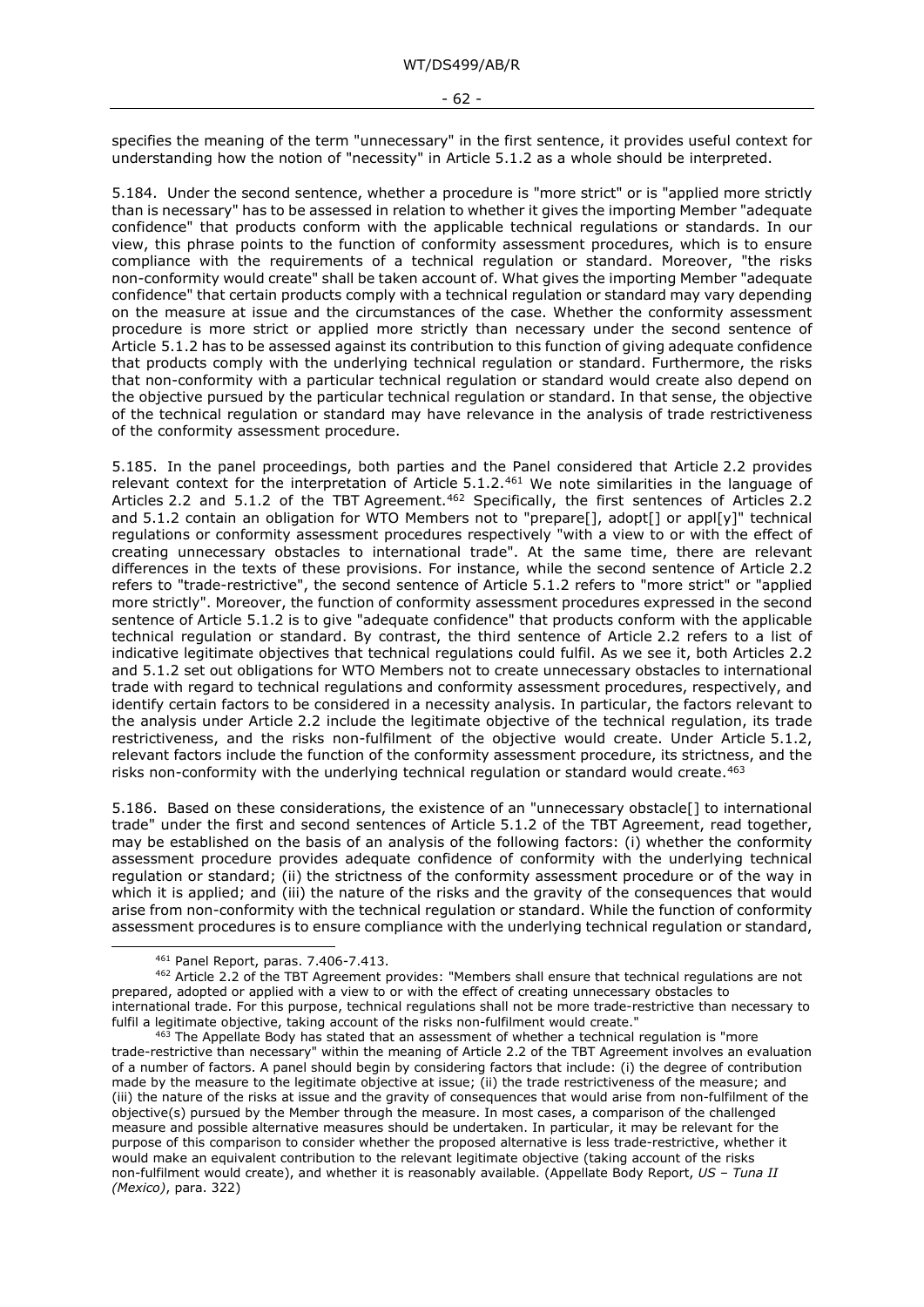specifies the meaning of the term "unnecessary" in the first sentence, it provides useful context for understanding how the notion of "necessity" in Article 5.1.2 as a whole should be interpreted.

5.184. Under the second sentence, whether a procedure is "more strict" or is "applied more strictly than is necessary" has to be assessed in relation to whether it gives the importing Member "adequate confidence" that products conform with the applicable technical regulations or standards. In our view, this phrase points to the function of conformity assessment procedures, which is to ensure compliance with the requirements of a technical regulation or standard. Moreover, "the risks non-conformity would create" shall be taken account of. What gives the importing Member "adequate confidence" that certain products comply with a technical regulation or standard may vary depending on the measure at issue and the circumstances of the case. Whether the conformity assessment procedure is more strict or applied more strictly than necessary under the second sentence of Article 5.1.2 has to be assessed against its contribution to this function of giving adequate confidence that products comply with the underlying technical regulation or standard. Furthermore, the risks that non-conformity with a particular technical regulation or standard would create also depend on the objective pursued by the particular technical regulation or standard. In that sense, the objective of the technical regulation or standard may have relevance in the analysis of trade restrictiveness of the conformity assessment procedure.

5.185. In the panel proceedings, both parties and the Panel considered that Article 2.2 provides relevant context for the interpretation of Article 5.1.2.[461] We note similarities in the language of Articles 2.2 and 5.1.2 of the TBT Agreement.[462] Specifically, the first sentences of Articles 2.2 and 5.1.2 contain an obligation for WTO Members not to "prepare[], adopt[] or appl[y]" technical regulations or conformity assessment procedures respectively "with a view to or with the effect of creating unnecessary obstacles to international trade". At the same time, there are relevant differences in the texts of these provisions. For instance, while the second sentence of Article 2.2 refers to "trade-restrictive", the second sentence of Article 5.1.2 refers to "more strict" or "applied more strictly". Moreover, the function of conformity assessment procedures expressed in the second sentence of Article 5.1.2 is to give "adequate confidence" that products conform with the applicable technical regulation or standard. By contrast, the third sentence of Article 2.2 refers to a list of indicative legitimate objectives that technical regulations could fulfil. As we see it, both Articles 2.2 and 5.1.2 set out obligations for WTO Members not to create unnecessary obstacles to international trade with regard to technical regulations and conformity assessment procedures, respectively, and identify certain factors to be considered in a necessity analysis. In particular, the factors relevant to the analysis under Article 2.2 include the legitimate objective of the technical regulation, its trade restrictiveness, and the risks non-fulfilment of the objective would create. Under Article 5.1.2, relevant factors include the function of the conformity assessment procedure, its strictness, and the risks non-conformity with the underlying technical regulation or standard would create.[463]

5.186. Based on these considerations, the existence of an "unnecessary obstacle[] to international trade" under the first and second sentences of Article 5.1.2 of the TBT Agreement, read together, may be established on the basis of an analysis of the following factors: (i) whether the conformity assessment procedure provides adequate confidence of conformity with the underlying technical regulation or standard; (ii) the strictness of the conformity assessment procedure or of the way in which it is applied; and (iii) the nature of the risks and the gravity of the consequences that would arise from non-conformity with the technical regulation or standard. While the function of conformity assessment procedures is to ensure compliance with the underlying technical regulation or standard,

---

[461] Panel Report, paras. 7.406-7.413.

[462] Article 2.2 of the TBT Agreement provides: "Members shall ensure that technical regulations are not prepared, adopted or applied with a view to or with the effect of creating unnecessary obstacles to international trade. For this purpose, technical regulations shall not be more trade-restrictive than necessary to fulfil a legitimate objective, taking account of the risks non-fulfilment would create."

[463] The Appellate Body has stated that an assessment of whether a technical regulation is "more trade-restrictive than necessary" within the meaning of Article 2.2 of the TBT Agreement involves an evaluation of a number of factors. A panel should begin by considering factors that include: (i) the degree of contribution made by the measure to the legitimate objective at issue; (ii) the trade restrictiveness of the measure; and (iii) the nature of the risks at issue and the gravity of consequences that would arise from non-fulfilment of the objective(s) pursued by the Member through the measure. In most cases, a comparison of the challenged measure and possible alternative measures should be undertaken. In particular, it may be relevant for the purpose of this comparison to consider whether the proposed alternative is less trade-restrictive, whether it would make an equivalent contribution to the relevant legitimate objective (taking account of the risks non-fulfilment would create), and whether it is reasonably available. (Appellate Body Report, *US – Tuna II (Mexico)*, para. 322)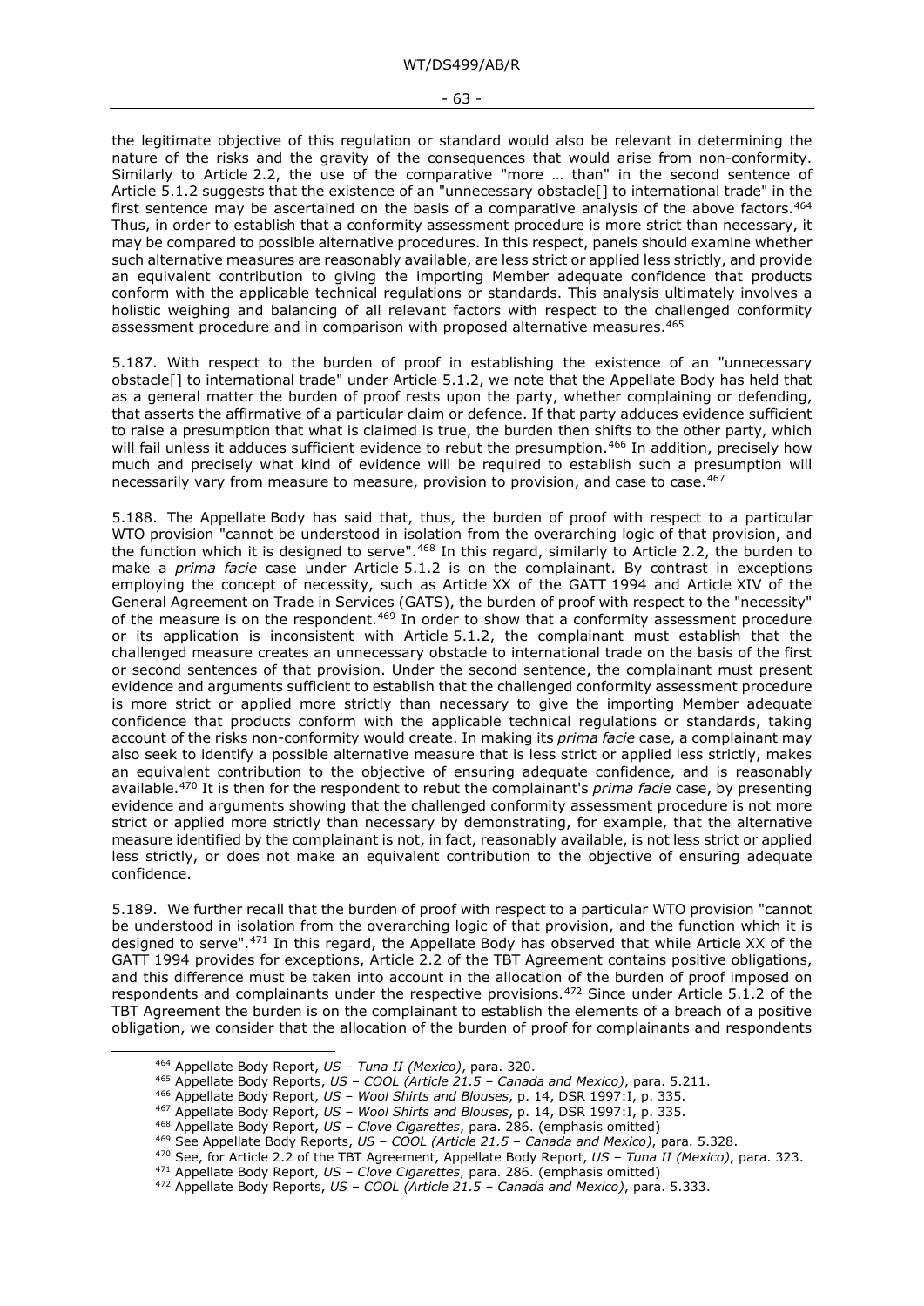the legitimate objective of this regulation or standard would also be relevant in determining the nature of the risks and the gravity of the consequences that would arise from non-conformity. Similarly to Article 2.2, the use of the comparative "more … than" in the second sentence of Article 5.1.2 suggests that the existence of an "unnecessary obstacle[] to international trade" in the first sentence may be ascertained on the basis of a comparative analysis of the above factors.[464] Thus, in order to establish that a conformity assessment procedure is more strict than necessary, it may be compared to possible alternative procedures. In this respect, panels should examine whether such alternative measures are reasonably available, are less strict or applied less strictly, and provide an equivalent contribution to giving the importing Member adequate confidence that products conform with the applicable technical regulations or standards. This analysis ultimately involves a holistic weighing and balancing of all relevant factors with respect to the challenged conformity assessment procedure and in comparison with proposed alternative measures.[465]

5.187. With respect to the burden of proof in establishing the existence of an "unnecessary obstacle[] to international trade" under Article 5.1.2, we note that the Appellate Body has held that as a general matter the burden of proof rests upon the party, whether complaining or defending, that asserts the affirmative of a particular claim or defence. If that party adduces evidence sufficient to raise a presumption that what is claimed is true, the burden then shifts to the other party, which will fail unless it adduces sufficient evidence to rebut the presumption.[466] In addition, precisely how much and precisely what kind of evidence will be required to establish such a presumption will necessarily vary from measure to measure, provision to provision, and case to case.[467]

5.188. The Appellate Body has said that, thus, the burden of proof with respect to a particular WTO provision "cannot be understood in isolation from the overarching logic of that provision, and the function which it is designed to serve".[468] In this regard, similarly to Article 2.2, the burden to make a *prima facie* case under Article 5.1.2 is on the complainant. By contrast in exceptions employing the concept of necessity, such as Article XX of the GATT 1994 and Article XIV of the General Agreement on Trade in Services (GATS), the burden of proof with respect to the "necessity" of the measure is on the respondent.[469] In order to show that a conformity assessment procedure or its application is inconsistent with Article 5.1.2, the complainant must establish that the challenged measure creates an unnecessary obstacle to international trade on the basis of the first or second sentences of that provision. Under the second sentence, the complainant must present evidence and arguments sufficient to establish that the challenged conformity assessment procedure is more strict or applied more strictly than necessary to give the importing Member adequate confidence that products conform with the applicable technical regulations or standards, taking account of the risks non-conformity would create. In making its *prima facie* case, a complainant may also seek to identify a possible alternative measure that is less strict or applied less strictly, makes an equivalent contribution to the objective of ensuring adequate confidence, and is reasonably available.[470] It is then for the respondent to rebut the complainant's *prima facie* case, by presenting evidence and arguments showing that the challenged conformity assessment procedure is not more strict or applied more strictly than necessary by demonstrating, for example, that the alternative measure identified by the complainant is not, in fact, reasonably available, is not less strict or applied less strictly, or does not make an equivalent contribution to the objective of ensuring adequate confidence.

5.189. We further recall that the burden of proof with respect to a particular WTO provision "cannot be understood in isolation from the overarching logic of that provision, and the function which it is designed to serve".[471] In this regard, the Appellate Body has observed that while Article XX of the GATT 1994 provides for exceptions, Article 2.2 of the TBT Agreement contains positive obligations, and this difference must be taken into account in the allocation of the burden of proof imposed on respondents and complainants under the respective provisions.[472] Since under Article 5.1.2 of the TBT Agreement the burden is on the complainant to establish the elements of a breach of a positive obligation, we consider that the allocation of the burden of proof for complainants and respondents

---

[464] Appellate Body Report, *US – Tuna II (Mexico)*, para. 320.
[465] Appellate Body Reports, *US – COOL (Article 21.5 – Canada and Mexico)*, para. 5.211.
[466] Appellate Body Report, *US – Wool Shirts and Blouses*, p. 14, DSR 1997:I, p. 335.
[467] Appellate Body Report, *US – Wool Shirts and Blouses*, p. 14, DSR 1997:I, p. 335.
[468] Appellate Body Report, *US – Clove Cigarettes*, para. 286. (emphasis omitted)
[469] See Appellate Body Reports, *US – COOL (Article 21.5 – Canada and Mexico)*, para. 5.328.
[470] See, for Article 2.2 of the TBT Agreement, Appellate Body Report, *US – Tuna II (Mexico)*, para. 323.
[471] Appellate Body Report, *US – Clove Cigarettes*, para. 286. (emphasis omitted)
[472] Appellate Body Reports, *US – COOL (Article 21.5 – Canada and Mexico)*, para. 5.333.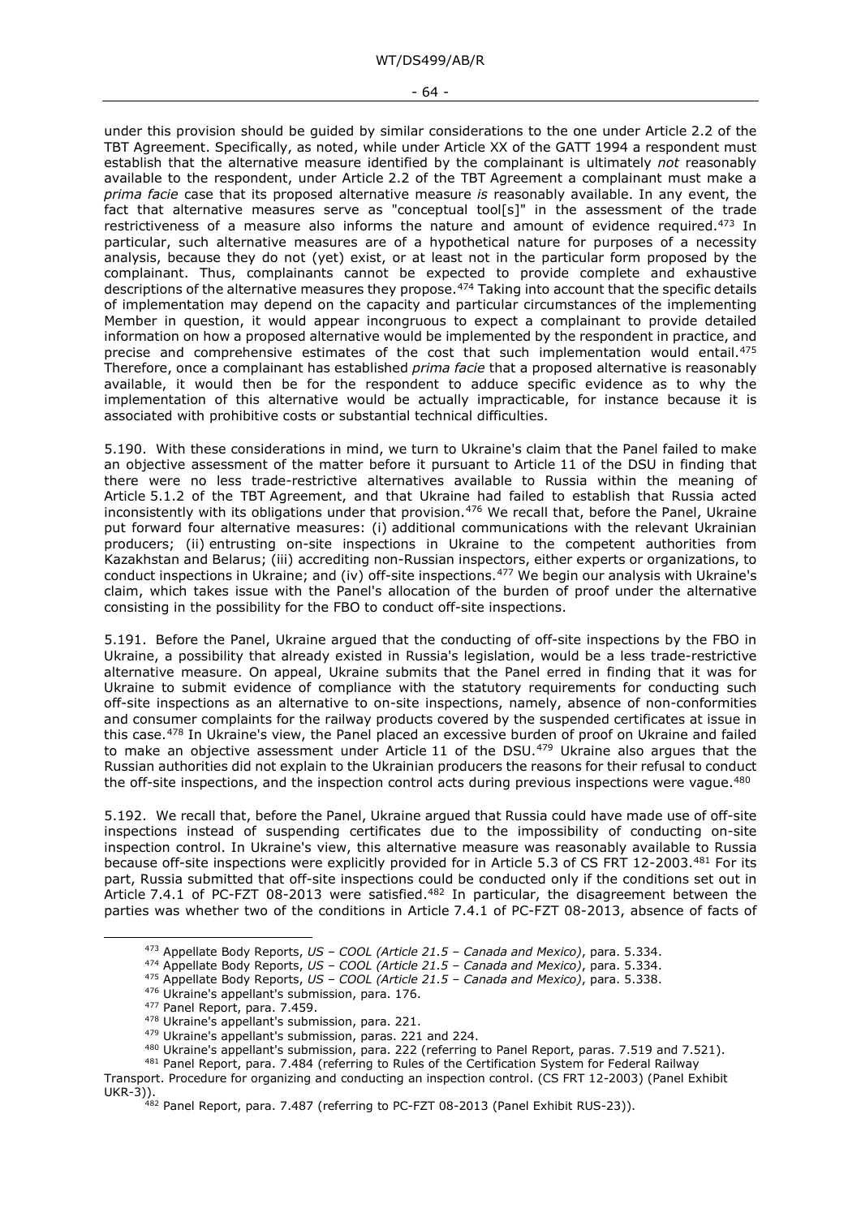under this provision should be guided by similar considerations to the one under Article 2.2 of the TBT Agreement. Specifically, as noted, while under Article XX of the GATT 1994 a respondent must establish that the alternative measure identified by the complainant is ultimately *not* reasonably available to the respondent, under Article 2.2 of the TBT Agreement a complainant must make a *prima facie* case that its proposed alternative measure *is* reasonably available. In any event, the fact that alternative measures serve as "conceptual tool[s]" in the assessment of the trade restrictiveness of a measure also informs the nature and amount of evidence required.[473] In particular, such alternative measures are of a hypothetical nature for purposes of a necessity analysis, because they do not (yet) exist, or at least not in the particular form proposed by the complainant. Thus, complainants cannot be expected to provide complete and exhaustive descriptions of the alternative measures they propose.[474] Taking into account that the specific details of implementation may depend on the capacity and particular circumstances of the implementing Member in question, it would appear incongruous to expect a complainant to provide detailed information on how a proposed alternative would be implemented by the respondent in practice, and precise and comprehensive estimates of the cost that such implementation would entail.[475] Therefore, once a complainant has established *prima facie* that a proposed alternative is reasonably available, it would then be for the respondent to adduce specific evidence as to why the implementation of this alternative would be actually impracticable, for instance because it is associated with prohibitive costs or substantial technical difficulties.

5.190. With these considerations in mind, we turn to Ukraine's claim that the Panel failed to make an objective assessment of the matter before it pursuant to Article 11 of the DSU in finding that there were no less trade-restrictive alternatives available to Russia within the meaning of Article 5.1.2 of the TBT Agreement, and that Ukraine had failed to establish that Russia acted inconsistently with its obligations under that provision.[476] We recall that, before the Panel, Ukraine put forward four alternative measures: (i) additional communications with the relevant Ukrainian producers; (ii) entrusting on-site inspections in Ukraine to the competent authorities from Kazakhstan and Belarus; (iii) accrediting non-Russian inspectors, either experts or organizations, to conduct inspections in Ukraine; and (iv) off-site inspections.[477] We begin our analysis with Ukraine's claim, which takes issue with the Panel's allocation of the burden of proof under the alternative consisting in the possibility for the FBO to conduct off-site inspections.

5.191. Before the Panel, Ukraine argued that the conducting of off-site inspections by the FBO in Ukraine, a possibility that already existed in Russia's legislation, would be a less trade-restrictive alternative measure. On appeal, Ukraine submits that the Panel erred in finding that it was for Ukraine to submit evidence of compliance with the statutory requirements for conducting such off-site inspections as an alternative to on-site inspections, namely, absence of non-conformities and consumer complaints for the railway products covered by the suspended certificates at issue in this case.[478] In Ukraine's view, the Panel placed an excessive burden of proof on Ukraine and failed to make an objective assessment under Article 11 of the DSU.[479] Ukraine also argues that the Russian authorities did not explain to the Ukrainian producers the reasons for their refusal to conduct the off-site inspections, and the inspection control acts during previous inspections were vague.[480]

5.192. We recall that, before the Panel, Ukraine argued that Russia could have made use of off-site inspections instead of suspending certificates due to the impossibility of conducting on-site inspection control. In Ukraine's view, this alternative measure was reasonably available to Russia because off-site inspections were explicitly provided for in Article 5.3 of CS FRT 12-2003.[481] For its part, Russia submitted that off-site inspections could be conducted only if the conditions set out in Article 7.4.1 of PC-FZT 08-2013 were satisfied.[482] In particular, the disagreement between the parties was whether two of the conditions in Article 7.4.1 of PC-FZT 08-2013, absence of facts of

---

[473] Appellate Body Reports, *US – COOL (Article 21.5 – Canada and Mexico)*, para. 5.334.

[474] Appellate Body Reports, *US – COOL (Article 21.5 – Canada and Mexico)*, para. 5.334.

[475] Appellate Body Reports, *US – COOL (Article 21.5 – Canada and Mexico)*, para. 5.338.

[476] Ukraine's appellant's submission, para. 176.

[477] Panel Report, para. 7.459.

[478] Ukraine's appellant's submission, para. 221.

[479] Ukraine's appellant's submission, paras. 221 and 224.

[480] Ukraine's appellant's submission, para. 222 (referring to Panel Report, paras. 7.519 and 7.521).

[481] Panel Report, para. 7.484 (referring to Rules of the Certification System for Federal Railway Transport. Procedure for organizing and conducting an inspection control. (CS FRT 12-2003) (Panel Exhibit UKR-3)).

[482] Panel Report, para. 7.487 (referring to PC-FZT 08-2013 (Panel Exhibit RUS-23)).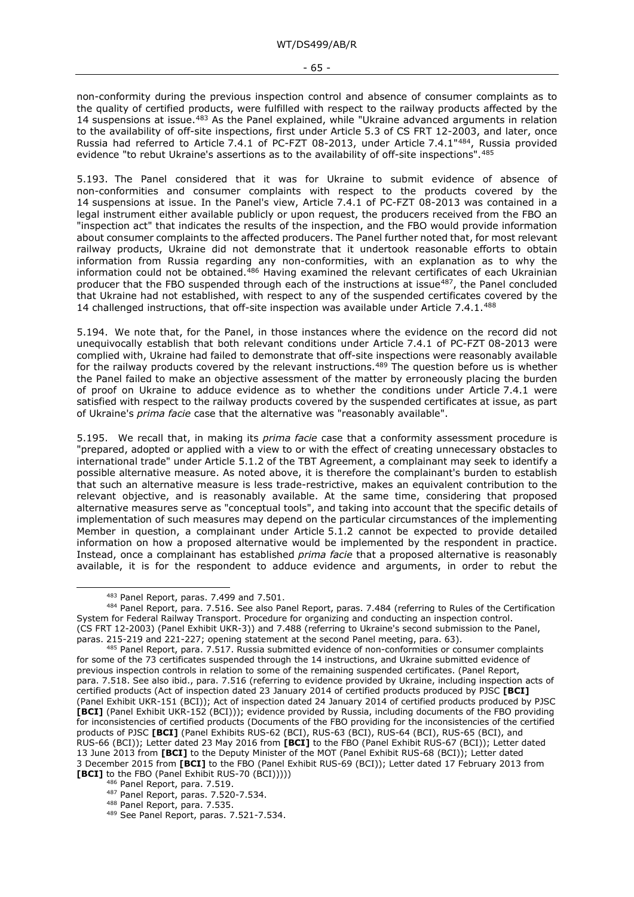non-conformity during the previous inspection control and absence of consumer complaints as to the quality of certified products, were fulfilled with respect to the railway products affected by the 14 suspensions at issue.[483] As the Panel explained, while "Ukraine advanced arguments in relation to the availability of off-site inspections, first under Article 5.3 of CS FRT 12-2003, and later, once Russia had referred to Article 7.4.1 of PC-FZT 08-2013, under Article 7.4.1"[484], Russia provided evidence "to rebut Ukraine's assertions as to the availability of off-site inspections".[485]

5.193. The Panel considered that it was for Ukraine to submit evidence of absence of non-conformities and consumer complaints with respect to the products covered by the 14 suspensions at issue. In the Panel's view, Article 7.4.1 of PC-FZT 08-2013 was contained in a legal instrument either available publicly or upon request, the producers received from the FBO an "inspection act" that indicates the results of the inspection, and the FBO would provide information about consumer complaints to the affected producers. The Panel further noted that, for most relevant railway products, Ukraine did not demonstrate that it undertook reasonable efforts to obtain information from Russia regarding any non-conformities, with an explanation as to why the information could not be obtained.[486] Having examined the relevant certificates of each Ukrainian producer that the FBO suspended through each of the instructions at issue[487], the Panel concluded that Ukraine had not established, with respect to any of the suspended certificates covered by the 14 challenged instructions, that off-site inspection was available under Article 7.4.1.[488]

5.194. We note that, for the Panel, in those instances where the evidence on the record did not unequivocally establish that both relevant conditions under Article 7.4.1 of PC-FZT 08-2013 were complied with, Ukraine had failed to demonstrate that off-site inspections were reasonably available for the railway products covered by the relevant instructions.[489] The question before us is whether the Panel failed to make an objective assessment of the matter by erroneously placing the burden of proof on Ukraine to adduce evidence as to whether the conditions under Article 7.4.1 were satisfied with respect to the railway products covered by the suspended certificates at issue, as part of Ukraine's *prima facie* case that the alternative was "reasonably available".

5.195. We recall that, in making its *prima facie* case that a conformity assessment procedure is "prepared, adopted or applied with a view to or with the effect of creating unnecessary obstacles to international trade" under Article 5.1.2 of the TBT Agreement, a complainant may seek to identify a possible alternative measure. As noted above, it is therefore the complainant's burden to establish that such an alternative measure is less trade-restrictive, makes an equivalent contribution to the relevant objective, and is reasonably available. At the same time, considering that proposed alternative measures serve as "conceptual tools", and taking into account that the specific details of implementation of such measures may depend on the particular circumstances of the implementing Member in question, a complainant under Article 5.1.2 cannot be expected to provide detailed information on how a proposed alternative would be implemented by the respondent in practice. Instead, once a complainant has established *prima facie* that a proposed alternative is reasonably available, it is for the respondent to adduce evidence and arguments, in order to rebut the

---

[483] Panel Report, paras. 7.499 and 7.501.

[484] Panel Report, para. 7.516. See also Panel Report, paras. 7.484 (referring to Rules of the Certification System for Federal Railway Transport. Procedure for organizing and conducting an inspection control. (CS FRT 12-2003) (Panel Exhibit UKR-3)) and 7.488 (referring to Ukraine's second submission to the Panel, paras. 215-219 and 221-227; opening statement at the second Panel meeting, para. 63).

[485] Panel Report, para. 7.517. Russia submitted evidence of non-conformities or consumer complaints for some of the 73 certificates suspended through the 14 instructions, and Ukraine submitted evidence of previous inspection controls in relation to some of the remaining suspended certificates. (Panel Report, para. 7.518. See also ibid., para. 7.516 (referring to evidence provided by Ukraine, including inspection acts of certified products (Act of inspection dated 23 January 2014 of certified products produced by PJSC **[BCI]** (Panel Exhibit UKR-151 (BCI)); Act of inspection dated 24 January 2014 of certified products produced by PJSC **[BCI]** (Panel Exhibit UKR-152 (BCI))); evidence provided by Russia, including documents of the FBO providing for inconsistencies of certified products (Documents of the FBO providing for the inconsistencies of the certified products of PJSC **[BCI]** (Panel Exhibits RUS-62 (BCI), RUS-63 (BCI), RUS-64 (BCI), RUS-65 (BCI), and RUS-66 (BCI)); Letter dated 23 May 2016 from **[BCI]** to the FBO (Panel Exhibit RUS-67 (BCI)); Letter dated 13 June 2013 from **[BCI]** to the Deputy Minister of the MOT (Panel Exhibit RUS-68 (BCI)); Letter dated 3 December 2015 from **[BCI]** to the FBO (Panel Exhibit RUS-69 (BCI)); Letter dated 17 February 2013 from **[BCI]** to the FBO (Panel Exhibit RUS-70 (BCI)))))

[486] Panel Report, para. 7.519.

[487] Panel Report, paras. 7.520-7.534.

[488] Panel Report, para. 7.535.

[489] See Panel Report, paras. 7.521-7.534.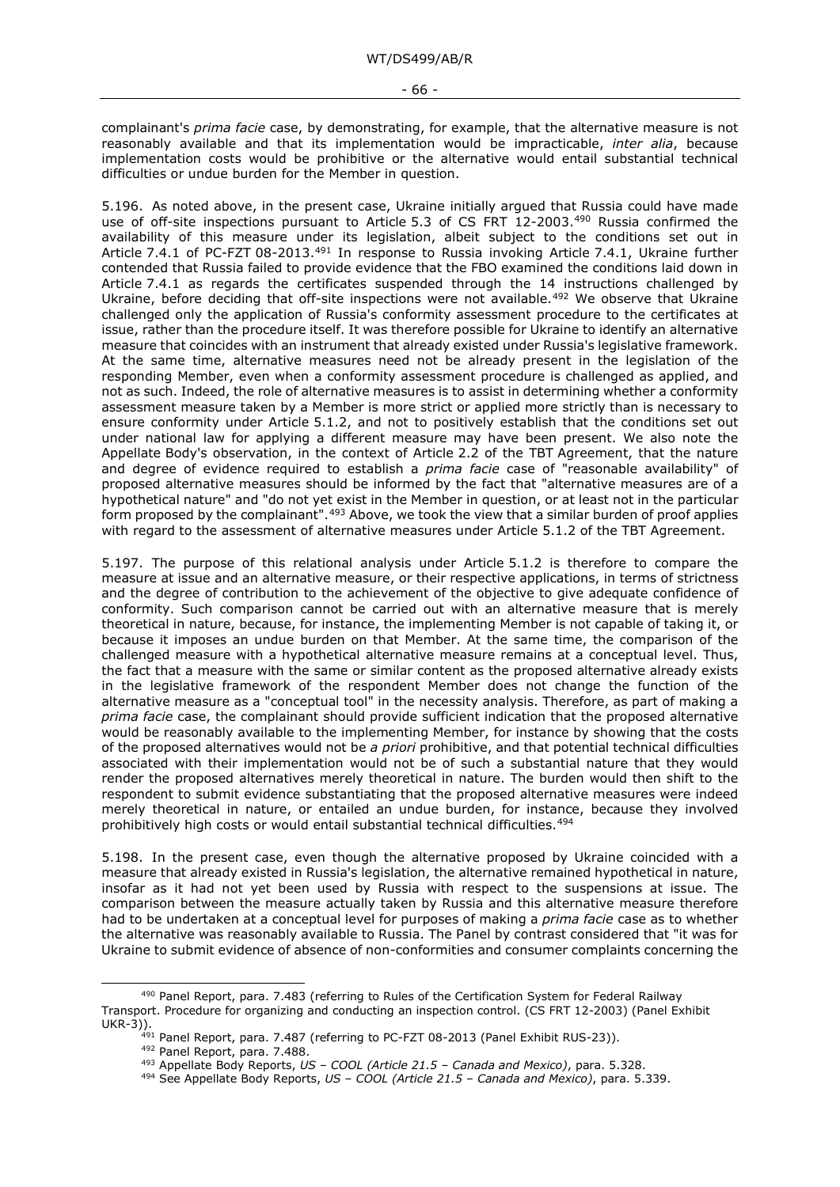complainant's *prima facie* case, by demonstrating, for example, that the alternative measure is not reasonably available and that its implementation would be impracticable, *inter alia*, because implementation costs would be prohibitive or the alternative would entail substantial technical difficulties or undue burden for the Member in question.

5.196. As noted above, in the present case, Ukraine initially argued that Russia could have made use of off-site inspections pursuant to Article 5.3 of CS FRT 12-2003.[490] Russia confirmed the availability of this measure under its legislation, albeit subject to the conditions set out in Article 7.4.1 of PC-FZT 08-2013.[491] In response to Russia invoking Article 7.4.1, Ukraine further contended that Russia failed to provide evidence that the FBO examined the conditions laid down in Article 7.4.1 as regards the certificates suspended through the 14 instructions challenged by Ukraine, before deciding that off-site inspections were not available.[492] We observe that Ukraine challenged only the application of Russia's conformity assessment procedure to the certificates at issue, rather than the procedure itself. It was therefore possible for Ukraine to identify an alternative measure that coincides with an instrument that already existed under Russia's legislative framework. At the same time, alternative measures need not be already present in the legislation of the responding Member, even when a conformity assessment procedure is challenged as applied, and not as such. Indeed, the role of alternative measures is to assist in determining whether a conformity assessment measure taken by a Member is more strict or applied more strictly than is necessary to ensure conformity under Article 5.1.2, and not to positively establish that the conditions set out under national law for applying a different measure may have been present. We also note the Appellate Body's observation, in the context of Article 2.2 of the TBT Agreement, that the nature and degree of evidence required to establish a *prima facie* case of "reasonable availability" of proposed alternative measures should be informed by the fact that "alternative measures are of a hypothetical nature" and "do not yet exist in the Member in question, or at least not in the particular form proposed by the complainant".[493] Above, we took the view that a similar burden of proof applies with regard to the assessment of alternative measures under Article 5.1.2 of the TBT Agreement.

5.197. The purpose of this relational analysis under Article 5.1.2 is therefore to compare the measure at issue and an alternative measure, or their respective applications, in terms of strictness and the degree of contribution to the achievement of the objective to give adequate confidence of conformity. Such comparison cannot be carried out with an alternative measure that is merely theoretical in nature, because, for instance, the implementing Member is not capable of taking it, or because it imposes an undue burden on that Member. At the same time, the comparison of the challenged measure with a hypothetical alternative measure remains at a conceptual level. Thus, the fact that a measure with the same or similar content as the proposed alternative already exists in the legislative framework of the respondent Member does not change the function of the alternative measure as a "conceptual tool" in the necessity analysis. Therefore, as part of making a *prima facie* case, the complainant should provide sufficient indication that the proposed alternative would be reasonably available to the implementing Member, for instance by showing that the costs of the proposed alternatives would not be *a priori* prohibitive, and that potential technical difficulties associated with their implementation would not be of such a substantial nature that they would render the proposed alternatives merely theoretical in nature. The burden would then shift to the respondent to submit evidence substantiating that the proposed alternative measures were indeed merely theoretical in nature, or entailed an undue burden, for instance, because they involved prohibitively high costs or would entail substantial technical difficulties.[494]

5.198. In the present case, even though the alternative proposed by Ukraine coincided with a measure that already existed in Russia's legislation, the alternative remained hypothetical in nature, insofar as it had not yet been used by Russia with respect to the suspensions at issue. The comparison between the measure actually taken by Russia and this alternative measure therefore had to be undertaken at a conceptual level for purposes of making a *prima facie* case as to whether the alternative was reasonably available to Russia. The Panel by contrast considered that "it was for Ukraine to submit evidence of absence of non-conformities and consumer complaints concerning the

---

[490] Panel Report, para. 7.483 (referring to Rules of the Certification System for Federal Railway Transport. Procedure for organizing and conducting an inspection control. (CS FRT 12-2003) (Panel Exhibit UKR-3)).

[491] Panel Report, para. 7.487 (referring to PC-FZT 08-2013 (Panel Exhibit RUS-23)).

[492] Panel Report, para. 7.488.

[493] Appellate Body Reports, *US – COOL (Article 21.5 – Canada and Mexico)*, para. 5.328.

[494] See Appellate Body Reports, *US – COOL (Article 21.5 – Canada and Mexico)*, para. 5.339.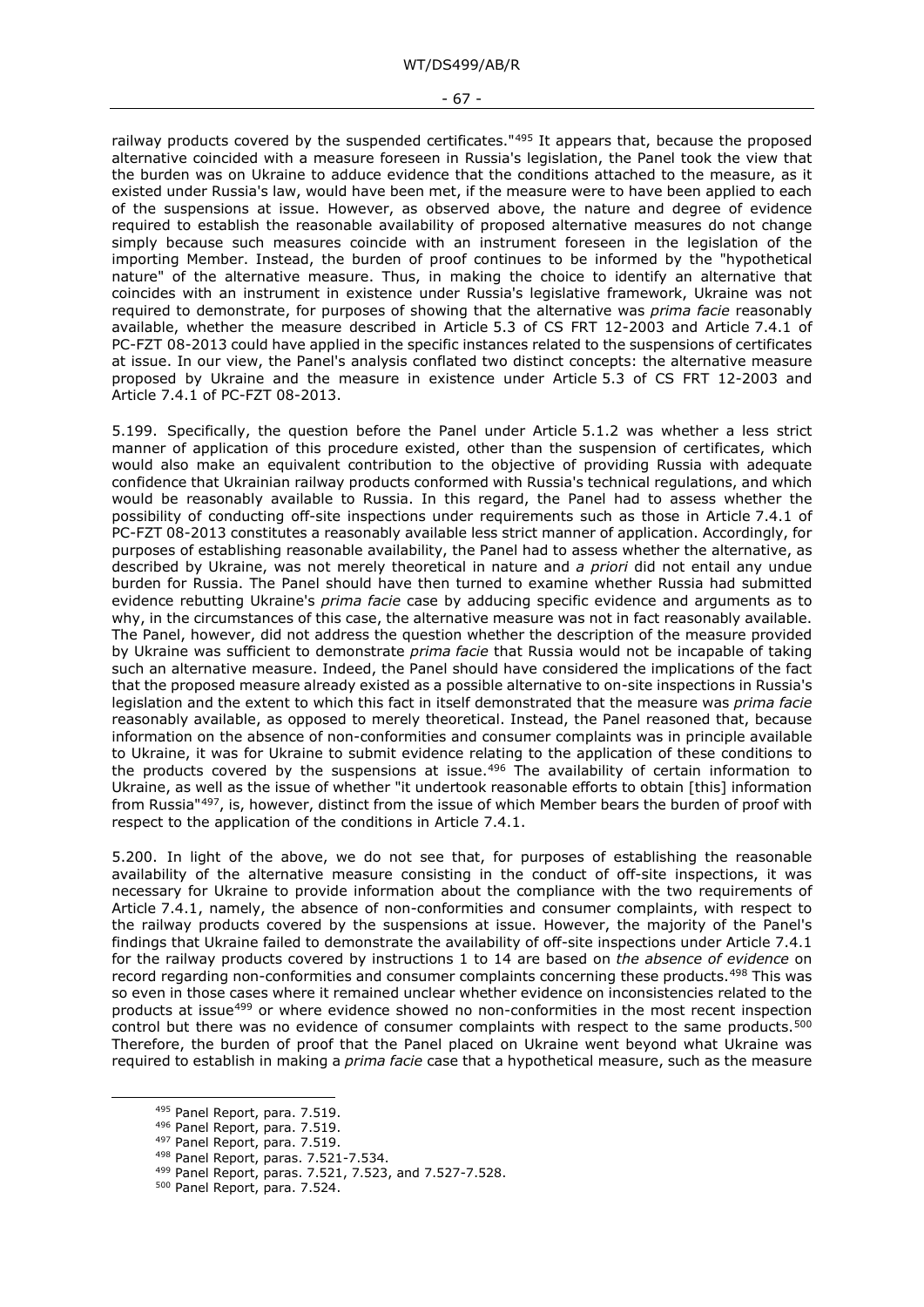railway products covered by the suspended certificates."[495] It appears that, because the proposed alternative coincided with a measure foreseen in Russia's legislation, the Panel took the view that the burden was on Ukraine to adduce evidence that the conditions attached to the measure, as it existed under Russia's law, would have been met, if the measure were to have been applied to each of the suspensions at issue. However, as observed above, the nature and degree of evidence required to establish the reasonable availability of proposed alternative measures do not change simply because such measures coincide with an instrument foreseen in the legislation of the importing Member. Instead, the burden of proof continues to be informed by the "hypothetical nature" of the alternative measure. Thus, in making the choice to identify an alternative that coincides with an instrument in existence under Russia's legislative framework, Ukraine was not required to demonstrate, for purposes of showing that the alternative was *prima facie* reasonably available, whether the measure described in Article 5.3 of CS FRT 12-2003 and Article 7.4.1 of PC-FZT 08-2013 could have applied in the specific instances related to the suspensions of certificates at issue. In our view, the Panel's analysis conflated two distinct concepts: the alternative measure proposed by Ukraine and the measure in existence under Article 5.3 of CS FRT 12-2003 and Article 7.4.1 of PC-FZT 08-2013.

5.199. Specifically, the question before the Panel under Article 5.1.2 was whether a less strict manner of application of this procedure existed, other than the suspension of certificates, which would also make an equivalent contribution to the objective of providing Russia with adequate confidence that Ukrainian railway products conformed with Russia's technical regulations, and which would be reasonably available to Russia. In this regard, the Panel had to assess whether the possibility of conducting off-site inspections under requirements such as those in Article 7.4.1 of PC-FZT 08-2013 constitutes a reasonably available less strict manner of application. Accordingly, for purposes of establishing reasonable availability, the Panel had to assess whether the alternative, as described by Ukraine, was not merely theoretical in nature and *a priori* did not entail any undue burden for Russia. The Panel should have then turned to examine whether Russia had submitted evidence rebutting Ukraine's *prima facie* case by adducing specific evidence and arguments as to why, in the circumstances of this case, the alternative measure was not in fact reasonably available. The Panel, however, did not address the question whether the description of the measure provided by Ukraine was sufficient to demonstrate *prima facie* that Russia would not be incapable of taking such an alternative measure. Indeed, the Panel should have considered the implications of the fact that the proposed measure already existed as a possible alternative to on-site inspections in Russia's legislation and the extent to which this fact in itself demonstrated that the measure was *prima facie* reasonably available, as opposed to merely theoretical. Instead, the Panel reasoned that, because information on the absence of non-conformities and consumer complaints was in principle available to Ukraine, it was for Ukraine to submit evidence relating to the application of these conditions to the products covered by the suspensions at issue.[496] The availability of certain information to Ukraine, as well as the issue of whether "it undertook reasonable efforts to obtain [this] information from Russia"[497], is, however, distinct from the issue of which Member bears the burden of proof with respect to the application of the conditions in Article 7.4.1.

5.200. In light of the above, we do not see that, for purposes of establishing the reasonable availability of the alternative measure consisting in the conduct of off-site inspections, it was necessary for Ukraine to provide information about the compliance with the two requirements of Article 7.4.1, namely, the absence of non-conformities and consumer complaints, with respect to the railway products covered by the suspensions at issue. However, the majority of the Panel's findings that Ukraine failed to demonstrate the availability of off-site inspections under Article 7.4.1 for the railway products covered by instructions 1 to 14 are based on *the absence of evidence* on record regarding non-conformities and consumer complaints concerning these products.[498] This was so even in those cases where it remained unclear whether evidence on inconsistencies related to the products at issue[499] or where evidence showed no non-conformities in the most recent inspection control but there was no evidence of consumer complaints with respect to the same products.[500] Therefore, the burden of proof that the Panel placed on Ukraine went beyond what Ukraine was required to establish in making a *prima facie* case that a hypothetical measure, such as the measure

[495] Panel Report, para. 7.519.
[496] Panel Report, para. 7.519.
[497] Panel Report, para. 7.519.
[498] Panel Report, paras. 7.521-7.534.
[499] Panel Report, paras. 7.521, 7.523, and 7.527-7.528.
[500] Panel Report, para. 7.524.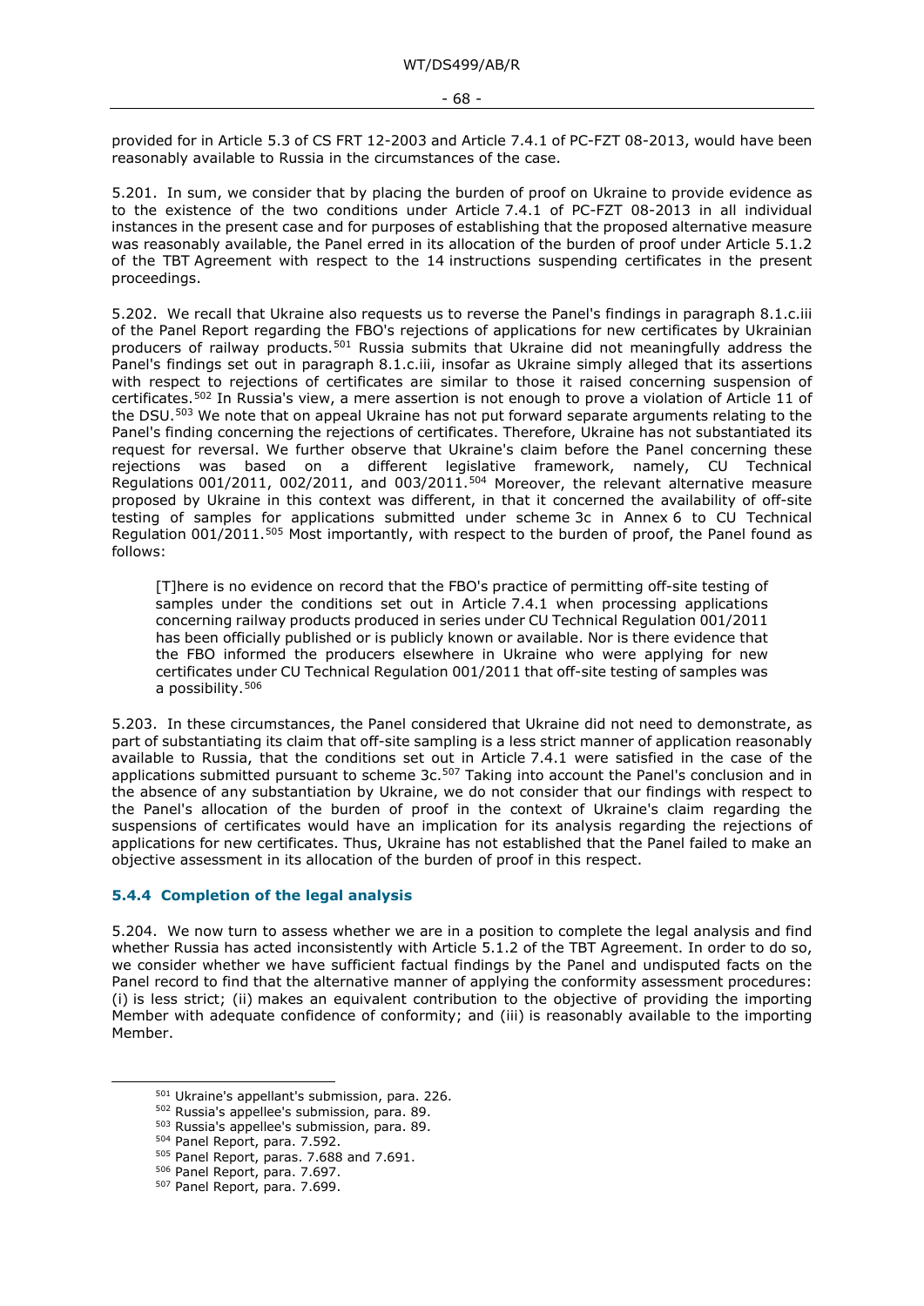provided for in Article 5.3 of CS FRT 12-2003 and Article 7.4.1 of PC-FZT 08-2013, would have been reasonably available to Russia in the circumstances of the case.

5.201. In sum, we consider that by placing the burden of proof on Ukraine to provide evidence as to the existence of the two conditions under Article 7.4.1 of PC-FZT 08-2013 in all individual instances in the present case and for purposes of establishing that the proposed alternative measure was reasonably available, the Panel erred in its allocation of the burden of proof under Article 5.1.2 of the TBT Agreement with respect to the 14 instructions suspending certificates in the present proceedings.

5.202. We recall that Ukraine also requests us to reverse the Panel's findings in paragraph 8.1.c.iii of the Panel Report regarding the FBO's rejections of applications for new certificates by Ukrainian producers of railway products.[501] Russia submits that Ukraine did not meaningfully address the Panel's findings set out in paragraph 8.1.c.iii, insofar as Ukraine simply alleged that its assertions with respect to rejections of certificates are similar to those it raised concerning suspension of certificates.[502] In Russia's view, a mere assertion is not enough to prove a violation of Article 11 of the DSU.[503] We note that on appeal Ukraine has not put forward separate arguments relating to the Panel's finding concerning the rejections of certificates. Therefore, Ukraine has not substantiated its request for reversal. We further observe that Ukraine's claim before the Panel concerning these rejections was based on a different legislative framework, namely, CU Technical Regulations 001/2011, 002/2011, and 003/2011.[504] Moreover, the relevant alternative measure proposed by Ukraine in this context was different, in that it concerned the availability of off-site testing of samples for applications submitted under scheme 3c in Annex 6 to CU Technical Regulation 001/2011.[505] Most importantly, with respect to the burden of proof, the Panel found as follows:

> [T]here is no evidence on record that the FBO's practice of permitting off-site testing of samples under the conditions set out in Article 7.4.1 when processing applications concerning railway products produced in series under CU Technical Regulation 001/2011 has been officially published or is publicly known or available. Nor is there evidence that the FBO informed the producers elsewhere in Ukraine who were applying for new certificates under CU Technical Regulation 001/2011 that off-site testing of samples was a possibility.[506]

5.203. In these circumstances, the Panel considered that Ukraine did not need to demonstrate, as part of substantiating its claim that off-site sampling is a less strict manner of application reasonably available to Russia, that the conditions set out in Article 7.4.1 were satisfied in the case of the applications submitted pursuant to scheme 3c.[507] Taking into account the Panel's conclusion and in the absence of any substantiation by Ukraine, we do not consider that our findings with respect to the Panel's allocation of the burden of proof in the context of Ukraine's claim regarding the suspensions of certificates would have an implication for its analysis regarding the rejections of applications for new certificates. Thus, Ukraine has not established that the Panel failed to make an objective assessment in its allocation of the burden of proof in this respect.

### 5.4.4 Completion of the legal analysis

5.204. We now turn to assess whether we are in a position to complete the legal analysis and find whether Russia has acted inconsistently with Article 5.1.2 of the TBT Agreement. In order to do so, we consider whether we have sufficient factual findings by the Panel and undisputed facts on the Panel record to find that the alternative manner of applying the conformity assessment procedures: (i) is less strict; (ii) makes an equivalent contribution to the objective of providing the importing Member with adequate confidence of conformity; and (iii) is reasonably available to the importing Member.

---

[501] Ukraine's appellant's submission, para. 226.

[502] Russia's appellee's submission, para. 89.

[503] Russia's appellee's submission, para. 89.

[504] Panel Report, para. 7.592.

[505] Panel Report, paras. 7.688 and 7.691.

[506] Panel Report, para. 7.697.

[507] Panel Report, para. 7.699.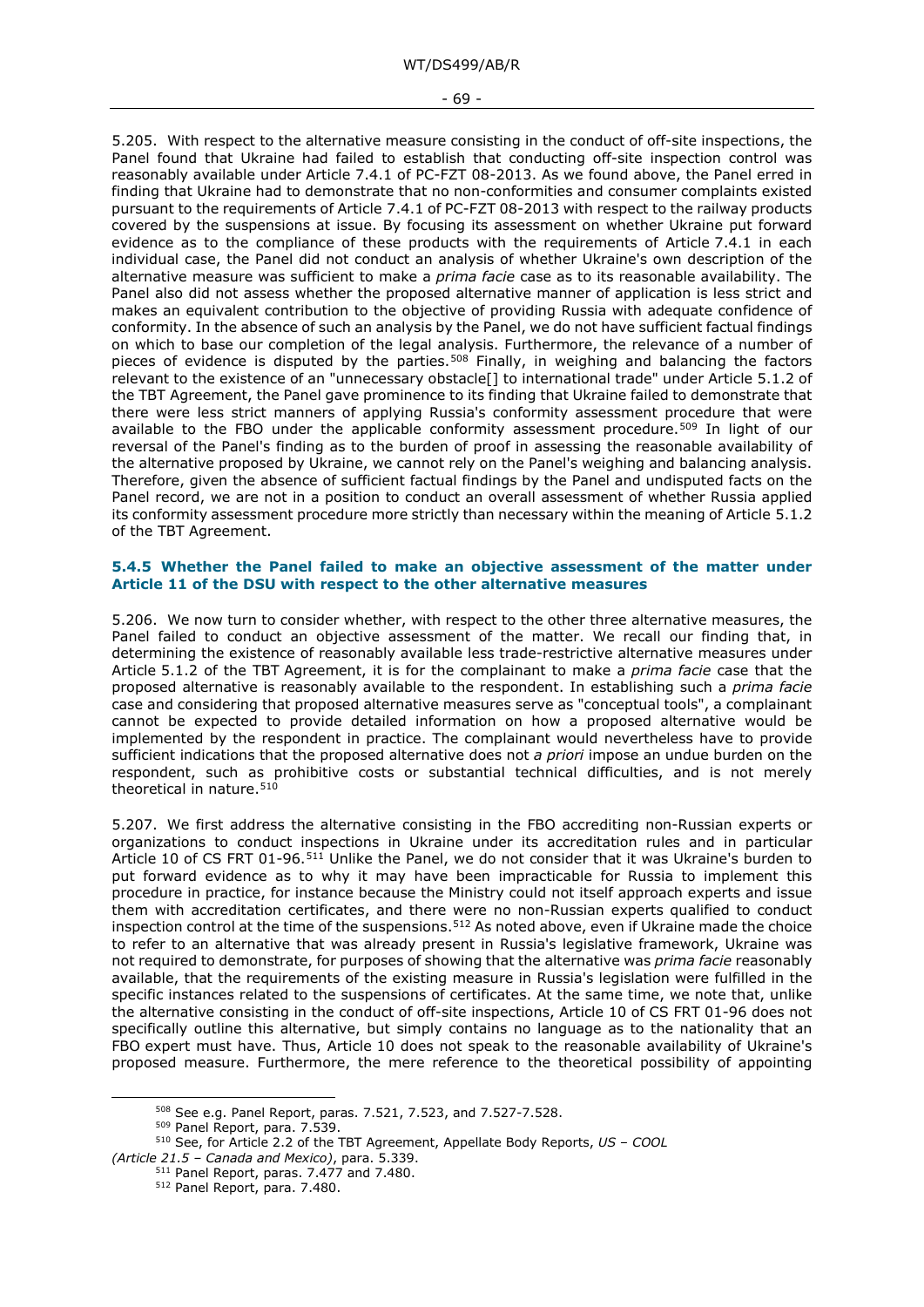5.205. With respect to the alternative measure consisting in the conduct of off-site inspections, the Panel found that Ukraine had failed to establish that conducting off-site inspection control was reasonably available under Article 7.4.1 of PC-FZT 08-2013. As we found above, the Panel erred in finding that Ukraine had to demonstrate that no non-conformities and consumer complaints existed pursuant to the requirements of Article 7.4.1 of PC-FZT 08-2013 with respect to the railway products covered by the suspensions at issue. By focusing its assessment on whether Ukraine put forward evidence as to the compliance of these products with the requirements of Article 7.4.1 in each individual case, the Panel did not conduct an analysis of whether Ukraine's own description of the alternative measure was sufficient to make a *prima facie* case as to its reasonable availability. The Panel also did not assess whether the proposed alternative manner of application is less strict and makes an equivalent contribution to the objective of providing Russia with adequate confidence of conformity. In the absence of such an analysis by the Panel, we do not have sufficient factual findings on which to base our completion of the legal analysis. Furthermore, the relevance of a number of pieces of evidence is disputed by the parties.[508] Finally, in weighing and balancing the factors relevant to the existence of an "unnecessary obstacle[] to international trade" under Article 5.1.2 of the TBT Agreement, the Panel gave prominence to its finding that Ukraine failed to demonstrate that there were less strict manners of applying Russia's conformity assessment procedure that were available to the FBO under the applicable conformity assessment procedure.[509] In light of our reversal of the Panel's finding as to the burden of proof in assessing the reasonable availability of the alternative proposed by Ukraine, we cannot rely on the Panel's weighing and balancing analysis. Therefore, given the absence of sufficient factual findings by the Panel and undisputed facts on the Panel record, we are not in a position to conduct an overall assessment of whether Russia applied its conformity assessment procedure more strictly than necessary within the meaning of Article 5.1.2 of the TBT Agreement.

### 5.4.5 Whether the Panel failed to make an objective assessment of the matter under Article 11 of the DSU with respect to the other alternative measures

5.206. We now turn to consider whether, with respect to the other three alternative measures, the Panel failed to conduct an objective assessment of the matter. We recall our finding that, in determining the existence of reasonably available less trade-restrictive alternative measures under Article 5.1.2 of the TBT Agreement, it is for the complainant to make a *prima facie* case that the proposed alternative is reasonably available to the respondent. In establishing such a *prima facie* case and considering that proposed alternative measures serve as "conceptual tools", a complainant cannot be expected to provide detailed information on how a proposed alternative would be implemented by the respondent in practice. The complainant would nevertheless have to provide sufficient indications that the proposed alternative does not *a priori* impose an undue burden on the respondent, such as prohibitive costs or substantial technical difficulties, and is not merely theoretical in nature.[510]

5.207. We first address the alternative consisting in the FBO accrediting non-Russian experts or organizations to conduct inspections in Ukraine under its accreditation rules and in particular Article 10 of CS FRT 01-96.[511] Unlike the Panel, we do not consider that it was Ukraine's burden to put forward evidence as to why it may have been impracticable for Russia to implement this procedure in practice, for instance because the Ministry could not itself approach experts and issue them with accreditation certificates, and there were no non-Russian experts qualified to conduct inspection control at the time of the suspensions.[512] As noted above, even if Ukraine made the choice to refer to an alternative that was already present in Russia's legislative framework, Ukraine was not required to demonstrate, for purposes of showing that the alternative was *prima facie* reasonably available, that the requirements of the existing measure in Russia's legislation were fulfilled in the specific instances related to the suspensions of certificates. At the same time, we note that, unlike the alternative consisting in the conduct of off-site inspections, Article 10 of CS FRT 01-96 does not specifically outline this alternative, but simply contains no language as to the nationality that an FBO expert must have. Thus, Article 10 does not speak to the reasonable availability of Ukraine's proposed measure. Furthermore, the mere reference to the theoretical possibility of appointing

---

[508] See e.g. Panel Report, paras. 7.521, 7.523, and 7.527-7.528.

[509] Panel Report, para. 7.539.

[510] See, for Article 2.2 of the TBT Agreement, Appellate Body Reports, *US – COOL (Article 21.5 – Canada and Mexico)*, para. 5.339.

[511] Panel Report, paras. 7.477 and 7.480.

[512] Panel Report, para. 7.480.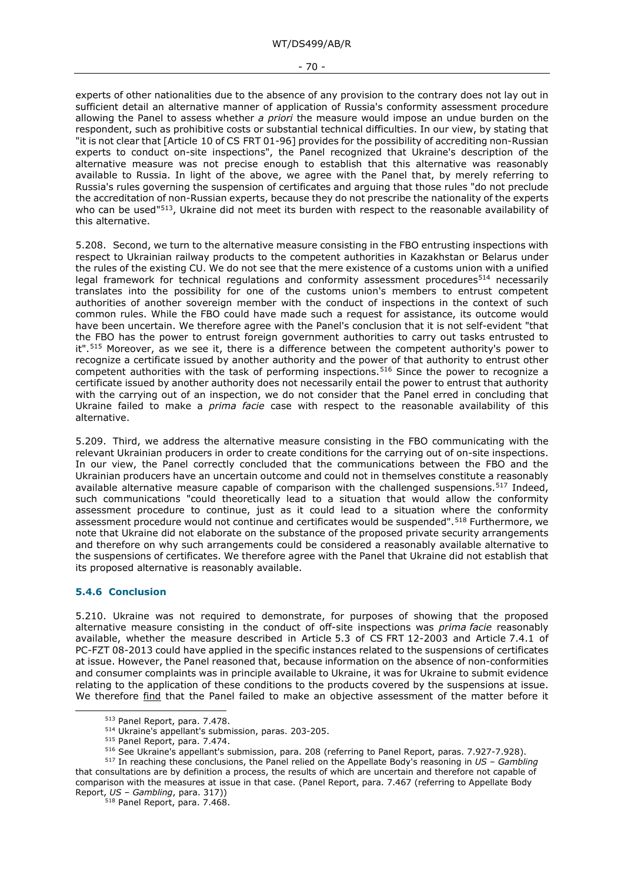experts of other nationalities due to the absence of any provision to the contrary does not lay out in sufficient detail an alternative manner of application of Russia's conformity assessment procedure allowing the Panel to assess whether *a priori* the measure would impose an undue burden on the respondent, such as prohibitive costs or substantial technical difficulties. In our view, by stating that "it is not clear that [Article 10 of CS FRT 01-96] provides for the possibility of accrediting non-Russian experts to conduct on-site inspections", the Panel recognized that Ukraine's description of the alternative measure was not precise enough to establish that this alternative was reasonably available to Russia. In light of the above, we agree with the Panel that, by merely referring to Russia's rules governing the suspension of certificates and arguing that those rules "do not preclude the accreditation of non-Russian experts, because they do not prescribe the nationality of the experts who can be used"[513], Ukraine did not meet its burden with respect to the reasonable availability of this alternative.

5.208. Second, we turn to the alternative measure consisting in the FBO entrusting inspections with respect to Ukrainian railway products to the competent authorities in Kazakhstan or Belarus under the rules of the existing CU. We do not see that the mere existence of a customs union with a unified legal framework for technical regulations and conformity assessment procedures[514] necessarily translates into the possibility for one of the customs union's members to entrust competent authorities of another sovereign member with the conduct of inspections in the context of such common rules. While the FBO could have made such a request for assistance, its outcome would have been uncertain. We therefore agree with the Panel's conclusion that it is not self-evident "that the FBO has the power to entrust foreign government authorities to carry out tasks entrusted to it".[515] Moreover, as we see it, there is a difference between the competent authority's power to recognize a certificate issued by another authority and the power of that authority to entrust other competent authorities with the task of performing inspections.[516] Since the power to recognize a certificate issued by another authority does not necessarily entail the power to entrust that authority with the carrying out of an inspection, we do not consider that the Panel erred in concluding that Ukraine failed to make a *prima facie* case with respect to the reasonable availability of this alternative.

5.209. Third, we address the alternative measure consisting in the FBO communicating with the relevant Ukrainian producers in order to create conditions for the carrying out of on-site inspections. In our view, the Panel correctly concluded that the communications between the FBO and the Ukrainian producers have an uncertain outcome and could not in themselves constitute a reasonably available alternative measure capable of comparison with the challenged suspensions.[517] Indeed, such communications "could theoretically lead to a situation that would allow the conformity assessment procedure to continue, just as it could lead to a situation where the conformity assessment procedure would not continue and certificates would be suspended".[518] Furthermore, we note that Ukraine did not elaborate on the substance of the proposed private security arrangements and therefore on why such arrangements could be considered a reasonably available alternative to the suspensions of certificates. We therefore agree with the Panel that Ukraine did not establish that its proposed alternative is reasonably available.

### 5.4.6 Conclusion

5.210. Ukraine was not required to demonstrate, for purposes of showing that the proposed alternative measure consisting in the conduct of off-site inspections was *prima facie* reasonably available, whether the measure described in Article 5.3 of CS FRT 12-2003 and Article 7.4.1 of PC-FZT 08-2013 could have applied in the specific instances related to the suspensions of certificates at issue. However, the Panel reasoned that, because information on the absence of non-conformities and consumer complaints was in principle available to Ukraine, it was for Ukraine to submit evidence relating to the application of these conditions to the products covered by the suspensions at issue. We therefore find that the Panel failed to make an objective assessment of the matter before it

---

[513] Panel Report, para. 7.478.

[514] Ukraine's appellant's submission, paras. 203-205.

[515] Panel Report, para. 7.474.

[516] See Ukraine's appellant's submission, para. 208 (referring to Panel Report, paras. 7.927-7.928).

[517] In reaching these conclusions, the Panel relied on the Appellate Body's reasoning in *US – Gambling* that consultations are by definition a process, the results of which are uncertain and therefore not capable of comparison with the measures at issue in that case. (Panel Report, para. 7.467 (referring to Appellate Body Report, *US – Gambling*, para. 317))

[518] Panel Report, para. 7.468.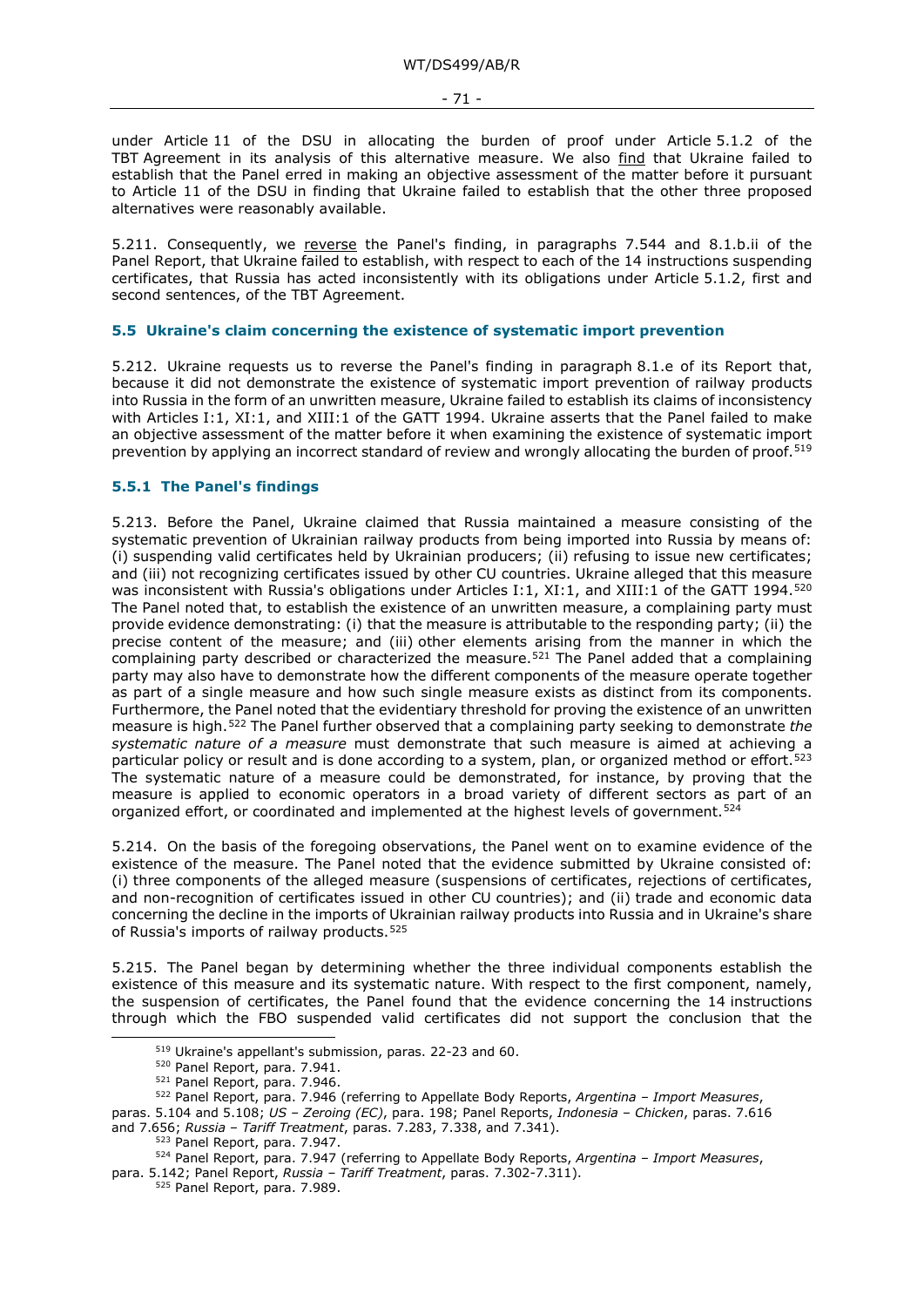under Article 11 of the DSU in allocating the burden of proof under Article 5.1.2 of the TBT Agreement in its analysis of this alternative measure. We also find that Ukraine failed to establish that the Panel erred in making an objective assessment of the matter before it pursuant to Article 11 of the DSU in finding that Ukraine failed to establish that the other three proposed alternatives were reasonably available.

5.211. Consequently, we reverse the Panel's finding, in paragraphs 7.544 and 8.1.b.ii of the Panel Report, that Ukraine failed to establish, with respect to each of the 14 instructions suspending certificates, that Russia has acted inconsistently with its obligations under Article 5.1.2, first and second sentences, of the TBT Agreement.

### 5.5 Ukraine's claim concerning the existence of systematic import prevention

5.212. Ukraine requests us to reverse the Panel's finding in paragraph 8.1.e of its Report that, because it did not demonstrate the existence of systematic import prevention of railway products into Russia in the form of an unwritten measure, Ukraine failed to establish its claims of inconsistency with Articles I:1, XI:1, and XIII:1 of the GATT 1994. Ukraine asserts that the Panel failed to make an objective assessment of the matter before it when examining the existence of systematic import prevention by applying an incorrect standard of review and wrongly allocating the burden of proof.[519]

#### 5.5.1 The Panel's findings

5.213. Before the Panel, Ukraine claimed that Russia maintained a measure consisting of the systematic prevention of Ukrainian railway products from being imported into Russia by means of: (i) suspending valid certificates held by Ukrainian producers; (ii) refusing to issue new certificates; and (iii) not recognizing certificates issued by other CU countries. Ukraine alleged that this measure was inconsistent with Russia's obligations under Articles I:1, XI:1, and XIII:1 of the GATT 1994.[520] The Panel noted that, to establish the existence of an unwritten measure, a complaining party must provide evidence demonstrating: (i) that the measure is attributable to the responding party; (ii) the precise content of the measure; and (iii) other elements arising from the manner in which the complaining party described or characterized the measure.[521] The Panel added that a complaining party may also have to demonstrate how the different components of the measure operate together as part of a single measure and how such single measure exists as distinct from its components. Furthermore, the Panel noted that the evidentiary threshold for proving the existence of an unwritten measure is high.[522] The Panel further observed that a complaining party seeking to demonstrate *the systematic nature of a measure* must demonstrate that such measure is aimed at achieving a particular policy or result and is done according to a system, plan, or organized method or effort.[523] The systematic nature of a measure could be demonstrated, for instance, by proving that the measure is applied to economic operators in a broad variety of different sectors as part of an organized effort, or coordinated and implemented at the highest levels of government.[524]

5.214. On the basis of the foregoing observations, the Panel went on to examine evidence of the existence of the measure. The Panel noted that the evidence submitted by Ukraine consisted of: (i) three components of the alleged measure (suspensions of certificates, rejections of certificates, and non-recognition of certificates issued in other CU countries); and (ii) trade and economic data concerning the decline in the imports of Ukrainian railway products into Russia and in Ukraine's share of Russia's imports of railway products.[525]

5.215. The Panel began by determining whether the three individual components establish the existence of this measure and its systematic nature. With respect to the first component, namely, the suspension of certificates, the Panel found that the evidence concerning the 14 instructions through which the FBO suspended valid certificates did not support the conclusion that the

---

[519] Ukraine's appellant's submission, paras. 22-23 and 60.

[520] Panel Report, para. 7.941.

[521] Panel Report, para. 7.946.

[522] Panel Report, para. 7.946 (referring to Appellate Body Reports, *Argentina – Import Measures*, paras. 5.104 and 5.108; *US – Zeroing (EC)*, para. 198; Panel Reports, *Indonesia – Chicken*, paras. 7.616 and 7.656; *Russia – Tariff Treatment*, paras. 7.283, 7.338, and 7.341).

[523] Panel Report, para. 7.947.

[524] Panel Report, para. 7.947 (referring to Appellate Body Reports, *Argentina – Import Measures*, para. 5.142; Panel Report, *Russia – Tariff Treatment*, paras. 7.302-7.311).

[525] Panel Report, para. 7.989.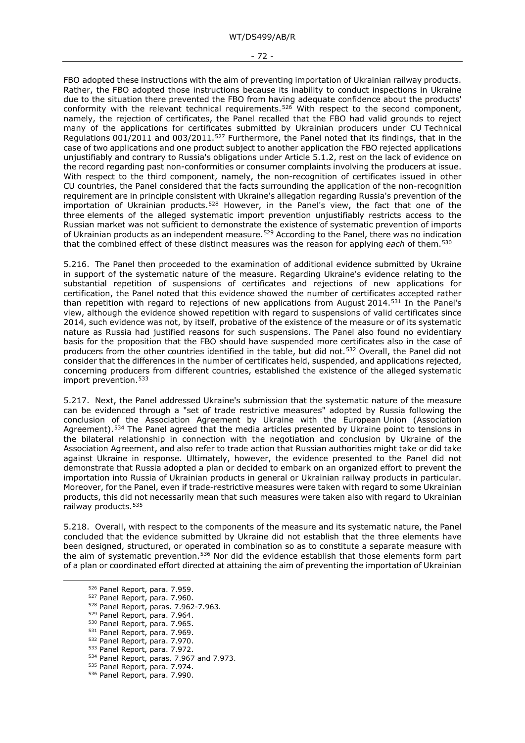FBO adopted these instructions with the aim of preventing importation of Ukrainian railway products. Rather, the FBO adopted those instructions because its inability to conduct inspections in Ukraine due to the situation there prevented the FBO from having adequate confidence about the products' conformity with the relevant technical requirements.[526] With respect to the second component, namely, the rejection of certificates, the Panel recalled that the FBO had valid grounds to reject many of the applications for certificates submitted by Ukrainian producers under CU Technical Regulations 001/2011 and 003/2011.[527] Furthermore, the Panel noted that its findings, that in the case of two applications and one product subject to another application the FBO rejected applications unjustifiably and contrary to Russia's obligations under Article 5.1.2, rest on the lack of evidence on the record regarding past non-conformities or consumer complaints involving the producers at issue. With respect to the third component, namely, the non-recognition of certificates issued in other CU countries, the Panel considered that the facts surrounding the application of the non-recognition requirement are in principle consistent with Ukraine's allegation regarding Russia's prevention of the importation of Ukrainian products.[528] However, in the Panel's view, the fact that one of the three elements of the alleged systematic import prevention unjustifiably restricts access to the Russian market was not sufficient to demonstrate the existence of systematic prevention of imports of Ukrainian products as an independent measure.[529] According to the Panel, there was no indication that the combined effect of these distinct measures was the reason for applying *each* of them.[530]

5.216. The Panel then proceeded to the examination of additional evidence submitted by Ukraine in support of the systematic nature of the measure. Regarding Ukraine's evidence relating to the substantial repetition of suspensions of certificates and rejections of new applications for certification, the Panel noted that this evidence showed the number of certificates accepted rather than repetition with regard to rejections of new applications from August 2014.[531] In the Panel's view, although the evidence showed repetition with regard to suspensions of valid certificates since 2014, such evidence was not, by itself, probative of the existence of the measure or of its systematic nature as Russia had justified reasons for such suspensions. The Panel also found no evidentiary basis for the proposition that the FBO should have suspended more certificates also in the case of producers from the other countries identified in the table, but did not.[532] Overall, the Panel did not consider that the differences in the number of certificates held, suspended, and applications rejected, concerning producers from different countries, established the existence of the alleged systematic import prevention.[533]

5.217. Next, the Panel addressed Ukraine's submission that the systematic nature of the measure can be evidenced through a "set of trade restrictive measures" adopted by Russia following the conclusion of the Association Agreement by Ukraine with the European Union (Association Agreement).[534] The Panel agreed that the media articles presented by Ukraine point to tensions in the bilateral relationship in connection with the negotiation and conclusion by Ukraine of the Association Agreement, and also refer to trade action that Russian authorities might take or did take against Ukraine in response. Ultimately, however, the evidence presented to the Panel did not demonstrate that Russia adopted a plan or decided to embark on an organized effort to prevent the importation into Russia of Ukrainian products in general or Ukrainian railway products in particular. Moreover, for the Panel, even if trade-restrictive measures were taken with regard to some Ukrainian products, this did not necessarily mean that such measures were taken also with regard to Ukrainian railway products.[535]

5.218. Overall, with respect to the components of the measure and its systematic nature, the Panel concluded that the evidence submitted by Ukraine did not establish that the three elements have been designed, structured, or operated in combination so as to constitute a separate measure with the aim of systematic prevention.[536] Nor did the evidence establish that those elements form part of a plan or coordinated effort directed at attaining the aim of preventing the importation of Ukrainian

---

[526] Panel Report, para. 7.959.
[527] Panel Report, para. 7.960.
[528] Panel Report, paras. 7.962-7.963.
[529] Panel Report, para. 7.964.
[530] Panel Report, para. 7.965.
[531] Panel Report, para. 7.969.
[532] Panel Report, para. 7.970.
[533] Panel Report, para. 7.972.
[534] Panel Report, paras. 7.967 and 7.973.
[535] Panel Report, para. 7.974.
[536] Panel Report, para. 7.990.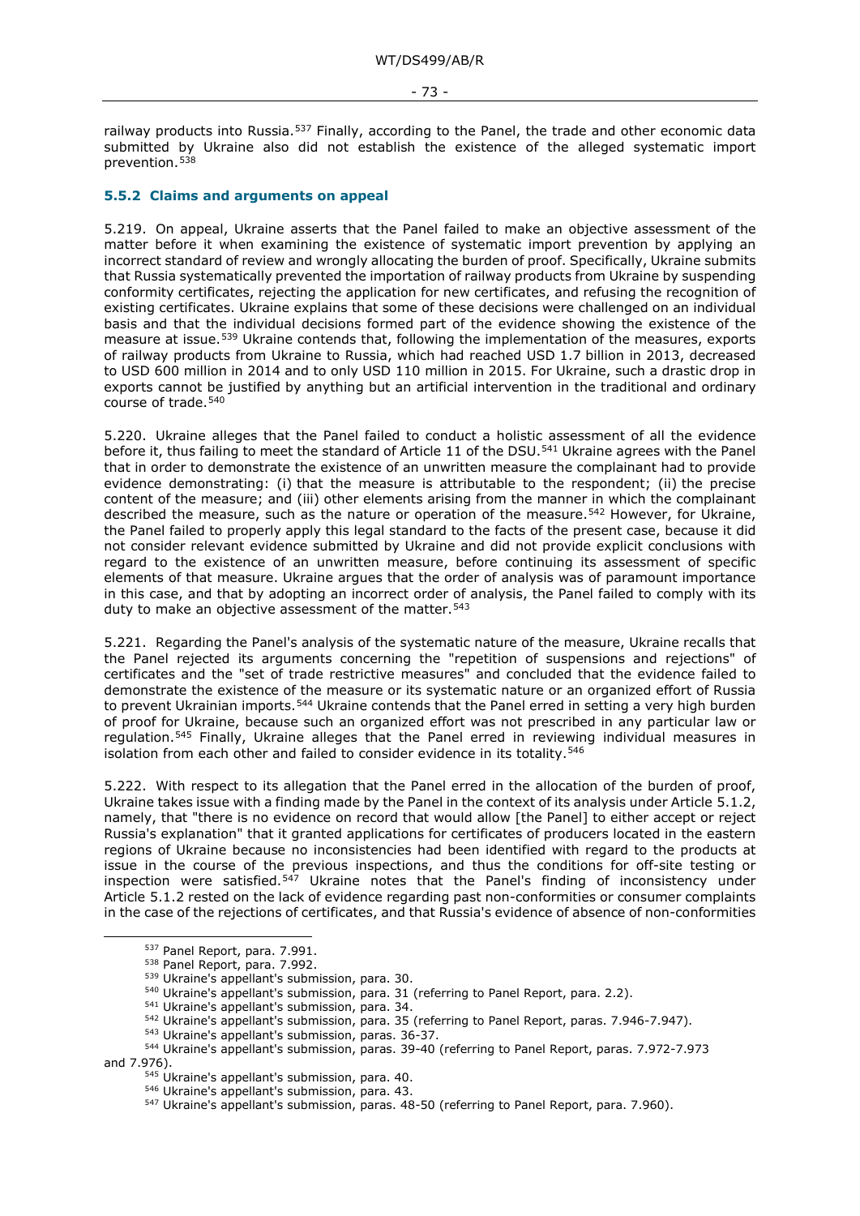railway products into Russia.[537] Finally, according to the Panel, the trade and other economic data submitted by Ukraine also did not establish the existence of the alleged systematic import prevention.[538]

### 5.5.2 Claims and arguments on appeal

5.219. On appeal, Ukraine asserts that the Panel failed to make an objective assessment of the matter before it when examining the existence of systematic import prevention by applying an incorrect standard of review and wrongly allocating the burden of proof. Specifically, Ukraine submits that Russia systematically prevented the importation of railway products from Ukraine by suspending conformity certificates, rejecting the application for new certificates, and refusing the recognition of existing certificates. Ukraine explains that some of these decisions were challenged on an individual basis and that the individual decisions formed part of the evidence showing the existence of the measure at issue.[539] Ukraine contends that, following the implementation of the measures, exports of railway products from Ukraine to Russia, which had reached USD 1.7 billion in 2013, decreased to USD 600 million in 2014 and to only USD 110 million in 2015. For Ukraine, such a drastic drop in exports cannot be justified by anything but an artificial intervention in the traditional and ordinary course of trade.[540]

5.220. Ukraine alleges that the Panel failed to conduct a holistic assessment of all the evidence before it, thus failing to meet the standard of Article 11 of the DSU.[541] Ukraine agrees with the Panel that in order to demonstrate the existence of an unwritten measure the complainant had to provide evidence demonstrating: (i) that the measure is attributable to the respondent; (ii) the precise content of the measure; and (iii) other elements arising from the manner in which the complainant described the measure, such as the nature or operation of the measure.[542] However, for Ukraine, the Panel failed to properly apply this legal standard to the facts of the present case, because it did not consider relevant evidence submitted by Ukraine and did not provide explicit conclusions with regard to the existence of an unwritten measure, before continuing its assessment of specific elements of that measure. Ukraine argues that the order of analysis was of paramount importance in this case, and that by adopting an incorrect order of analysis, the Panel failed to comply with its duty to make an objective assessment of the matter.[543]

5.221. Regarding the Panel's analysis of the systematic nature of the measure, Ukraine recalls that the Panel rejected its arguments concerning the "repetition of suspensions and rejections" of certificates and the "set of trade restrictive measures" and concluded that the evidence failed to demonstrate the existence of the measure or its systematic nature or an organized effort of Russia to prevent Ukrainian imports.[544] Ukraine contends that the Panel erred in setting a very high burden of proof for Ukraine, because such an organized effort was not prescribed in any particular law or regulation.[545] Finally, Ukraine alleges that the Panel erred in reviewing individual measures in isolation from each other and failed to consider evidence in its totality.[546]

5.222. With respect to its allegation that the Panel erred in the allocation of the burden of proof, Ukraine takes issue with a finding made by the Panel in the context of its analysis under Article 5.1.2, namely, that "there is no evidence on record that would allow [the Panel] to either accept or reject Russia's explanation" that it granted applications for certificates of producers located in the eastern regions of Ukraine because no inconsistencies had been identified with regard to the products at issue in the course of the previous inspections, and thus the conditions for off-site testing or inspection were satisfied.[547] Ukraine notes that the Panel's finding of inconsistency under Article 5.1.2 rested on the lack of evidence regarding past non-conformities or consumer complaints in the case of the rejections of certificates, and that Russia's evidence of absence of non-conformities

---

[537] Panel Report, para. 7.991.

[538] Panel Report, para. 7.992.

[539] Ukraine's appellant's submission, para. 30.

[540] Ukraine's appellant's submission, para. 31 (referring to Panel Report, para. 2.2).

[541] Ukraine's appellant's submission, para. 34.

[542] Ukraine's appellant's submission, para. 35 (referring to Panel Report, paras. 7.946-7.947).

[543] Ukraine's appellant's submission, paras. 36-37.

[544] Ukraine's appellant's submission, paras. 39-40 (referring to Panel Report, paras. 7.972-7.973 and 7.976).

[545] Ukraine's appellant's submission, para. 40.

[546] Ukraine's appellant's submission, para. 43.

[547] Ukraine's appellant's submission, paras. 48-50 (referring to Panel Report, para. 7.960).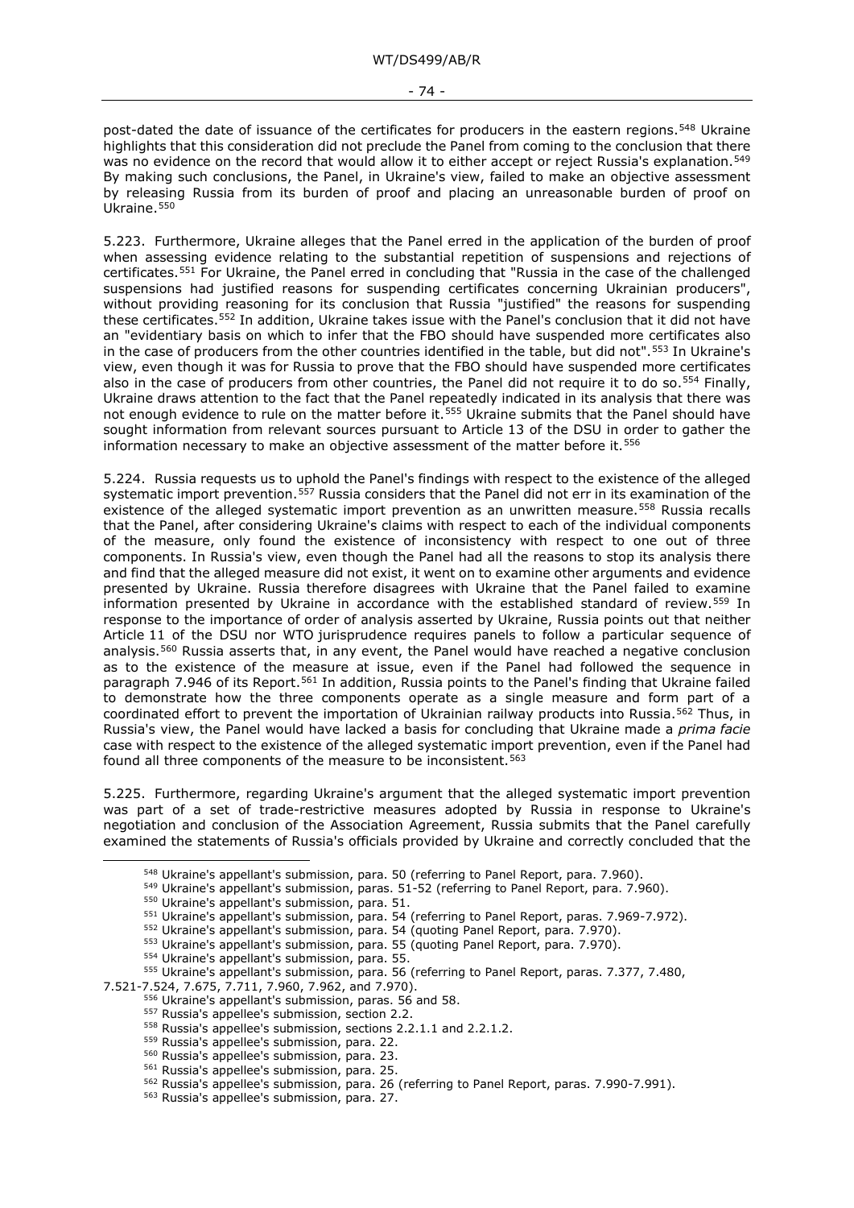post-dated the date of issuance of the certificates for producers in the eastern regions.[548] Ukraine highlights that this consideration did not preclude the Panel from coming to the conclusion that there was no evidence on the record that would allow it to either accept or reject Russia's explanation.[549] By making such conclusions, the Panel, in Ukraine's view, failed to make an objective assessment by releasing Russia from its burden of proof and placing an unreasonable burden of proof on Ukraine.[550]

5.223. Furthermore, Ukraine alleges that the Panel erred in the application of the burden of proof when assessing evidence relating to the substantial repetition of suspensions and rejections of certificates.[551] For Ukraine, the Panel erred in concluding that "Russia in the case of the challenged suspensions had justified reasons for suspending certificates concerning Ukrainian producers", without providing reasoning for its conclusion that Russia "justified" the reasons for suspending these certificates.[552] In addition, Ukraine takes issue with the Panel's conclusion that it did not have an "evidentiary basis on which to infer that the FBO should have suspended more certificates also in the case of producers from the other countries identified in the table, but did not".[553] In Ukraine's view, even though it was for Russia to prove that the FBO should have suspended more certificates also in the case of producers from other countries, the Panel did not require it to do so.[554] Finally, Ukraine draws attention to the fact that the Panel repeatedly indicated in its analysis that there was not enough evidence to rule on the matter before it.[555] Ukraine submits that the Panel should have sought information from relevant sources pursuant to Article 13 of the DSU in order to gather the information necessary to make an objective assessment of the matter before it.[556]

5.224. Russia requests us to uphold the Panel's findings with respect to the existence of the alleged systematic import prevention.[557] Russia considers that the Panel did not err in its examination of the existence of the alleged systematic import prevention as an unwritten measure.[558] Russia recalls that the Panel, after considering Ukraine's claims with respect to each of the individual components of the measure, only found the existence of inconsistency with respect to one out of three components. In Russia's view, even though the Panel had all the reasons to stop its analysis there and find that the alleged measure did not exist, it went on to examine other arguments and evidence presented by Ukraine. Russia therefore disagrees with Ukraine that the Panel failed to examine information presented by Ukraine in accordance with the established standard of review.[559] In response to the importance of order of analysis asserted by Ukraine, Russia points out that neither Article 11 of the DSU nor WTO jurisprudence requires panels to follow a particular sequence of analysis.[560] Russia asserts that, in any event, the Panel would have reached a negative conclusion as to the existence of the measure at issue, even if the Panel had followed the sequence in paragraph 7.946 of its Report.[561] In addition, Russia points to the Panel's finding that Ukraine failed to demonstrate how the three components operate as a single measure and form part of a coordinated effort to prevent the importation of Ukrainian railway products into Russia.[562] Thus, in Russia's view, the Panel would have lacked a basis for concluding that Ukraine made a *prima facie* case with respect to the existence of the alleged systematic import prevention, even if the Panel had found all three components of the measure to be inconsistent.[563]

5.225. Furthermore, regarding Ukraine's argument that the alleged systematic import prevention was part of a set of trade-restrictive measures adopted by Russia in response to Ukraine's negotiation and conclusion of the Association Agreement, Russia submits that the Panel carefully examined the statements of Russia's officials provided by Ukraine and correctly concluded that the

---

[548] Ukraine's appellant's submission, para. 50 (referring to Panel Report, para. 7.960).
[549] Ukraine's appellant's submission, paras. 51-52 (referring to Panel Report, para. 7.960).
[550] Ukraine's appellant's submission, para. 51.
[551] Ukraine's appellant's submission, para. 54 (referring to Panel Report, paras. 7.969-7.972).
[552] Ukraine's appellant's submission, para. 54 (quoting Panel Report, para. 7.970).
[553] Ukraine's appellant's submission, para. 55 (quoting Panel Report, para. 7.970).
[554] Ukraine's appellant's submission, para. 55.
[555] Ukraine's appellant's submission, para. 56 (referring to Panel Report, paras. 7.377, 7.480, 7.521-7.524, 7.675, 7.711, 7.960, 7.962, and 7.970).
[556] Ukraine's appellant's submission, paras. 56 and 58.
[557] Russia's appellee's submission, section 2.2.
[558] Russia's appellee's submission, sections 2.2.1.1 and 2.2.1.2.
[559] Russia's appellee's submission, para. 22.
[560] Russia's appellee's submission, para. 23.
[561] Russia's appellee's submission, para. 25.
[562] Russia's appellee's submission, para. 26 (referring to Panel Report, paras. 7.990-7.991).
[563] Russia's appellee's submission, para. 27.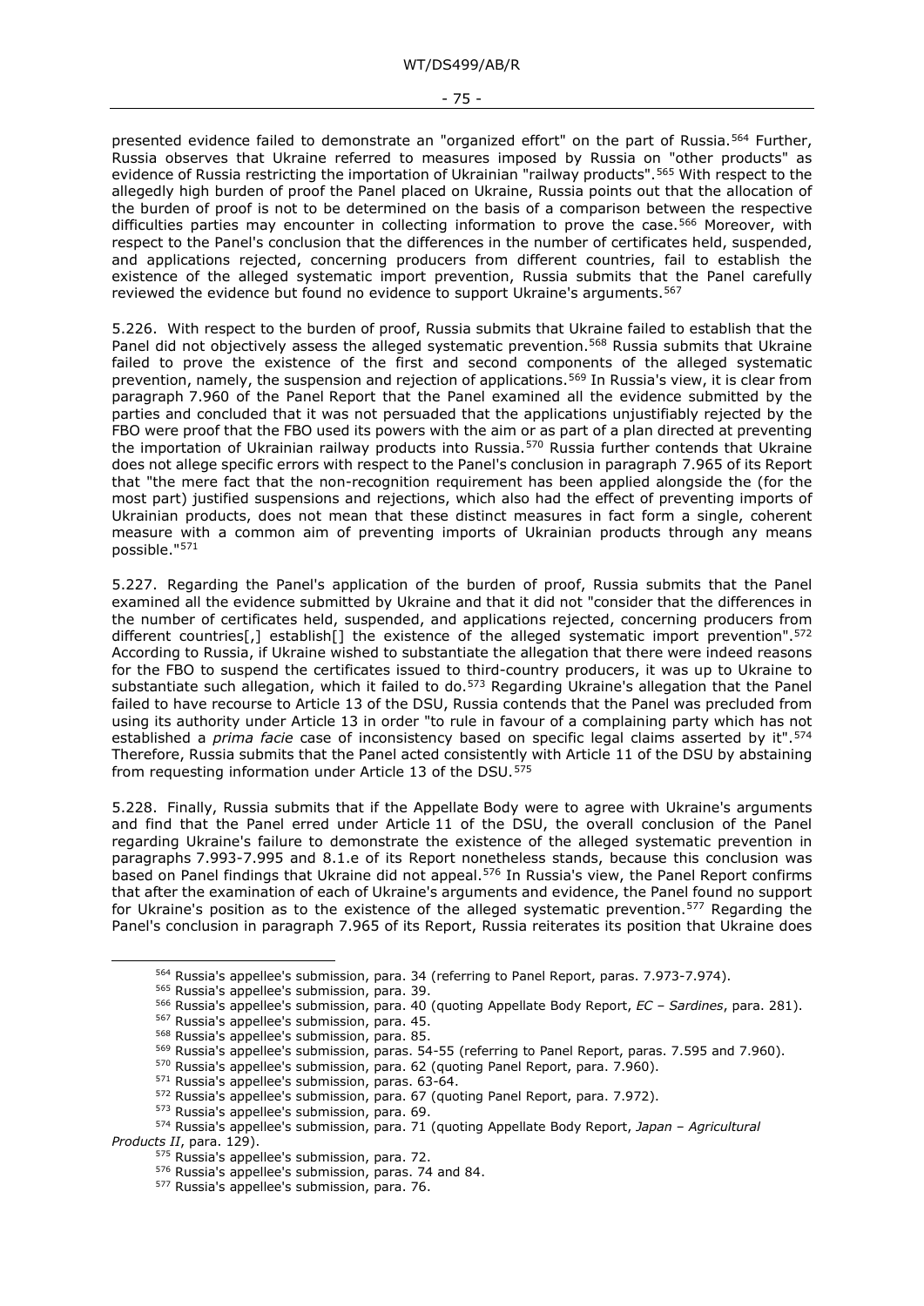presented evidence failed to demonstrate an "organized effort" on the part of Russia.[564] Further, Russia observes that Ukraine referred to measures imposed by Russia on "other products" as evidence of Russia restricting the importation of Ukrainian "railway products".[565] With respect to the allegedly high burden of proof the Panel placed on Ukraine, Russia points out that the allocation of the burden of proof is not to be determined on the basis of a comparison between the respective difficulties parties may encounter in collecting information to prove the case.[566] Moreover, with respect to the Panel's conclusion that the differences in the number of certificates held, suspended, and applications rejected, concerning producers from different countries, fail to establish the existence of the alleged systematic import prevention, Russia submits that the Panel carefully reviewed the evidence but found no evidence to support Ukraine's arguments.[567]

5.226. With respect to the burden of proof, Russia submits that Ukraine failed to establish that the Panel did not objectively assess the alleged systematic prevention.[568] Russia submits that Ukraine failed to prove the existence of the first and second components of the alleged systematic prevention, namely, the suspension and rejection of applications.[569] In Russia's view, it is clear from paragraph 7.960 of the Panel Report that the Panel examined all the evidence submitted by the parties and concluded that it was not persuaded that the applications unjustifiably rejected by the FBO were proof that the FBO used its powers with the aim or as part of a plan directed at preventing the importation of Ukrainian railway products into Russia.[570] Russia further contends that Ukraine does not allege specific errors with respect to the Panel's conclusion in paragraph 7.965 of its Report that "the mere fact that the non-recognition requirement has been applied alongside the (for the most part) justified suspensions and rejections, which also had the effect of preventing imports of Ukrainian products, does not mean that these distinct measures in fact form a single, coherent measure with a common aim of preventing imports of Ukrainian products through any means possible."[571]

5.227. Regarding the Panel's application of the burden of proof, Russia submits that the Panel examined all the evidence submitted by Ukraine and that it did not "consider that the differences in the number of certificates held, suspended, and applications rejected, concerning producers from different countries[,] establish[] the existence of the alleged systematic import prevention".[572] According to Russia, if Ukraine wished to substantiate the allegation that there were indeed reasons for the FBO to suspend the certificates issued to third-country producers, it was up to Ukraine to substantiate such allegation, which it failed to do.[573] Regarding Ukraine's allegation that the Panel failed to have recourse to Article 13 of the DSU, Russia contends that the Panel was precluded from using its authority under Article 13 in order "to rule in favour of a complaining party which has not established a *prima facie* case of inconsistency based on specific legal claims asserted by it".[574] Therefore, Russia submits that the Panel acted consistently with Article 11 of the DSU by abstaining from requesting information under Article 13 of the DSU.[575]

5.228. Finally, Russia submits that if the Appellate Body were to agree with Ukraine's arguments and find that the Panel erred under Article 11 of the DSU, the overall conclusion of the Panel regarding Ukraine's failure to demonstrate the existence of the alleged systematic prevention in paragraphs 7.993-7.995 and 8.1.e of its Report nonetheless stands, because this conclusion was based on Panel findings that Ukraine did not appeal.[576] In Russia's view, the Panel Report confirms that after the examination of each of Ukraine's arguments and evidence, the Panel found no support for Ukraine's position as to the existence of the alleged systematic prevention.[577] Regarding the Panel's conclusion in paragraph 7.965 of its Report, Russia reiterates its position that Ukraine does

---

[564] Russia's appellee's submission, para. 34 (referring to Panel Report, paras. 7.973-7.974).

[565] Russia's appellee's submission, para. 39.

[566] Russia's appellee's submission, para. 40 (quoting Appellate Body Report, *EC – Sardines*, para. 281).

[567] Russia's appellee's submission, para. 45.

[568] Russia's appellee's submission, para. 85.

[569] Russia's appellee's submission, paras. 54-55 (referring to Panel Report, paras. 7.595 and 7.960).

[570] Russia's appellee's submission, para. 62 (quoting Panel Report, para. 7.960).

[571] Russia's appellee's submission, paras. 63-64.

[572] Russia's appellee's submission, para. 67 (quoting Panel Report, para. 7.972).

[573] Russia's appellee's submission, para. 69.

[574] Russia's appellee's submission, para. 71 (quoting Appellate Body Report, *Japan – Agricultural Products II*, para. 129).

[575] Russia's appellee's submission, para. 72.

[576] Russia's appellee's submission, paras. 74 and 84.

[577] Russia's appellee's submission, para. 76.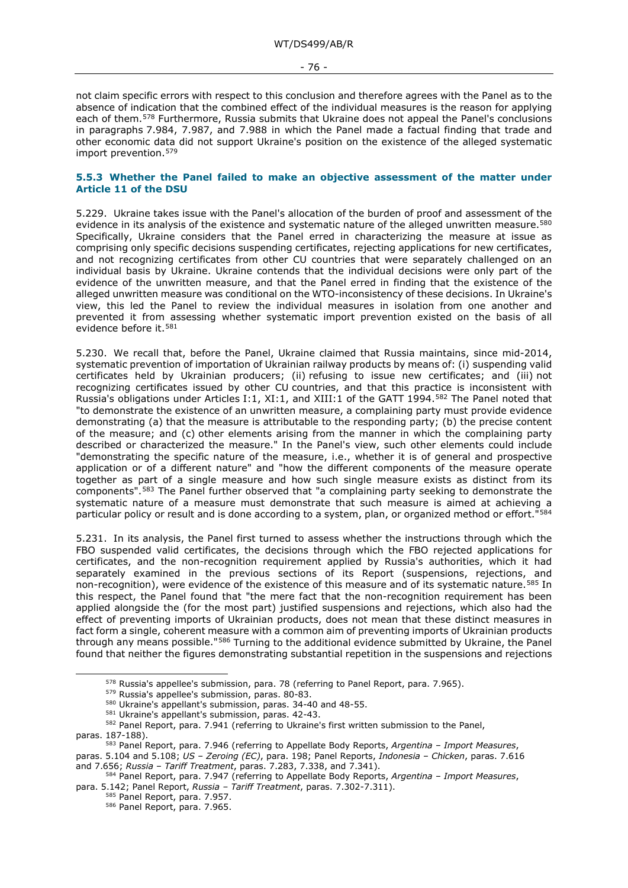not claim specific errors with respect to this conclusion and therefore agrees with the Panel as to the absence of indication that the combined effect of the individual measures is the reason for applying each of them.[578] Furthermore, Russia submits that Ukraine does not appeal the Panel's conclusions in paragraphs 7.984, 7.987, and 7.988 in which the Panel made a factual finding that trade and other economic data did not support Ukraine's position on the existence of the alleged systematic import prevention.[579]

### 5.5.3 Whether the Panel failed to make an objective assessment of the matter under Article 11 of the DSU

5.229. Ukraine takes issue with the Panel's allocation of the burden of proof and assessment of the evidence in its analysis of the existence and systematic nature of the alleged unwritten measure.[580] Specifically, Ukraine considers that the Panel erred in characterizing the measure at issue as comprising only specific decisions suspending certificates, rejecting applications for new certificates, and not recognizing certificates from other CU countries that were separately challenged on an individual basis by Ukraine. Ukraine contends that the individual decisions were only part of the evidence of the unwritten measure, and that the Panel erred in finding that the existence of the alleged unwritten measure was conditional on the WTO-inconsistency of these decisions. In Ukraine's view, this led the Panel to review the individual measures in isolation from one another and prevented it from assessing whether systematic import prevention existed on the basis of all evidence before it.[581]

5.230. We recall that, before the Panel, Ukraine claimed that Russia maintains, since mid-2014, systematic prevention of importation of Ukrainian railway products by means of: (i) suspending valid certificates held by Ukrainian producers; (ii) refusing to issue new certificates; and (iii) not recognizing certificates issued by other CU countries, and that this practice is inconsistent with Russia's obligations under Articles I:1, XI:1, and XIII:1 of the GATT 1994.[582] The Panel noted that "to demonstrate the existence of an unwritten measure, a complaining party must provide evidence demonstrating (a) that the measure is attributable to the responding party; (b) the precise content of the measure; and (c) other elements arising from the manner in which the complaining party described or characterized the measure." In the Panel's view, such other elements could include "demonstrating the specific nature of the measure, i.e., whether it is of general and prospective application or of a different nature" and "how the different components of the measure operate together as part of a single measure and how such single measure exists as distinct from its components".[583] The Panel further observed that "a complaining party seeking to demonstrate the systematic nature of a measure must demonstrate that such measure is aimed at achieving a particular policy or result and is done according to a system, plan, or organized method or effort."[584]

5.231. In its analysis, the Panel first turned to assess whether the instructions through which the FBO suspended valid certificates, the decisions through which the FBO rejected applications for certificates, and the non-recognition requirement applied by Russia's authorities, which it had separately examined in the previous sections of its Report (suspensions, rejections, and non-recognition), were evidence of the existence of this measure and of its systematic nature.[585] In this respect, the Panel found that "the mere fact that the non-recognition requirement has been applied alongside the (for the most part) justified suspensions and rejections, which also had the effect of preventing imports of Ukrainian products, does not mean that these distinct measures in fact form a single, coherent measure with a common aim of preventing imports of Ukrainian products through any means possible."[586] Turning to the additional evidence submitted by Ukraine, the Panel found that neither the figures demonstrating substantial repetition in the suspensions and rejections

---

[578] Russia's appellee's submission, para. 78 (referring to Panel Report, para. 7.965).

[579] Russia's appellee's submission, paras. 80-83.

[580] Ukraine's appellant's submission, paras. 34-40 and 48-55.

[581] Ukraine's appellant's submission, paras. 42-43.

[582] Panel Report, para. 7.941 (referring to Ukraine's first written submission to the Panel, paras. 187-188).

[583] Panel Report, para. 7.946 (referring to Appellate Body Reports, *Argentina – Import Measures*, paras. 5.104 and 5.108; *US – Zeroing (EC)*, para. 198; Panel Reports, *Indonesia – Chicken*, paras. 7.616 and 7.656; *Russia – Tariff Treatment*, paras. 7.283, 7.338, and 7.341).

[584] Panel Report, para. 7.947 (referring to Appellate Body Reports, *Argentina – Import Measures*, para. 5.142; Panel Report, *Russia – Tariff Treatment*, paras. 7.302-7.311).

[585] Panel Report, para. 7.957.

[586] Panel Report, para. 7.965.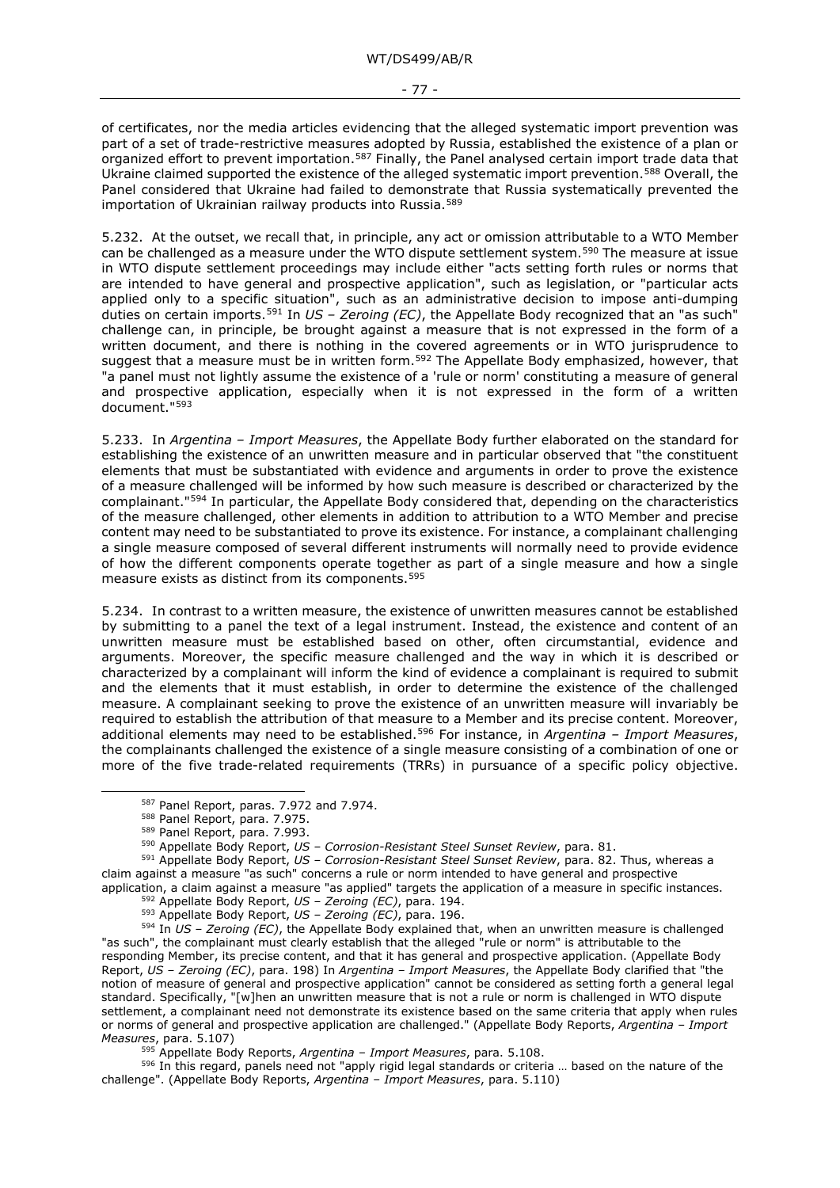of certificates, nor the media articles evidencing that the alleged systematic import prevention was part of a set of trade-restrictive measures adopted by Russia, established the existence of a plan or organized effort to prevent importation.[587] Finally, the Panel analysed certain import trade data that Ukraine claimed supported the existence of the alleged systematic import prevention.[588] Overall, the Panel considered that Ukraine had failed to demonstrate that Russia systematically prevented the importation of Ukrainian railway products into Russia.[589]

5.232. At the outset, we recall that, in principle, any act or omission attributable to a WTO Member can be challenged as a measure under the WTO dispute settlement system.[590] The measure at issue in WTO dispute settlement proceedings may include either "acts setting forth rules or norms that are intended to have general and prospective application", such as legislation, or "particular acts applied only to a specific situation", such as an administrative decision to impose anti-dumping duties on certain imports.[591] In *US – Zeroing (EC)*, the Appellate Body recognized that an "as such" challenge can, in principle, be brought against a measure that is not expressed in the form of a written document, and there is nothing in the covered agreements or in WTO jurisprudence to suggest that a measure must be in written form.[592] The Appellate Body emphasized, however, that "a panel must not lightly assume the existence of a 'rule or norm' constituting a measure of general and prospective application, especially when it is not expressed in the form of a written document."[593]

5.233. In *Argentina – Import Measures*, the Appellate Body further elaborated on the standard for establishing the existence of an unwritten measure and in particular observed that "the constituent elements that must be substantiated with evidence and arguments in order to prove the existence of a measure challenged will be informed by how such measure is described or characterized by the complainant."[594] In particular, the Appellate Body considered that, depending on the characteristics of the measure challenged, other elements in addition to attribution to a WTO Member and precise content may need to be substantiated to prove its existence. For instance, a complainant challenging a single measure composed of several different instruments will normally need to provide evidence of how the different components operate together as part of a single measure and how a single measure exists as distinct from its components.[595]

5.234. In contrast to a written measure, the existence of unwritten measures cannot be established by submitting to a panel the text of a legal instrument. Instead, the existence and content of an unwritten measure must be established based on other, often circumstantial, evidence and arguments. Moreover, the specific measure challenged and the way in which it is described or characterized by a complainant will inform the kind of evidence a complainant is required to submit and the elements that it must establish, in order to determine the existence of the challenged measure. A complainant seeking to prove the existence of an unwritten measure will invariably be required to establish the attribution of that measure to a Member and its precise content. Moreover, additional elements may need to be established.[596] For instance, in *Argentina – Import Measures*, the complainants challenged the existence of a single measure consisting of a combination of one or more of the five trade-related requirements (TRRs) in pursuance of a specific policy objective.

---

[587] Panel Report, paras. 7.972 and 7.974.

[588] Panel Report, para. 7.975.

[589] Panel Report, para. 7.993.

[590] Appellate Body Report, *US – Corrosion-Resistant Steel Sunset Review*, para. 81.

[591] Appellate Body Report, *US – Corrosion-Resistant Steel Sunset Review*, para. 82. Thus, whereas a claim against a measure "as such" concerns a rule or norm intended to have general and prospective application, a claim against a measure "as applied" targets the application of a measure in specific instances.

[592] Appellate Body Report, *US – Zeroing (EC)*, para. 194.

[593] Appellate Body Report, *US – Zeroing (EC)*, para. 196.

[594] In *US – Zeroing (EC)*, the Appellate Body explained that, when an unwritten measure is challenged "as such", the complainant must clearly establish that the alleged "rule or norm" is attributable to the responding Member, its precise content, and that it has general and prospective application. (Appellate Body Report, *US – Zeroing (EC)*, para. 198) In *Argentina – Import Measures*, the Appellate Body clarified that "the notion of measure of general and prospective application" cannot be considered as setting forth a general legal standard. Specifically, "[w]hen an unwritten measure that is not a rule or norm is challenged in WTO dispute settlement, a complainant need not demonstrate its existence based on the same criteria that apply when rules or norms of general and prospective application are challenged." (Appellate Body Reports, *Argentina – Import Measures*, para. 5.107)

[595] Appellate Body Reports, *Argentina – Import Measures*, para. 5.108.

[596] In this regard, panels need not "apply rigid legal standards or criteria … based on the nature of the challenge". (Appellate Body Reports, *Argentina – Import Measures*, para. 5.110)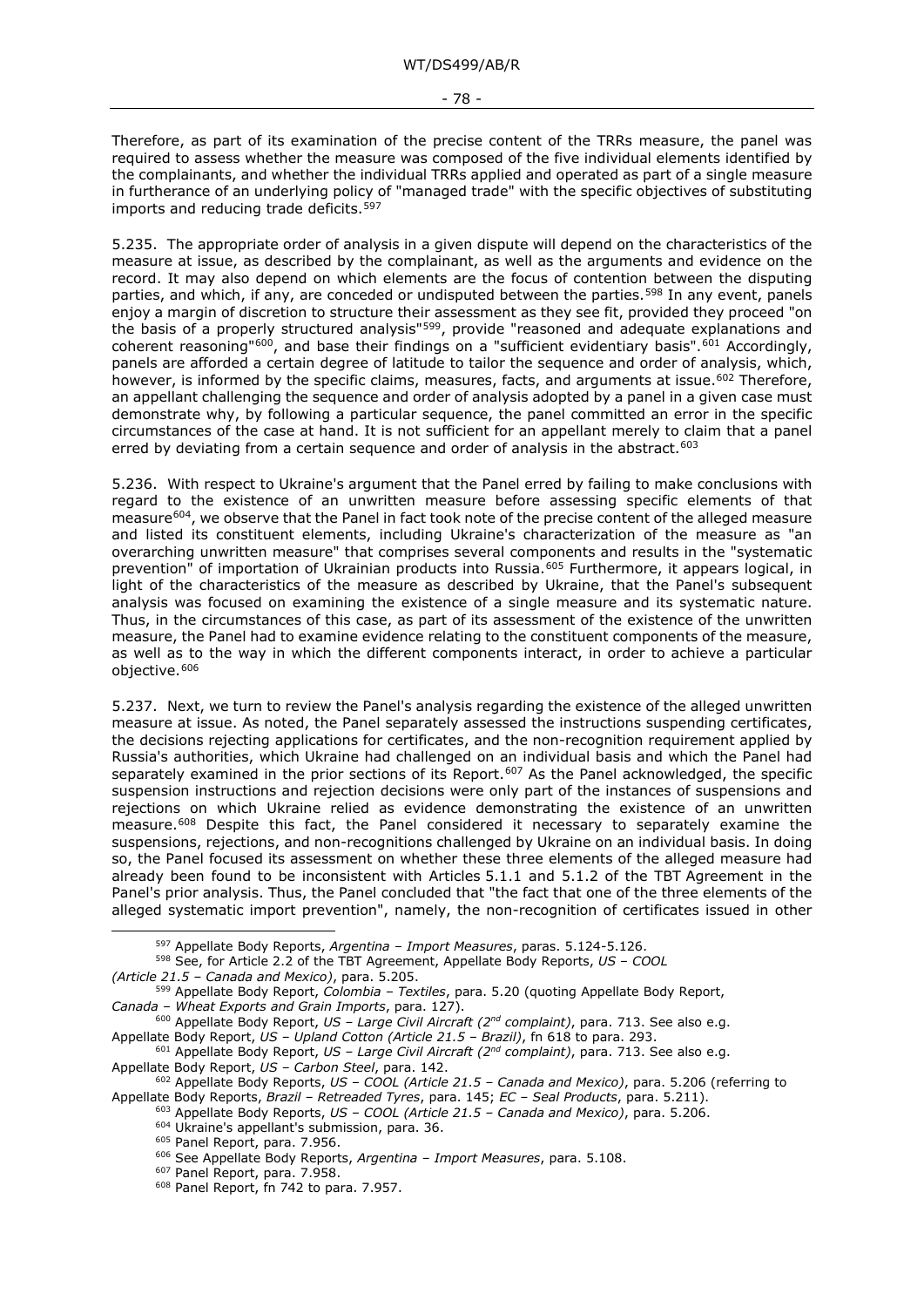Therefore, as part of its examination of the precise content of the TRRs measure, the panel was required to assess whether the measure was composed of the five individual elements identified by the complainants, and whether the individual TRRs applied and operated as part of a single measure in furtherance of an underlying policy of "managed trade" with the specific objectives of substituting imports and reducing trade deficits.[597]

5.235. The appropriate order of analysis in a given dispute will depend on the characteristics of the measure at issue, as described by the complainant, as well as the arguments and evidence on the record. It may also depend on which elements are the focus of contention between the disputing parties, and which, if any, are conceded or undisputed between the parties.[598] In any event, panels enjoy a margin of discretion to structure their assessment as they see fit, provided they proceed "on the basis of a properly structured analysis"[599], provide "reasoned and adequate explanations and coherent reasoning"[600], and base their findings on a "sufficient evidentiary basis".[601] Accordingly, panels are afforded a certain degree of latitude to tailor the sequence and order of analysis, which, however, is informed by the specific claims, measures, facts, and arguments at issue.[602] Therefore, an appellant challenging the sequence and order of analysis adopted by a panel in a given case must demonstrate why, by following a particular sequence, the panel committed an error in the specific circumstances of the case at hand. It is not sufficient for an appellant merely to claim that a panel erred by deviating from a certain sequence and order of analysis in the abstract.[603]

5.236. With respect to Ukraine's argument that the Panel erred by failing to make conclusions with regard to the existence of an unwritten measure before assessing specific elements of that measure[604], we observe that the Panel in fact took note of the precise content of the alleged measure and listed its constituent elements, including Ukraine's characterization of the measure as "an overarching unwritten measure" that comprises several components and results in the "systematic prevention" of importation of Ukrainian products into Russia.[605] Furthermore, it appears logical, in light of the characteristics of the measure as described by Ukraine, that the Panel's subsequent analysis was focused on examining the existence of a single measure and its systematic nature. Thus, in the circumstances of this case, as part of its assessment of the existence of the unwritten measure, the Panel had to examine evidence relating to the constituent components of the measure, as well as to the way in which the different components interact, in order to achieve a particular objective.[606]

5.237. Next, we turn to review the Panel's analysis regarding the existence of the alleged unwritten measure at issue. As noted, the Panel separately assessed the instructions suspending certificates, the decisions rejecting applications for certificates, and the non-recognition requirement applied by Russia's authorities, which Ukraine had challenged on an individual basis and which the Panel had separately examined in the prior sections of its Report.[607] As the Panel acknowledged, the specific suspension instructions and rejection decisions were only part of the instances of suspensions and rejections on which Ukraine relied as evidence demonstrating the existence of an unwritten measure.[608] Despite this fact, the Panel considered it necessary to separately examine the suspensions, rejections, and non-recognitions challenged by Ukraine on an individual basis. In doing so, the Panel focused its assessment on whether these three elements of the alleged measure had already been found to be inconsistent with Articles 5.1.1 and 5.1.2 of the TBT Agreement in the Panel's prior analysis. Thus, the Panel concluded that "the fact that one of the three elements of the alleged systematic import prevention", namely, the non-recognition of certificates issued in other

[597] Appellate Body Reports, *Argentina – Import Measures*, paras. 5.124-5.126.

[598] See, for Article 2.2 of the TBT Agreement, Appellate Body Reports, *US – COOL (Article 21.5 – Canada and Mexico)*, para. 5.205.

[599] Appellate Body Report, *Colombia – Textiles*, para. 5.20 (quoting Appellate Body Report, *Canada – Wheat Exports and Grain Imports*, para. 127).

[600] Appellate Body Report, *US – Large Civil Aircraft (2nd complaint)*, para. 713. See also e.g. Appellate Body Report, *US – Upland Cotton (Article 21.5 – Brazil)*, fn 618 to para. 293.

[601] Appellate Body Report, *US – Large Civil Aircraft (2nd complaint)*, para. 713. See also e.g. Appellate Body Report, *US – Carbon Steel*, para. 142.

[602] Appellate Body Reports, *US – COOL (Article 21.5 – Canada and Mexico)*, para. 5.206 (referring to Appellate Body Reports, *Brazil – Retreaded Tyres*, para. 145; *EC – Seal Products*, para. 5.211).

[603] Appellate Body Reports, *US – COOL (Article 21.5 – Canada and Mexico)*, para. 5.206.

[604] Ukraine's appellant's submission, para. 36.

[605] Panel Report, para. 7.956.

[606] See Appellate Body Reports, *Argentina – Import Measures*, para. 5.108.

[607] Panel Report, para. 7.958.

[608] Panel Report, fn 742 to para. 7.957.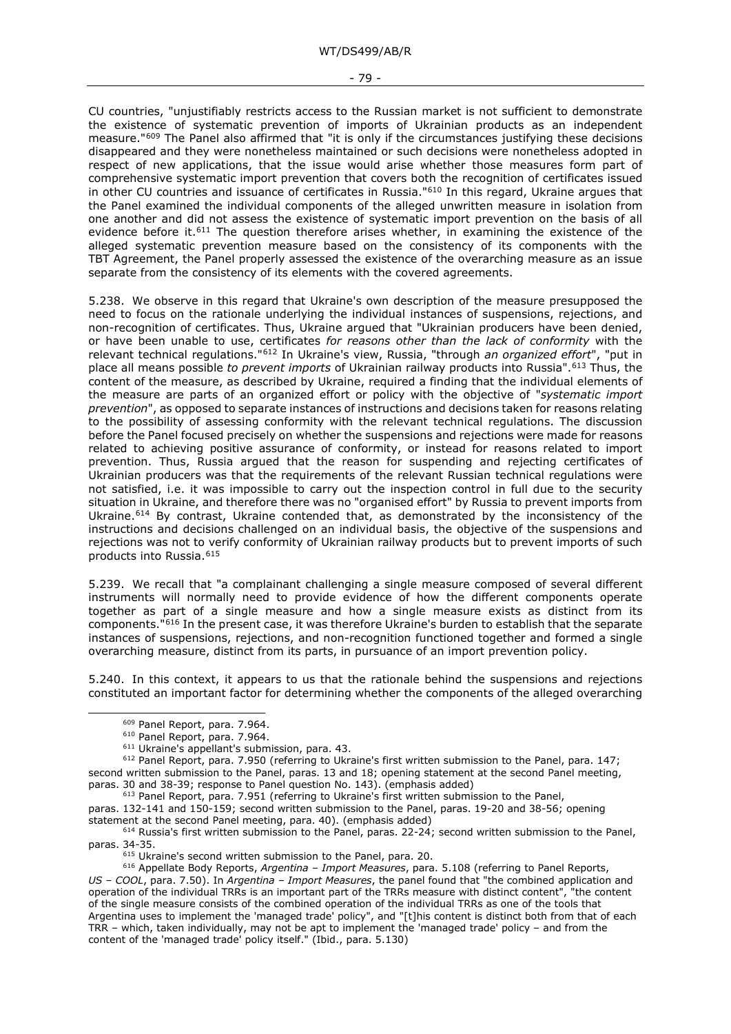CU countries, "unjustifiably restricts access to the Russian market is not sufficient to demonstrate the existence of systematic prevention of imports of Ukrainian products as an independent measure."[609] The Panel also affirmed that "it is only if the circumstances justifying these decisions disappeared and they were nonetheless maintained or such decisions were nonetheless adopted in respect of new applications, that the issue would arise whether those measures form part of comprehensive systematic import prevention that covers both the recognition of certificates issued in other CU countries and issuance of certificates in Russia."[610] In this regard, Ukraine argues that the Panel examined the individual components of the alleged unwritten measure in isolation from one another and did not assess the existence of systematic import prevention on the basis of all evidence before it.[611] The question therefore arises whether, in examining the existence of the alleged systematic prevention measure based on the consistency of its components with the TBT Agreement, the Panel properly assessed the existence of the overarching measure as an issue separate from the consistency of its elements with the covered agreements.

5.238. We observe in this regard that Ukraine's own description of the measure presupposed the need to focus on the rationale underlying the individual instances of suspensions, rejections, and non-recognition of certificates. Thus, Ukraine argued that "Ukrainian producers have been denied, or have been unable to use, certificates *for reasons other than the lack of conformity* with the relevant technical regulations."[612] In Ukraine's view, Russia, "through *an organized effort*", "put in place all means possible *to prevent imports* of Ukrainian railway products into Russia".[613] Thus, the content of the measure, as described by Ukraine, required a finding that the individual elements of the measure are parts of an organized effort or policy with the objective of "*systematic import prevention*", as opposed to separate instances of instructions and decisions taken for reasons relating to the possibility of assessing conformity with the relevant technical regulations. The discussion before the Panel focused precisely on whether the suspensions and rejections were made for reasons related to achieving positive assurance of conformity, or instead for reasons related to import prevention. Thus, Russia argued that the reason for suspending and rejecting certificates of Ukrainian producers was that the requirements of the relevant Russian technical regulations were not satisfied, i.e. it was impossible to carry out the inspection control in full due to the security situation in Ukraine, and therefore there was no "organised effort" by Russia to prevent imports from Ukraine.[614] By contrast, Ukraine contended that, as demonstrated by the inconsistency of the instructions and decisions challenged on an individual basis, the objective of the suspensions and rejections was not to verify conformity of Ukrainian railway products but to prevent imports of such products into Russia.[615]

5.239. We recall that "a complainant challenging a single measure composed of several different instruments will normally need to provide evidence of how the different components operate together as part of a single measure and how a single measure exists as distinct from its components."[616] In the present case, it was therefore Ukraine's burden to establish that the separate instances of suspensions, rejections, and non-recognition functioned together and formed a single overarching measure, distinct from its parts, in pursuance of an import prevention policy.

5.240. In this context, it appears to us that the rationale behind the suspensions and rejections constituted an important factor for determining whether the components of the alleged overarching

---

[609] Panel Report, para. 7.964.

[610] Panel Report, para. 7.964.

[611] Ukraine's appellant's submission, para. 43.

[612] Panel Report, para. 7.950 (referring to Ukraine's first written submission to the Panel, para. 147; second written submission to the Panel, paras. 13 and 18; opening statement at the second Panel meeting, paras. 30 and 38-39; response to Panel question No. 143). (emphasis added)

[613] Panel Report, para. 7.951 (referring to Ukraine's first written submission to the Panel, paras. 132-141 and 150-159; second written submission to the Panel, paras. 19-20 and 38-56; opening statement at the second Panel meeting, para. 40). (emphasis added)

[614] Russia's first written submission to the Panel, paras. 22-24; second written submission to the Panel, paras. 34-35.

[615] Ukraine's second written submission to the Panel, para. 20.

[616] Appellate Body Reports, *Argentina – Import Measures*, para. 5.108 (referring to Panel Reports, *US – COOL*, para. 7.50). In *Argentina – Import Measures*, the panel found that "the combined application and operation of the individual TRRs is an important part of the TRRs measure with distinct content", "the content of the single measure consists of the combined operation of the individual TRRs as one of the tools that Argentina uses to implement the 'managed trade' policy", and "[t]his content is distinct both from that of each TRR – which, taken individually, may not be apt to implement the 'managed trade' policy – and from the content of the 'managed trade' policy itself." (Ibid., para. 5.130)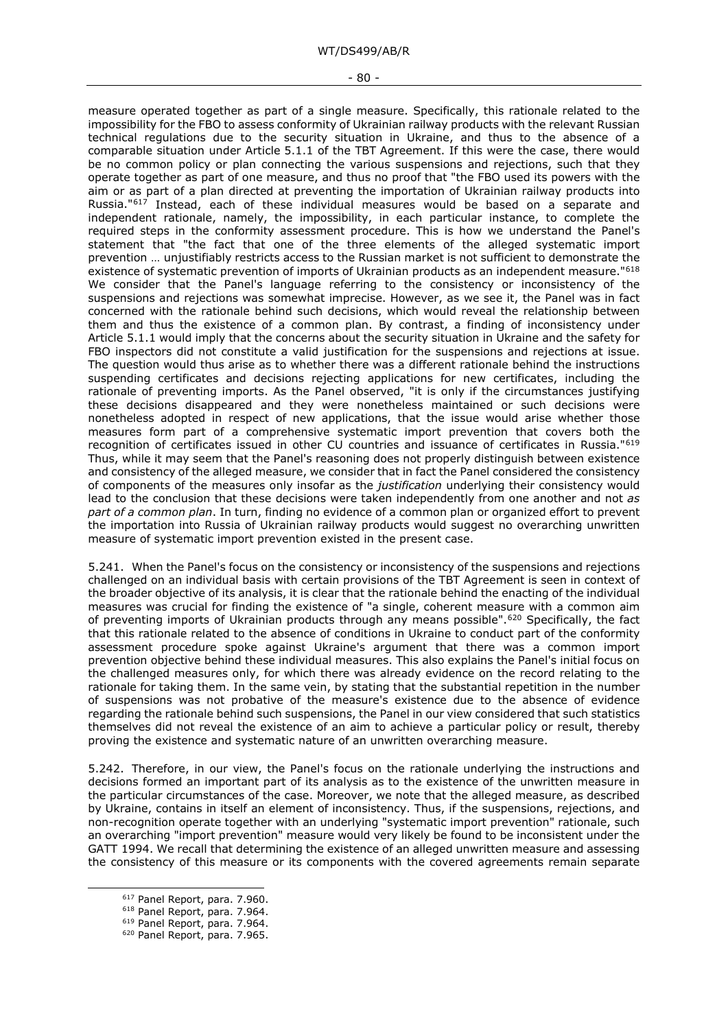measure operated together as part of a single measure. Specifically, this rationale related to the impossibility for the FBO to assess conformity of Ukrainian railway products with the relevant Russian technical regulations due to the security situation in Ukraine, and thus to the absence of a comparable situation under Article 5.1.1 of the TBT Agreement. If this were the case, there would be no common policy or plan connecting the various suspensions and rejections, such that they operate together as part of one measure, and thus no proof that "the FBO used its powers with the aim or as part of a plan directed at preventing the importation of Ukrainian railway products into Russia."[617] Instead, each of these individual measures would be based on a separate and independent rationale, namely, the impossibility, in each particular instance, to complete the required steps in the conformity assessment procedure. This is how we understand the Panel's statement that "the fact that one of the three elements of the alleged systematic import prevention … unjustifiably restricts access to the Russian market is not sufficient to demonstrate the existence of systematic prevention of imports of Ukrainian products as an independent measure."[618] We consider that the Panel's language referring to the consistency or inconsistency of the suspensions and rejections was somewhat imprecise. However, as we see it, the Panel was in fact concerned with the rationale behind such decisions, which would reveal the relationship between them and thus the existence of a common plan. By contrast, a finding of inconsistency under Article 5.1.1 would imply that the concerns about the security situation in Ukraine and the safety for FBO inspectors did not constitute a valid justification for the suspensions and rejections at issue. The question would thus arise as to whether there was a different rationale behind the instructions suspending certificates and decisions rejecting applications for new certificates, including the rationale of preventing imports. As the Panel observed, "it is only if the circumstances justifying these decisions disappeared and they were nonetheless maintained or such decisions were nonetheless adopted in respect of new applications, that the issue would arise whether those measures form part of a comprehensive systematic import prevention that covers both the recognition of certificates issued in other CU countries and issuance of certificates in Russia."[619] Thus, while it may seem that the Panel's reasoning does not properly distinguish between existence and consistency of the alleged measure, we consider that in fact the Panel considered the consistency of components of the measures only insofar as the *justification* underlying their consistency would lead to the conclusion that these decisions were taken independently from one another and not *as part of a common plan*. In turn, finding no evidence of a common plan or organized effort to prevent the importation into Russia of Ukrainian railway products would suggest no overarching unwritten measure of systematic import prevention existed in the present case.

5.241. When the Panel's focus on the consistency or inconsistency of the suspensions and rejections challenged on an individual basis with certain provisions of the TBT Agreement is seen in context of the broader objective of its analysis, it is clear that the rationale behind the enacting of the individual measures was crucial for finding the existence of "a single, coherent measure with a common aim of preventing imports of Ukrainian products through any means possible".[620] Specifically, the fact that this rationale related to the absence of conditions in Ukraine to conduct part of the conformity assessment procedure spoke against Ukraine's argument that there was a common import prevention objective behind these individual measures. This also explains the Panel's initial focus on the challenged measures only, for which there was already evidence on the record relating to the rationale for taking them. In the same vein, by stating that the substantial repetition in the number of suspensions was not probative of the measure's existence due to the absence of evidence regarding the rationale behind such suspensions, the Panel in our view considered that such statistics themselves did not reveal the existence of an aim to achieve a particular policy or result, thereby proving the existence and systematic nature of an unwritten overarching measure.

5.242. Therefore, in our view, the Panel's focus on the rationale underlying the instructions and decisions formed an important part of its analysis as to the existence of the unwritten measure in the particular circumstances of the case. Moreover, we note that the alleged measure, as described by Ukraine, contains in itself an element of inconsistency. Thus, if the suspensions, rejections, and non-recognition operate together with an underlying "systematic import prevention" rationale, such an overarching "import prevention" measure would very likely be found to be inconsistent under the GATT 1994. We recall that determining the existence of an alleged unwritten measure and assessing the consistency of this measure or its components with the covered agreements remain separate

[617] Panel Report, para. 7.960.
[618] Panel Report, para. 7.964.
[619] Panel Report, para. 7.964.
[620] Panel Report, para. 7.965.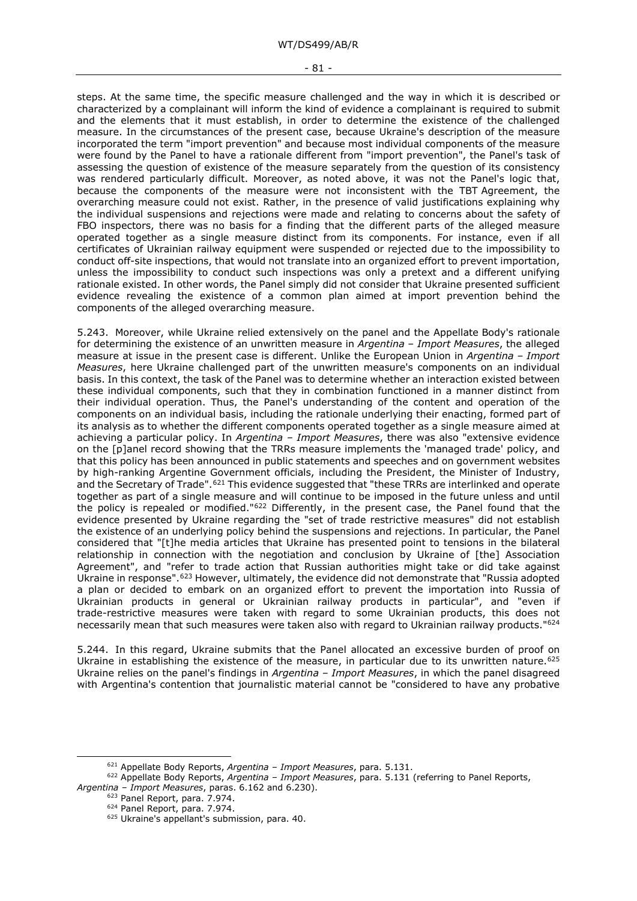steps. At the same time, the specific measure challenged and the way in which it is described or characterized by a complainant will inform the kind of evidence a complainant is required to submit and the elements that it must establish, in order to determine the existence of the challenged measure. In the circumstances of the present case, because Ukraine's description of the measure incorporated the term "import prevention" and because most individual components of the measure were found by the Panel to have a rationale different from "import prevention", the Panel's task of assessing the question of existence of the measure separately from the question of its consistency was rendered particularly difficult. Moreover, as noted above, it was not the Panel's logic that, because the components of the measure were not inconsistent with the TBT Agreement, the overarching measure could not exist. Rather, in the presence of valid justifications explaining why the individual suspensions and rejections were made and relating to concerns about the safety of FBO inspectors, there was no basis for a finding that the different parts of the alleged measure operated together as a single measure distinct from its components. For instance, even if all certificates of Ukrainian railway equipment were suspended or rejected due to the impossibility to conduct off-site inspections, that would not translate into an organized effort to prevent importation, unless the impossibility to conduct such inspections was only a pretext and a different unifying rationale existed. In other words, the Panel simply did not consider that Ukraine presented sufficient evidence revealing the existence of a common plan aimed at import prevention behind the components of the alleged overarching measure.

5.243. Moreover, while Ukraine relied extensively on the panel and the Appellate Body's rationale for determining the existence of an unwritten measure in *Argentina – Import Measures*, the alleged measure at issue in the present case is different. Unlike the European Union in *Argentina – Import Measures*, here Ukraine challenged part of the unwritten measure's components on an individual basis. In this context, the task of the Panel was to determine whether an interaction existed between these individual components, such that they in combination functioned in a manner distinct from their individual operation. Thus, the Panel's understanding of the content and operation of the components on an individual basis, including the rationale underlying their enacting, formed part of its analysis as to whether the different components operated together as a single measure aimed at achieving a particular policy. In *Argentina – Import Measures*, there was also "extensive evidence on the [p]anel record showing that the TRRs measure implements the 'managed trade' policy, and that this policy has been announced in public statements and speeches and on government websites by high-ranking Argentine Government officials, including the President, the Minister of Industry, and the Secretary of Trade".[621] This evidence suggested that "these TRRs are interlinked and operate together as part of a single measure and will continue to be imposed in the future unless and until the policy is repealed or modified."[622] Differently, in the present case, the Panel found that the evidence presented by Ukraine regarding the "set of trade restrictive measures" did not establish the existence of an underlying policy behind the suspensions and rejections. In particular, the Panel considered that "[t]he media articles that Ukraine has presented point to tensions in the bilateral relationship in connection with the negotiation and conclusion by Ukraine of [the] Association Agreement", and "refer to trade action that Russian authorities might take or did take against Ukraine in response".[623] However, ultimately, the evidence did not demonstrate that "Russia adopted a plan or decided to embark on an organized effort to prevent the importation into Russia of Ukrainian products in general or Ukrainian railway products in particular", and "even if trade-restrictive measures were taken with regard to some Ukrainian products, this does not necessarily mean that such measures were taken also with regard to Ukrainian railway products."[624]

5.244. In this regard, Ukraine submits that the Panel allocated an excessive burden of proof on Ukraine in establishing the existence of the measure, in particular due to its unwritten nature.[625] Ukraine relies on the panel's findings in *Argentina – Import Measures*, in which the panel disagreed with Argentina's contention that journalistic material cannot be "considered to have any probative

---

[621] Appellate Body Reports, *Argentina – Import Measures*, para. 5.131.

[622] Appellate Body Reports, *Argentina – Import Measures*, para. 5.131 (referring to Panel Reports, *Argentina – Import Measures*, paras. 6.162 and 6.230).

[623] Panel Report, para. 7.974.

[624] Panel Report, para. 7.974.

[625] Ukraine's appellant's submission, para. 40.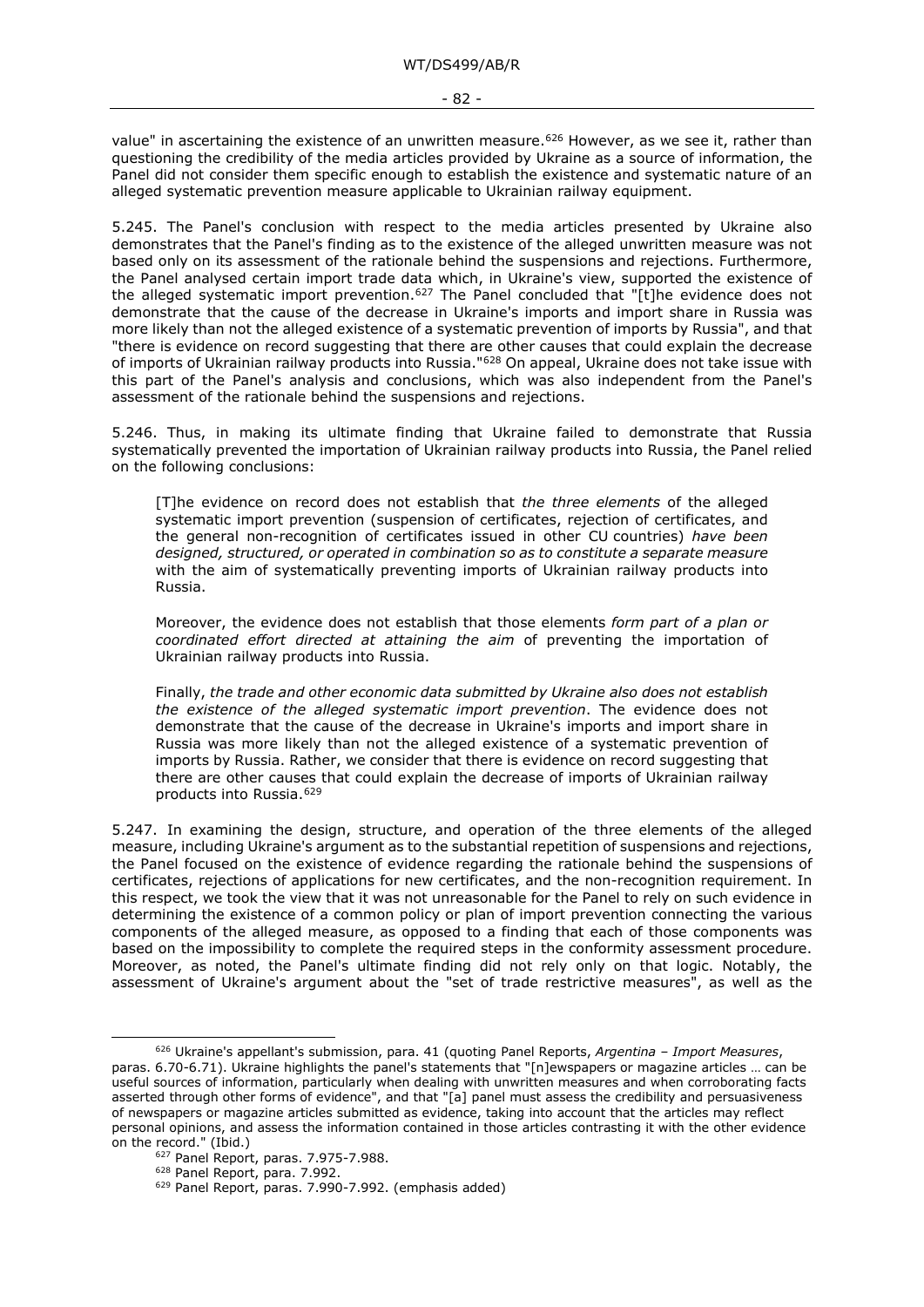value" in ascertaining the existence of an unwritten measure.[626] However, as we see it, rather than questioning the credibility of the media articles provided by Ukraine as a source of information, the Panel did not consider them specific enough to establish the existence and systematic nature of an alleged systematic prevention measure applicable to Ukrainian railway equipment.

5.245. The Panel's conclusion with respect to the media articles presented by Ukraine also demonstrates that the Panel's finding as to the existence of the alleged unwritten measure was not based only on its assessment of the rationale behind the suspensions and rejections. Furthermore, the Panel analysed certain import trade data which, in Ukraine's view, supported the existence of the alleged systematic import prevention.[627] The Panel concluded that "[t]he evidence does not demonstrate that the cause of the decrease in Ukraine's imports and import share in Russia was more likely than not the alleged existence of a systematic prevention of imports by Russia", and that "there is evidence on record suggesting that there are other causes that could explain the decrease of imports of Ukrainian railway products into Russia."[628] On appeal, Ukraine does not take issue with this part of the Panel's analysis and conclusions, which was also independent from the Panel's assessment of the rationale behind the suspensions and rejections.

5.246. Thus, in making its ultimate finding that Ukraine failed to demonstrate that Russia systematically prevented the importation of Ukrainian railway products into Russia, the Panel relied on the following conclusions:

> [T]he evidence on record does not establish that *the three elements* of the alleged systematic import prevention (suspension of certificates, rejection of certificates, and the general non-recognition of certificates issued in other CU countries) *have been designed, structured, or operated in combination so as to constitute a separate measure* with the aim of systematically preventing imports of Ukrainian railway products into Russia.
>
> Moreover, the evidence does not establish that those elements *form part of a plan or coordinated effort directed at attaining the aim* of preventing the importation of Ukrainian railway products into Russia.
>
> Finally, *the trade and other economic data submitted by Ukraine also does not establish the existence of the alleged systematic import prevention*. The evidence does not demonstrate that the cause of the decrease in Ukraine's imports and import share in Russia was more likely than not the alleged existence of a systematic prevention of imports by Russia. Rather, we consider that there is evidence on record suggesting that there are other causes that could explain the decrease of imports of Ukrainian railway products into Russia.[629]

5.247. In examining the design, structure, and operation of the three elements of the alleged measure, including Ukraine's argument as to the substantial repetition of suspensions and rejections, the Panel focused on the existence of evidence regarding the rationale behind the suspensions of certificates, rejections of applications for new certificates, and the non-recognition requirement. In this respect, we took the view that it was not unreasonable for the Panel to rely on such evidence in determining the existence of a common policy or plan of import prevention connecting the various components of the alleged measure, as opposed to a finding that each of those components was based on the impossibility to complete the required steps in the conformity assessment procedure. Moreover, as noted, the Panel's ultimate finding did not rely only on that logic. Notably, the assessment of Ukraine's argument about the "set of trade restrictive measures", as well as the

---

[626] Ukraine's appellant's submission, para. 41 (quoting Panel Reports, *Argentina – Import Measures*, paras. 6.70-6.71). Ukraine highlights the panel's statements that "[n]ewspapers or magazine articles … can be useful sources of information, particularly when dealing with unwritten measures and when corroborating facts asserted through other forms of evidence", and that "[a] panel must assess the credibility and persuasiveness of newspapers or magazine articles submitted as evidence, taking into account that the articles may reflect personal opinions, and assess the information contained in those articles contrasting it with the other evidence on the record." (Ibid.)

[627] Panel Report, paras. 7.975-7.988.

[628] Panel Report, para. 7.992.

[629] Panel Report, paras. 7.990-7.992. (emphasis added)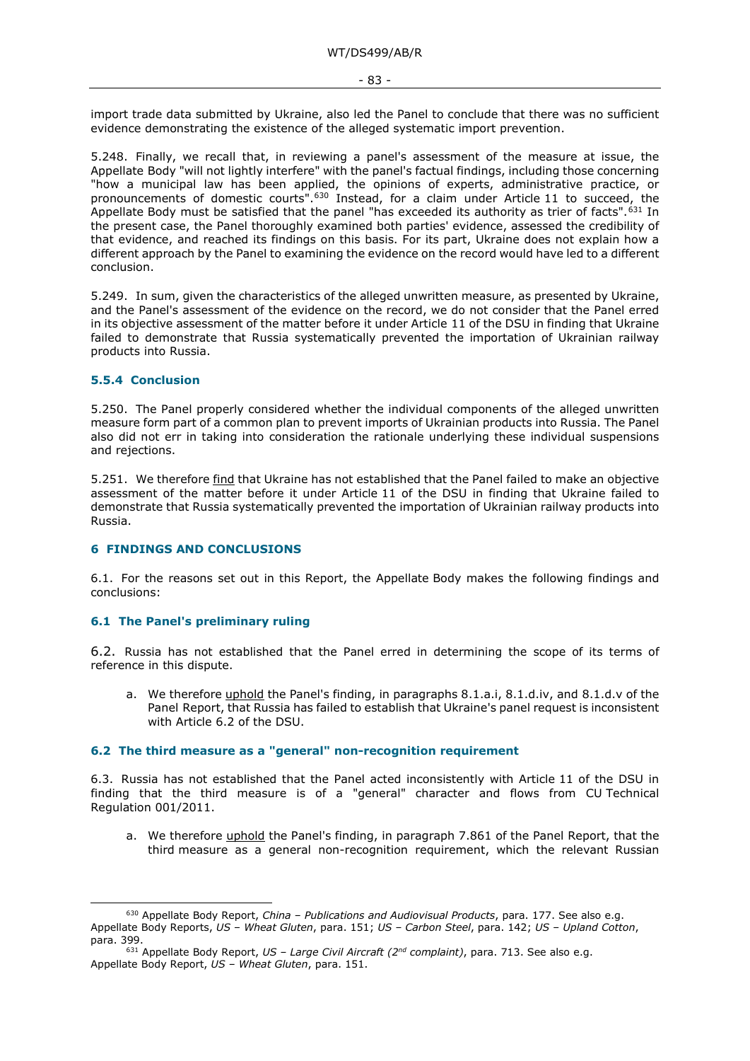import trade data submitted by Ukraine, also led the Panel to conclude that there was no sufficient evidence demonstrating the existence of the alleged systematic import prevention.

5.248. Finally, we recall that, in reviewing a panel's assessment of the measure at issue, the Appellate Body "will not lightly interfere" with the panel's factual findings, including those concerning "how a municipal law has been applied, the opinions of experts, administrative practice, or pronouncements of domestic courts".[630] Instead, for a claim under Article 11 to succeed, the Appellate Body must be satisfied that the panel "has exceeded its authority as trier of facts".[631] In the present case, the Panel thoroughly examined both parties' evidence, assessed the credibility of that evidence, and reached its findings on this basis. For its part, Ukraine does not explain how a different approach by the Panel to examining the evidence on the record would have led to a different conclusion.

5.249. In sum, given the characteristics of the alleged unwritten measure, as presented by Ukraine, and the Panel's assessment of the evidence on the record, we do not consider that the Panel erred in its objective assessment of the matter before it under Article 11 of the DSU in finding that Ukraine failed to demonstrate that Russia systematically prevented the importation of Ukrainian railway products into Russia.

### 5.5.4 Conclusion

5.250. The Panel properly considered whether the individual components of the alleged unwritten measure form part of a common plan to prevent imports of Ukrainian products into Russia. The Panel also did not err in taking into consideration the rationale underlying these individual suspensions and rejections.

5.251. We therefore find that Ukraine has not established that the Panel failed to make an objective assessment of the matter before it under Article 11 of the DSU in finding that Ukraine failed to demonstrate that Russia systematically prevented the importation of Ukrainian railway products into Russia.

## 6 FINDINGS AND CONCLUSIONS

6.1. For the reasons set out in this Report, the Appellate Body makes the following findings and conclusions:

### 6.1 The Panel's preliminary ruling

6.2. Russia has not established that the Panel erred in determining the scope of its terms of reference in this dispute.

a. We therefore uphold the Panel's finding, in paragraphs 8.1.a.i, 8.1.d.iv, and 8.1.d.v of the Panel Report, that Russia has failed to establish that Ukraine's panel request is inconsistent with Article 6.2 of the DSU.

### 6.2 The third measure as a "general" non-recognition requirement

6.3. Russia has not established that the Panel acted inconsistently with Article 11 of the DSU in finding that the third measure is of a "general" character and flows from CU Technical Regulation 001/2011.

a. We therefore uphold the Panel's finding, in paragraph 7.861 of the Panel Report, that the third measure as a general non-recognition requirement, which the relevant Russian

---

[630] Appellate Body Report, *China – Publications and Audiovisual Products*, para. 177. See also e.g. Appellate Body Reports, *US – Wheat Gluten*, para. 151; *US – Carbon Steel*, para. 142; *US – Upland Cotton*, para. 399.

[631] Appellate Body Report, *US – Large Civil Aircraft (2nd complaint)*, para. 713. See also e.g. Appellate Body Report, *US – Wheat Gluten*, para. 151.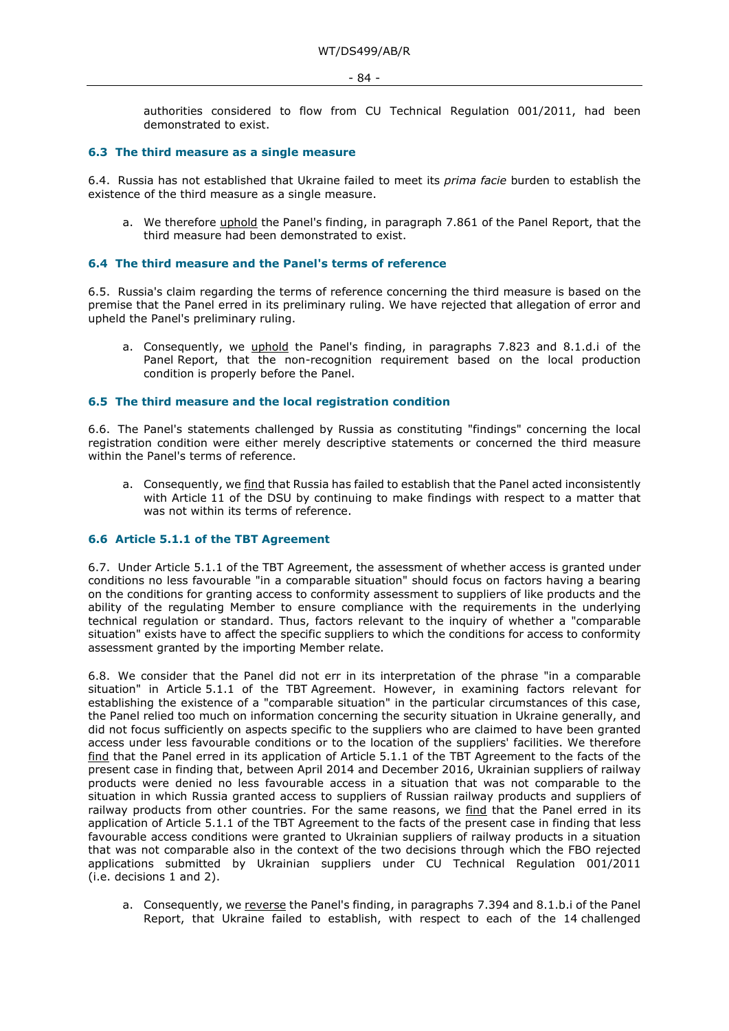authorities considered to flow from CU Technical Regulation 001/2011, had been demonstrated to exist.

### 6.3 The third measure as a single measure

6.4. Russia has not established that Ukraine failed to meet its *prima facie* burden to establish the existence of the third measure as a single measure.

a. We therefore uphold the Panel's finding, in paragraph 7.861 of the Panel Report, that the third measure had been demonstrated to exist.

### 6.4 The third measure and the Panel's terms of reference

6.5. Russia's claim regarding the terms of reference concerning the third measure is based on the premise that the Panel erred in its preliminary ruling. We have rejected that allegation of error and upheld the Panel's preliminary ruling.

a. Consequently, we uphold the Panel's finding, in paragraphs 7.823 and 8.1.d.i of the Panel Report, that the non-recognition requirement based on the local production condition is properly before the Panel.

### 6.5 The third measure and the local registration condition

6.6. The Panel's statements challenged by Russia as constituting "findings" concerning the local registration condition were either merely descriptive statements or concerned the third measure within the Panel's terms of reference.

a. Consequently, we find that Russia has failed to establish that the Panel acted inconsistently with Article 11 of the DSU by continuing to make findings with respect to a matter that was not within its terms of reference.

### 6.6 Article 5.1.1 of the TBT Agreement

6.7. Under Article 5.1.1 of the TBT Agreement, the assessment of whether access is granted under conditions no less favourable "in a comparable situation" should focus on factors having a bearing on the conditions for granting access to conformity assessment to suppliers of like products and the ability of the regulating Member to ensure compliance with the requirements in the underlying technical regulation or standard. Thus, factors relevant to the inquiry of whether a "comparable situation" exists have to affect the specific suppliers to which the conditions for access to conformity assessment granted by the importing Member relate.

6.8. We consider that the Panel did not err in its interpretation of the phrase "in a comparable situation" in Article 5.1.1 of the TBT Agreement. However, in examining factors relevant for establishing the existence of a "comparable situation" in the particular circumstances of this case, the Panel relied too much on information concerning the security situation in Ukraine generally, and did not focus sufficiently on aspects specific to the suppliers who are claimed to have been granted access under less favourable conditions or to the location of the suppliers' facilities. We therefore find that the Panel erred in its application of Article 5.1.1 of the TBT Agreement to the facts of the present case in finding that, between April 2014 and December 2016, Ukrainian suppliers of railway products were denied no less favourable access in a situation that was not comparable to the situation in which Russia granted access to suppliers of Russian railway products and suppliers of railway products from other countries. For the same reasons, we find that the Panel erred in its application of Article 5.1.1 of the TBT Agreement to the facts of the present case in finding that less favourable access conditions were granted to Ukrainian suppliers of railway products in a situation that was not comparable also in the context of the two decisions through which the FBO rejected applications submitted by Ukrainian suppliers under CU Technical Regulation 001/2011 (i.e. decisions 1 and 2).

a. Consequently, we reverse the Panel's finding, in paragraphs 7.394 and 8.1.b.i of the Panel Report, that Ukraine failed to establish, with respect to each of the 14 challenged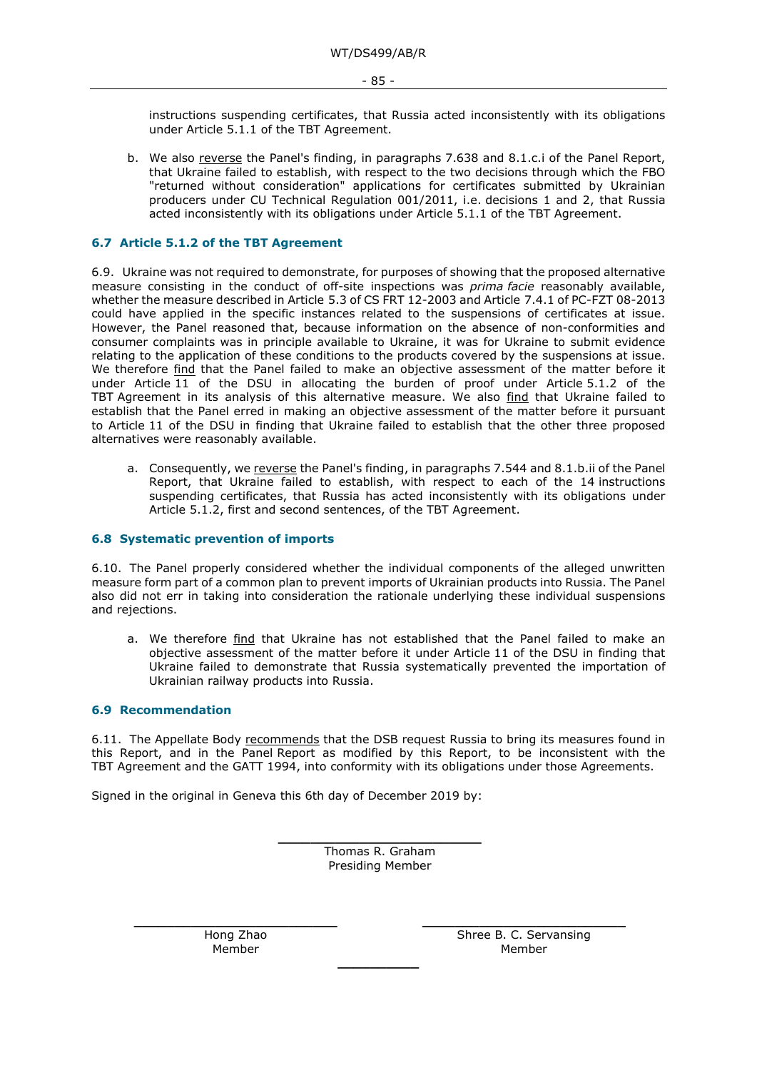instructions suspending certificates, that Russia acted inconsistently with its obligations under Article 5.1.1 of the TBT Agreement.

b. We also reverse the Panel's finding, in paragraphs 7.638 and 8.1.c.i of the Panel Report, that Ukraine failed to establish, with respect to the two decisions through which the FBO "returned without consideration" applications for certificates submitted by Ukrainian producers under CU Technical Regulation 001/2011, i.e. decisions 1 and 2, that Russia acted inconsistently with its obligations under Article 5.1.1 of the TBT Agreement.

### 6.7 Article 5.1.2 of the TBT Agreement

6.9. Ukraine was not required to demonstrate, for purposes of showing that the proposed alternative measure consisting in the conduct of off-site inspections was *prima facie* reasonably available, whether the measure described in Article 5.3 of CS FRT 12-2003 and Article 7.4.1 of PC-FZT 08-2013 could have applied in the specific instances related to the suspensions of certificates at issue. However, the Panel reasoned that, because information on the absence of non-conformities and consumer complaints was in principle available to Ukraine, it was for Ukraine to submit evidence relating to the application of these conditions to the products covered by the suspensions at issue. We therefore find that the Panel failed to make an objective assessment of the matter before it under Article 11 of the DSU in allocating the burden of proof under Article 5.1.2 of the TBT Agreement in its analysis of this alternative measure. We also find that Ukraine failed to establish that the Panel erred in making an objective assessment of the matter before it pursuant to Article 11 of the DSU in finding that Ukraine failed to establish that the other three proposed alternatives were reasonably available.

a. Consequently, we reverse the Panel's finding, in paragraphs 7.544 and 8.1.b.ii of the Panel Report, that Ukraine failed to establish, with respect to each of the 14 instructions suspending certificates, that Russia has acted inconsistently with its obligations under Article 5.1.2, first and second sentences, of the TBT Agreement.

### 6.8 Systematic prevention of imports

6.10. The Panel properly considered whether the individual components of the alleged unwritten measure form part of a common plan to prevent imports of Ukrainian products into Russia. The Panel also did not err in taking into consideration the rationale underlying these individual suspensions and rejections.

a. We therefore find that Ukraine has not established that the Panel failed to make an objective assessment of the matter before it under Article 11 of the DSU in finding that Ukraine failed to demonstrate that Russia systematically prevented the importation of Ukrainian railway products into Russia.

### 6.9 Recommendation

6.11. The Appellate Body recommends that the DSB request Russia to bring its measures found in this Report, and in the Panel Report as modified by this Report, to be inconsistent with the TBT Agreement and the GATT 1994, into conformity with its obligations under those Agreements.

Signed in the original in Geneva this 6th day of December 2019 by:

Thomas R. Graham
Presiding Member

Hong Zhao
Member

Shree B. C. Servansing
Member